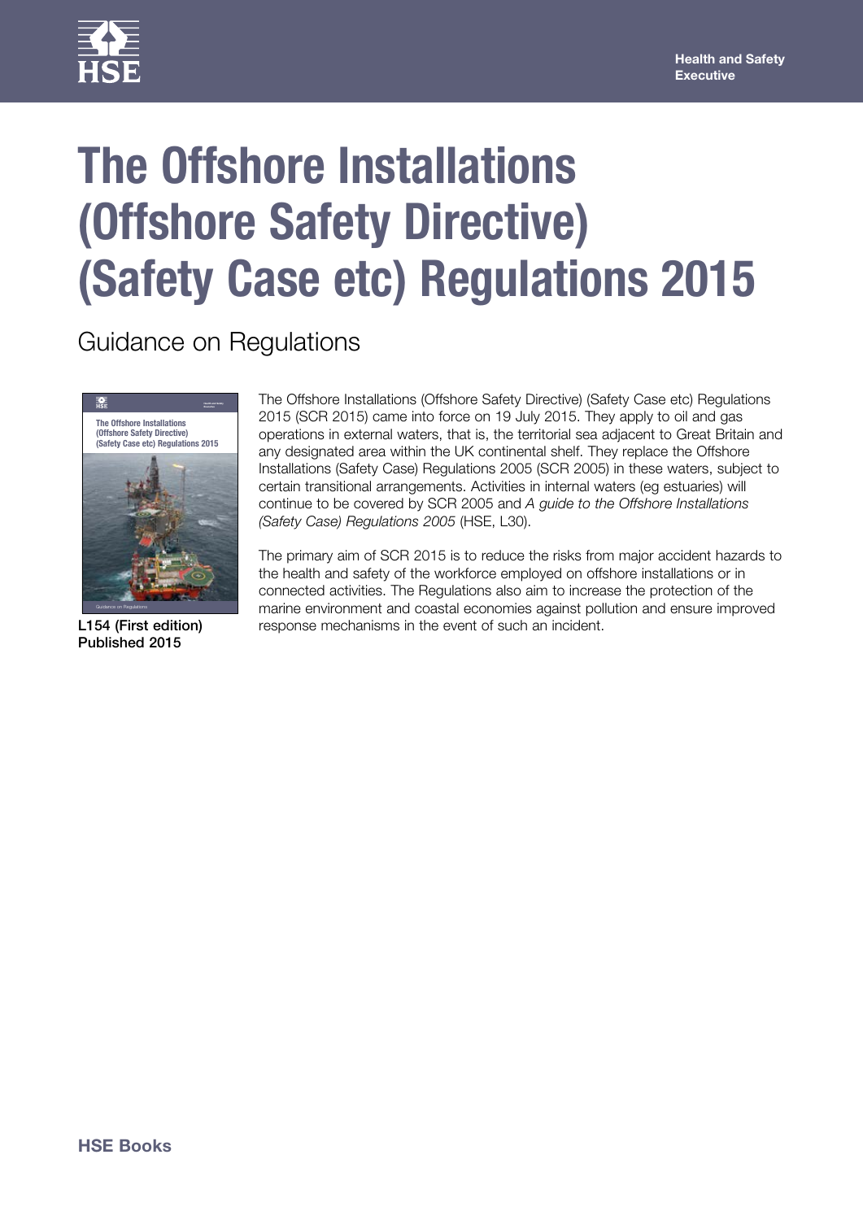Health and Safety Executive

# The Offshore Installations (Offshore Safety Directive) (Safety Case etc) Regulations 2015

## Guidance on Regulations

**L154 (First edition)**
**Published 2015**

The Offshore Installations (Offshore Safety Directive) (Safety Case etc) Regulations 2015 (SCR 2015) came into force on 19 July 2015. They apply to oil and gas operations in external waters, that is, the territorial sea adjacent to Great Britain and any designated area within the UK continental shelf. They replace the Offshore Installations (Safety Case) Regulations 2005 (SCR 2005) in these waters, subject to certain transitional arrangements. Activities in internal waters (eg estuaries) will continue to be covered by SCR 2005 and *A guide to the Offshore Installations (Safety Case) Regulations 2005* (HSE, L30).

The primary aim of SCR 2015 is to reduce the risks from major accident hazards to the health and safety of the workforce employed on offshore installations or in connected activities. The Regulations also aim to increase the protection of the marine environment and coastal economies against pollution and ensure improved response mechanisms in the event of such an incident.

**HSE Books**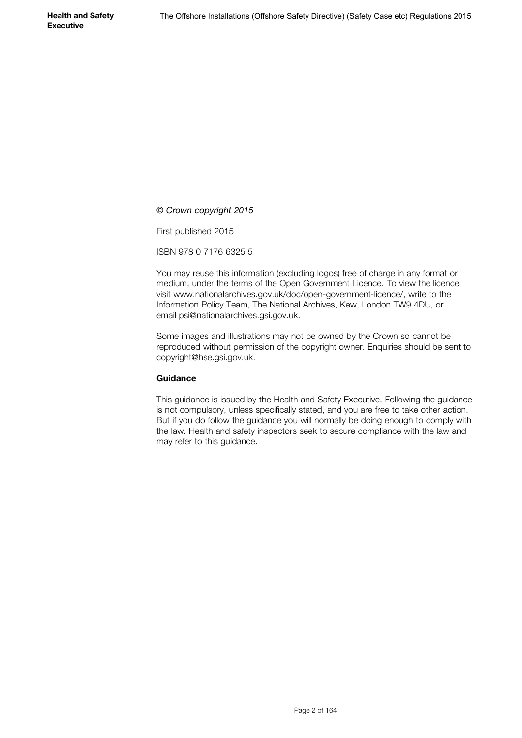*© Crown copyright 2015*

First published 2015

ISBN 978 0 7176 6325 5

You may reuse this information (excluding logos) free of charge in any format or medium, under the terms of the Open Government Licence. To view the licence visit www.nationalarchives.gov.uk/doc/open-government-licence/, write to the Information Policy Team, The National Archives, Kew, London TW9 4DU, or email psi@nationalarchives.gsi.gov.uk.

Some images and illustrations may not be owned by the Crown so cannot be reproduced without permission of the copyright owner. Enquiries should be sent to copyright@hse.gsi.gov.uk.

**Guidance**

This guidance is issued by the Health and Safety Executive. Following the guidance is not compulsory, unless specifically stated, and you are free to take other action. But if you do follow the guidance you will normally be doing enough to comply with the law. Health and safety inspectors seek to secure compliance with the law and may refer to this guidance.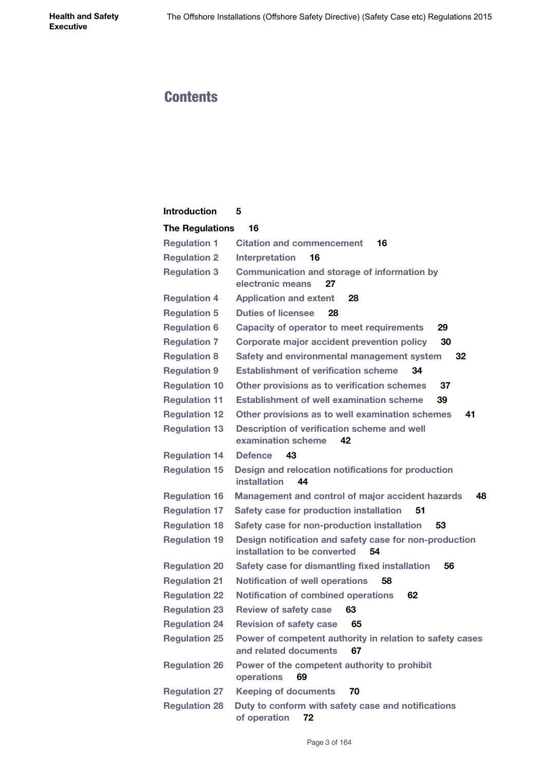# Contents

**Introduction** 5

**The Regulations** 16

| | | |
|---|---|---|
| Regulation 1 | Citation and commencement | 16 |
| Regulation 2 | Interpretation | 16 |
| Regulation 3 | Communication and storage of information by electronic means | 27 |
| Regulation 4 | Application and extent | 28 |
| Regulation 5 | Duties of licensee | 28 |
| Regulation 6 | Capacity of operator to meet requirements | 29 |
| Regulation 7 | Corporate major accident prevention policy | 30 |
| Regulation 8 | Safety and environmental management system | 32 |
| Regulation 9 | Establishment of verification scheme | 34 |
| Regulation 10 | Other provisions as to verification schemes | 37 |
| Regulation 11 | Establishment of well examination scheme | 39 |
| Regulation 12 | Other provisions as to well examination schemes | 41 |
| Regulation 13 | Description of verification scheme and well examination scheme | 42 |
| Regulation 14 | Defence | 43 |
| Regulation 15 | Design and relocation notifications for production installation | 44 |
| Regulation 16 | Management and control of major accident hazards | 48 |
| Regulation 17 | Safety case for production installation | 51 |
| Regulation 18 | Safety case for non-production installation | 53 |
| Regulation 19 | Design notification and safety case for non-production installation to be converted | 54 |
| Regulation 20 | Safety case for dismantling fixed installation | 56 |
| Regulation 21 | Notification of well operations | 58 |
| Regulation 22 | Notification of combined operations | 62 |
| Regulation 23 | Review of safety case | 63 |
| Regulation 24 | Revision of safety case | 65 |
| Regulation 25 | Power of competent authority in relation to safety cases and related documents | 67 |
| Regulation 26 | Power of the competent authority to prohibit operations | 69 |
| Regulation 27 | Keeping of documents | 70 |
| Regulation 28 | Duty to conform with safety case and notifications of operation | 72 |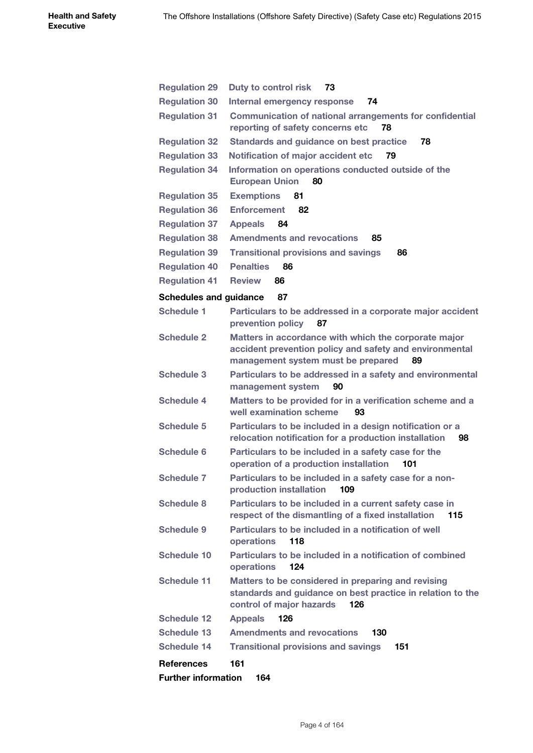Regulation 29 Duty to control risk 73

Regulation 30 Internal emergency response 74

Regulation 31 Communication of national arrangements for confidential reporting of safety concerns etc 78

Regulation 32 Standards and guidance on best practice 78

Regulation 33 Notification of major accident etc 79

Regulation 34 Information on operations conducted outside of the European Union 80

Regulation 35 Exemptions 81

Regulation 36 Enforcement 82

Regulation 37 Appeals 84

Regulation 38 Amendments and revocations 85

Regulation 39 Transitional provisions and savings 86

Regulation 40 Penalties 86

Regulation 41 Review 86

**Schedules and guidance 87**

Schedule 1 Particulars to be addressed in a corporate major accident prevention policy 87

Schedule 2 Matters in accordance with which the corporate major accident prevention policy and safety and environmental management system must be prepared 89

Schedule 3 Particulars to be addressed in a safety and environmental management system 90

Schedule 4 Matters to be provided for in a verification scheme and a well examination scheme 93

Schedule 5 Particulars to be included in a design notification or a relocation notification for a production installation 98

Schedule 6 Particulars to be included in a safety case for the operation of a production installation 101

Schedule 7 Particulars to be included in a safety case for a non-production installation 109

Schedule 8 Particulars to be included in a current safety case in respect of the dismantling of a fixed installation 115

Schedule 9 Particulars to be included in a notification of well operations 118

Schedule 10 Particulars to be included in a notification of combined operations 124

Schedule 11 Matters to be considered in preparing and revising standards and guidance on best practice in relation to the control of major hazards 126

Schedule 12 Appeals 126

Schedule 13 Amendments and revocations 130

Schedule 14 Transitional provisions and savings 151

**References 161**

**Further information 164**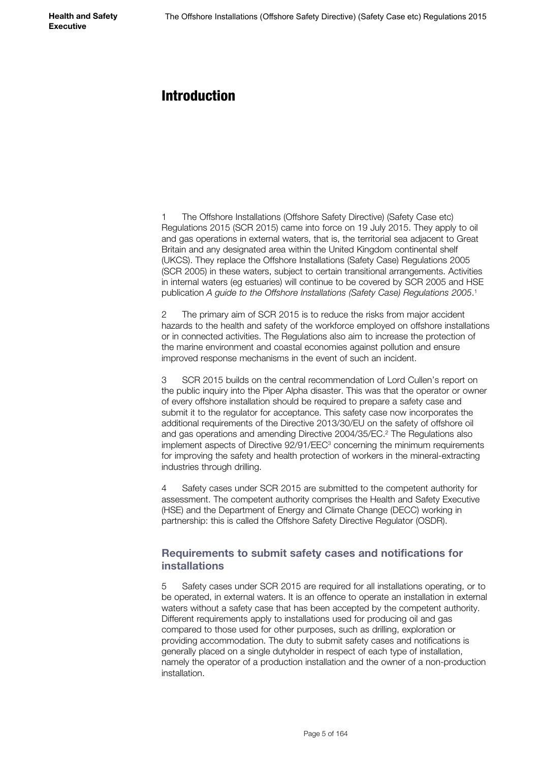# Introduction

1 The Offshore Installations (Offshore Safety Directive) (Safety Case etc) Regulations 2015 (SCR 2015) came into force on 19 July 2015. They apply to oil and gas operations in external waters, that is, the territorial sea adjacent to Great Britain and any designated area within the United Kingdom continental shelf (UKCS). They replace the Offshore Installations (Safety Case) Regulations 2005 (SCR 2005) in these waters, subject to certain transitional arrangements. Activities in internal waters (eg estuaries) will continue to be covered by SCR 2005 and HSE publication *A guide to the Offshore Installations (Safety Case) Regulations 2005*.[1]

2 The primary aim of SCR 2015 is to reduce the risks from major accident hazards to the health and safety of the workforce employed on offshore installations or in connected activities. The Regulations also aim to increase the protection of the marine environment and coastal economies against pollution and ensure improved response mechanisms in the event of such an incident.

3 SCR 2015 builds on the central recommendation of Lord Cullen's report on the public inquiry into the Piper Alpha disaster. This was that the operator or owner of every offshore installation should be required to prepare a safety case and submit it to the regulator for acceptance. This safety case now incorporates the additional requirements of the Directive 2013/30/EU on the safety of offshore oil and gas operations and amending Directive 2004/35/EC.[2] The Regulations also implement aspects of Directive 92/91/EEC[3] concerning the minimum requirements for improving the safety and health protection of workers in the mineral-extracting industries through drilling.

4 Safety cases under SCR 2015 are submitted to the competent authority for assessment. The competent authority comprises the Health and Safety Executive (HSE) and the Department of Energy and Climate Change (DECC) working in partnership: this is called the Offshore Safety Directive Regulator (OSDR).

## Requirements to submit safety cases and notifications for installations

5 Safety cases under SCR 2015 are required for all installations operating, or to be operated, in external waters. It is an offence to operate an installation in external waters without a safety case that has been accepted by the competent authority. Different requirements apply to installations used for producing oil and gas compared to those used for other purposes, such as drilling, exploration or providing accommodation. The duty to submit safety cases and notifications is generally placed on a single dutyholder in respect of each type of installation, namely the operator of a production installation and the owner of a non-production installation.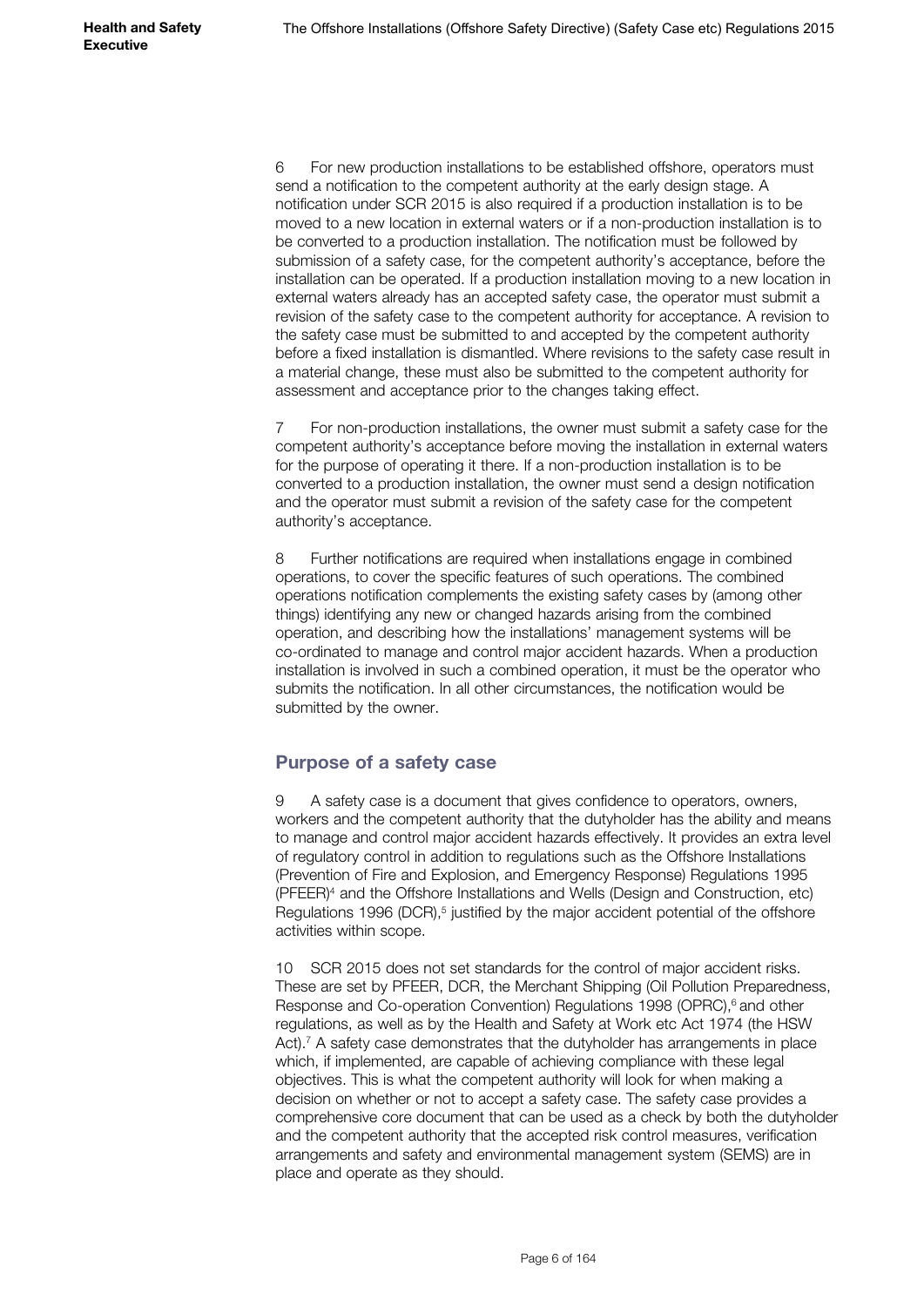6 For new production installations to be established offshore, operators must send a notification to the competent authority at the early design stage. A notification under SCR 2015 is also required if a production installation is to be moved to a new location in external waters or if a non-production installation is to be converted to a production installation. The notification must be followed by submission of a safety case, for the competent authority's acceptance, before the installation can be operated. If a production installation moving to a new location in external waters already has an accepted safety case, the operator must submit a revision of the safety case to the competent authority for acceptance. A revision to the safety case must be submitted to and accepted by the competent authority before a fixed installation is dismantled. Where revisions to the safety case result in a material change, these must also be submitted to the competent authority for assessment and acceptance prior to the changes taking effect.

7 For non-production installations, the owner must submit a safety case for the competent authority's acceptance before moving the installation in external waters for the purpose of operating it there. If a non-production installation is to be converted to a production installation, the owner must send a design notification and the operator must submit a revision of the safety case for the competent authority's acceptance.

8 Further notifications are required when installations engage in combined operations, to cover the specific features of such operations. The combined operations notification complements the existing safety cases by (among other things) identifying any new or changed hazards arising from the combined operation, and describing how the installations' management systems will be co-ordinated to manage and control major accident hazards. When a production installation is involved in such a combined operation, it must be the operator who submits the notification. In all other circumstances, the notification would be submitted by the owner.

## Purpose of a safety case

9 A safety case is a document that gives confidence to operators, owners, workers and the competent authority that the dutyholder has the ability and means to manage and control major accident hazards effectively. It provides an extra level of regulatory control in addition to regulations such as the Offshore Installations (Prevention of Fire and Explosion, and Emergency Response) Regulations 1995 (PFEER)[4] and the Offshore Installations and Wells (Design and Construction, etc) Regulations 1996 (DCR),[5] justified by the major accident potential of the offshore activities within scope.

10 SCR 2015 does not set standards for the control of major accident risks. These are set by PFEER, DCR, the Merchant Shipping (Oil Pollution Preparedness, Response and Co-operation Convention) Regulations 1998 (OPRC),[6] and other regulations, as well as by the Health and Safety at Work etc Act 1974 (the HSW Act).[7] A safety case demonstrates that the dutyholder has arrangements in place which, if implemented, are capable of achieving compliance with these legal objectives. This is what the competent authority will look for when making a decision on whether or not to accept a safety case. The safety case provides a comprehensive core document that can be used as a check by both the dutyholder and the competent authority that the accepted risk control measures, verification arrangements and safety and environmental management system (SEMS) are in place and operate as they should.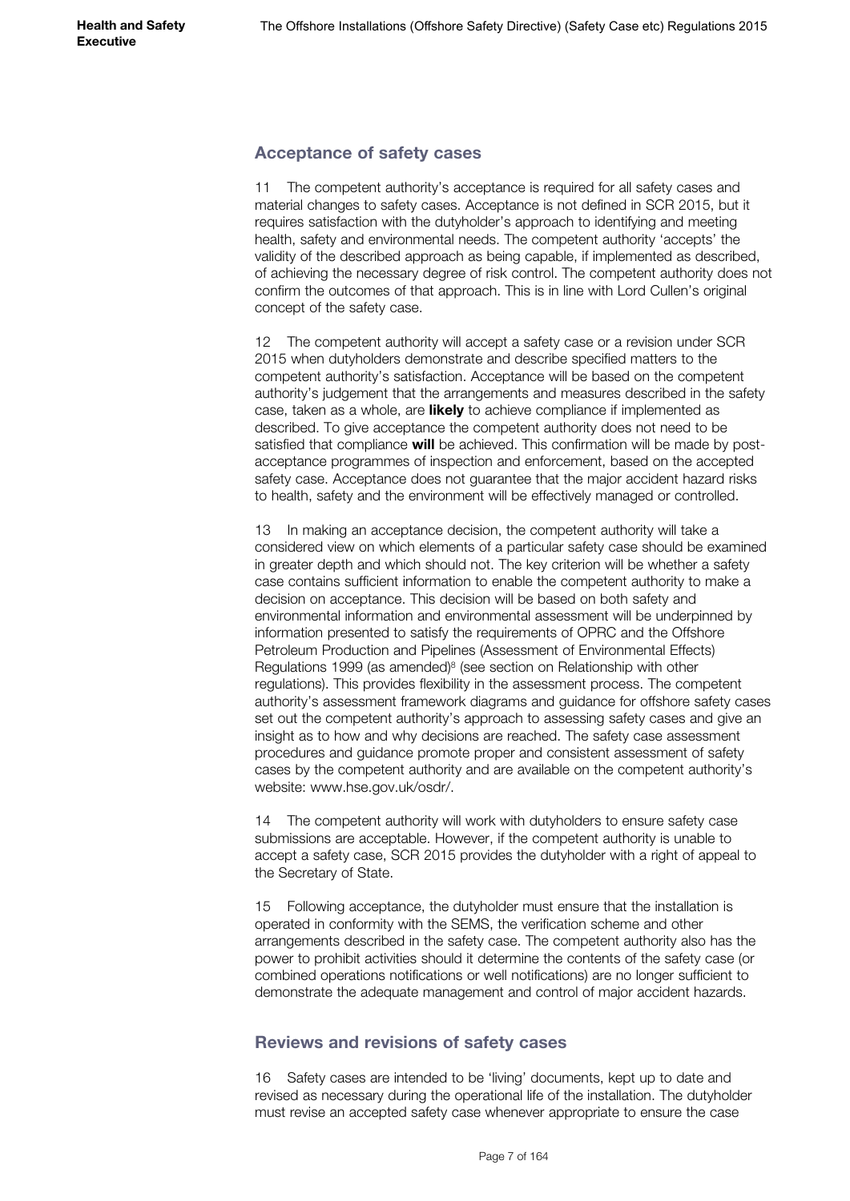## Acceptance of safety cases

11 The competent authority's acceptance is required for all safety cases and material changes to safety cases. Acceptance is not defined in SCR 2015, but it requires satisfaction with the dutyholder's approach to identifying and meeting health, safety and environmental needs. The competent authority 'accepts' the validity of the described approach as being capable, if implemented as described, of achieving the necessary degree of risk control. The competent authority does not confirm the outcomes of that approach. This is in line with Lord Cullen's original concept of the safety case.

12 The competent authority will accept a safety case or a revision under SCR 2015 when dutyholders demonstrate and describe specified matters to the competent authority's satisfaction. Acceptance will be based on the competent authority's judgement that the arrangements and measures described in the safety case, taken as a whole, are **likely** to achieve compliance if implemented as described. To give acceptance the competent authority does not need to be satisfied that compliance **will** be achieved. This confirmation will be made by post-acceptance programmes of inspection and enforcement, based on the accepted safety case. Acceptance does not guarantee that the major accident hazard risks to health, safety and the environment will be effectively managed or controlled.

13 In making an acceptance decision, the competent authority will take a considered view on which elements of a particular safety case should be examined in greater depth and which should not. The key criterion will be whether a safety case contains sufficient information to enable the competent authority to make a decision on acceptance. This decision will be based on both safety and environmental information and environmental assessment will be underpinned by information presented to satisfy the requirements of OPRC and the Offshore Petroleum Production and Pipelines (Assessment of Environmental Effects) Regulations 1999 (as amended)[8] (see section on Relationship with other regulations). This provides flexibility in the assessment process. The competent authority's assessment framework diagrams and guidance for offshore safety cases set out the competent authority's approach to assessing safety cases and give an insight as to how and why decisions are reached. The safety case assessment procedures and guidance promote proper and consistent assessment of safety cases by the competent authority and are available on the competent authority's website: www.hse.gov.uk/osdr/.

14 The competent authority will work with dutyholders to ensure safety case submissions are acceptable. However, if the competent authority is unable to accept a safety case, SCR 2015 provides the dutyholder with a right of appeal to the Secretary of State.

15 Following acceptance, the dutyholder must ensure that the installation is operated in conformity with the SEMS, the verification scheme and other arrangements described in the safety case. The competent authority also has the power to prohibit activities should it determine the contents of the safety case (or combined operations notifications or well notifications) are no longer sufficient to demonstrate the adequate management and control of major accident hazards.

## Reviews and revisions of safety cases

16 Safety cases are intended to be 'living' documents, kept up to date and revised as necessary during the operational life of the installation. The dutyholder must revise an accepted safety case whenever appropriate to ensure the case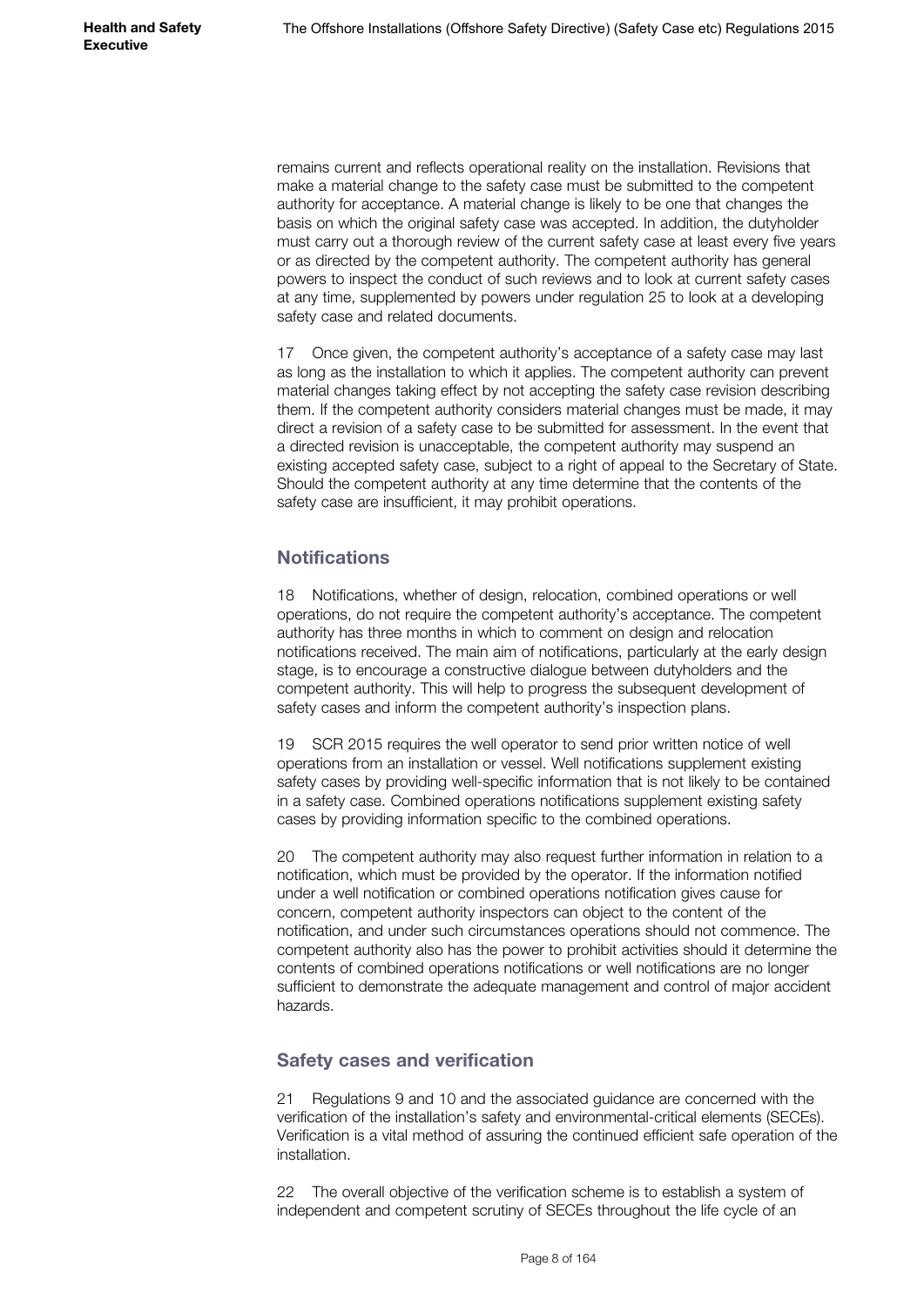remains current and reflects operational reality on the installation. Revisions that make a material change to the safety case must be submitted to the competent authority for acceptance. A material change is likely to be one that changes the basis on which the original safety case was accepted. In addition, the dutyholder must carry out a thorough review of the current safety case at least every five years or as directed by the competent authority. The competent authority has general powers to inspect the conduct of such reviews and to look at current safety cases at any time, supplemented by powers under regulation 25 to look at a developing safety case and related documents.

17 Once given, the competent authority's acceptance of a safety case may last as long as the installation to which it applies. The competent authority can prevent material changes taking effect by not accepting the safety case revision describing them. If the competent authority considers material changes must be made, it may direct a revision of a safety case to be submitted for assessment. In the event that a directed revision is unacceptable, the competent authority may suspend an existing accepted safety case, subject to a right of appeal to the Secretary of State. Should the competent authority at any time determine that the contents of the safety case are insufficient, it may prohibit operations.

## Notifications

18 Notifications, whether of design, relocation, combined operations or well operations, do not require the competent authority's acceptance. The competent authority has three months in which to comment on design and relocation notifications received. The main aim of notifications, particularly at the early design stage, is to encourage a constructive dialogue between dutyholders and the competent authority. This will help to progress the subsequent development of safety cases and inform the competent authority's inspection plans.

19 SCR 2015 requires the well operator to send prior written notice of well operations from an installation or vessel. Well notifications supplement existing safety cases by providing well-specific information that is not likely to be contained in a safety case. Combined operations notifications supplement existing safety cases by providing information specific to the combined operations.

20 The competent authority may also request further information in relation to a notification, which must be provided by the operator. If the information notified under a well notification or combined operations notification gives cause for concern, competent authority inspectors can object to the content of the notification, and under such circumstances operations should not commence. The competent authority also has the power to prohibit activities should it determine the contents of combined operations notifications or well notifications are no longer sufficient to demonstrate the adequate management and control of major accident hazards.

## Safety cases and verification

21 Regulations 9 and 10 and the associated guidance are concerned with the verification of the installation's safety and environmental-critical elements (SECEs). Verification is a vital method of assuring the continued efficient safe operation of the installation.

22 The overall objective of the verification scheme is to establish a system of independent and competent scrutiny of SECEs throughout the life cycle of an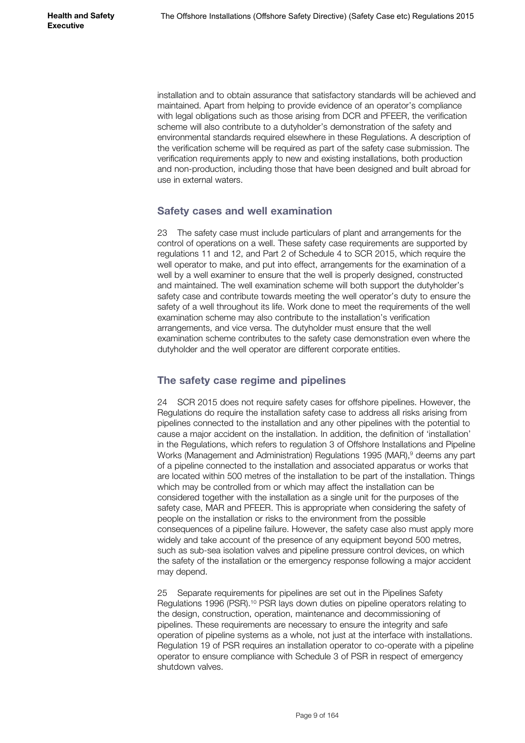installation and to obtain assurance that satisfactory standards will be achieved and maintained. Apart from helping to provide evidence of an operator's compliance with legal obligations such as those arising from DCR and PFEER, the verification scheme will also contribute to a dutyholder's demonstration of the safety and environmental standards required elsewhere in these Regulations. A description of the verification scheme will be required as part of the safety case submission. The verification requirements apply to new and existing installations, both production and non-production, including those that have been designed and built abroad for use in external waters.

## Safety cases and well examination

23 The safety case must include particulars of plant and arrangements for the control of operations on a well. These safety case requirements are supported by regulations 11 and 12, and Part 2 of Schedule 4 to SCR 2015, which require the well operator to make, and put into effect, arrangements for the examination of a well by a well examiner to ensure that the well is properly designed, constructed and maintained. The well examination scheme will both support the dutyholder's safety case and contribute towards meeting the well operator's duty to ensure the safety of a well throughout its life. Work done to meet the requirements of the well examination scheme may also contribute to the installation's verification arrangements, and vice versa. The dutyholder must ensure that the well examination scheme contributes to the safety case demonstration even where the dutyholder and the well operator are different corporate entities.

## The safety case regime and pipelines

24 SCR 2015 does not require safety cases for offshore pipelines. However, the Regulations do require the installation safety case to address all risks arising from pipelines connected to the installation and any other pipelines with the potential to cause a major accident on the installation. In addition, the definition of 'installation' in the Regulations, which refers to regulation 3 of Offshore Installations and Pipeline Works (Management and Administration) Regulations 1995 (MAR),[9] deems any part of a pipeline connected to the installation and associated apparatus or works that are located within 500 metres of the installation to be part of the installation. Things which may be controlled from or which may affect the installation can be considered together with the installation as a single unit for the purposes of the safety case, MAR and PFEER. This is appropriate when considering the safety of people on the installation or risks to the environment from the possible consequences of a pipeline failure. However, the safety case also must apply more widely and take account of the presence of any equipment beyond 500 metres, such as sub-sea isolation valves and pipeline pressure control devices, on which the safety of the installation or the emergency response following a major accident may depend.

25 Separate requirements for pipelines are set out in the Pipelines Safety Regulations 1996 (PSR).[10] PSR lays down duties on pipeline operators relating to the design, construction, operation, maintenance and decommissioning of pipelines. These requirements are necessary to ensure the integrity and safe operation of pipeline systems as a whole, not just at the interface with installations. Regulation 19 of PSR requires an installation operator to co-operate with a pipeline operator to ensure compliance with Schedule 3 of PSR in respect of emergency shutdown valves.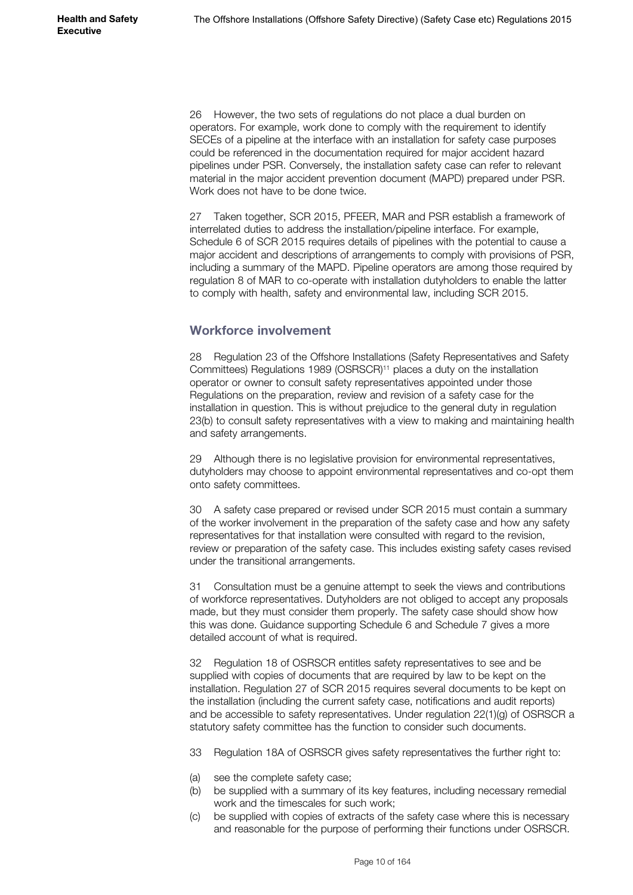26 However, the two sets of regulations do not place a dual burden on operators. For example, work done to comply with the requirement to identify SECEs of a pipeline at the interface with an installation for safety case purposes could be referenced in the documentation required for major accident hazard pipelines under PSR. Conversely, the installation safety case can refer to relevant material in the major accident prevention document (MAPD) prepared under PSR. Work does not have to be done twice.

27 Taken together, SCR 2015, PFEER, MAR and PSR establish a framework of interrelated duties to address the installation/pipeline interface. For example, Schedule 6 of SCR 2015 requires details of pipelines with the potential to cause a major accident and descriptions of arrangements to comply with provisions of PSR, including a summary of the MAPD. Pipeline operators are among those required by regulation 8 of MAR to co-operate with installation dutyholders to enable the latter to comply with health, safety and environmental law, including SCR 2015.

## Workforce involvement

28 Regulation 23 of the Offshore Installations (Safety Representatives and Safety Committees) Regulations 1989 (OSRSCR)[11] places a duty on the installation operator or owner to consult safety representatives appointed under those Regulations on the preparation, review and revision of a safety case for the installation in question. This is without prejudice to the general duty in regulation 23(b) to consult safety representatives with a view to making and maintaining health and safety arrangements.

29 Although there is no legislative provision for environmental representatives, dutyholders may choose to appoint environmental representatives and co-opt them onto safety committees.

30 A safety case prepared or revised under SCR 2015 must contain a summary of the worker involvement in the preparation of the safety case and how any safety representatives for that installation were consulted with regard to the revision, review or preparation of the safety case. This includes existing safety cases revised under the transitional arrangements.

31 Consultation must be a genuine attempt to seek the views and contributions of workforce representatives. Dutyholders are not obliged to accept any proposals made, but they must consider them properly. The safety case should show how this was done. Guidance supporting Schedule 6 and Schedule 7 gives a more detailed account of what is required.

32 Regulation 18 of OSRSCR entitles safety representatives to see and be supplied with copies of documents that are required by law to be kept on the installation. Regulation 27 of SCR 2015 requires several documents to be kept on the installation (including the current safety case, notifications and audit reports) and be accessible to safety representatives. Under regulation 22(1)(g) of OSRSCR a statutory safety committee has the function to consider such documents.

33 Regulation 18A of OSRSCR gives safety representatives the further right to:

(a) see the complete safety case;
(b) be supplied with a summary of its key features, including necessary remedial work and the timescales for such work;
(c) be supplied with copies of extracts of the safety case where this is necessary and reasonable for the purpose of performing their functions under OSRSCR.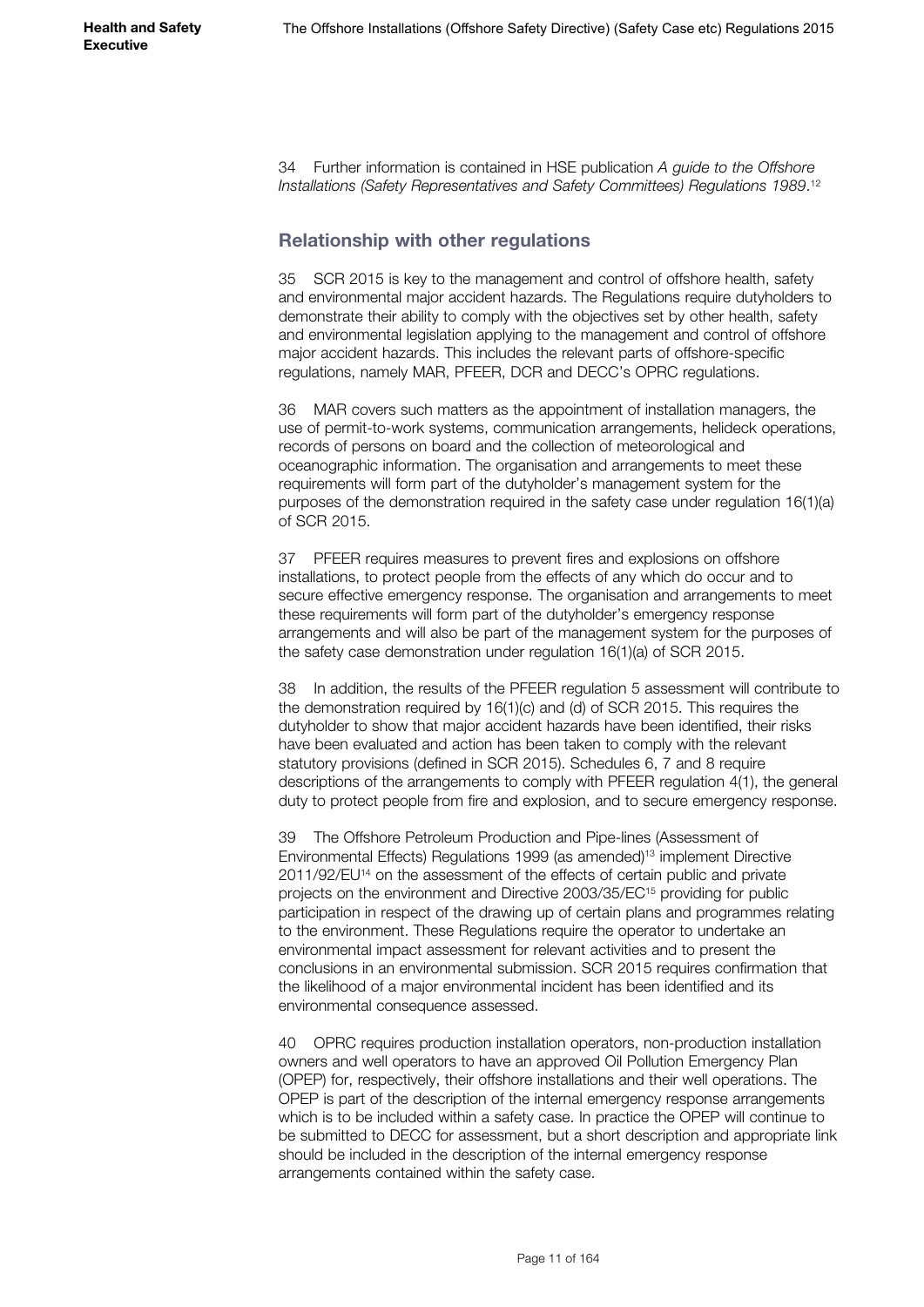34 Further information is contained in HSE publication *A guide to the Offshore Installations (Safety Representatives and Safety Committees) Regulations 1989*.[12]

## Relationship with other regulations

35 SCR 2015 is key to the management and control of offshore health, safety and environmental major accident hazards. The Regulations require dutyholders to demonstrate their ability to comply with the objectives set by other health, safety and environmental legislation applying to the management and control of offshore major accident hazards. This includes the relevant parts of offshore-specific regulations, namely MAR, PFEER, DCR and DECC's OPRC regulations.

36 MAR covers such matters as the appointment of installation managers, the use of permit-to-work systems, communication arrangements, helideck operations, records of persons on board and the collection of meteorological and oceanographic information. The organisation and arrangements to meet these requirements will form part of the dutyholder's management system for the purposes of the demonstration required in the safety case under regulation 16(1)(a) of SCR 2015.

37 PFEER requires measures to prevent fires and explosions on offshore installations, to protect people from the effects of any which do occur and to secure effective emergency response. The organisation and arrangements to meet these requirements will form part of the dutyholder's emergency response arrangements and will also be part of the management system for the purposes of the safety case demonstration under regulation 16(1)(a) of SCR 2015.

38 In addition, the results of the PFEER regulation 5 assessment will contribute to the demonstration required by 16(1)(c) and (d) of SCR 2015. This requires the dutyholder to show that major accident hazards have been identified, their risks have been evaluated and action has been taken to comply with the relevant statutory provisions (defined in SCR 2015). Schedules 6, 7 and 8 require descriptions of the arrangements to comply with PFEER regulation 4(1), the general duty to protect people from fire and explosion, and to secure emergency response.

39 The Offshore Petroleum Production and Pipe-lines (Assessment of Environmental Effects) Regulations 1999 (as amended)[13] implement Directive 2011/92/EU[14] on the assessment of the effects of certain public and private projects on the environment and Directive 2003/35/EC[15] providing for public participation in respect of the drawing up of certain plans and programmes relating to the environment. These Regulations require the operator to undertake an environmental impact assessment for relevant activities and to present the conclusions in an environmental submission. SCR 2015 requires confirmation that the likelihood of a major environmental incident has been identified and its environmental consequence assessed.

40 OPRC requires production installation operators, non-production installation owners and well operators to have an approved Oil Pollution Emergency Plan (OPEP) for, respectively, their offshore installations and their well operations. The OPEP is part of the description of the internal emergency response arrangements which is to be included within a safety case. In practice the OPEP will continue to be submitted to DECC for assessment, but a short description and appropriate link should be included in the description of the internal emergency response arrangements contained within the safety case.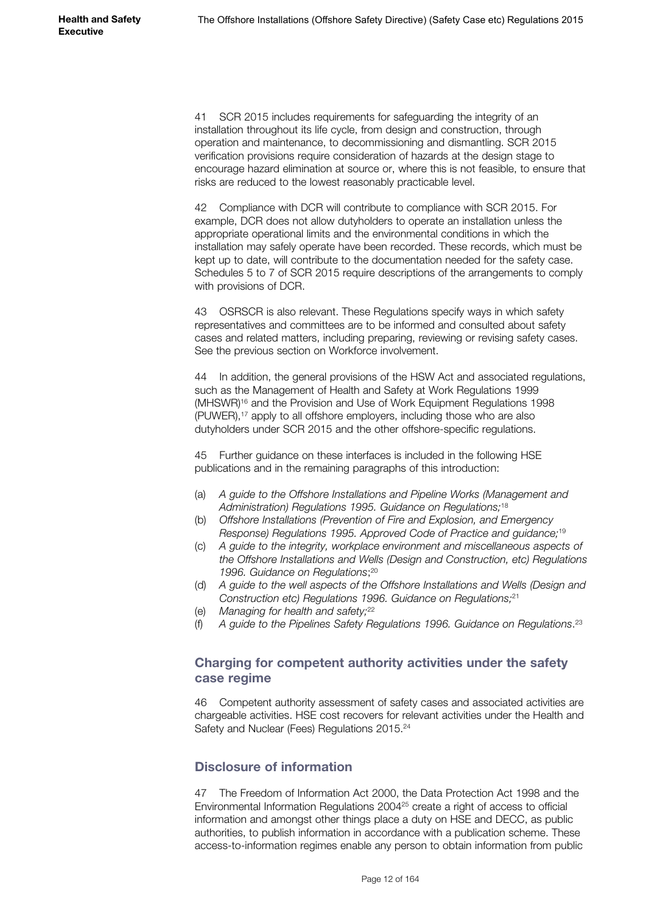41 SCR 2015 includes requirements for safeguarding the integrity of an installation throughout its life cycle, from design and construction, through operation and maintenance, to decommissioning and dismantling. SCR 2015 verification provisions require consideration of hazards at the design stage to encourage hazard elimination at source or, where this is not feasible, to ensure that risks are reduced to the lowest reasonably practicable level.

42 Compliance with DCR will contribute to compliance with SCR 2015. For example, DCR does not allow dutyholders to operate an installation unless the appropriate operational limits and the environmental conditions in which the installation may safely operate have been recorded. These records, which must be kept up to date, will contribute to the documentation needed for the safety case. Schedules 5 to 7 of SCR 2015 require descriptions of the arrangements to comply with provisions of DCR.

43 OSRSCR is also relevant. These Regulations specify ways in which safety representatives and committees are to be informed and consulted about safety cases and related matters, including preparing, reviewing or revising safety cases. See the previous section on Workforce involvement.

44 In addition, the general provisions of the HSW Act and associated regulations, such as the Management of Health and Safety at Work Regulations 1999 (MHSWR)[16] and the Provision and Use of Work Equipment Regulations 1998 (PUWER),[17] apply to all offshore employers, including those who are also dutyholders under SCR 2015 and the other offshore-specific regulations.

45 Further guidance on these interfaces is included in the following HSE publications and in the remaining paragraphs of this introduction:

(a) *A guide to the Offshore Installations and Pipeline Works (Management and Administration) Regulations 1995. Guidance on Regulations;*[18]
(b) *Offshore Installations (Prevention of Fire and Explosion, and Emergency Response) Regulations 1995. Approved Code of Practice and guidance;*[19]
(c) *A guide to the integrity, workplace environment and miscellaneous aspects of the Offshore Installations and Wells (Design and Construction, etc) Regulations 1996. Guidance on Regulations*;[20]
(d) *A guide to the well aspects of the Offshore Installations and Wells (Design and Construction etc) Regulations 1996. Guidance on Regulations;*[21]
(e) *Managing for health and safety;*[22]
(f) *A guide to the Pipelines Safety Regulations 1996. Guidance on Regulations*.[23]

## Charging for competent authority activities under the safety case regime

46 Competent authority assessment of safety cases and associated activities are chargeable activities. HSE cost recovers for relevant activities under the Health and Safety and Nuclear (Fees) Regulations 2015.[24]

## Disclosure of information

47 The Freedom of Information Act 2000, the Data Protection Act 1998 and the Environmental Information Regulations 2004[25] create a right of access to official information and amongst other things place a duty on HSE and DECC, as public authorities, to publish information in accordance with a publication scheme. These access-to-information regimes enable any person to obtain information from public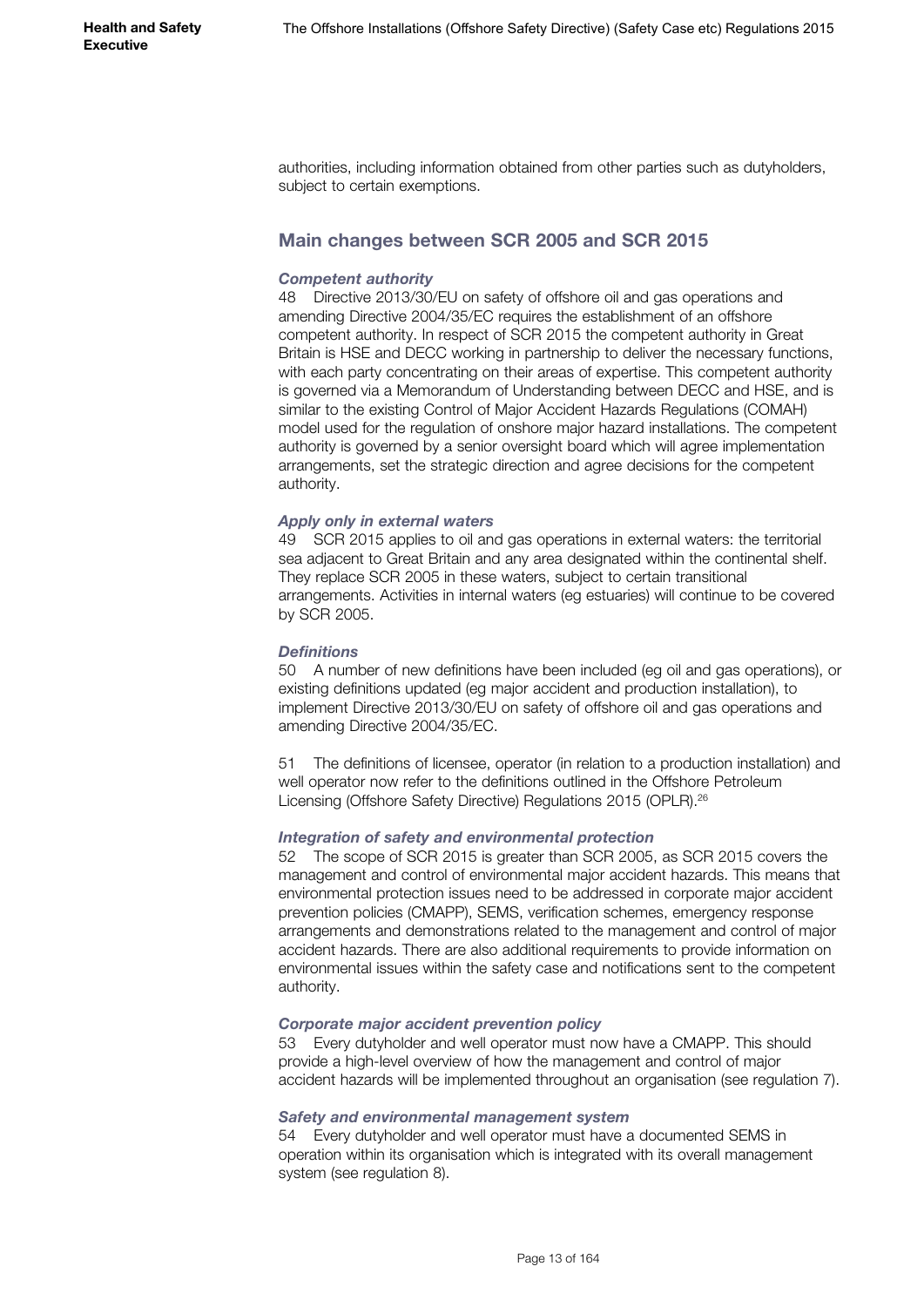authorities, including information obtained from other parties such as dutyholders, subject to certain exemptions.

## Main changes between SCR 2005 and SCR 2015

### *Competent authority*

48 Directive 2013/30/EU on safety of offshore oil and gas operations and amending Directive 2004/35/EC requires the establishment of an offshore competent authority. In respect of SCR 2015 the competent authority in Great Britain is HSE and DECC working in partnership to deliver the necessary functions, with each party concentrating on their areas of expertise. This competent authority is governed via a Memorandum of Understanding between DECC and HSE, and is similar to the existing Control of Major Accident Hazards Regulations (COMAH) model used for the regulation of onshore major hazard installations. The competent authority is governed by a senior oversight board which will agree implementation arrangements, set the strategic direction and agree decisions for the competent authority.

### *Apply only in external waters*

49 SCR 2015 applies to oil and gas operations in external waters: the territorial sea adjacent to Great Britain and any area designated within the continental shelf. They replace SCR 2005 in these waters, subject to certain transitional arrangements. Activities in internal waters (eg estuaries) will continue to be covered by SCR 2005.

### *Definitions*

50 A number of new definitions have been included (eg oil and gas operations), or existing definitions updated (eg major accident and production installation), to implement Directive 2013/30/EU on safety of offshore oil and gas operations and amending Directive 2004/35/EC.

51 The definitions of licensee, operator (in relation to a production installation) and well operator now refer to the definitions outlined in the Offshore Petroleum Licensing (Offshore Safety Directive) Regulations 2015 (OPLR).[26]

### *Integration of safety and environmental protection*

52 The scope of SCR 2015 is greater than SCR 2005, as SCR 2015 covers the management and control of environmental major accident hazards. This means that environmental protection issues need to be addressed in corporate major accident prevention policies (CMAPP), SEMS, verification schemes, emergency response arrangements and demonstrations related to the management and control of major accident hazards. There are also additional requirements to provide information on environmental issues within the safety case and notifications sent to the competent authority.

### *Corporate major accident prevention policy*

53 Every dutyholder and well operator must now have a CMAPP. This should provide a high-level overview of how the management and control of major accident hazards will be implemented throughout an organisation (see regulation 7).

### *Safety and environmental management system*

54 Every dutyholder and well operator must have a documented SEMS in operation within its organisation which is integrated with its overall management system (see regulation 8).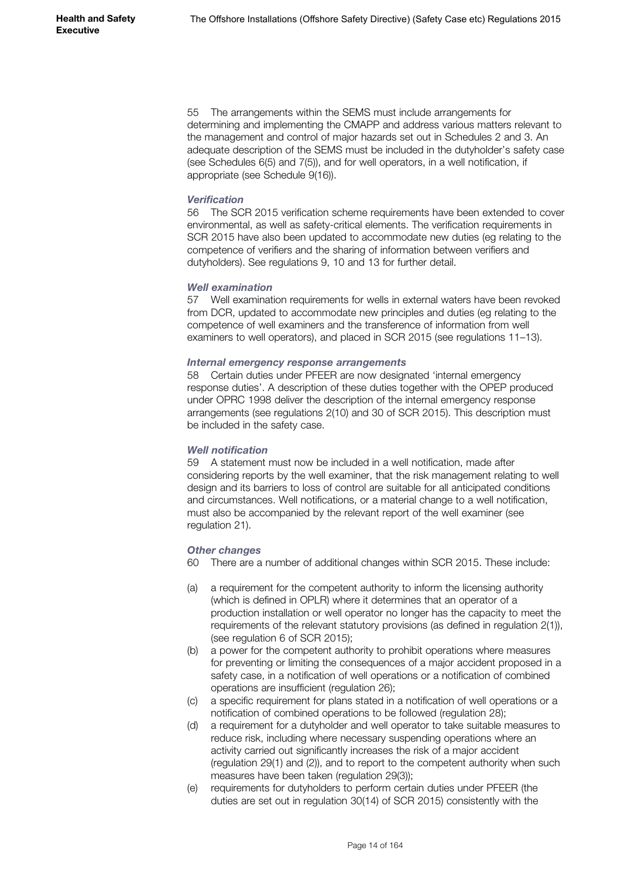55 The arrangements within the SEMS must include arrangements for determining and implementing the CMAPP and address various matters relevant to the management and control of major hazards set out in Schedules 2 and 3. An adequate description of the SEMS must be included in the dutyholder's safety case (see Schedules 6(5) and 7(5)), and for well operators, in a well notification, if appropriate (see Schedule 9(16)).

### *Verification*

56 The SCR 2015 verification scheme requirements have been extended to cover environmental, as well as safety-critical elements. The verification requirements in SCR 2015 have also been updated to accommodate new duties (eg relating to the competence of verifiers and the sharing of information between verifiers and dutyholders). See regulations 9, 10 and 13 for further detail.

### *Well examination*

57 Well examination requirements for wells in external waters have been revoked from DCR, updated to accommodate new principles and duties (eg relating to the competence of well examiners and the transference of information from well examiners to well operators), and placed in SCR 2015 (see regulations 11–13).

### *Internal emergency response arrangements*

58 Certain duties under PFEER are now designated 'internal emergency response duties'. A description of these duties together with the OPEP produced under OPRC 1998 deliver the description of the internal emergency response arrangements (see regulations 2(10) and 30 of SCR 2015). This description must be included in the safety case.

### *Well notification*

59 A statement must now be included in a well notification, made after considering reports by the well examiner, that the risk management relating to well design and its barriers to loss of control are suitable for all anticipated conditions and circumstances. Well notifications, or a material change to a well notification, must also be accompanied by the relevant report of the well examiner (see regulation 21).

### *Other changes*

60 There are a number of additional changes within SCR 2015. These include:

(a) a requirement for the competent authority to inform the licensing authority (which is defined in OPLR) where it determines that an operator of a production installation or well operator no longer has the capacity to meet the requirements of the relevant statutory provisions (as defined in regulation 2(1)), (see regulation 6 of SCR 2015);

(b) a power for the competent authority to prohibit operations where measures for preventing or limiting the consequences of a major accident proposed in a safety case, in a notification of well operations or a notification of combined operations are insufficient (regulation 26);

(c) a specific requirement for plans stated in a notification of well operations or a notification of combined operations to be followed (regulation 28);

(d) a requirement for a dutyholder and well operator to take suitable measures to reduce risk, including where necessary suspending operations where an activity carried out significantly increases the risk of a major accident (regulation 29(1) and (2)), and to report to the competent authority when such measures have been taken (regulation 29(3));

(e) requirements for dutyholders to perform certain duties under PFEER (the duties are set out in regulation 30(14) of SCR 2015) consistently with the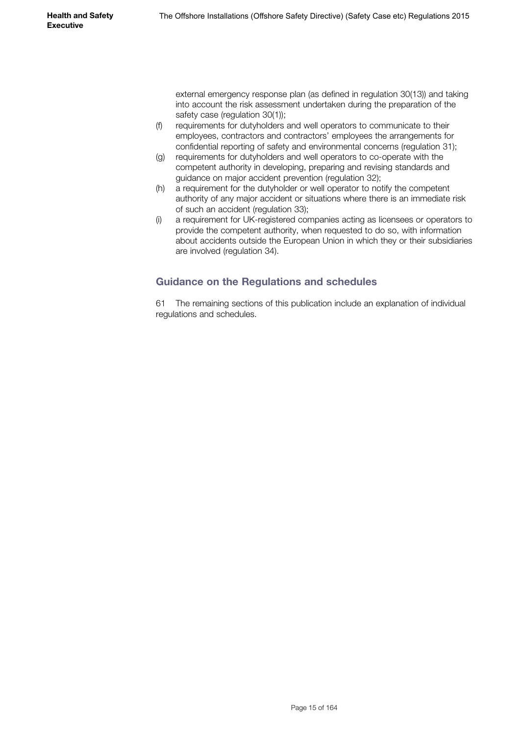external emergency response plan (as defined in regulation 30(13)) and taking into account the risk assessment undertaken during the preparation of the safety case (regulation 30(1));

(f) requirements for dutyholders and well operators to communicate to their employees, contractors and contractors' employees the arrangements for confidential reporting of safety and environmental concerns (regulation 31);

(g) requirements for dutyholders and well operators to co-operate with the competent authority in developing, preparing and revising standards and guidance on major accident prevention (regulation 32);

(h) a requirement for the dutyholder or well operator to notify the competent authority of any major accident or situations where there is an immediate risk of such an accident (regulation 33);

(i) a requirement for UK-registered companies acting as licensees or operators to provide the competent authority, when requested to do so, with information about accidents outside the European Union in which they or their subsidiaries are involved (regulation 34).

## Guidance on the Regulations and schedules

61 The remaining sections of this publication include an explanation of individual regulations and schedules.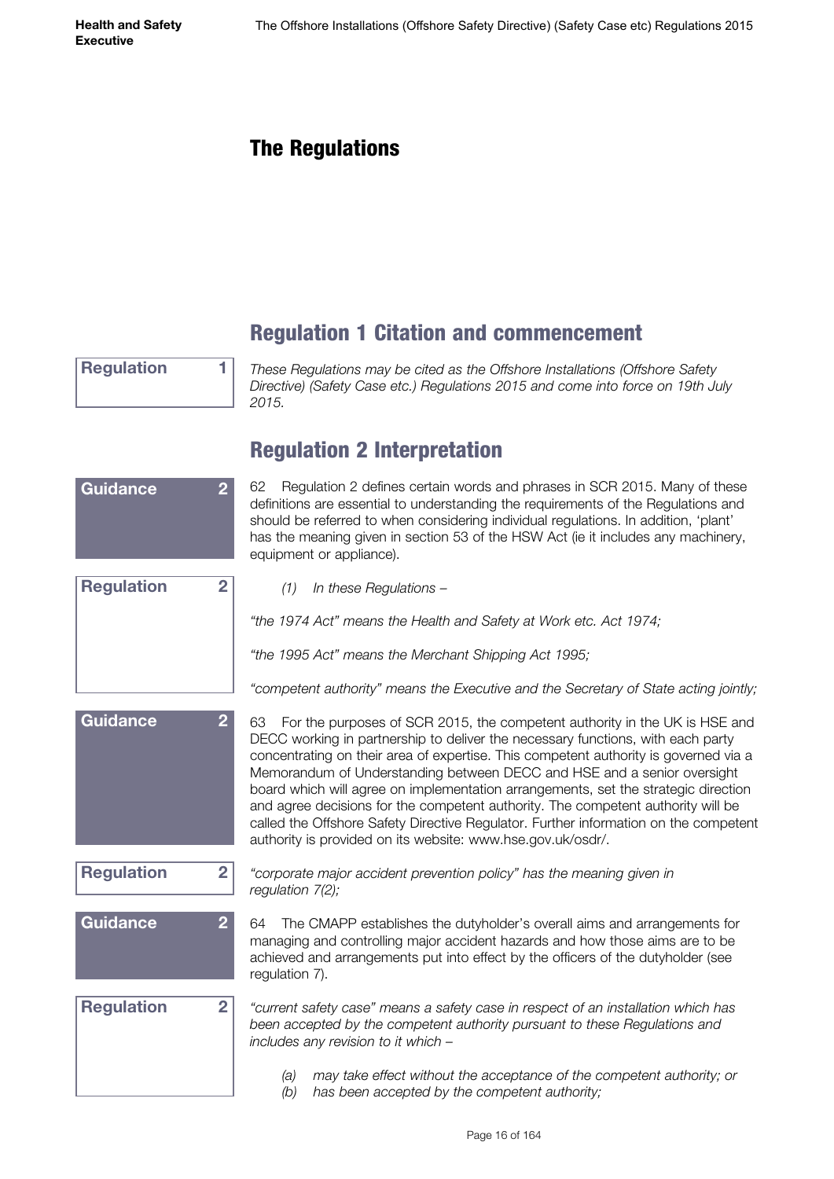# The Regulations

## Regulation 1 Citation and commencement

**Regulation 1**

*These Regulations may be cited as the Offshore Installations (Offshore Safety Directive) (Safety Case etc.) Regulations 2015 and come into force on 19th July 2015.*

## Regulation 2 Interpretation

**Guidance 2**

62 Regulation 2 defines certain words and phrases in SCR 2015. Many of these definitions are essential to understanding the requirements of the Regulations and should be referred to when considering individual regulations. In addition, 'plant' has the meaning given in section 53 of the HSW Act (ie it includes any machinery, equipment or appliance).

**Regulation 2**

*(1) In these Regulations –*

*"the 1974 Act" means the Health and Safety at Work etc. Act 1974;*

*"the 1995 Act" means the Merchant Shipping Act 1995;*

*"competent authority" means the Executive and the Secretary of State acting jointly;*

**Guidance 2**

63 For the purposes of SCR 2015, the competent authority in the UK is HSE and DECC working in partnership to deliver the necessary functions, with each party concentrating on their area of expertise. This competent authority is governed via a Memorandum of Understanding between DECC and HSE and a senior oversight board which will agree on implementation arrangements, set the strategic direction and agree decisions for the competent authority. The competent authority will be called the Offshore Safety Directive Regulator. Further information on the competent authority is provided on its website: www.hse.gov.uk/osdr/.

**Regulation 2**

*"corporate major accident prevention policy" has the meaning given in regulation 7(2);*

**Guidance 2**

64 The CMAPP establishes the dutyholder's overall aims and arrangements for managing and controlling major accident hazards and how those aims are to be achieved and arrangements put into effect by the officers of the dutyholder (see regulation 7).

**Regulation 2**

*"current safety case" means a safety case in respect of an installation which has been accepted by the competent authority pursuant to these Regulations and includes any revision to it which –*

*(a) may take effect without the acceptance of the competent authority; or*
*(b) has been accepted by the competent authority;*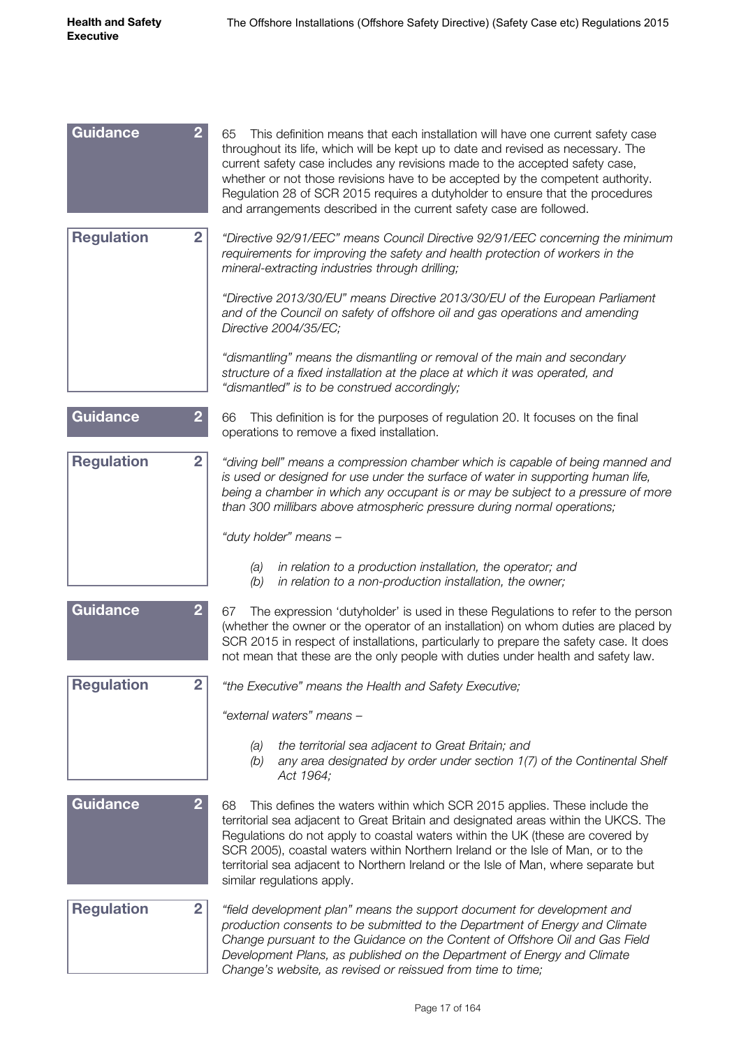**Guidance 2**

65 This definition means that each installation will have one current safety case throughout its life, which will be kept up to date and revised as necessary. The current safety case includes any revisions made to the accepted safety case, whether or not those revisions have to be accepted by the competent authority. Regulation 28 of SCR 2015 requires a dutyholder to ensure that the procedures and arrangements described in the current safety case are followed.

**Regulation 2**

*"Directive 92/91/EEC" means Council Directive 92/91/EEC concerning the minimum requirements for improving the safety and health protection of workers in the mineral-extracting industries through drilling;*

*"Directive 2013/30/EU" means Directive 2013/30/EU of the European Parliament and of the Council on safety of offshore oil and gas operations and amending Directive 2004/35/EC;*

*"dismantling" means the dismantling or removal of the main and secondary structure of a fixed installation at the place at which it was operated, and "dismantled" is to be construed accordingly;*

**Guidance 2**

66 This definition is for the purposes of regulation 20. It focuses on the final operations to remove a fixed installation.

**Regulation 2**

*"diving bell" means a compression chamber which is capable of being manned and is used or designed for use under the surface of water in supporting human life, being a chamber in which any occupant is or may be subject to a pressure of more than 300 millibars above atmospheric pressure during normal operations;*

*"duty holder" means –*

*(a) in relation to a production installation, the operator; and*
*(b) in relation to a non-production installation, the owner;*

**Guidance 2**

67 The expression 'dutyholder' is used in these Regulations to refer to the person (whether the owner or the operator of an installation) on whom duties are placed by SCR 2015 in respect of installations, particularly to prepare the safety case. It does not mean that these are the only people with duties under health and safety law.

**Regulation 2**

*"the Executive" means the Health and Safety Executive;*

*"external waters" means –*

*(a) the territorial sea adjacent to Great Britain; and*
*(b) any area designated by order under section 1(7) of the Continental Shelf Act 1964;*

**Guidance 2**

68 This defines the waters within which SCR 2015 applies. These include the territorial sea adjacent to Great Britain and designated areas within the UKCS. The Regulations do not apply to coastal waters within the UK (these are covered by SCR 2005), coastal waters within Northern Ireland or the Isle of Man, or to the territorial sea adjacent to Northern Ireland or the Isle of Man, where separate but similar regulations apply.

**Regulation 2**

*"field development plan" means the support document for development and production consents to be submitted to the Department of Energy and Climate Change pursuant to the Guidance on the Content of Offshore Oil and Gas Field Development Plans, as published on the Department of Energy and Climate Change's website, as revised or reissued from time to time;*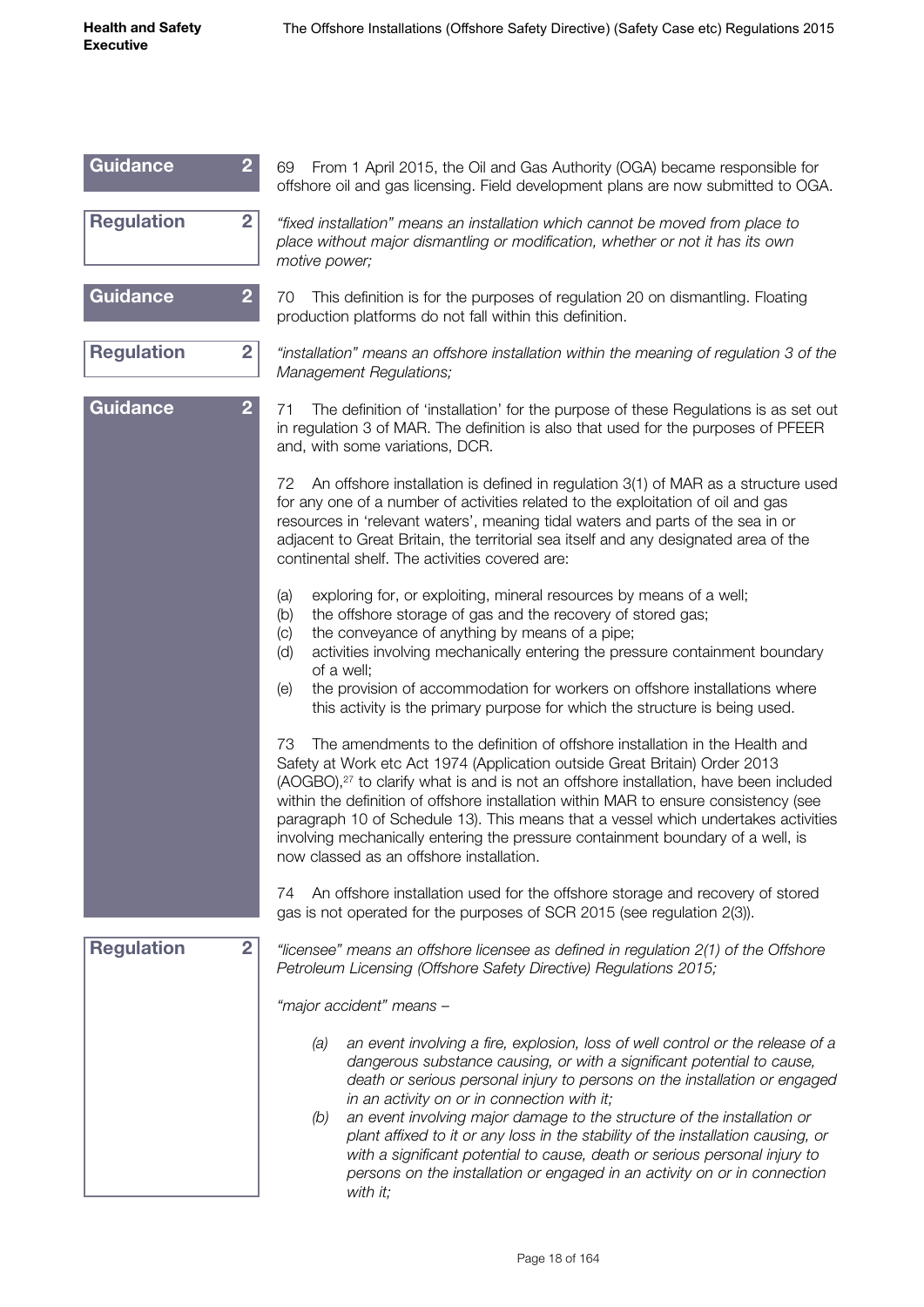**Guidance 2**

69 From 1 April 2015, the Oil and Gas Authority (OGA) became responsible for offshore oil and gas licensing. Field development plans are now submitted to OGA.

**Regulation 2**

*"fixed installation" means an installation which cannot be moved from place to place without major dismantling or modification, whether or not it has its own motive power;*

**Guidance 2**

70 This definition is for the purposes of regulation 20 on dismantling. Floating production platforms do not fall within this definition.

**Regulation 2**

*"installation" means an offshore installation within the meaning of regulation 3 of the Management Regulations;*

**Guidance 2**

71 The definition of 'installation' for the purpose of these Regulations is as set out in regulation 3 of MAR. The definition is also that used for the purposes of PFEER and, with some variations, DCR.

72 An offshore installation is defined in regulation 3(1) of MAR as a structure used for any one of a number of activities related to the exploitation of oil and gas resources in 'relevant waters', meaning tidal waters and parts of the sea in or adjacent to Great Britain, the territorial sea itself and any designated area of the continental shelf. The activities covered are:

(a) exploring for, or exploiting, mineral resources by means of a well;
(b) the offshore storage of gas and the recovery of stored gas;
(c) the conveyance of anything by means of a pipe;
(d) activities involving mechanically entering the pressure containment boundary of a well;
(e) the provision of accommodation for workers on offshore installations where this activity is the primary purpose for which the structure is being used.

73 The amendments to the definition of offshore installation in the Health and Safety at Work etc Act 1974 (Application outside Great Britain) Order 2013 (AOGBO),[27] to clarify what is and is not an offshore installation, have been included within the definition of offshore installation within MAR to ensure consistency (see paragraph 10 of Schedule 13). This means that a vessel which undertakes activities involving mechanically entering the pressure containment boundary of a well, is now classed as an offshore installation.

74 An offshore installation used for the offshore storage and recovery of stored gas is not operated for the purposes of SCR 2015 (see regulation 2(3)).

**Regulation 2**

*"licensee" means an offshore licensee as defined in regulation 2(1) of the Offshore Petroleum Licensing (Offshore Safety Directive) Regulations 2015;*

*"major accident" means –*

*(a) an event involving a fire, explosion, loss of well control or the release of a dangerous substance causing, or with a significant potential to cause, death or serious personal injury to persons on the installation or engaged in an activity on or in connection with it;*

*(b) an event involving major damage to the structure of the installation or plant affixed to it or any loss in the stability of the installation causing, or with a significant potential to cause, death or serious personal injury to persons on the installation or engaged in an activity on or in connection with it;*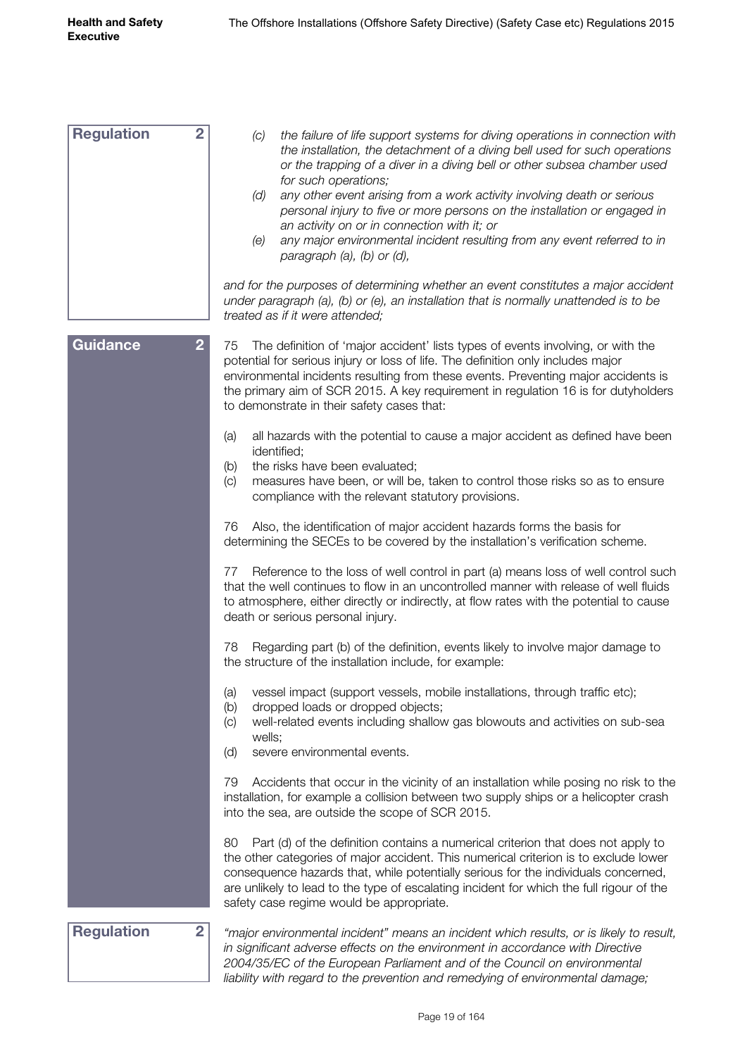**Regulation 2**

*(c) the failure of life support systems for diving operations in connection with the installation, the detachment of a diving bell used for such operations or the trapping of a diver in a diving bell or other subsea chamber used for such operations;*

*(d) any other event arising from a work activity involving death or serious personal injury to five or more persons on the installation or engaged in an activity on or in connection with it; or*

*(e) any major environmental incident resulting from any event referred to in paragraph (a), (b) or (d),*

*and for the purposes of determining whether an event constitutes a major accident under paragraph (a), (b) or (e), an installation that is normally unattended is to be treated as if it were attended;*

**Guidance 2**

75 The definition of 'major accident' lists types of events involving, or with the potential for serious injury or loss of life. The definition only includes major environmental incidents resulting from these events. Preventing major accidents is the primary aim of SCR 2015. A key requirement in regulation 16 is for dutyholders to demonstrate in their safety cases that:

(a) all hazards with the potential to cause a major accident as defined have been identified;
(b) the risks have been evaluated;
(c) measures have been, or will be, taken to control those risks so as to ensure compliance with the relevant statutory provisions.

76 Also, the identification of major accident hazards forms the basis for determining the SECEs to be covered by the installation's verification scheme.

77 Reference to the loss of well control in part (a) means loss of well control such that the well continues to flow in an uncontrolled manner with release of well fluids to atmosphere, either directly or indirectly, at flow rates with the potential to cause death or serious personal injury.

78 Regarding part (b) of the definition, events likely to involve major damage to the structure of the installation include, for example:

(a) vessel impact (support vessels, mobile installations, through traffic etc);
(b) dropped loads or dropped objects;
(c) well-related events including shallow gas blowouts and activities on sub-sea wells;
(d) severe environmental events.

79 Accidents that occur in the vicinity of an installation while posing no risk to the installation, for example a collision between two supply ships or a helicopter crash into the sea, are outside the scope of SCR 2015.

80 Part (d) of the definition contains a numerical criterion that does not apply to the other categories of major accident. This numerical criterion is to exclude lower consequence hazards that, while potentially serious for the individuals concerned, are unlikely to lead to the type of escalating incident for which the full rigour of the safety case regime would be appropriate.

**Regulation 2**

*"major environmental incident" means an incident which results, or is likely to result, in significant adverse effects on the environment in accordance with Directive 2004/35/EC of the European Parliament and of the Council on environmental liability with regard to the prevention and remedying of environmental damage;*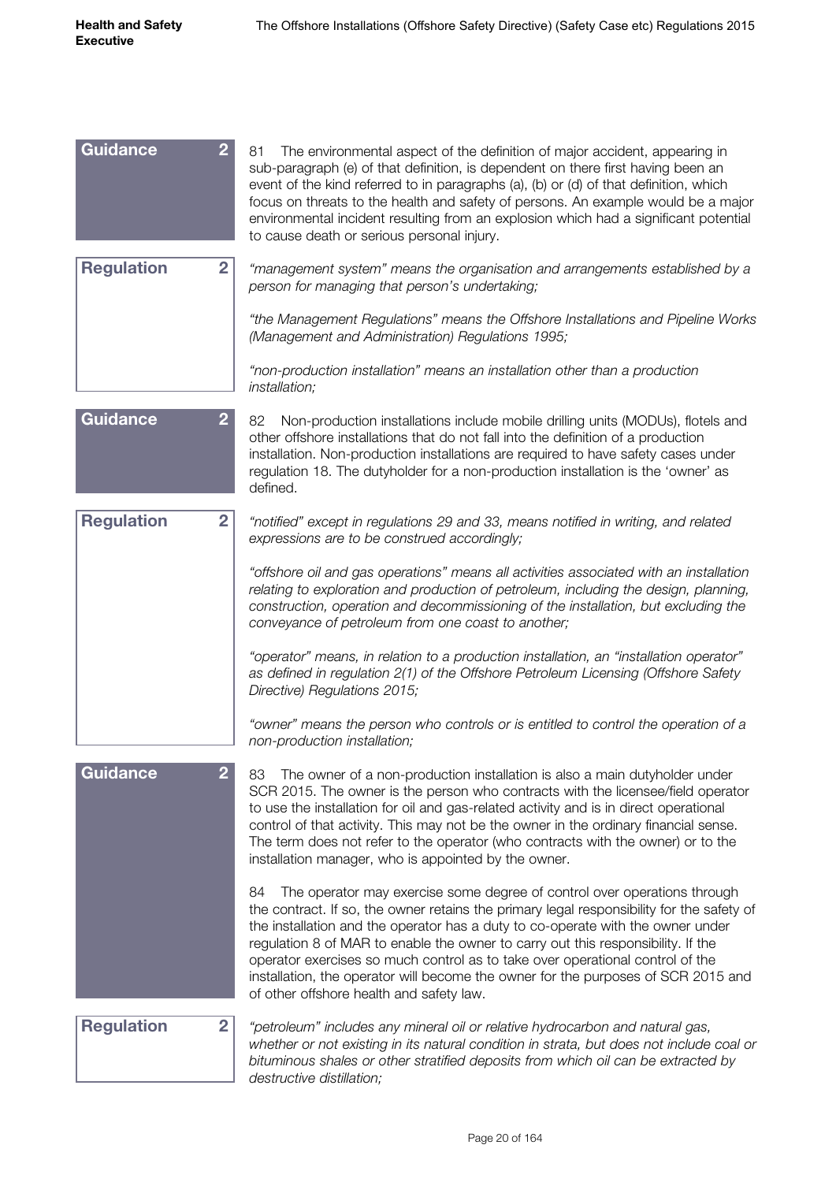**Guidance 2**

81 The environmental aspect of the definition of major accident, appearing in sub-paragraph (e) of that definition, is dependent on there first having been an event of the kind referred to in paragraphs (a), (b) or (d) of that definition, which focus on threats to the health and safety of persons. An example would be a major environmental incident resulting from an explosion which had a significant potential to cause death or serious personal injury.

**Regulation 2**

*"management system" means the organisation and arrangements established by a person for managing that person's undertaking;*

*"the Management Regulations" means the Offshore Installations and Pipeline Works (Management and Administration) Regulations 1995;*

*"non-production installation" means an installation other than a production installation;*

**Guidance 2**

82 Non-production installations include mobile drilling units (MODUs), flotels and other offshore installations that do not fall into the definition of a production installation. Non-production installations are required to have safety cases under regulation 18. The dutyholder for a non-production installation is the 'owner' as defined.

**Regulation 2**

*"notified" except in regulations 29 and 33, means notified in writing, and related expressions are to be construed accordingly;*

*"offshore oil and gas operations" means all activities associated with an installation relating to exploration and production of petroleum, including the design, planning, construction, operation and decommissioning of the installation, but excluding the conveyance of petroleum from one coast to another;*

*"operator" means, in relation to a production installation, an "installation operator" as defined in regulation 2(1) of the Offshore Petroleum Licensing (Offshore Safety Directive) Regulations 2015;*

*"owner" means the person who controls or is entitled to control the operation of a non-production installation;*

**Guidance 2**

83 The owner of a non-production installation is also a main dutyholder under SCR 2015. The owner is the person who contracts with the licensee/field operator to use the installation for oil and gas-related activity and is in direct operational control of that activity. This may not be the owner in the ordinary financial sense. The term does not refer to the operator (who contracts with the owner) or to the installation manager, who is appointed by the owner.

84 The operator may exercise some degree of control over operations through the contract. If so, the owner retains the primary legal responsibility for the safety of the installation and the operator has a duty to co-operate with the owner under regulation 8 of MAR to enable the owner to carry out this responsibility. If the operator exercises so much control as to take over operational control of the installation, the operator will become the owner for the purposes of SCR 2015 and of other offshore health and safety law.

**Regulation 2**

*"petroleum" includes any mineral oil or relative hydrocarbon and natural gas, whether or not existing in its natural condition in strata, but does not include coal or bituminous shales or other stratified deposits from which oil can be extracted by destructive distillation;*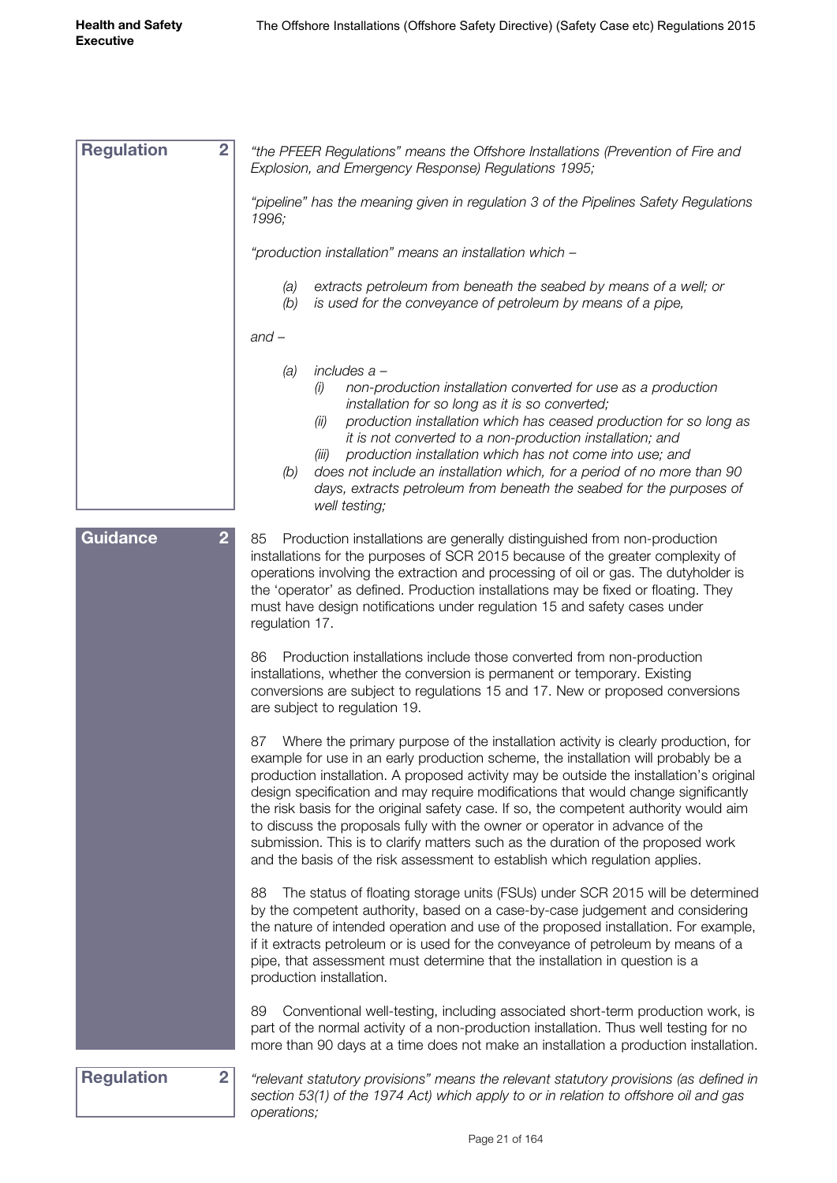**Regulation 2**

*"the PFEER Regulations" means the Offshore Installations (Prevention of Fire and Explosion, and Emergency Response) Regulations 1995;*

*"pipeline" has the meaning given in regulation 3 of the Pipelines Safety Regulations 1996;*

*"production installation" means an installation which –*

*(a) extracts petroleum from beneath the seabed by means of a well; or*
*(b) is used for the conveyance of petroleum by means of a pipe,*

*and –*

*(a) includes a –*
  *(i) non-production installation converted for use as a production installation for so long as it is so converted;*
  *(ii) production installation which has ceased production for so long as it is not converted to a non-production installation; and*
  *(iii) production installation which has not come into use; and*
*(b) does not include an installation which, for a period of no more than 90 days, extracts petroleum from beneath the seabed for the purposes of well testing;*

**Guidance 2**

85 Production installations are generally distinguished from non-production installations for the purposes of SCR 2015 because of the greater complexity of operations involving the extraction and processing of oil or gas. The dutyholder is the 'operator' as defined. Production installations may be fixed or floating. They must have design notifications under regulation 15 and safety cases under regulation 17.

86 Production installations include those converted from non-production installations, whether the conversion is permanent or temporary. Existing conversions are subject to regulations 15 and 17. New or proposed conversions are subject to regulation 19.

87 Where the primary purpose of the installation activity is clearly production, for example for use in an early production scheme, the installation will probably be a production installation. A proposed activity may be outside the installation's original design specification and may require modifications that would change significantly the risk basis for the original safety case. If so, the competent authority would aim to discuss the proposals fully with the owner or operator in advance of the submission. This is to clarify matters such as the duration of the proposed work and the basis of the risk assessment to establish which regulation applies.

88 The status of floating storage units (FSUs) under SCR 2015 will be determined by the competent authority, based on a case-by-case judgement and considering the nature of intended operation and use of the proposed installation. For example, if it extracts petroleum or is used for the conveyance of petroleum by means of a pipe, that assessment must determine that the installation in question is a production installation.

89 Conventional well-testing, including associated short-term production work, is part of the normal activity of a non-production installation. Thus well testing for no more than 90 days at a time does not make an installation a production installation.

**Regulation 2**

*"relevant statutory provisions" means the relevant statutory provisions (as defined in section 53(1) of the 1974 Act) which apply to or in relation to offshore oil and gas operations;*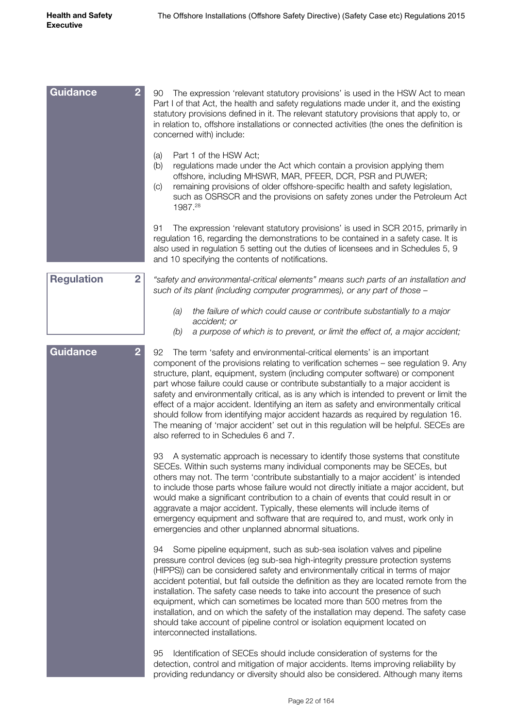**Guidance 2**

90 The expression 'relevant statutory provisions' is used in the HSW Act to mean Part I of that Act, the health and safety regulations made under it, and the existing statutory provisions defined in it. The relevant statutory provisions that apply to, or in relation to, offshore installations or connected activities (the ones the definition is concerned with) include:

(a) Part 1 of the HSW Act;
(b) regulations made under the Act which contain a provision applying them offshore, including MHSWR, MAR, PFEER, DCR, PSR and PUWER;
(c) remaining provisions of older offshore-specific health and safety legislation, such as OSRSCR and the provisions on safety zones under the Petroleum Act 1987.[28]

91 The expression 'relevant statutory provisions' is used in SCR 2015, primarily in regulation 16, regarding the demonstrations to be contained in a safety case. It is also used in regulation 5 setting out the duties of licensees and in Schedules 5, 9 and 10 specifying the contents of notifications.

**Regulation 2**

*"safety and environmental-critical elements" means such parts of an installation and such of its plant (including computer programmes), or any part of those –*

*(a) the failure of which could cause or contribute substantially to a major accident; or*
*(b) a purpose of which is to prevent, or limit the effect of, a major accident;*

**Guidance 2**

92 The term 'safety and environmental-critical elements' is an important component of the provisions relating to verification schemes – see regulation 9. Any structure, plant, equipment, system (including computer software) or component part whose failure could cause or contribute substantially to a major accident is safety and environmentally critical, as is any which is intended to prevent or limit the effect of a major accident. Identifying an item as safety and environmentally critical should follow from identifying major accident hazards as required by regulation 16. The meaning of 'major accident' set out in this regulation will be helpful. SECEs are also referred to in Schedules 6 and 7.

93 A systematic approach is necessary to identify those systems that constitute SECEs. Within such systems many individual components may be SECEs, but others may not. The term 'contribute substantially to a major accident' is intended to include those parts whose failure would not directly initiate a major accident, but would make a significant contribution to a chain of events that could result in or aggravate a major accident. Typically, these elements will include items of emergency equipment and software that are required to, and must, work only in emergencies and other unplanned abnormal situations.

94 Some pipeline equipment, such as sub-sea isolation valves and pipeline pressure control devices (eg sub-sea high-integrity pressure protection systems (HIPPS)) can be considered safety and environmentally critical in terms of major accident potential, but fall outside the definition as they are located remote from the installation. The safety case needs to take into account the presence of such equipment, which can sometimes be located more than 500 metres from the installation, and on which the safety of the installation may depend. The safety case should take account of pipeline control or isolation equipment located on interconnected installations.

95 Identification of SECEs should include consideration of systems for the detection, control and mitigation of major accidents. Items improving reliability by providing redundancy or diversity should also be considered. Although many items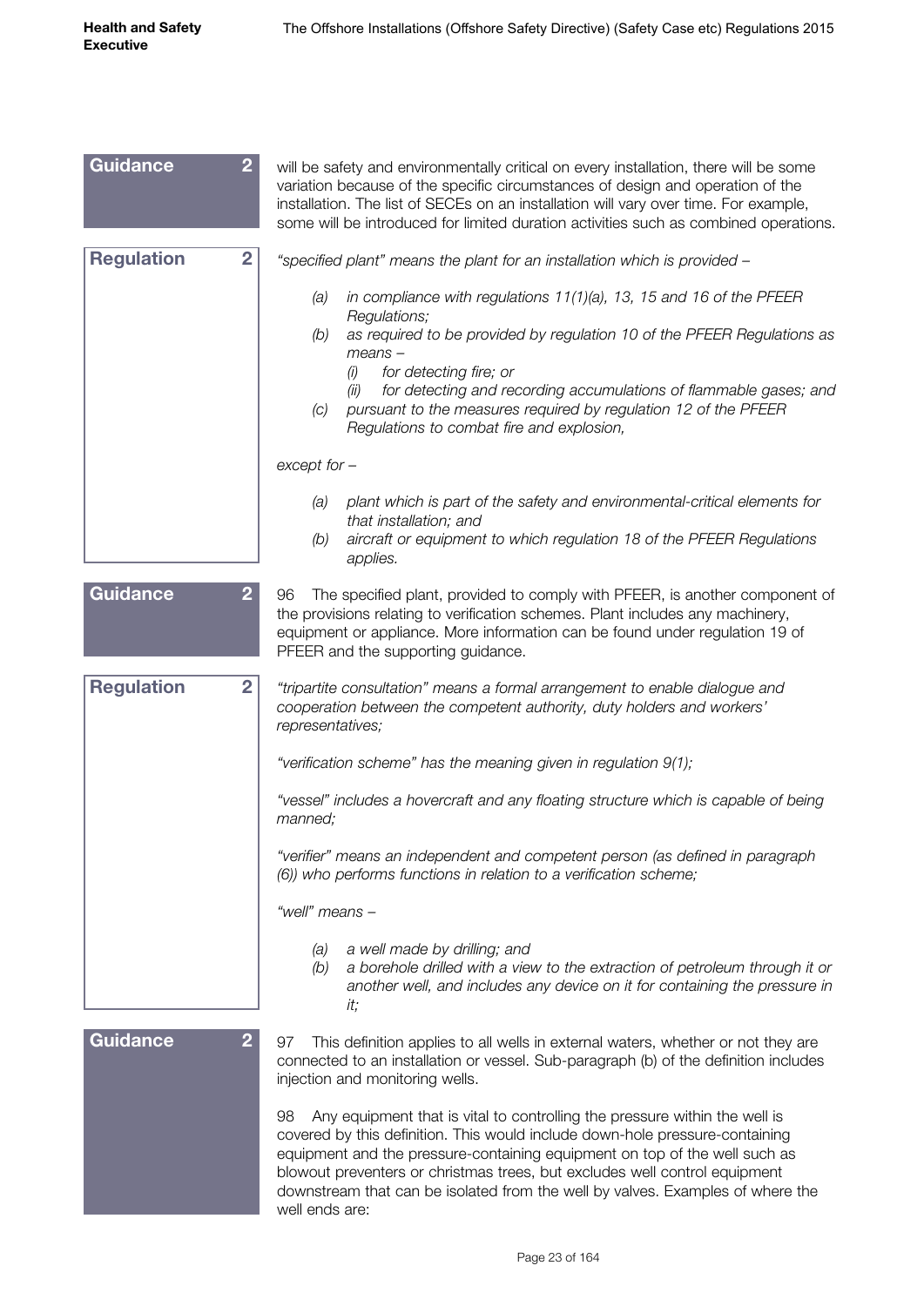**Guidance 2**

will be safety and environmentally critical on every installation, there will be some variation because of the specific circumstances of design and operation of the installation. The list of SECEs on an installation will vary over time. For example, some will be introduced for limited duration activities such as combined operations.

**Regulation 2**

*"specified plant" means the plant for an installation which is provided –*

- *(a) in compliance with regulations 11(1)(a), 13, 15 and 16 of the PFEER Regulations;*
- *(b) as required to be provided by regulation 10 of the PFEER Regulations as means –*
    - *(i) for detecting fire; or*
    - *(ii) for detecting and recording accumulations of flammable gases; and*
- *(c) pursuant to the measures required by regulation 12 of the PFEER Regulations to combat fire and explosion,*

*except for –*

- *(a) plant which is part of the safety and environmental-critical elements for that installation; and*
- *(b) aircraft or equipment to which regulation 18 of the PFEER Regulations applies.*

**Guidance 2**

96 The specified plant, provided to comply with PFEER, is another component of the provisions relating to verification schemes. Plant includes any machinery, equipment or appliance. More information can be found under regulation 19 of PFEER and the supporting guidance.

**Regulation 2**

*"tripartite consultation" means a formal arrangement to enable dialogue and cooperation between the competent authority, duty holders and workers' representatives;*

*"verification scheme" has the meaning given in regulation 9(1);*

*"vessel" includes a hovercraft and any floating structure which is capable of being manned;*

*"verifier" means an independent and competent person (as defined in paragraph (6)) who performs functions in relation to a verification scheme;*

*"well" means –*

- *(a) a well made by drilling; and*
- *(b) a borehole drilled with a view to the extraction of petroleum through it or another well, and includes any device on it for containing the pressure in it;*

**Guidance 2**

97 This definition applies to all wells in external waters, whether or not they are connected to an installation or vessel. Sub-paragraph (b) of the definition includes injection and monitoring wells.

98 Any equipment that is vital to controlling the pressure within the well is covered by this definition. This would include down-hole pressure-containing equipment and the pressure-containing equipment on top of the well such as blowout preventers or christmas trees, but excludes well control equipment downstream that can be isolated from the well by valves. Examples of where the well ends are: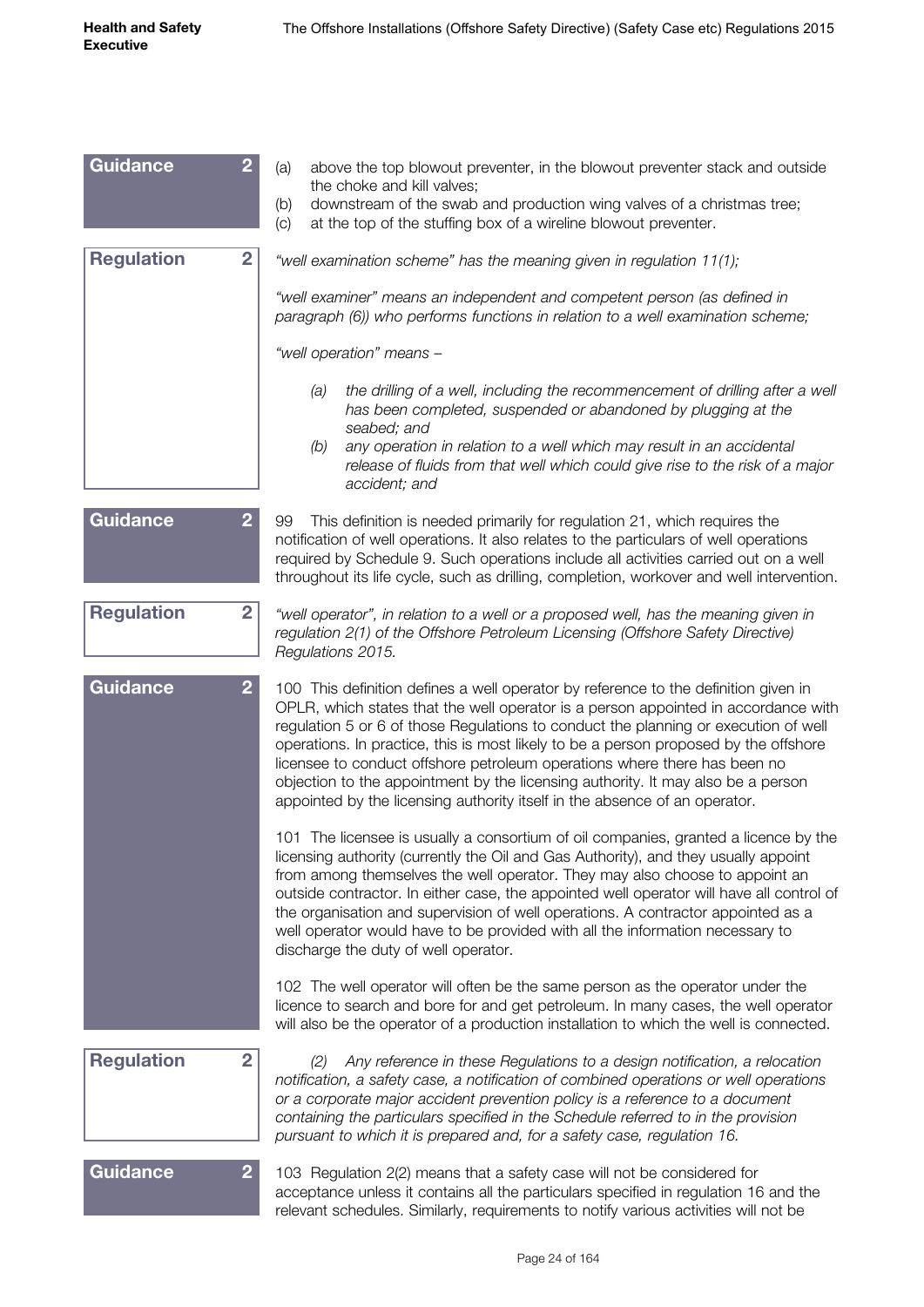**Guidance 2**

(a) above the top blowout preventer, in the blowout preventer stack and outside the choke and kill valves;
(b) downstream of the swab and production wing valves of a christmas tree;
(c) at the top of the stuffing box of a wireline blowout preventer.

**Regulation 2**

*"well examination scheme" has the meaning given in regulation 11(1);*

*"well examiner" means an independent and competent person (as defined in paragraph (6)) who performs functions in relation to a well examination scheme;*

*"well operation" means –*

*(a) the drilling of a well, including the recommencement of drilling after a well has been completed, suspended or abandoned by plugging at the seabed; and*
*(b) any operation in relation to a well which may result in an accidental release of fluids from that well which could give rise to the risk of a major accident; and*

**Guidance 2**

99 This definition is needed primarily for regulation 21, which requires the notification of well operations. It also relates to the particulars of well operations required by Schedule 9. Such operations include all activities carried out on a well throughout its life cycle, such as drilling, completion, workover and well intervention.

**Regulation 2**

*"well operator", in relation to a well or a proposed well, has the meaning given in regulation 2(1) of the Offshore Petroleum Licensing (Offshore Safety Directive) Regulations 2015.*

**Guidance 2**

100 This definition defines a well operator by reference to the definition given in OPLR, which states that the well operator is a person appointed in accordance with regulation 5 or 6 of those Regulations to conduct the planning or execution of well operations. In practice, this is most likely to be a person proposed by the offshore licensee to conduct offshore petroleum operations where there has been no objection to the appointment by the licensing authority. It may also be a person appointed by the licensing authority itself in the absence of an operator.

101 The licensee is usually a consortium of oil companies, granted a licence by the licensing authority (currently the Oil and Gas Authority), and they usually appoint from among themselves the well operator. They may also choose to appoint an outside contractor. In either case, the appointed well operator will have all control of the organisation and supervision of well operations. A contractor appointed as a well operator would have to be provided with all the information necessary to discharge the duty of well operator.

102 The well operator will often be the same person as the operator under the licence to search and bore for and get petroleum. In many cases, the well operator will also be the operator of a production installation to which the well is connected.

**Regulation 2**

*(2) Any reference in these Regulations to a design notification, a relocation notification, a safety case, a notification of combined operations or well operations or a corporate major accident prevention policy is a reference to a document containing the particulars specified in the Schedule referred to in the provision pursuant to which it is prepared and, for a safety case, regulation 16.*

**Guidance 2**

103 Regulation 2(2) means that a safety case will not be considered for acceptance unless it contains all the particulars specified in regulation 16 and the relevant schedules. Similarly, requirements to notify various activities will not be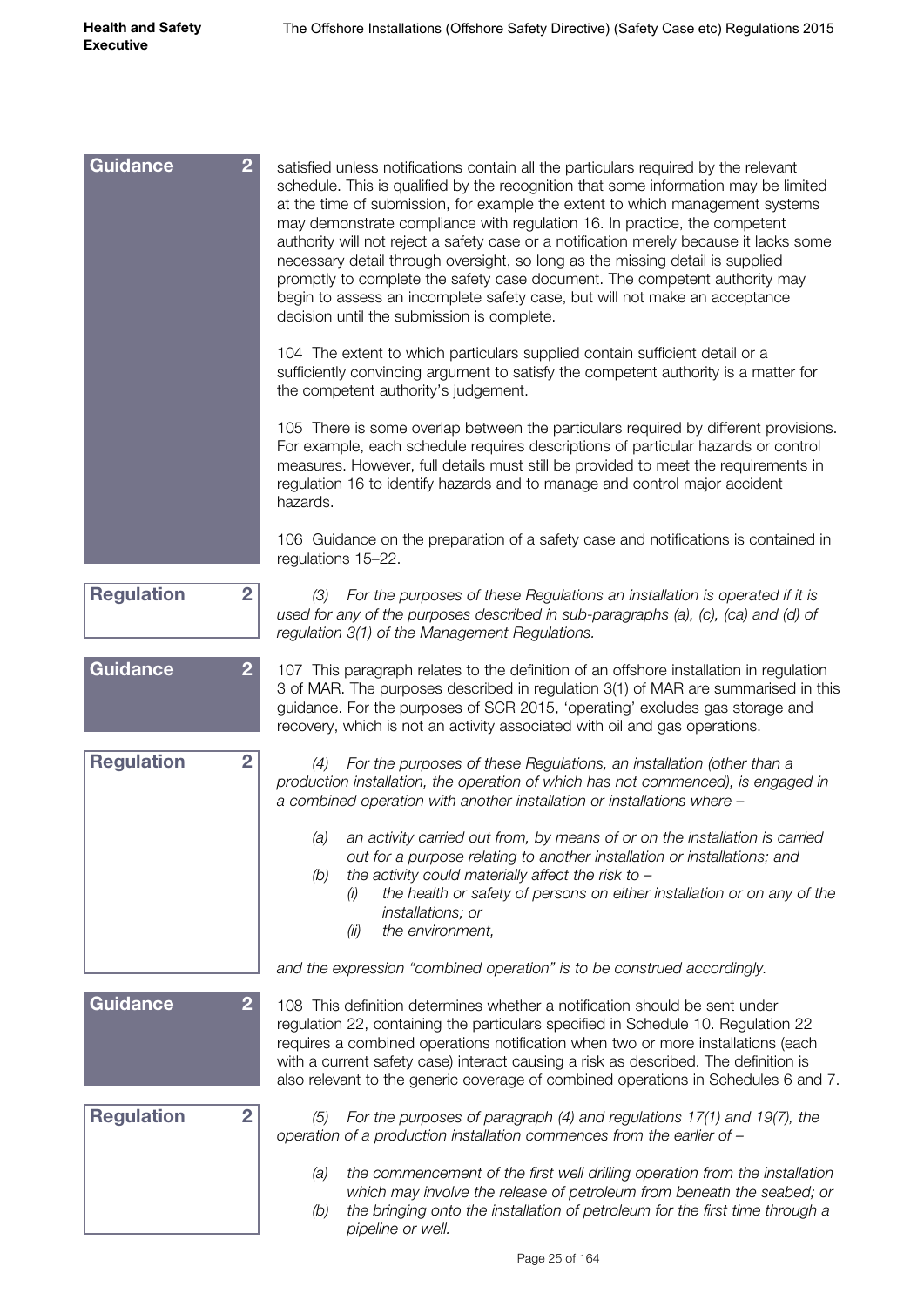**Guidance 2**

satisfied unless notifications contain all the particulars required by the relevant schedule. This is qualified by the recognition that some information may be limited at the time of submission, for example the extent to which management systems may demonstrate compliance with regulation 16. In practice, the competent authority will not reject a safety case or a notification merely because it lacks some necessary detail through oversight, so long as the missing detail is supplied promptly to complete the safety case document. The competent authority may begin to assess an incomplete safety case, but will not make an acceptance decision until the submission is complete.

104 The extent to which particulars supplied contain sufficient detail or a sufficiently convincing argument to satisfy the competent authority is a matter for the competent authority's judgement.

105 There is some overlap between the particulars required by different provisions. For example, each schedule requires descriptions of particular hazards or control measures. However, full details must still be provided to meet the requirements in regulation 16 to identify hazards and to manage and control major accident hazards.

106 Guidance on the preparation of a safety case and notifications is contained in regulations 15–22.

**Regulation 2**

*(3) For the purposes of these Regulations an installation is operated if it is used for any of the purposes described in sub-paragraphs (a), (c), (ca) and (d) of regulation 3(1) of the Management Regulations.*

**Guidance 2**

107 This paragraph relates to the definition of an offshore installation in regulation 3 of MAR. The purposes described in regulation 3(1) of MAR are summarised in this guidance. For the purposes of SCR 2015, 'operating' excludes gas storage and recovery, which is not an activity associated with oil and gas operations.

**Regulation 2**

*(4) For the purposes of these Regulations, an installation (other than a production installation, the operation of which has not commenced), is engaged in a combined operation with another installation or installations where –*

- *(a) an activity carried out from, by means of or on the installation is carried out for a purpose relating to another installation or installations; and*
- *(b) the activity could materially affect the risk to –*
  - *(i) the health or safety of persons on either installation or on any of the installations; or*
  - *(ii) the environment,*

*and the expression "combined operation" is to be construed accordingly.*

**Guidance 2**

108 This definition determines whether a notification should be sent under regulation 22, containing the particulars specified in Schedule 10. Regulation 22 requires a combined operations notification when two or more installations (each with a current safety case) interact causing a risk as described. The definition is also relevant to the generic coverage of combined operations in Schedules 6 and 7.

**Regulation 2**

*(5) For the purposes of paragraph (4) and regulations 17(1) and 19(7), the operation of a production installation commences from the earlier of –*

- *(a) the commencement of the first well drilling operation from the installation which may involve the release of petroleum from beneath the seabed; or*
- *(b) the bringing onto the installation of petroleum for the first time through a pipeline or well.*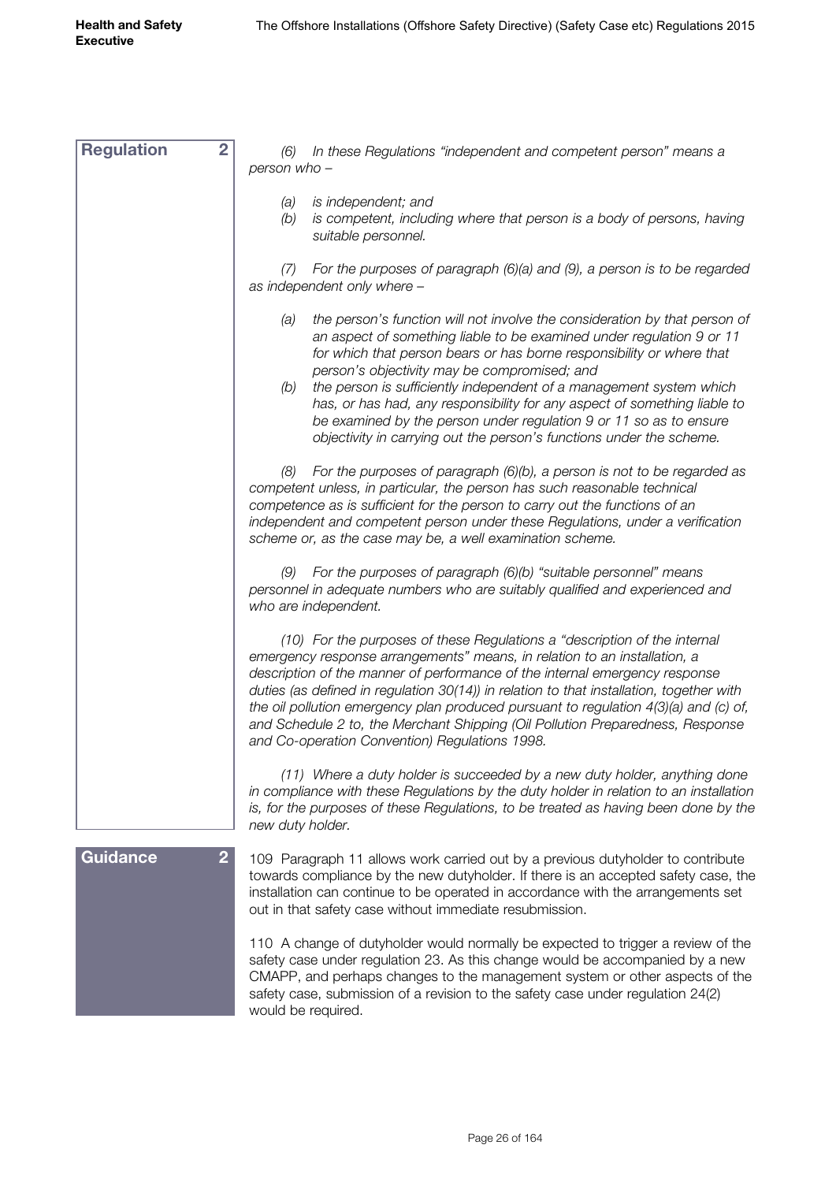**Regulation 2**

*(6) In these Regulations "independent and competent person" means a person who –*

*(a) is independent; and*
*(b) is competent, including where that person is a body of persons, having suitable personnel.*

*(7) For the purposes of paragraph (6)(a) and (9), a person is to be regarded as independent only where –*

*(a) the person's function will not involve the consideration by that person of an aspect of something liable to be examined under regulation 9 or 11 for which that person bears or has borne responsibility or where that person's objectivity may be compromised; and*
*(b) the person is sufficiently independent of a management system which has, or has had, any responsibility for any aspect of something liable to be examined by the person under regulation 9 or 11 so as to ensure objectivity in carrying out the person's functions under the scheme.*

*(8) For the purposes of paragraph (6)(b), a person is not to be regarded as competent unless, in particular, the person has such reasonable technical competence as is sufficient for the person to carry out the functions of an independent and competent person under these Regulations, under a verification scheme or, as the case may be, a well examination scheme.*

*(9) For the purposes of paragraph (6)(b) "suitable personnel" means personnel in adequate numbers who are suitably qualified and experienced and who are independent.*

*(10) For the purposes of these Regulations a "description of the internal emergency response arrangements" means, in relation to an installation, a description of the manner of performance of the internal emergency response duties (as defined in regulation 30(14)) in relation to that installation, together with the oil pollution emergency plan produced pursuant to regulation 4(3)(a) and (c) of, and Schedule 2 to, the Merchant Shipping (Oil Pollution Preparedness, Response and Co-operation Convention) Regulations 1998.*

*(11) Where a duty holder is succeeded by a new duty holder, anything done in compliance with these Regulations by the duty holder in relation to an installation is, for the purposes of these Regulations, to be treated as having been done by the new duty holder.*

**Guidance 2**

109 Paragraph 11 allows work carried out by a previous dutyholder to contribute towards compliance by the new dutyholder. If there is an accepted safety case, the installation can continue to be operated in accordance with the arrangements set out in that safety case without immediate resubmission.

110 A change of dutyholder would normally be expected to trigger a review of the safety case under regulation 23. As this change would be accompanied by a new CMAPP, and perhaps changes to the management system or other aspects of the safety case, submission of a revision to the safety case under regulation 24(2) would be required.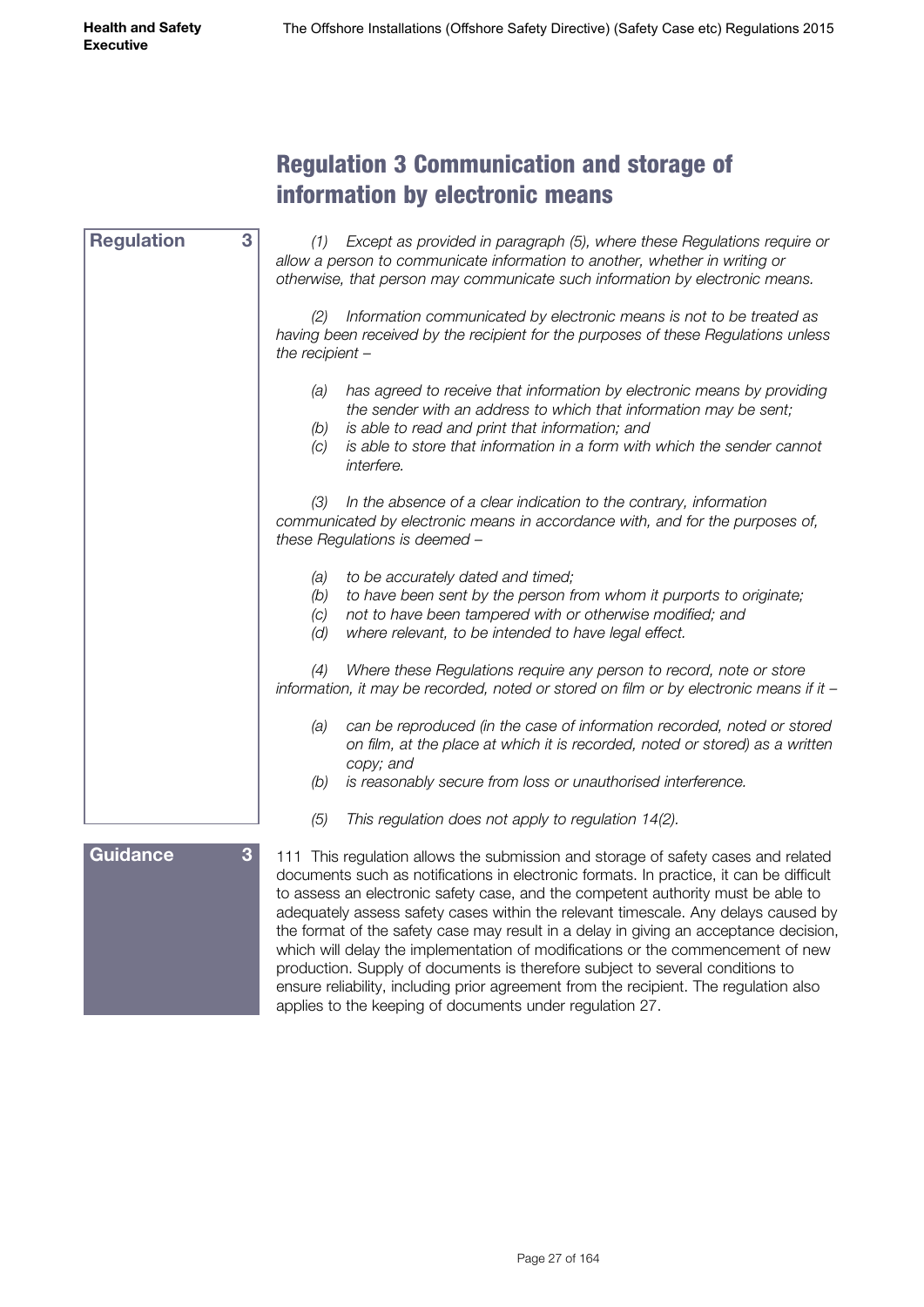# Regulation 3 Communication and storage of information by electronic means

**Regulation 3**

*(1) Except as provided in paragraph (5), where these Regulations require or allow a person to communicate information to another, whether in writing or otherwise, that person may communicate such information by electronic means.*

*(2) Information communicated by electronic means is not to be treated as having been received by the recipient for the purposes of these Regulations unless the recipient –*

*(a) has agreed to receive that information by electronic means by providing the sender with an address to which that information may be sent;*
*(b) is able to read and print that information; and*
*(c) is able to store that information in a form with which the sender cannot interfere.*

*(3) In the absence of a clear indication to the contrary, information communicated by electronic means in accordance with, and for the purposes of, these Regulations is deemed –*

*(a) to be accurately dated and timed;*
*(b) to have been sent by the person from whom it purports to originate;*
*(c) not to have been tampered with or otherwise modified; and*
*(d) where relevant, to be intended to have legal effect.*

*(4) Where these Regulations require any person to record, note or store information, it may be recorded, noted or stored on film or by electronic means if it –*

*(a) can be reproduced (in the case of information recorded, noted or stored on film, at the place at which it is recorded, noted or stored) as a written copy; and*
*(b) is reasonably secure from loss or unauthorised interference.*

*(5) This regulation does not apply to regulation 14(2).*

**Guidance 3**

111 This regulation allows the submission and storage of safety cases and related documents such as notifications in electronic formats. In practice, it can be difficult to assess an electronic safety case, and the competent authority must be able to adequately assess safety cases within the relevant timescale. Any delays caused by the format of the safety case may result in a delay in giving an acceptance decision, which will delay the implementation of modifications or the commencement of new production. Supply of documents is therefore subject to several conditions to ensure reliability, including prior agreement from the recipient. The regulation also applies to the keeping of documents under regulation 27.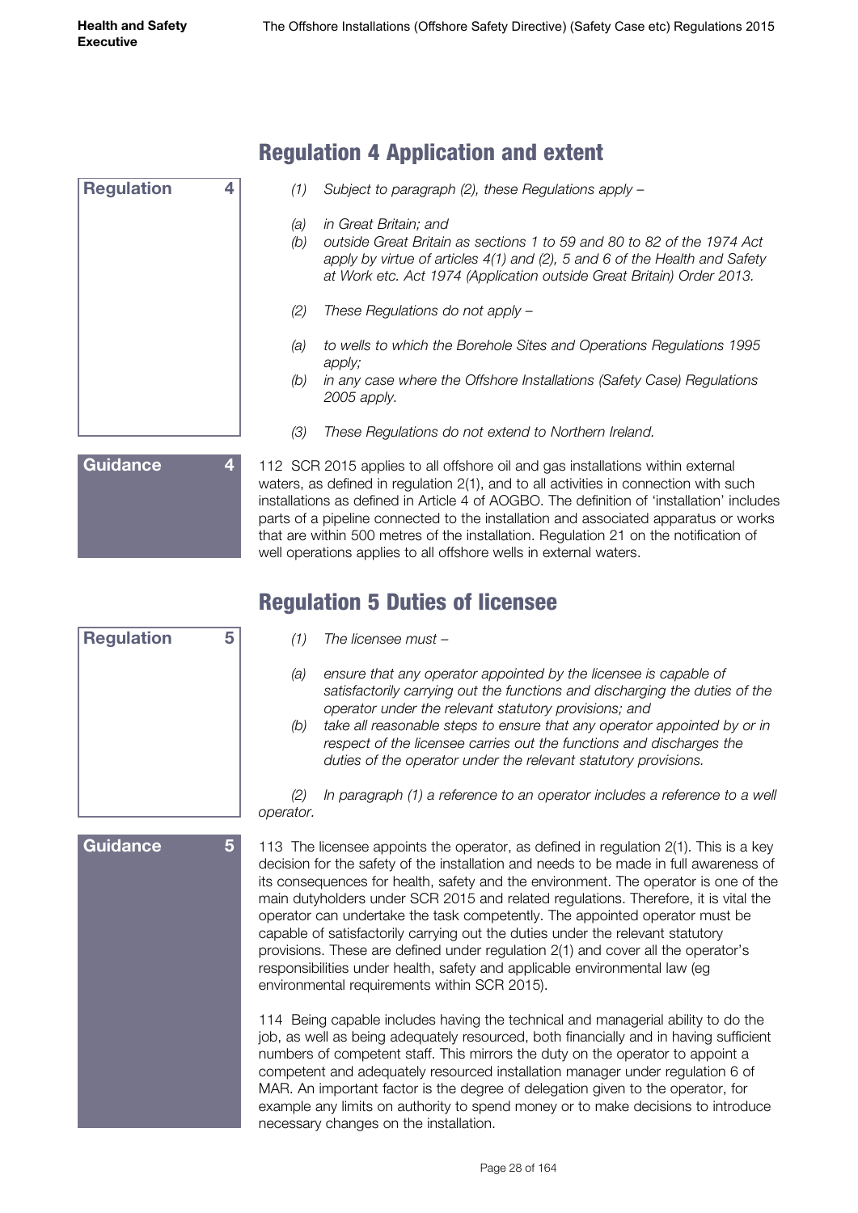## Regulation 4 Application and extent

**Regulation 4**

*(1) Subject to paragraph (2), these Regulations apply –*

*(a) in Great Britain; and*
*(b) outside Great Britain as sections 1 to 59 and 80 to 82 of the 1974 Act apply by virtue of articles 4(1) and (2), 5 and 6 of the Health and Safety at Work etc. Act 1974 (Application outside Great Britain) Order 2013.*

*(2) These Regulations do not apply –*

*(a) to wells to which the Borehole Sites and Operations Regulations 1995 apply;*
*(b) in any case where the Offshore Installations (Safety Case) Regulations 2005 apply.*

*(3) These Regulations do not extend to Northern Ireland.*

**Guidance 4**

112 SCR 2015 applies to all offshore oil and gas installations within external waters, as defined in regulation 2(1), and to all activities in connection with such installations as defined in Article 4 of AOGBO. The definition of 'installation' includes parts of a pipeline connected to the installation and associated apparatus or works that are within 500 metres of the installation. Regulation 21 on the notification of well operations applies to all offshore wells in external waters.

## Regulation 5 Duties of licensee

**Regulation 5**

*(1) The licensee must –*

*(a) ensure that any operator appointed by the licensee is capable of satisfactorily carrying out the functions and discharging the duties of the operator under the relevant statutory provisions; and*
*(b) take all reasonable steps to ensure that any operator appointed by or in respect of the licensee carries out the functions and discharges the duties of the operator under the relevant statutory provisions.*

*(2) In paragraph (1) a reference to an operator includes a reference to a well operator.*

**Guidance 5**

113 The licensee appoints the operator, as defined in regulation 2(1). This is a key decision for the safety of the installation and needs to be made in full awareness of its consequences for health, safety and the environment. The operator is one of the main dutyholders under SCR 2015 and related regulations. Therefore, it is vital the operator can undertake the task competently. The appointed operator must be capable of satisfactorily carrying out the duties under the relevant statutory provisions. These are defined under regulation 2(1) and cover all the operator's responsibilities under health, safety and applicable environmental law (eg environmental requirements within SCR 2015).

114 Being capable includes having the technical and managerial ability to do the job, as well as being adequately resourced, both financially and in having sufficient numbers of competent staff. This mirrors the duty on the operator to appoint a competent and adequately resourced installation manager under regulation 6 of MAR. An important factor is the degree of delegation given to the operator, for example any limits on authority to spend money or to make decisions to introduce necessary changes on the installation.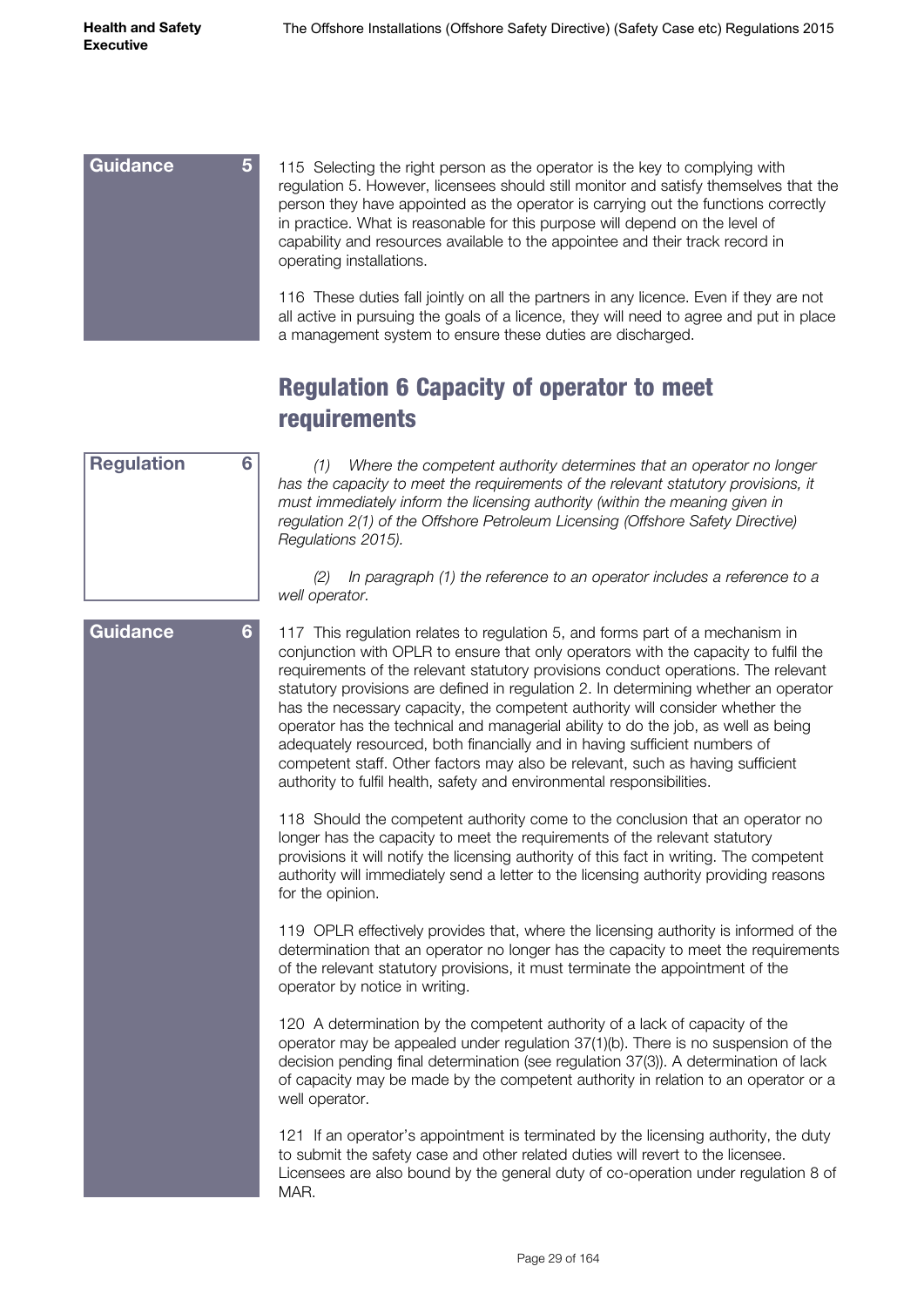**Guidance 5**

115 Selecting the right person as the operator is the key to complying with regulation 5. However, licensees should still monitor and satisfy themselves that the person they have appointed as the operator is carrying out the functions correctly in practice. What is reasonable for this purpose will depend on the level of capability and resources available to the appointee and their track record in operating installations.

116 These duties fall jointly on all the partners in any licence. Even if they are not all active in pursuing the goals of a licence, they will need to agree and put in place a management system to ensure these duties are discharged.

## Regulation 6 Capacity of operator to meet requirements

**Regulation 6**

*(1) Where the competent authority determines that an operator no longer has the capacity to meet the requirements of the relevant statutory provisions, it must immediately inform the licensing authority (within the meaning given in regulation 2(1) of the Offshore Petroleum Licensing (Offshore Safety Directive) Regulations 2015).*

*(2) In paragraph (1) the reference to an operator includes a reference to a well operator.*

**Guidance 6**

117 This regulation relates to regulation 5, and forms part of a mechanism in conjunction with OPLR to ensure that only operators with the capacity to fulfil the requirements of the relevant statutory provisions conduct operations. The relevant statutory provisions are defined in regulation 2. In determining whether an operator has the necessary capacity, the competent authority will consider whether the operator has the technical and managerial ability to do the job, as well as being adequately resourced, both financially and in having sufficient numbers of competent staff. Other factors may also be relevant, such as having sufficient authority to fulfil health, safety and environmental responsibilities.

118 Should the competent authority come to the conclusion that an operator no longer has the capacity to meet the requirements of the relevant statutory provisions it will notify the licensing authority of this fact in writing. The competent authority will immediately send a letter to the licensing authority providing reasons for the opinion.

119 OPLR effectively provides that, where the licensing authority is informed of the determination that an operator no longer has the capacity to meet the requirements of the relevant statutory provisions, it must terminate the appointment of the operator by notice in writing.

120 A determination by the competent authority of a lack of capacity of the operator may be appealed under regulation 37(1)(b). There is no suspension of the decision pending final determination (see regulation 37(3)). A determination of lack of capacity may be made by the competent authority in relation to an operator or a well operator.

121 If an operator's appointment is terminated by the licensing authority, the duty to submit the safety case and other related duties will revert to the licensee. Licensees are also bound by the general duty of co-operation under regulation 8 of MAR.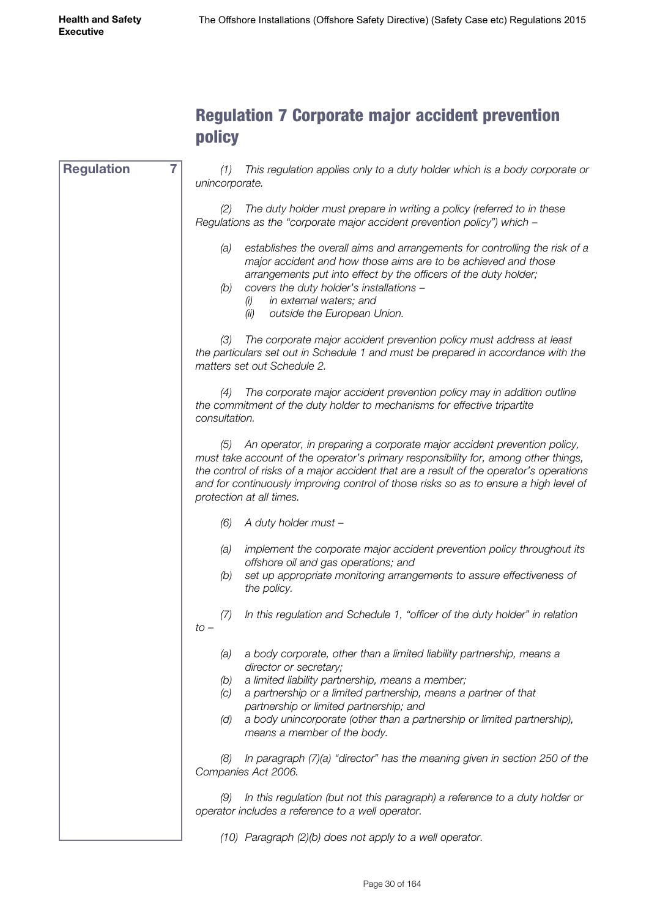## Regulation 7 Corporate major accident prevention policy

**Regulation 7**

*(1) This regulation applies only to a duty holder which is a body corporate or unincorporate.*

*(2) The duty holder must prepare in writing a policy (referred to in these Regulations as the "corporate major accident prevention policy") which –*

*(a) establishes the overall aims and arrangements for controlling the risk of a major accident and how those aims are to be achieved and those arrangements put into effect by the officers of the duty holder;*
*(b) covers the duty holder's installations –*
*(i) in external waters; and*
*(ii) outside the European Union.*

*(3) The corporate major accident prevention policy must address at least the particulars set out in Schedule 1 and must be prepared in accordance with the matters set out Schedule 2.*

*(4) The corporate major accident prevention policy may in addition outline the commitment of the duty holder to mechanisms for effective tripartite consultation.*

*(5) An operator, in preparing a corporate major accident prevention policy, must take account of the operator's primary responsibility for, among other things, the control of risks of a major accident that are a result of the operator's operations and for continuously improving control of those risks so as to ensure a high level of protection at all times.*

*(6) A duty holder must –*

*(a) implement the corporate major accident prevention policy throughout its offshore oil and gas operations; and*
*(b) set up appropriate monitoring arrangements to assure effectiveness of the policy.*

*(7) In this regulation and Schedule 1, "officer of the duty holder" in relation to –*

*(a) a body corporate, other than a limited liability partnership, means a director or secretary;*
*(b) a limited liability partnership, means a member;*
*(c) a partnership or a limited partnership, means a partner of that partnership or limited partnership; and*
*(d) a body unincorporate (other than a partnership or limited partnership), means a member of the body.*

*(8) In paragraph (7)(a) "director" has the meaning given in section 250 of the Companies Act 2006.*

*(9) In this regulation (but not this paragraph) a reference to a duty holder or operator includes a reference to a well operator.*

*(10) Paragraph (2)(b) does not apply to a well operator.*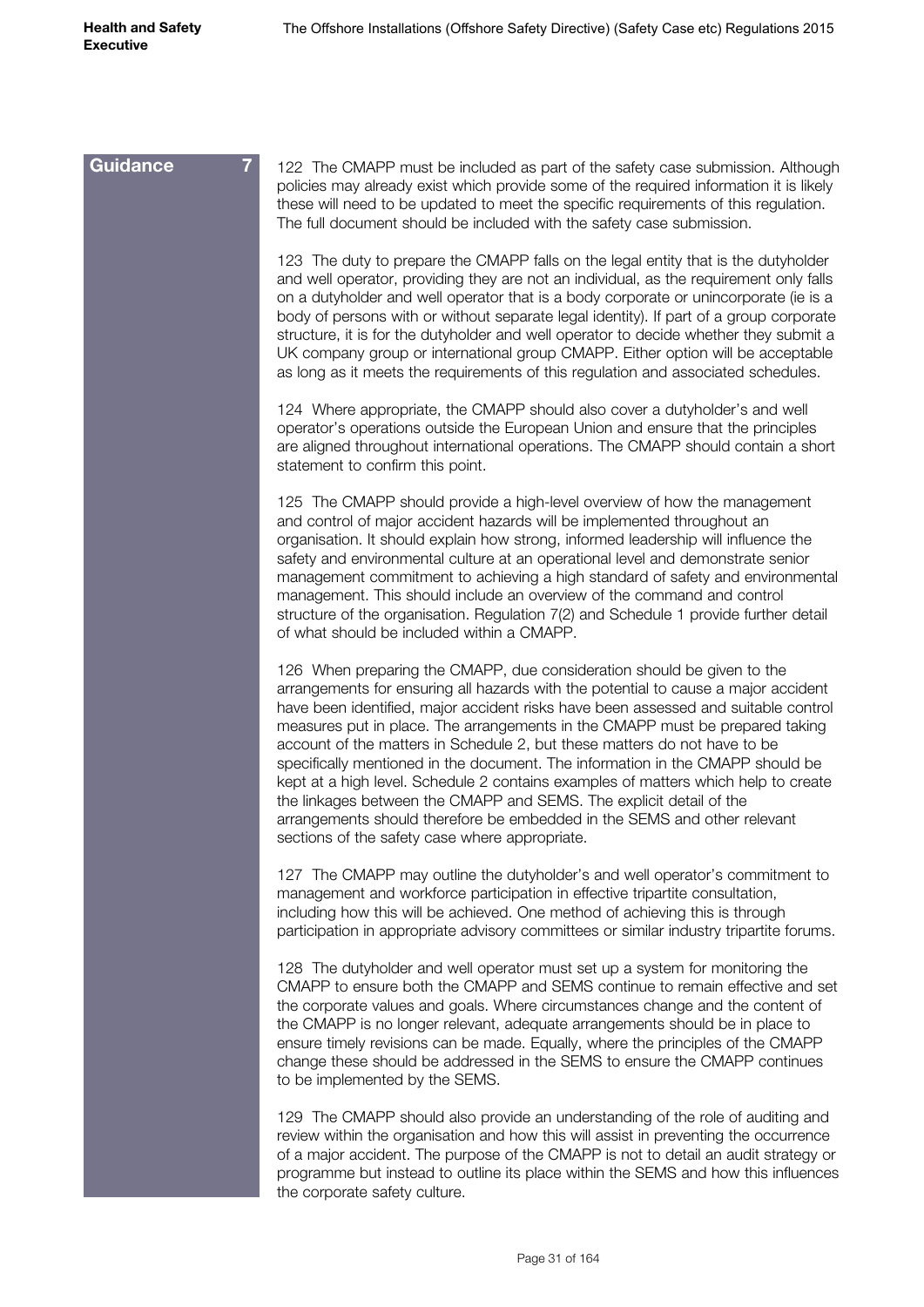**Guidance 7**

122 The CMAPP must be included as part of the safety case submission. Although policies may already exist which provide some of the required information it is likely these will need to be updated to meet the specific requirements of this regulation. The full document should be included with the safety case submission.

123 The duty to prepare the CMAPP falls on the legal entity that is the dutyholder and well operator, providing they are not an individual, as the requirement only falls on a dutyholder and well operator that is a body corporate or unincorporate (ie is a body of persons with or without separate legal identity). If part of a group corporate structure, it is for the dutyholder and well operator to decide whether they submit a UK company group or international group CMAPP. Either option will be acceptable as long as it meets the requirements of this regulation and associated schedules.

124 Where appropriate, the CMAPP should also cover a dutyholder's and well operator's operations outside the European Union and ensure that the principles are aligned throughout international operations. The CMAPP should contain a short statement to confirm this point.

125 The CMAPP should provide a high-level overview of how the management and control of major accident hazards will be implemented throughout an organisation. It should explain how strong, informed leadership will influence the safety and environmental culture at an operational level and demonstrate senior management commitment to achieving a high standard of safety and environmental management. This should include an overview of the command and control structure of the organisation. Regulation 7(2) and Schedule 1 provide further detail of what should be included within a CMAPP.

126 When preparing the CMAPP, due consideration should be given to the arrangements for ensuring all hazards with the potential to cause a major accident have been identified, major accident risks have been assessed and suitable control measures put in place. The arrangements in the CMAPP must be prepared taking account of the matters in Schedule 2, but these matters do not have to be specifically mentioned in the document. The information in the CMAPP should be kept at a high level. Schedule 2 contains examples of matters which help to create the linkages between the CMAPP and SEMS. The explicit detail of the arrangements should therefore be embedded in the SEMS and other relevant sections of the safety case where appropriate.

127 The CMAPP may outline the dutyholder's and well operator's commitment to management and workforce participation in effective tripartite consultation, including how this will be achieved. One method of achieving this is through participation in appropriate advisory committees or similar industry tripartite forums.

128 The dutyholder and well operator must set up a system for monitoring the CMAPP to ensure both the CMAPP and SEMS continue to remain effective and set the corporate values and goals. Where circumstances change and the content of the CMAPP is no longer relevant, adequate arrangements should be in place to ensure timely revisions can be made. Equally, where the principles of the CMAPP change these should be addressed in the SEMS to ensure the CMAPP continues to be implemented by the SEMS.

129 The CMAPP should also provide an understanding of the role of auditing and review within the organisation and how this will assist in preventing the occurrence of a major accident. The purpose of the CMAPP is not to detail an audit strategy or programme but instead to outline its place within the SEMS and how this influences the corporate safety culture.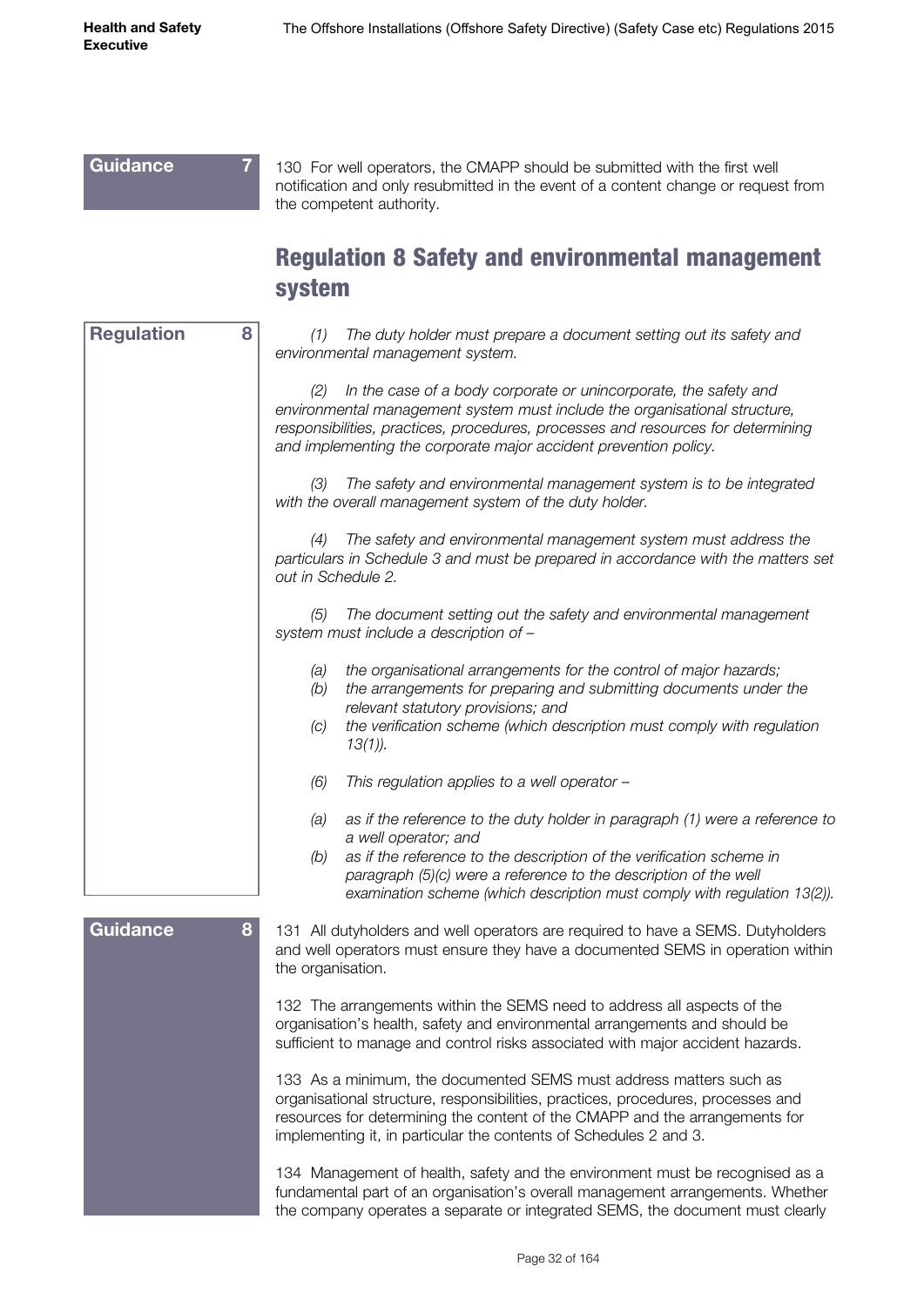**Guidance 7**

130 For well operators, the CMAPP should be submitted with the first well notification and only resubmitted in the event of a content change or request from the competent authority.

## Regulation 8 Safety and environmental management system

**Regulation 8**

*(1) The duty holder must prepare a document setting out its safety and environmental management system.*

*(2) In the case of a body corporate or unincorporate, the safety and environmental management system must include the organisational structure, responsibilities, practices, procedures, processes and resources for determining and implementing the corporate major accident prevention policy.*

*(3) The safety and environmental management system is to be integrated with the overall management system of the duty holder.*

*(4) The safety and environmental management system must address the particulars in Schedule 3 and must be prepared in accordance with the matters set out in Schedule 2.*

*(5) The document setting out the safety and environmental management system must include a description of –*

*(a) the organisational arrangements for the control of major hazards;*
*(b) the arrangements for preparing and submitting documents under the relevant statutory provisions; and*
*(c) the verification scheme (which description must comply with regulation 13(1)).*

*(6) This regulation applies to a well operator –*

*(a) as if the reference to the duty holder in paragraph (1) were a reference to a well operator; and*
*(b) as if the reference to the description of the verification scheme in paragraph (5)(c) were a reference to the description of the well examination scheme (which description must comply with regulation 13(2)).*

**Guidance 8**

131 All dutyholders and well operators are required to have a SEMS. Dutyholders and well operators must ensure they have a documented SEMS in operation within the organisation.

132 The arrangements within the SEMS need to address all aspects of the organisation's health, safety and environmental arrangements and should be sufficient to manage and control risks associated with major accident hazards.

133 As a minimum, the documented SEMS must address matters such as organisational structure, responsibilities, practices, procedures, processes and resources for determining the content of the CMAPP and the arrangements for implementing it, in particular the contents of Schedules 2 and 3.

134 Management of health, safety and the environment must be recognised as a fundamental part of an organisation's overall management arrangements. Whether the company operates a separate or integrated SEMS, the document must clearly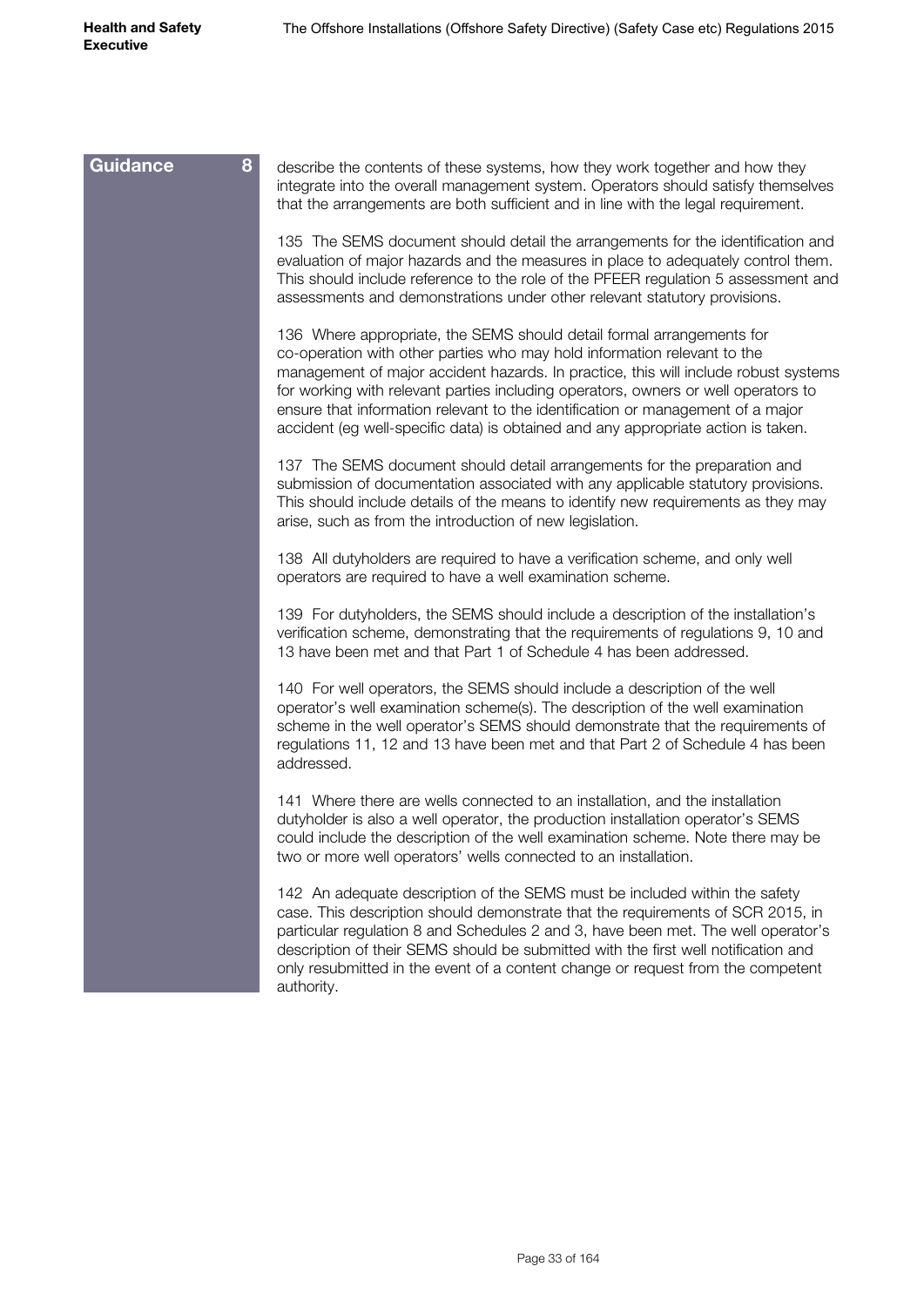**Guidance 8**

describe the contents of these systems, how they work together and how they integrate into the overall management system. Operators should satisfy themselves that the arrangements are both sufficient and in line with the legal requirement.

135 The SEMS document should detail the arrangements for the identification and evaluation of major hazards and the measures in place to adequately control them. This should include reference to the role of the PFEER regulation 5 assessment and assessments and demonstrations under other relevant statutory provisions.

136 Where appropriate, the SEMS should detail formal arrangements for co-operation with other parties who may hold information relevant to the management of major accident hazards. In practice, this will include robust systems for working with relevant parties including operators, owners or well operators to ensure that information relevant to the identification or management of a major accident (eg well-specific data) is obtained and any appropriate action is taken.

137 The SEMS document should detail arrangements for the preparation and submission of documentation associated with any applicable statutory provisions. This should include details of the means to identify new requirements as they may arise, such as from the introduction of new legislation.

138 All dutyholders are required to have a verification scheme, and only well operators are required to have a well examination scheme.

139 For dutyholders, the SEMS should include a description of the installation's verification scheme, demonstrating that the requirements of regulations 9, 10 and 13 have been met and that Part 1 of Schedule 4 has been addressed.

140 For well operators, the SEMS should include a description of the well operator's well examination scheme(s). The description of the well examination scheme in the well operator's SEMS should demonstrate that the requirements of regulations 11, 12 and 13 have been met and that Part 2 of Schedule 4 has been addressed.

141 Where there are wells connected to an installation, and the installation dutyholder is also a well operator, the production installation operator's SEMS could include the description of the well examination scheme. Note there may be two or more well operators' wells connected to an installation.

142 An adequate description of the SEMS must be included within the safety case. This description should demonstrate that the requirements of SCR 2015, in particular regulation 8 and Schedules 2 and 3, have been met. The well operator's description of their SEMS should be submitted with the first well notification and only resubmitted in the event of a content change or request from the competent authority.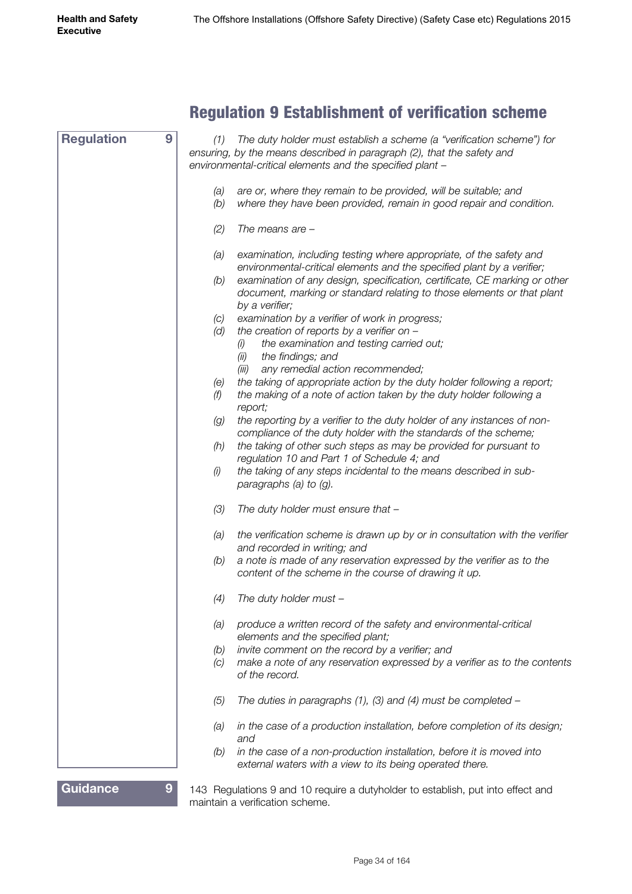## Regulation 9 Establishment of verification scheme

**Regulation 9**

*(1) The duty holder must establish a scheme (a "verification scheme") for ensuring, by the means described in paragraph (2), that the safety and environmental-critical elements and the specified plant –*

*(a) are or, where they remain to be provided, will be suitable; and*
*(b) where they have been provided, remain in good repair and condition.*

*(2) The means are –*

*(a) examination, including testing where appropriate, of the safety and environmental-critical elements and the specified plant by a verifier;*
*(b) examination of any design, specification, certificate, CE marking or other document, marking or standard relating to those elements or that plant by a verifier;*
*(c) examination by a verifier of work in progress;*
*(d) the creation of reports by a verifier on –*
  *(i) the examination and testing carried out;*
  *(ii) the findings; and*
  *(iii) any remedial action recommended;*
*(e) the taking of appropriate action by the duty holder following a report;*
*(f) the making of a note of action taken by the duty holder following a report;*
*(g) the reporting by a verifier to the duty holder of any instances of non-compliance of the duty holder with the standards of the scheme;*
*(h) the taking of other such steps as may be provided for pursuant to regulation 10 and Part 1 of Schedule 4; and*
*(i) the taking of any steps incidental to the means described in sub-paragraphs (a) to (g).*

*(3) The duty holder must ensure that –*

*(a) the verification scheme is drawn up by or in consultation with the verifier and recorded in writing; and*
*(b) a note is made of any reservation expressed by the verifier as to the content of the scheme in the course of drawing it up.*

*(4) The duty holder must –*

*(a) produce a written record of the safety and environmental-critical elements and the specified plant;*
*(b) invite comment on the record by a verifier; and*
*(c) make a note of any reservation expressed by a verifier as to the contents of the record.*

*(5) The duties in paragraphs (1), (3) and (4) must be completed –*

*(a) in the case of a production installation, before completion of its design; and*
*(b) in the case of a non-production installation, before it is moved into external waters with a view to its being operated there.*

**Guidance 9**

143 Regulations 9 and 10 require a dutyholder to establish, put into effect and maintain a verification scheme.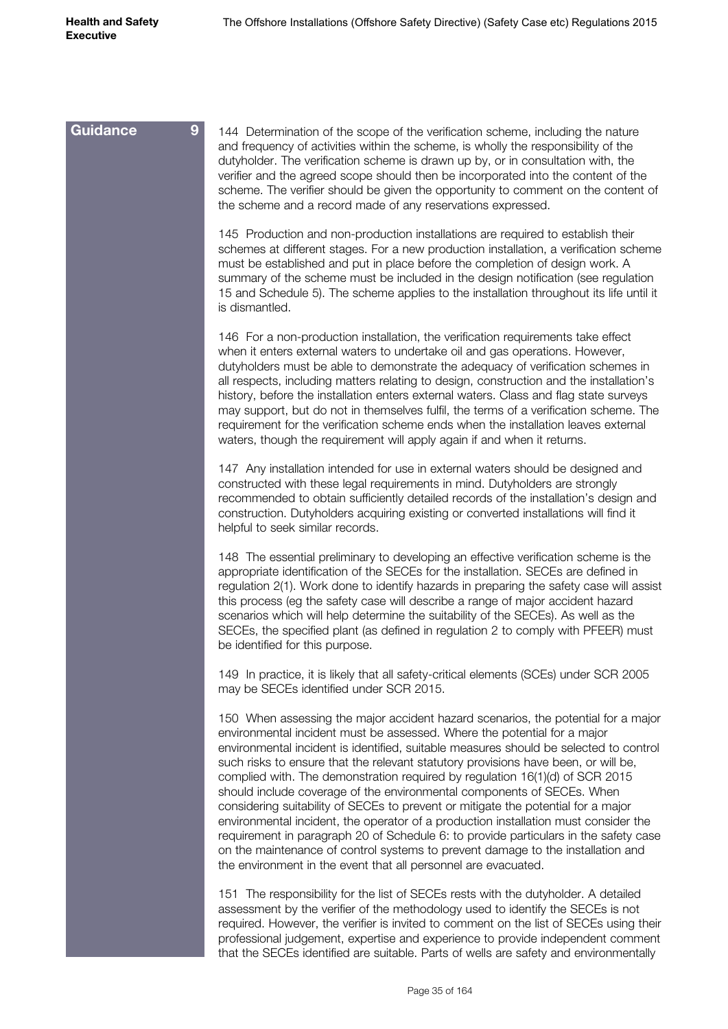**Guidance 9**

144 Determination of the scope of the verification scheme, including the nature and frequency of activities within the scheme, is wholly the responsibility of the dutyholder. The verification scheme is drawn up by, or in consultation with, the verifier and the agreed scope should then be incorporated into the content of the scheme. The verifier should be given the opportunity to comment on the content of the scheme and a record made of any reservations expressed.

145 Production and non-production installations are required to establish their schemes at different stages. For a new production installation, a verification scheme must be established and put in place before the completion of design work. A summary of the scheme must be included in the design notification (see regulation 15 and Schedule 5). The scheme applies to the installation throughout its life until it is dismantled.

146 For a non-production installation, the verification requirements take effect when it enters external waters to undertake oil and gas operations. However, dutyholders must be able to demonstrate the adequacy of verification schemes in all respects, including matters relating to design, construction and the installation's history, before the installation enters external waters. Class and flag state surveys may support, but do not in themselves fulfil, the terms of a verification scheme. The requirement for the verification scheme ends when the installation leaves external waters, though the requirement will apply again if and when it returns.

147 Any installation intended for use in external waters should be designed and constructed with these legal requirements in mind. Dutyholders are strongly recommended to obtain sufficiently detailed records of the installation's design and construction. Dutyholders acquiring existing or converted installations will find it helpful to seek similar records.

148 The essential preliminary to developing an effective verification scheme is the appropriate identification of the SECEs for the installation. SECEs are defined in regulation 2(1). Work done to identify hazards in preparing the safety case will assist this process (eg the safety case will describe a range of major accident hazard scenarios which will help determine the suitability of the SECEs). As well as the SECEs, the specified plant (as defined in regulation 2 to comply with PFEER) must be identified for this purpose.

149 In practice, it is likely that all safety-critical elements (SCEs) under SCR 2005 may be SECEs identified under SCR 2015.

150 When assessing the major accident hazard scenarios, the potential for a major environmental incident must be assessed. Where the potential for a major environmental incident is identified, suitable measures should be selected to control such risks to ensure that the relevant statutory provisions have been, or will be, complied with. The demonstration required by regulation 16(1)(d) of SCR 2015 should include coverage of the environmental components of SECEs. When considering suitability of SECEs to prevent or mitigate the potential for a major environmental incident, the operator of a production installation must consider the requirement in paragraph 20 of Schedule 6: to provide particulars in the safety case on the maintenance of control systems to prevent damage to the installation and the environment in the event that all personnel are evacuated.

151 The responsibility for the list of SECEs rests with the dutyholder. A detailed assessment by the verifier of the methodology used to identify the SECEs is not required. However, the verifier is invited to comment on the list of SECEs using their professional judgement, expertise and experience to provide independent comment that the SECEs identified are suitable. Parts of wells are safety and environmentally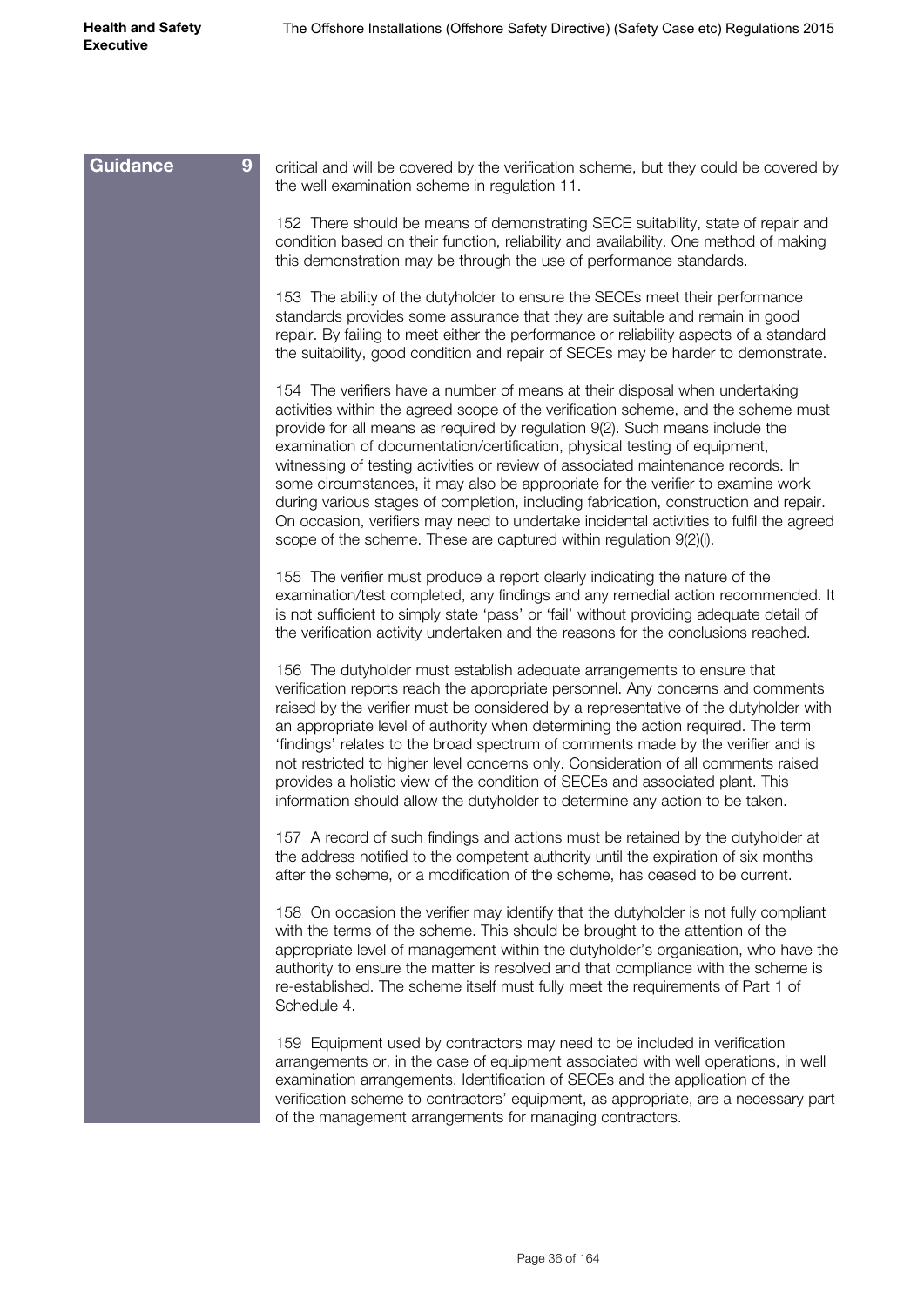**Guidance 9**

critical and will be covered by the verification scheme, but they could be covered by the well examination scheme in regulation 11.

152 There should be means of demonstrating SECE suitability, state of repair and condition based on their function, reliability and availability. One method of making this demonstration may be through the use of performance standards.

153 The ability of the dutyholder to ensure the SECEs meet their performance standards provides some assurance that they are suitable and remain in good repair. By failing to meet either the performance or reliability aspects of a standard the suitability, good condition and repair of SECEs may be harder to demonstrate.

154 The verifiers have a number of means at their disposal when undertaking activities within the agreed scope of the verification scheme, and the scheme must provide for all means as required by regulation 9(2). Such means include the examination of documentation/certification, physical testing of equipment, witnessing of testing activities or review of associated maintenance records. In some circumstances, it may also be appropriate for the verifier to examine work during various stages of completion, including fabrication, construction and repair. On occasion, verifiers may need to undertake incidental activities to fulfil the agreed scope of the scheme. These are captured within regulation 9(2)(i).

155 The verifier must produce a report clearly indicating the nature of the examination/test completed, any findings and any remedial action recommended. It is not sufficient to simply state 'pass' or 'fail' without providing adequate detail of the verification activity undertaken and the reasons for the conclusions reached.

156 The dutyholder must establish adequate arrangements to ensure that verification reports reach the appropriate personnel. Any concerns and comments raised by the verifier must be considered by a representative of the dutyholder with an appropriate level of authority when determining the action required. The term 'findings' relates to the broad spectrum of comments made by the verifier and is not restricted to higher level concerns only. Consideration of all comments raised provides a holistic view of the condition of SECEs and associated plant. This information should allow the dutyholder to determine any action to be taken.

157 A record of such findings and actions must be retained by the dutyholder at the address notified to the competent authority until the expiration of six months after the scheme, or a modification of the scheme, has ceased to be current.

158 On occasion the verifier may identify that the dutyholder is not fully compliant with the terms of the scheme. This should be brought to the attention of the appropriate level of management within the dutyholder's organisation, who have the authority to ensure the matter is resolved and that compliance with the scheme is re-established. The scheme itself must fully meet the requirements of Part 1 of Schedule 4.

159 Equipment used by contractors may need to be included in verification arrangements or, in the case of equipment associated with well operations, in well examination arrangements. Identification of SECEs and the application of the verification scheme to contractors' equipment, as appropriate, are a necessary part of the management arrangements for managing contractors.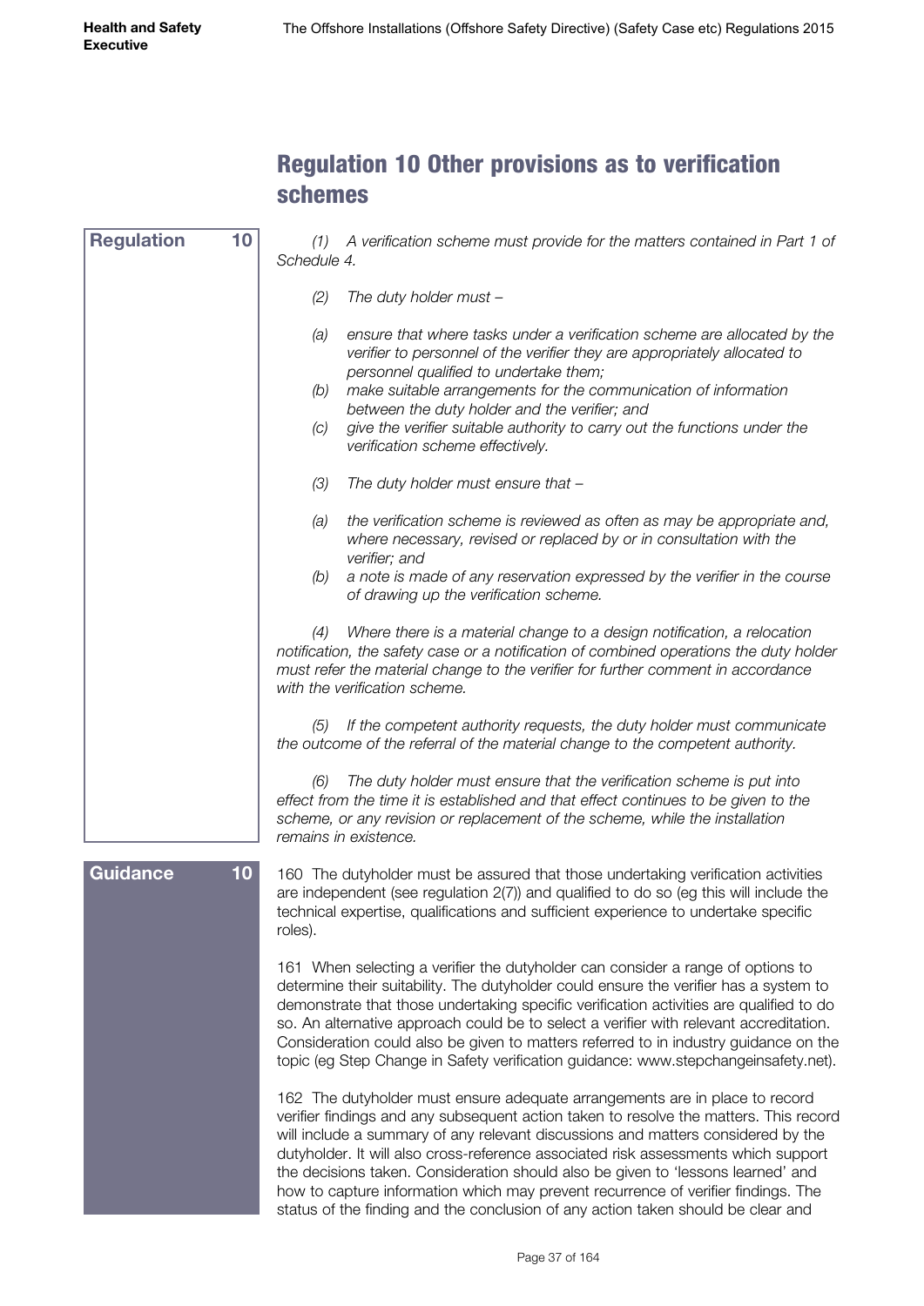## Regulation 10 Other provisions as to verification schemes

**Regulation 10**

*(1) A verification scheme must provide for the matters contained in Part 1 of Schedule 4.*

*(2) The duty holder must –*

*(a) ensure that where tasks under a verification scheme are allocated by the verifier to personnel of the verifier they are appropriately allocated to personnel qualified to undertake them;*

*(b) make suitable arrangements for the communication of information between the duty holder and the verifier; and*

*(c) give the verifier suitable authority to carry out the functions under the verification scheme effectively.*

*(3) The duty holder must ensure that –*

*(a) the verification scheme is reviewed as often as may be appropriate and, where necessary, revised or replaced by or in consultation with the verifier; and*

*(b) a note is made of any reservation expressed by the verifier in the course of drawing up the verification scheme.*

*(4) Where there is a material change to a design notification, a relocation notification, the safety case or a notification of combined operations the duty holder must refer the material change to the verifier for further comment in accordance with the verification scheme.*

*(5) If the competent authority requests, the duty holder must communicate the outcome of the referral of the material change to the competent authority.*

*(6) The duty holder must ensure that the verification scheme is put into effect from the time it is established and that effect continues to be given to the scheme, or any revision or replacement of the scheme, while the installation remains in existence.*

**Guidance 10**

160 The dutyholder must be assured that those undertaking verification activities are independent (see regulation 2(7)) and qualified to do so (eg this will include the technical expertise, qualifications and sufficient experience to undertake specific roles).

161 When selecting a verifier the dutyholder can consider a range of options to determine their suitability. The dutyholder could ensure the verifier has a system to demonstrate that those undertaking specific verification activities are qualified to do so. An alternative approach could be to select a verifier with relevant accreditation. Consideration could also be given to matters referred to in industry guidance on the topic (eg Step Change in Safety verification guidance: www.stepchangeinsafety.net).

162 The dutyholder must ensure adequate arrangements are in place to record verifier findings and any subsequent action taken to resolve the matters. This record will include a summary of any relevant discussions and matters considered by the dutyholder. It will also cross-reference associated risk assessments which support the decisions taken. Consideration should also be given to 'lessons learned' and how to capture information which may prevent recurrence of verifier findings. The status of the finding and the conclusion of any action taken should be clear and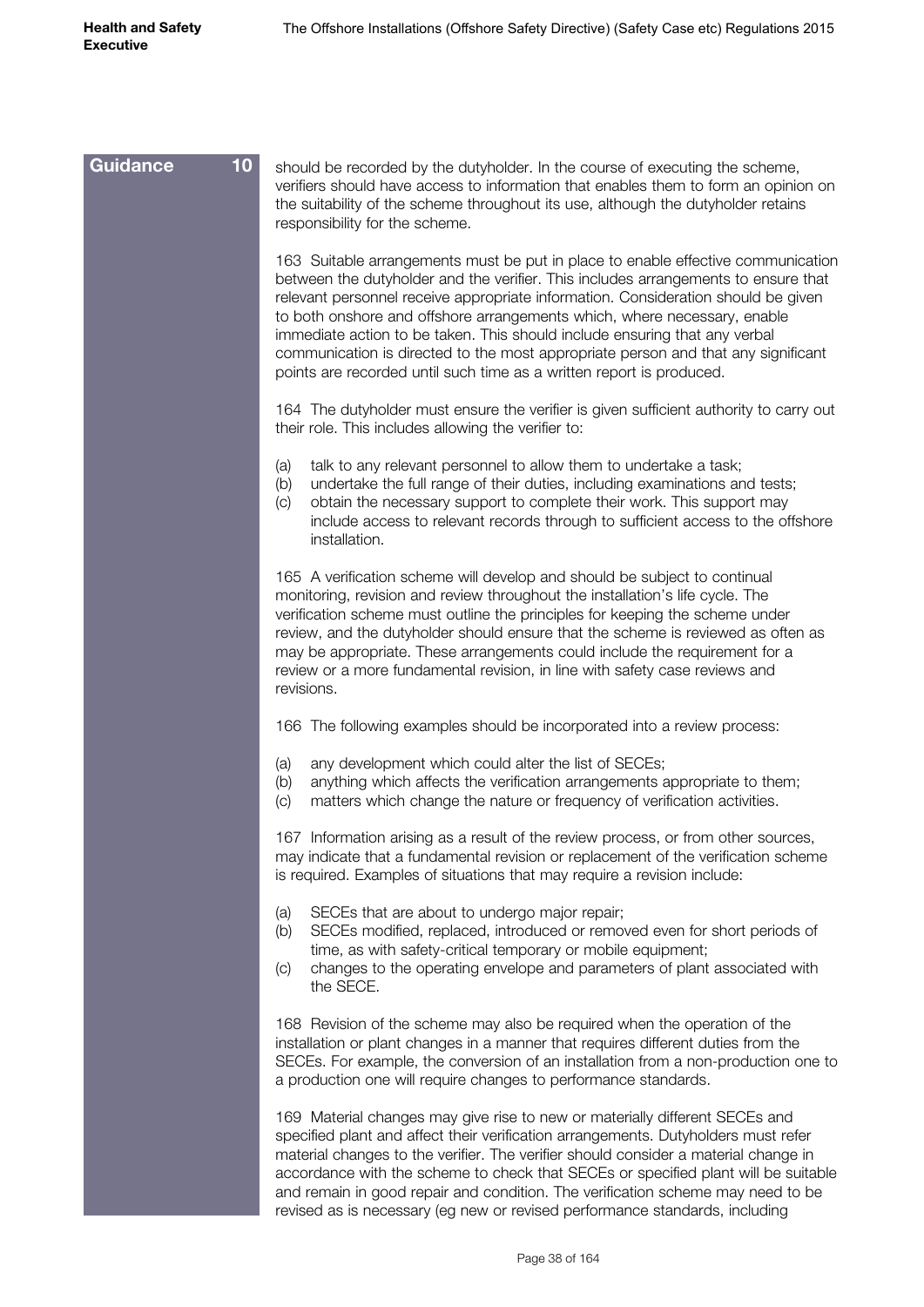**Guidance 10**

should be recorded by the dutyholder. In the course of executing the scheme, verifiers should have access to information that enables them to form an opinion on the suitability of the scheme throughout its use, although the dutyholder retains responsibility for the scheme.

163 Suitable arrangements must be put in place to enable effective communication between the dutyholder and the verifier. This includes arrangements to ensure that relevant personnel receive appropriate information. Consideration should be given to both onshore and offshore arrangements which, where necessary, enable immediate action to be taken. This should include ensuring that any verbal communication is directed to the most appropriate person and that any significant points are recorded until such time as a written report is produced.

164 The dutyholder must ensure the verifier is given sufficient authority to carry out their role. This includes allowing the verifier to:

(a) talk to any relevant personnel to allow them to undertake a task;
(b) undertake the full range of their duties, including examinations and tests;
(c) obtain the necessary support to complete their work. This support may include access to relevant records through to sufficient access to the offshore installation.

165 A verification scheme will develop and should be subject to continual monitoring, revision and review throughout the installation's life cycle. The verification scheme must outline the principles for keeping the scheme under review, and the dutyholder should ensure that the scheme is reviewed as often as may be appropriate. These arrangements could include the requirement for a review or a more fundamental revision, in line with safety case reviews and revisions.

166 The following examples should be incorporated into a review process:

(a) any development which could alter the list of SECEs;
(b) anything which affects the verification arrangements appropriate to them;
(c) matters which change the nature or frequency of verification activities.

167 Information arising as a result of the review process, or from other sources, may indicate that a fundamental revision or replacement of the verification scheme is required. Examples of situations that may require a revision include:

(a) SECEs that are about to undergo major repair;
(b) SECEs modified, replaced, introduced or removed even for short periods of time, as with safety-critical temporary or mobile equipment;
(c) changes to the operating envelope and parameters of plant associated with the SECE.

168 Revision of the scheme may also be required when the operation of the installation or plant changes in a manner that requires different duties from the SECEs. For example, the conversion of an installation from a non-production one to a production one will require changes to performance standards.

169 Material changes may give rise to new or materially different SECEs and specified plant and affect their verification arrangements. Dutyholders must refer material changes to the verifier. The verifier should consider a material change in accordance with the scheme to check that SECEs or specified plant will be suitable and remain in good repair and condition. The verification scheme may need to be revised as is necessary (eg new or revised performance standards, including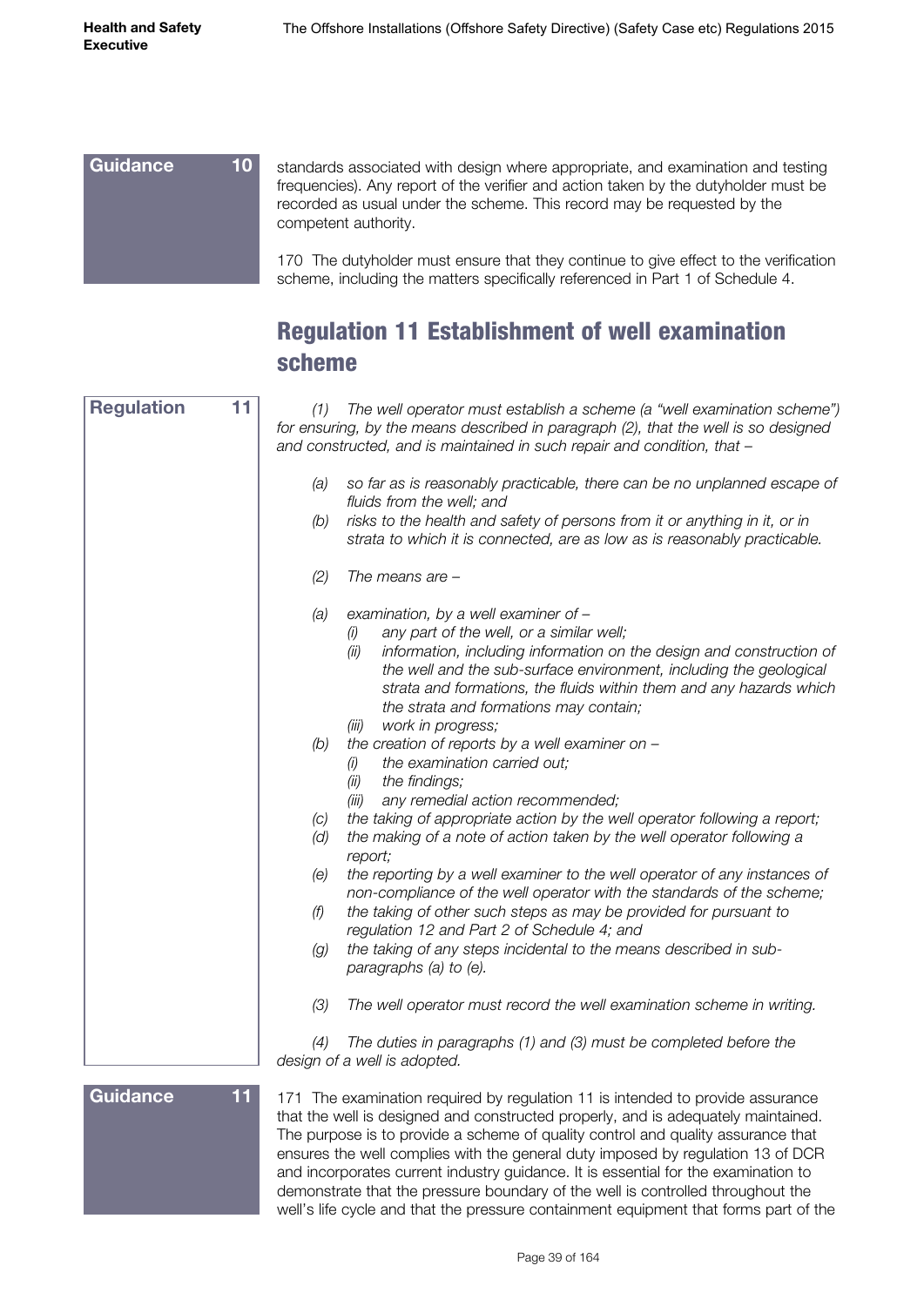**Guidance 10**

standards associated with design where appropriate, and examination and testing frequencies). Any report of the verifier and action taken by the dutyholder must be recorded as usual under the scheme. This record may be requested by the competent authority.

170 The dutyholder must ensure that they continue to give effect to the verification scheme, including the matters specifically referenced in Part 1 of Schedule 4.

## Regulation 11 Establishment of well examination scheme

**Regulation 11**

*(1) The well operator must establish a scheme (a "well examination scheme") for ensuring, by the means described in paragraph (2), that the well is so designed and constructed, and is maintained in such repair and condition, that –*

*(a) so far as is reasonably practicable, there can be no unplanned escape of fluids from the well; and*

*(b) risks to the health and safety of persons from it or anything in it, or in strata to which it is connected, are as low as is reasonably practicable.*

*(2) The means are –*

*(a) examination, by a well examiner of –*
  *(i) any part of the well, or a similar well;*
  *(ii) information, including information on the design and construction of the well and the sub-surface environment, including the geological strata and formations, the fluids within them and any hazards which the strata and formations may contain;*
  *(iii) work in progress;*

*(b) the creation of reports by a well examiner on –*
  *(i) the examination carried out;*
  *(ii) the findings;*
  *(iii) any remedial action recommended;*

*(c) the taking of appropriate action by the well operator following a report;*

*(d) the making of a note of action taken by the well operator following a report;*

*(e) the reporting by a well examiner to the well operator of any instances of non-compliance of the well operator with the standards of the scheme;*

*(f) the taking of other such steps as may be provided for pursuant to regulation 12 and Part 2 of Schedule 4; and*

*(g) the taking of any steps incidental to the means described in sub-paragraphs (a) to (e).*

*(3) The well operator must record the well examination scheme in writing.*

*(4) The duties in paragraphs (1) and (3) must be completed before the design of a well is adopted.*

**Guidance 11**

171 The examination required by regulation 11 is intended to provide assurance that the well is designed and constructed properly, and is adequately maintained. The purpose is to provide a scheme of quality control and quality assurance that ensures the well complies with the general duty imposed by regulation 13 of DCR and incorporates current industry guidance. It is essential for the examination to demonstrate that the pressure boundary of the well is controlled throughout the well's life cycle and that the pressure containment equipment that forms part of the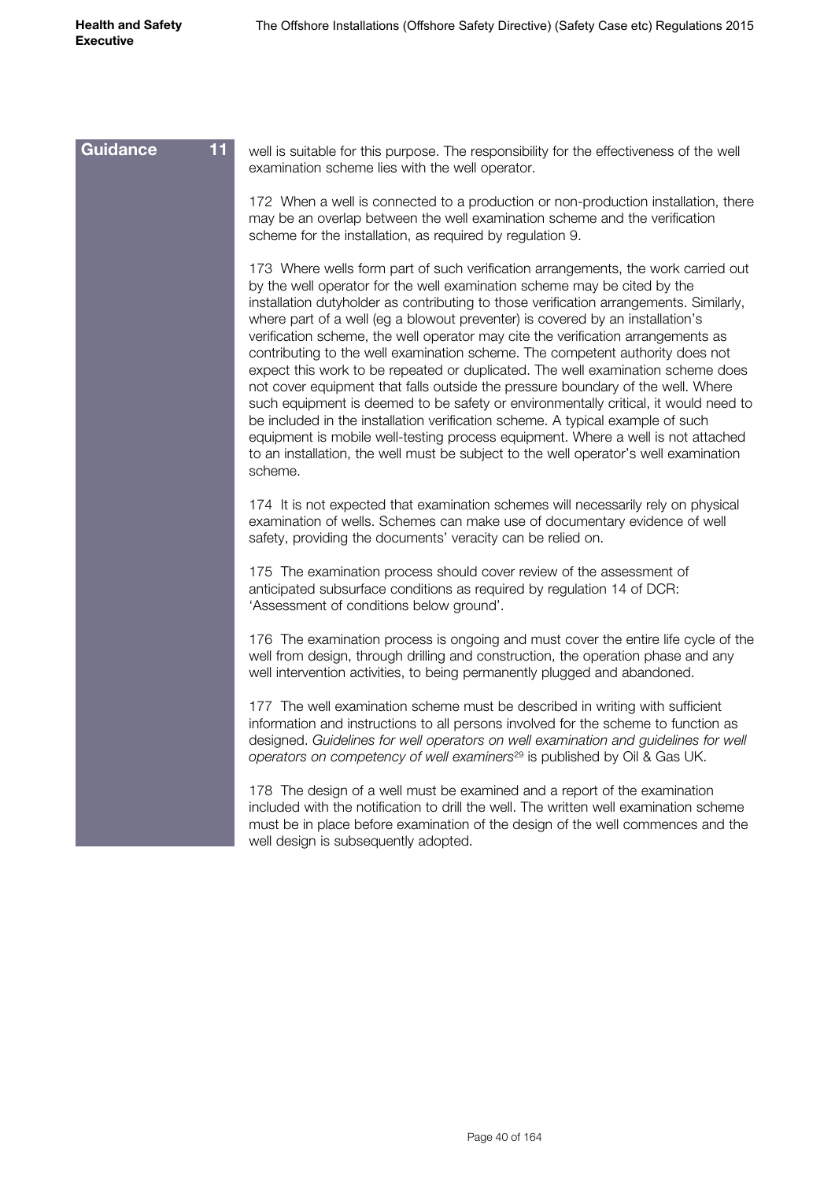**Guidance 11**

well is suitable for this purpose. The responsibility for the effectiveness of the well examination scheme lies with the well operator.

172 When a well is connected to a production or non-production installation, there may be an overlap between the well examination scheme and the verification scheme for the installation, as required by regulation 9.

173 Where wells form part of such verification arrangements, the work carried out by the well operator for the well examination scheme may be cited by the installation dutyholder as contributing to those verification arrangements. Similarly, where part of a well (eg a blowout preventer) is covered by an installation's verification scheme, the well operator may cite the verification arrangements as contributing to the well examination scheme. The competent authority does not expect this work to be repeated or duplicated. The well examination scheme does not cover equipment that falls outside the pressure boundary of the well. Where such equipment is deemed to be safety or environmentally critical, it would need to be included in the installation verification scheme. A typical example of such equipment is mobile well-testing process equipment. Where a well is not attached to an installation, the well must be subject to the well operator's well examination scheme.

174 It is not expected that examination schemes will necessarily rely on physical examination of wells. Schemes can make use of documentary evidence of well safety, providing the documents' veracity can be relied on.

175 The examination process should cover review of the assessment of anticipated subsurface conditions as required by regulation 14 of DCR: 'Assessment of conditions below ground'.

176 The examination process is ongoing and must cover the entire life cycle of the well from design, through drilling and construction, the operation phase and any well intervention activities, to being permanently plugged and abandoned.

177 The well examination scheme must be described in writing with sufficient information and instructions to all persons involved for the scheme to function as designed. *Guidelines for well operators on well examination and guidelines for well operators on competency of well examiners*[29] is published by Oil & Gas UK.

178 The design of a well must be examined and a report of the examination included with the notification to drill the well. The written well examination scheme must be in place before examination of the design of the well commences and the well design is subsequently adopted.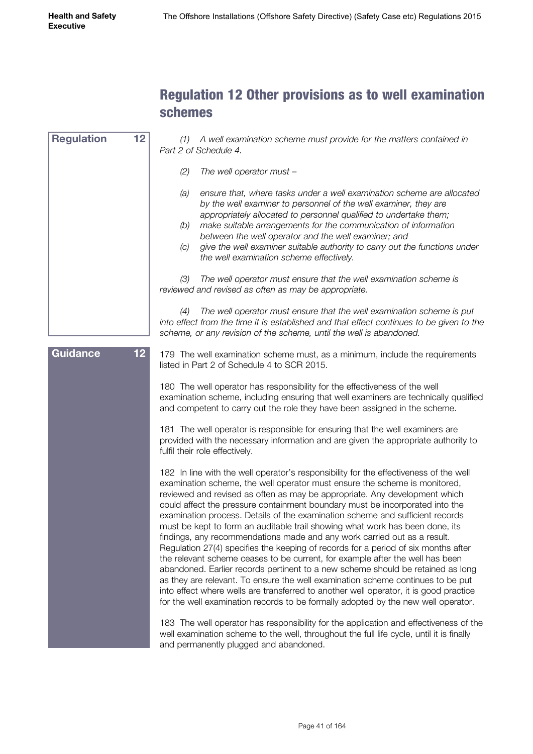## Regulation 12 Other provisions as to well examination schemes

**Regulation 12**

*(1) A well examination scheme must provide for the matters contained in Part 2 of Schedule 4.*

*(2) The well operator must –*

*(a) ensure that, where tasks under a well examination scheme are allocated by the well examiner to personnel of the well examiner, they are appropriately allocated to personnel qualified to undertake them;*

*(b) make suitable arrangements for the communication of information between the well operator and the well examiner; and*

*(c) give the well examiner suitable authority to carry out the functions under the well examination scheme effectively.*

*(3) The well operator must ensure that the well examination scheme is reviewed and revised as often as may be appropriate.*

*(4) The well operator must ensure that the well examination scheme is put into effect from the time it is established and that effect continues to be given to the scheme, or any revision of the scheme, until the well is abandoned.*

**Guidance 12**

179 The well examination scheme must, as a minimum, include the requirements listed in Part 2 of Schedule 4 to SCR 2015.

180 The well operator has responsibility for the effectiveness of the well examination scheme, including ensuring that well examiners are technically qualified and competent to carry out the role they have been assigned in the scheme.

181 The well operator is responsible for ensuring that the well examiners are provided with the necessary information and are given the appropriate authority to fulfil their role effectively.

182 In line with the well operator's responsibility for the effectiveness of the well examination scheme, the well operator must ensure the scheme is monitored, reviewed and revised as often as may be appropriate. Any development which could affect the pressure containment boundary must be incorporated into the examination process. Details of the examination scheme and sufficient records must be kept to form an auditable trail showing what work has been done, its findings, any recommendations made and any work carried out as a result. Regulation 27(4) specifies the keeping of records for a period of six months after the relevant scheme ceases to be current, for example after the well has been abandoned. Earlier records pertinent to a new scheme should be retained as long as they are relevant. To ensure the well examination scheme continues to be put into effect where wells are transferred to another well operator, it is good practice for the well examination records to be formally adopted by the new well operator.

183 The well operator has responsibility for the application and effectiveness of the well examination scheme to the well, throughout the full life cycle, until it is finally and permanently plugged and abandoned.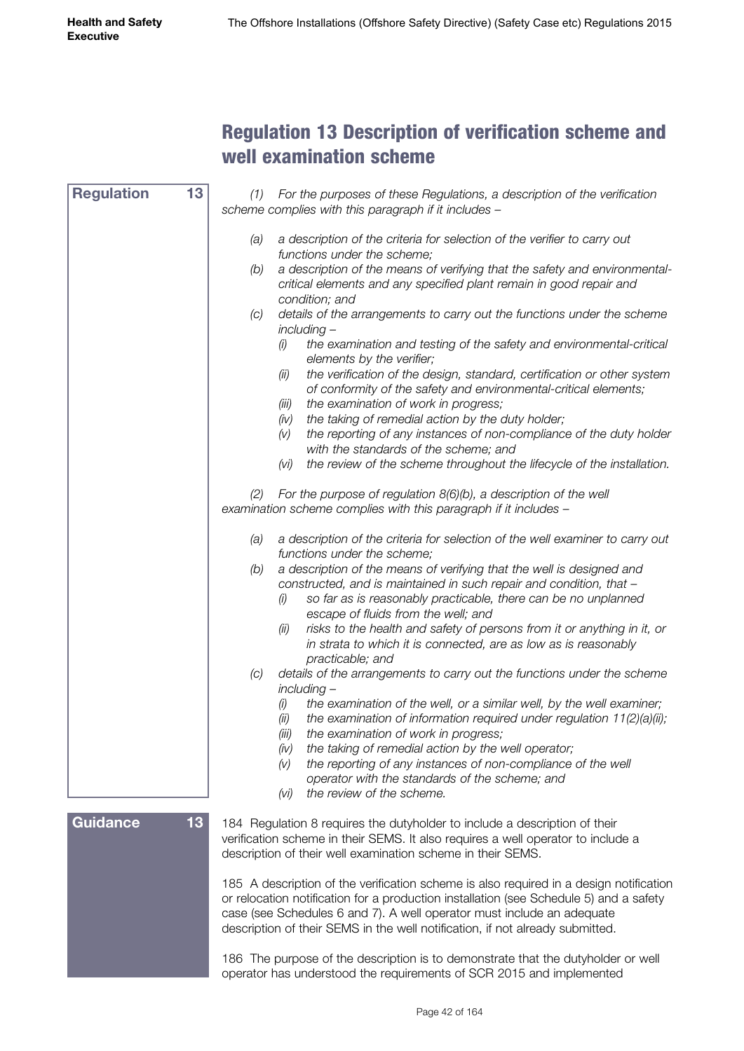## Regulation 13 Description of verification scheme and well examination scheme

**Regulation 13**

*(1) For the purposes of these Regulations, a description of the verification scheme complies with this paragraph if it includes –*

- *(a) a description of the criteria for selection of the verifier to carry out functions under the scheme;*
- *(b) a description of the means of verifying that the safety and environmental-critical elements and any specified plant remain in good repair and condition; and*
- *(c) details of the arrangements to carry out the functions under the scheme including –*
  - *(i) the examination and testing of the safety and environmental-critical elements by the verifier;*
  - *(ii) the verification of the design, standard, certification or other system of conformity of the safety and environmental-critical elements;*
  - *(iii) the examination of work in progress;*
  - *(iv) the taking of remedial action by the duty holder;*
  - *(v) the reporting of any instances of non-compliance of the duty holder with the standards of the scheme; and*
  - *(vi) the review of the scheme throughout the lifecycle of the installation.*

*(2) For the purpose of regulation 8(6)(b), a description of the well examination scheme complies with this paragraph if it includes –*

- *(a) a description of the criteria for selection of the well examiner to carry out functions under the scheme;*
- *(b) a description of the means of verifying that the well is designed and constructed, and is maintained in such repair and condition, that –*
  - *(i) so far as is reasonably practicable, there can be no unplanned escape of fluids from the well; and*
  - *(ii) risks to the health and safety of persons from it or anything in it, or in strata to which it is connected, are as low as is reasonably practicable; and*
- *(c) details of the arrangements to carry out the functions under the scheme including –*
  - *(i) the examination of the well, or a similar well, by the well examiner;*
  - *(ii) the examination of information required under regulation 11(2)(a)(ii);*
  - *(iii) the examination of work in progress;*
  - *(iv) the taking of remedial action by the well operator;*
  - *(v) the reporting of any instances of non-compliance of the well operator with the standards of the scheme; and*
  - *(vi) the review of the scheme.*

**Guidance 13**

184 Regulation 8 requires the dutyholder to include a description of their verification scheme in their SEMS. It also requires a well operator to include a description of their well examination scheme in their SEMS.

185 A description of the verification scheme is also required in a design notification or relocation notification for a production installation (see Schedule 5) and a safety case (see Schedules 6 and 7). A well operator must include an adequate description of their SEMS in the well notification, if not already submitted.

186 The purpose of the description is to demonstrate that the dutyholder or well operator has understood the requirements of SCR 2015 and implemented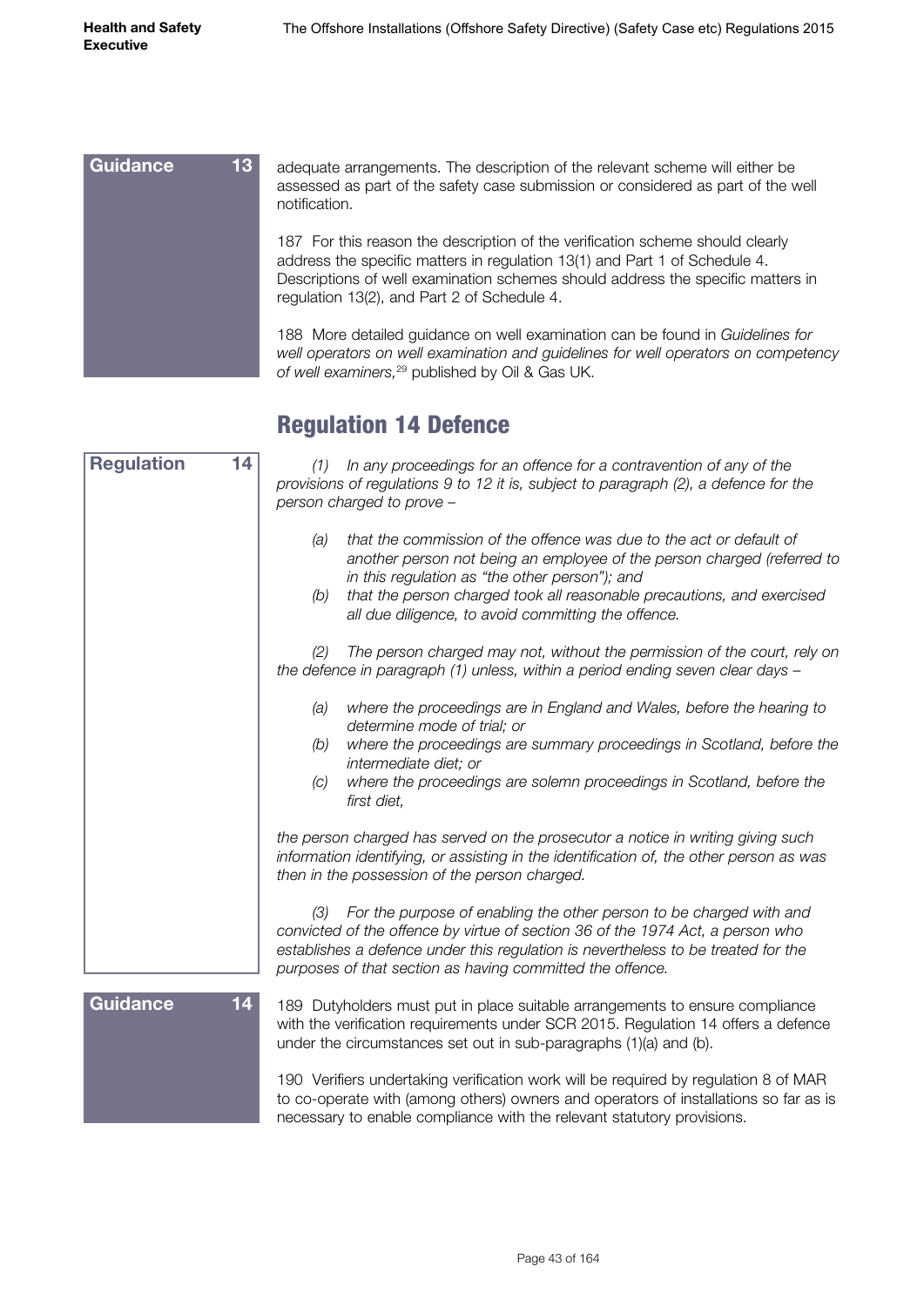**Guidance 13**

adequate arrangements. The description of the relevant scheme will either be assessed as part of the safety case submission or considered as part of the well notification.

187 For this reason the description of the verification scheme should clearly address the specific matters in regulation 13(1) and Part 1 of Schedule 4. Descriptions of well examination schemes should address the specific matters in regulation 13(2), and Part 2 of Schedule 4.

188 More detailed guidance on well examination can be found in *Guidelines for well operators on well examination and guidelines for well operators on competency of well examiners*,[29] published by Oil & Gas UK.

## Regulation 14 Defence

**Regulation 14**

*(1) In any proceedings for an offence for a contravention of any of the provisions of regulations 9 to 12 it is, subject to paragraph (2), a defence for the person charged to prove –*

- *(a) that the commission of the offence was due to the act or default of another person not being an employee of the person charged (referred to in this regulation as "the other person"); and*
- *(b) that the person charged took all reasonable precautions, and exercised all due diligence, to avoid committing the offence.*

*(2) The person charged may not, without the permission of the court, rely on the defence in paragraph (1) unless, within a period ending seven clear days –*

- *(a) where the proceedings are in England and Wales, before the hearing to determine mode of trial; or*
- *(b) where the proceedings are summary proceedings in Scotland, before the intermediate diet; or*
- *(c) where the proceedings are solemn proceedings in Scotland, before the first diet,*

*the person charged has served on the prosecutor a notice in writing giving such information identifying, or assisting in the identification of, the other person as was then in the possession of the person charged.*

*(3) For the purpose of enabling the other person to be charged with and convicted of the offence by virtue of section 36 of the 1974 Act, a person who establishes a defence under this regulation is nevertheless to be treated for the purposes of that section as having committed the offence.*

**Guidance 14**

189 Dutyholders must put in place suitable arrangements to ensure compliance with the verification requirements under SCR 2015. Regulation 14 offers a defence under the circumstances set out in sub-paragraphs (1)(a) and (b).

190 Verifiers undertaking verification work will be required by regulation 8 of MAR to co-operate with (among others) owners and operators of installations so far as is necessary to enable compliance with the relevant statutory provisions.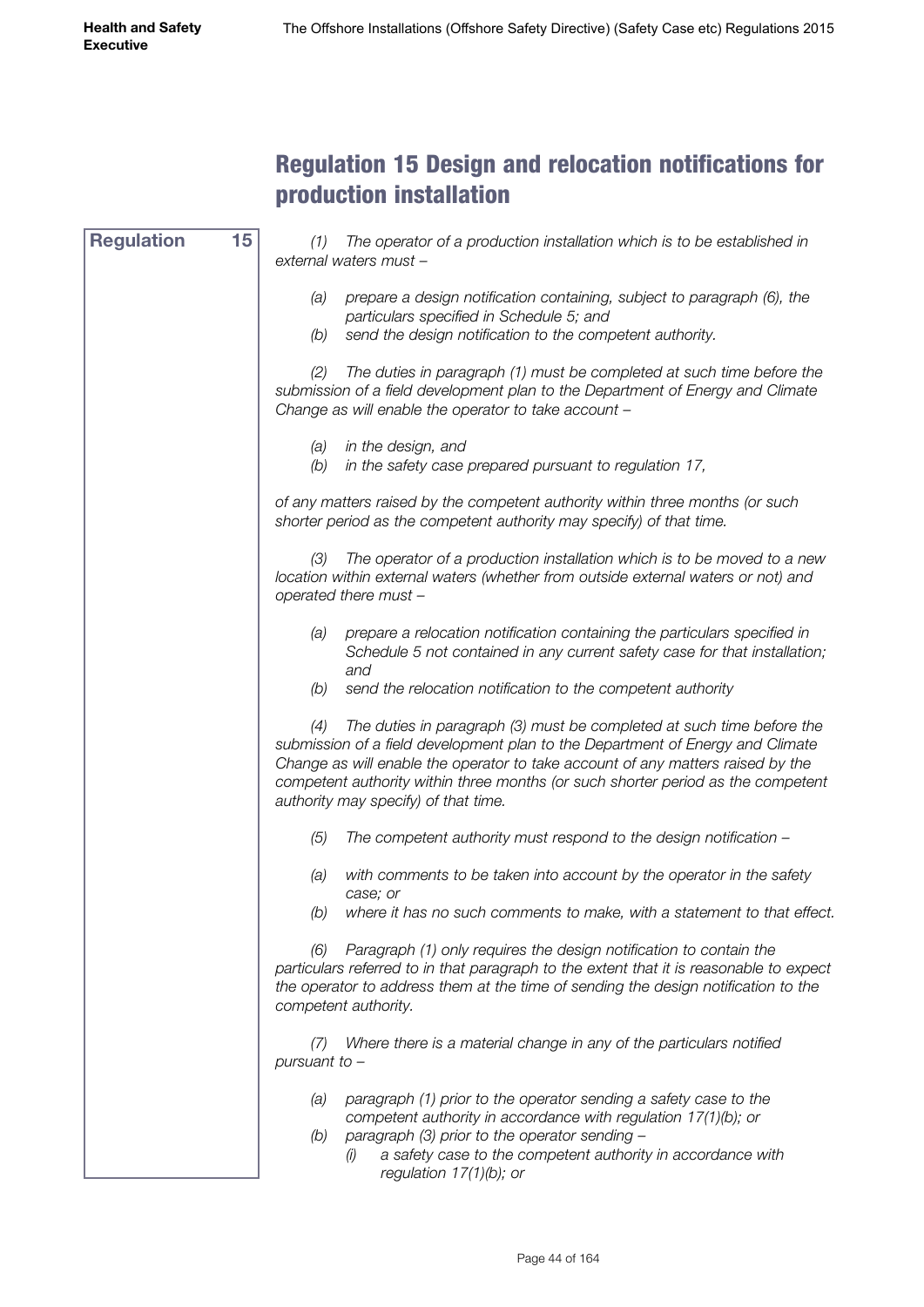## Regulation 15 Design and relocation notifications for production installation

**Regulation 15**

*(1) The operator of a production installation which is to be established in external waters must –*

*(a) prepare a design notification containing, subject to paragraph (6), the particulars specified in Schedule 5; and*
*(b) send the design notification to the competent authority.*

*(2) The duties in paragraph (1) must be completed at such time before the submission of a field development plan to the Department of Energy and Climate Change as will enable the operator to take account –*

*(a) in the design, and*
*(b) in the safety case prepared pursuant to regulation 17,*

*of any matters raised by the competent authority within three months (or such shorter period as the competent authority may specify) of that time.*

*(3) The operator of a production installation which is to be moved to a new location within external waters (whether from outside external waters or not) and operated there must –*

*(a) prepare a relocation notification containing the particulars specified in Schedule 5 not contained in any current safety case for that installation; and*
*(b) send the relocation notification to the competent authority*

*(4) The duties in paragraph (3) must be completed at such time before the submission of a field development plan to the Department of Energy and Climate Change as will enable the operator to take account of any matters raised by the competent authority within three months (or such shorter period as the competent authority may specify) of that time.*

*(5) The competent authority must respond to the design notification –*

*(a) with comments to be taken into account by the operator in the safety case; or*
*(b) where it has no such comments to make, with a statement to that effect.*

*(6) Paragraph (1) only requires the design notification to contain the particulars referred to in that paragraph to the extent that it is reasonable to expect the operator to address them at the time of sending the design notification to the competent authority.*

*(7) Where there is a material change in any of the particulars notified pursuant to –*

*(a) paragraph (1) prior to the operator sending a safety case to the competent authority in accordance with regulation 17(1)(b); or*
*(b) paragraph (3) prior to the operator sending –*
    *(i) a safety case to the competent authority in accordance with regulation 17(1)(b); or*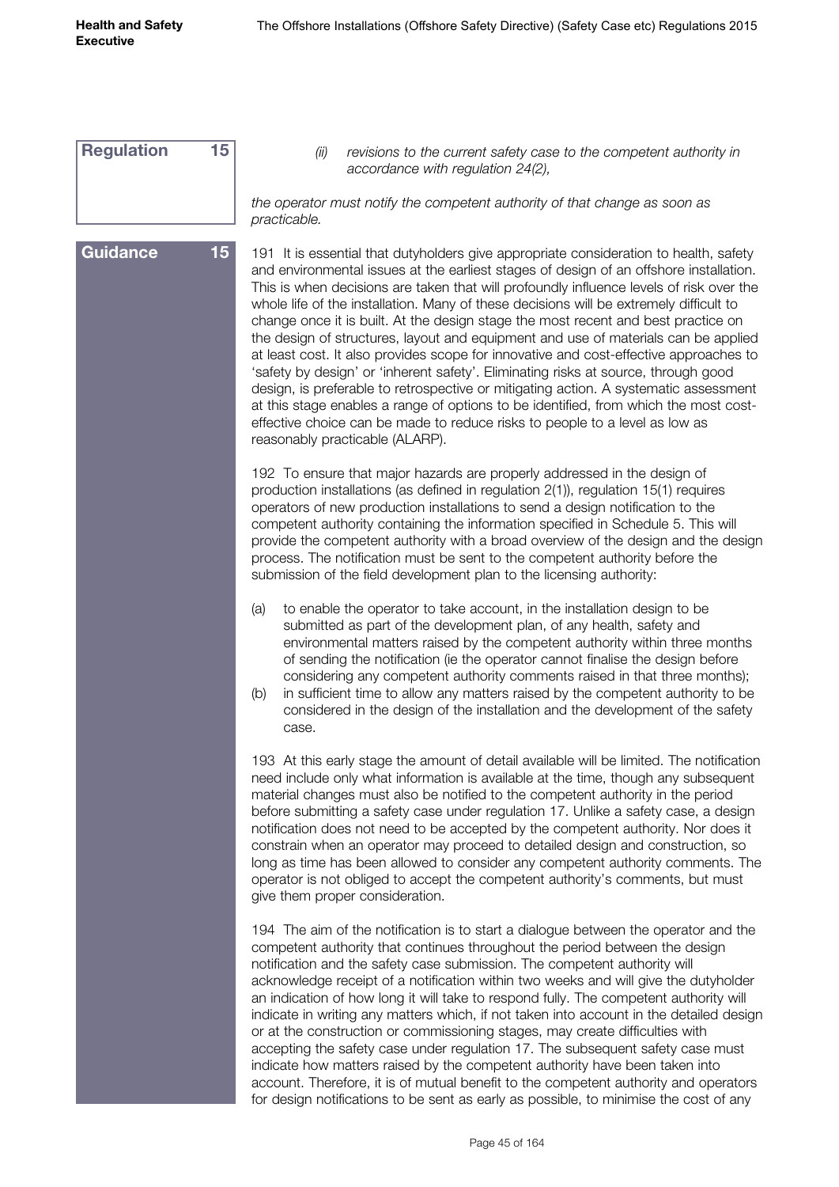**Regulation 15**

*(ii) revisions to the current safety case to the competent authority in accordance with regulation 24(2),*

*the operator must notify the competent authority of that change as soon as practicable.*

**Guidance 15**

191 It is essential that dutyholders give appropriate consideration to health, safety and environmental issues at the earliest stages of design of an offshore installation. This is when decisions are taken that will profoundly influence levels of risk over the whole life of the installation. Many of these decisions will be extremely difficult to change once it is built. At the design stage the most recent and best practice on the design of structures, layout and equipment and use of materials can be applied at least cost. It also provides scope for innovative and cost-effective approaches to 'safety by design' or 'inherent safety'. Eliminating risks at source, through good design, is preferable to retrospective or mitigating action. A systematic assessment at this stage enables a range of options to be identified, from which the most cost-effective choice can be made to reduce risks to people to a level as low as reasonably practicable (ALARP).

192 To ensure that major hazards are properly addressed in the design of production installations (as defined in regulation 2(1)), regulation 15(1) requires operators of new production installations to send a design notification to the competent authority containing the information specified in Schedule 5. This will provide the competent authority with a broad overview of the design and the design process. The notification must be sent to the competent authority before the submission of the field development plan to the licensing authority:

(a) to enable the operator to take account, in the installation design to be submitted as part of the development plan, of any health, safety and environmental matters raised by the competent authority within three months of sending the notification (ie the operator cannot finalise the design before considering any competent authority comments raised in that three months);

(b) in sufficient time to allow any matters raised by the competent authority to be considered in the design of the installation and the development of the safety case.

193 At this early stage the amount of detail available will be limited. The notification need include only what information is available at the time, though any subsequent material changes must also be notified to the competent authority in the period before submitting a safety case under regulation 17. Unlike a safety case, a design notification does not need to be accepted by the competent authority. Nor does it constrain when an operator may proceed to detailed design and construction, so long as time has been allowed to consider any competent authority comments. The operator is not obliged to accept the competent authority's comments, but must give them proper consideration.

194 The aim of the notification is to start a dialogue between the operator and the competent authority that continues throughout the period between the design notification and the safety case submission. The competent authority will acknowledge receipt of a notification within two weeks and will give the dutyholder an indication of how long it will take to respond fully. The competent authority will indicate in writing any matters which, if not taken into account in the detailed design or at the construction or commissioning stages, may create difficulties with accepting the safety case under regulation 17. The subsequent safety case must indicate how matters raised by the competent authority have been taken into account. Therefore, it is of mutual benefit to the competent authority and operators for design notifications to be sent as early as possible, to minimise the cost of any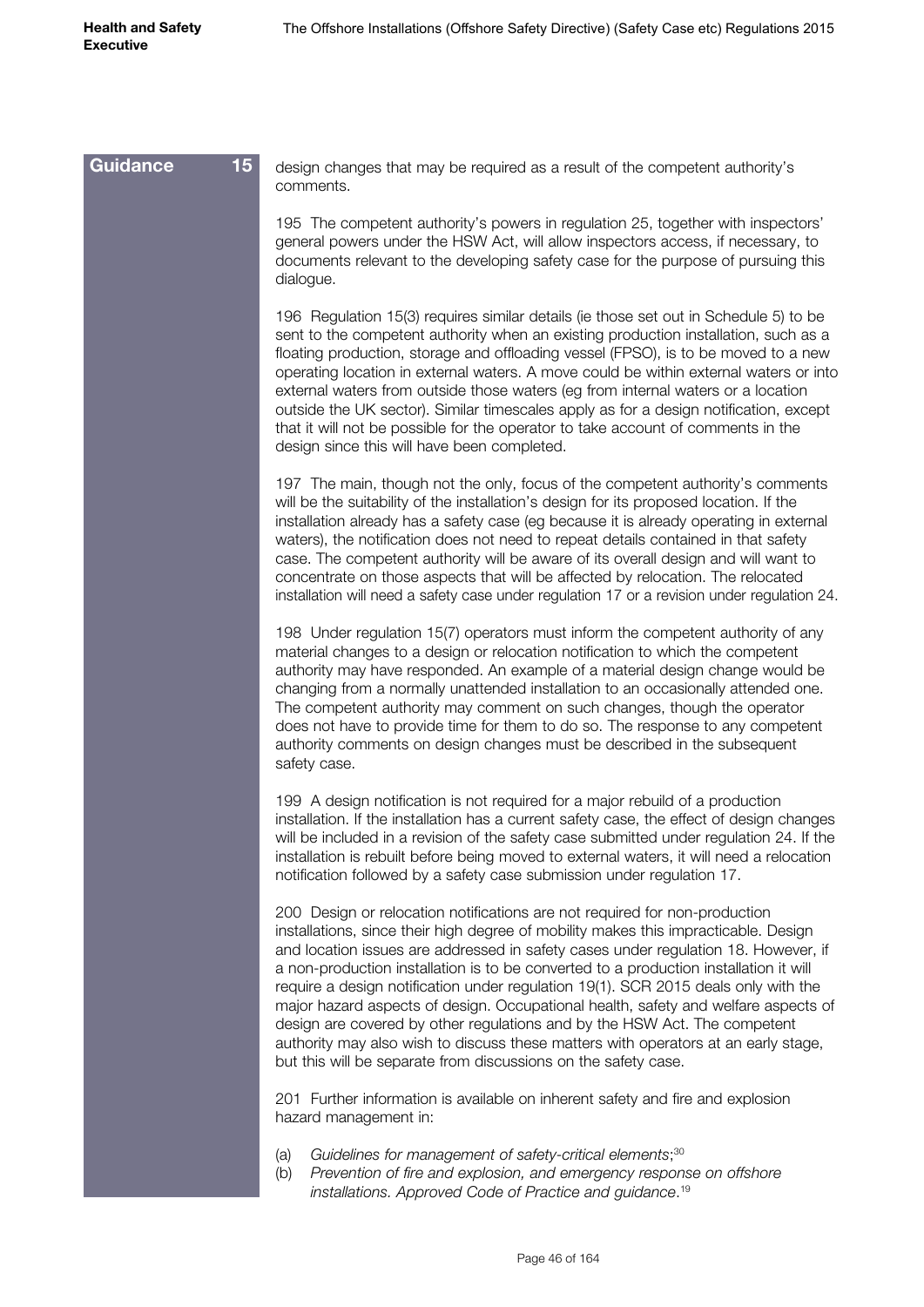**Guidance 15**

design changes that may be required as a result of the competent authority's comments.

195 The competent authority's powers in regulation 25, together with inspectors' general powers under the HSW Act, will allow inspectors access, if necessary, to documents relevant to the developing safety case for the purpose of pursuing this dialogue.

196 Regulation 15(3) requires similar details (ie those set out in Schedule 5) to be sent to the competent authority when an existing production installation, such as a floating production, storage and offloading vessel (FPSO), is to be moved to a new operating location in external waters. A move could be within external waters or into external waters from outside those waters (eg from internal waters or a location outside the UK sector). Similar timescales apply as for a design notification, except that it will not be possible for the operator to take account of comments in the design since this will have been completed.

197 The main, though not the only, focus of the competent authority's comments will be the suitability of the installation's design for its proposed location. If the installation already has a safety case (eg because it is already operating in external waters), the notification does not need to repeat details contained in that safety case. The competent authority will be aware of its overall design and will want to concentrate on those aspects that will be affected by relocation. The relocated installation will need a safety case under regulation 17 or a revision under regulation 24.

198 Under regulation 15(7) operators must inform the competent authority of any material changes to a design or relocation notification to which the competent authority may have responded. An example of a material design change would be changing from a normally unattended installation to an occasionally attended one. The competent authority may comment on such changes, though the operator does not have to provide time for them to do so. The response to any competent authority comments on design changes must be described in the subsequent safety case.

199 A design notification is not required for a major rebuild of a production installation. If the installation has a current safety case, the effect of design changes will be included in a revision of the safety case submitted under regulation 24. If the installation is rebuilt before being moved to external waters, it will need a relocation notification followed by a safety case submission under regulation 17.

200 Design or relocation notifications are not required for non-production installations, since their high degree of mobility makes this impracticable. Design and location issues are addressed in safety cases under regulation 18. However, if a non-production installation is to be converted to a production installation it will require a design notification under regulation 19(1). SCR 2015 deals only with the major hazard aspects of design. Occupational health, safety and welfare aspects of design are covered by other regulations and by the HSW Act. The competent authority may also wish to discuss these matters with operators at an early stage, but this will be separate from discussions on the safety case.

201 Further information is available on inherent safety and fire and explosion hazard management in:

(a) *Guidelines for management of safety-critical elements*;[30]
(b) *Prevention of fire and explosion, and emergency response on offshore installations. Approved Code of Practice and guidance*.[19]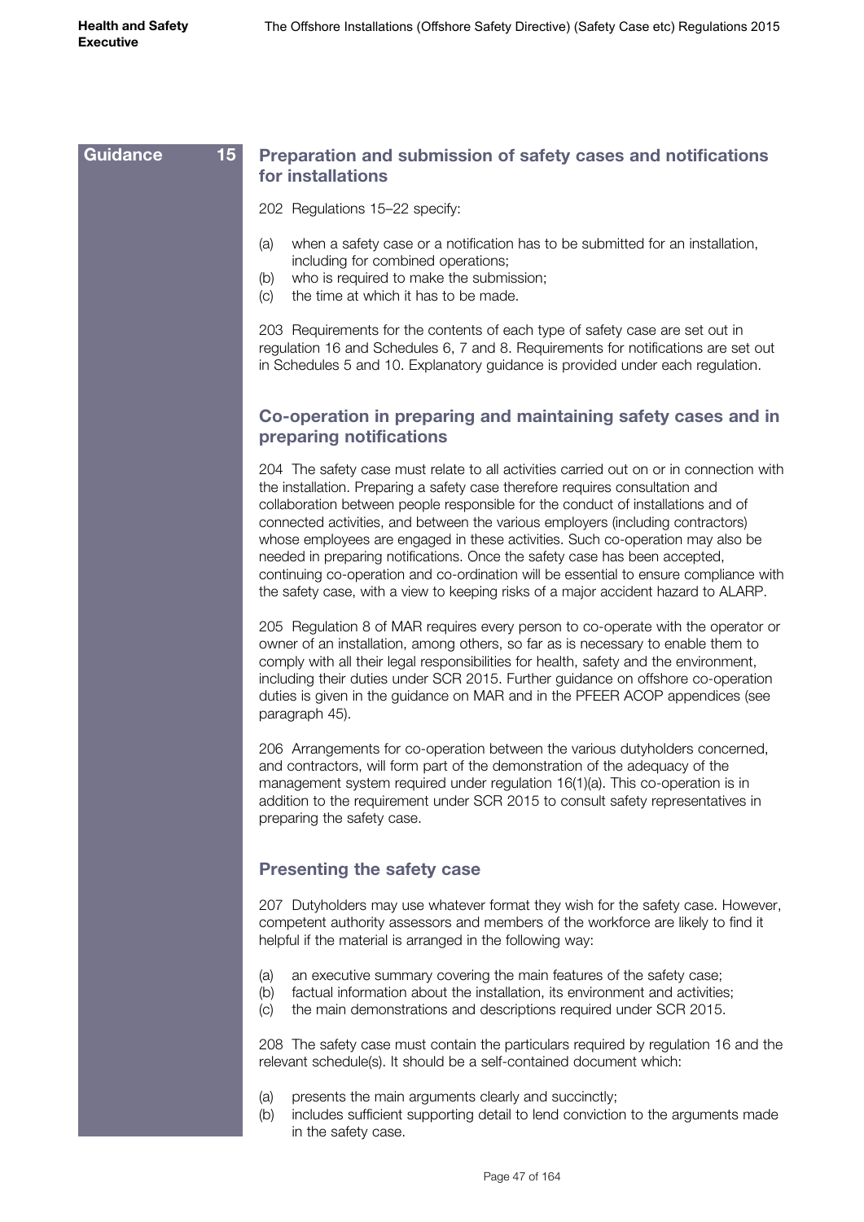**Guidance 15**

## Preparation and submission of safety cases and notifications for installations

202 Regulations 15–22 specify:

(a) when a safety case or a notification has to be submitted for an installation, including for combined operations;
(b) who is required to make the submission;
(c) the time at which it has to be made.

203 Requirements for the contents of each type of safety case are set out in regulation 16 and Schedules 6, 7 and 8. Requirements for notifications are set out in Schedules 5 and 10. Explanatory guidance is provided under each regulation.

## Co-operation in preparing and maintaining safety cases and in preparing notifications

204 The safety case must relate to all activities carried out on or in connection with the installation. Preparing a safety case therefore requires consultation and collaboration between people responsible for the conduct of installations and of connected activities, and between the various employers (including contractors) whose employees are engaged in these activities. Such co-operation may also be needed in preparing notifications. Once the safety case has been accepted, continuing co-operation and co-ordination will be essential to ensure compliance with the safety case, with a view to keeping risks of a major accident hazard to ALARP.

205 Regulation 8 of MAR requires every person to co-operate with the operator or owner of an installation, among others, so far as is necessary to enable them to comply with all their legal responsibilities for health, safety and the environment, including their duties under SCR 2015. Further guidance on offshore co-operation duties is given in the guidance on MAR and in the PFEER ACOP appendices (see paragraph 45).

206 Arrangements for co-operation between the various dutyholders concerned, and contractors, will form part of the demonstration of the adequacy of the management system required under regulation 16(1)(a). This co-operation is in addition to the requirement under SCR 2015 to consult safety representatives in preparing the safety case.

## Presenting the safety case

207 Dutyholders may use whatever format they wish for the safety case. However, competent authority assessors and members of the workforce are likely to find it helpful if the material is arranged in the following way:

(a) an executive summary covering the main features of the safety case;
(b) factual information about the installation, its environment and activities;
(c) the main demonstrations and descriptions required under SCR 2015.

208 The safety case must contain the particulars required by regulation 16 and the relevant schedule(s). It should be a self-contained document which:

(a) presents the main arguments clearly and succinctly;
(b) includes sufficient supporting detail to lend conviction to the arguments made in the safety case.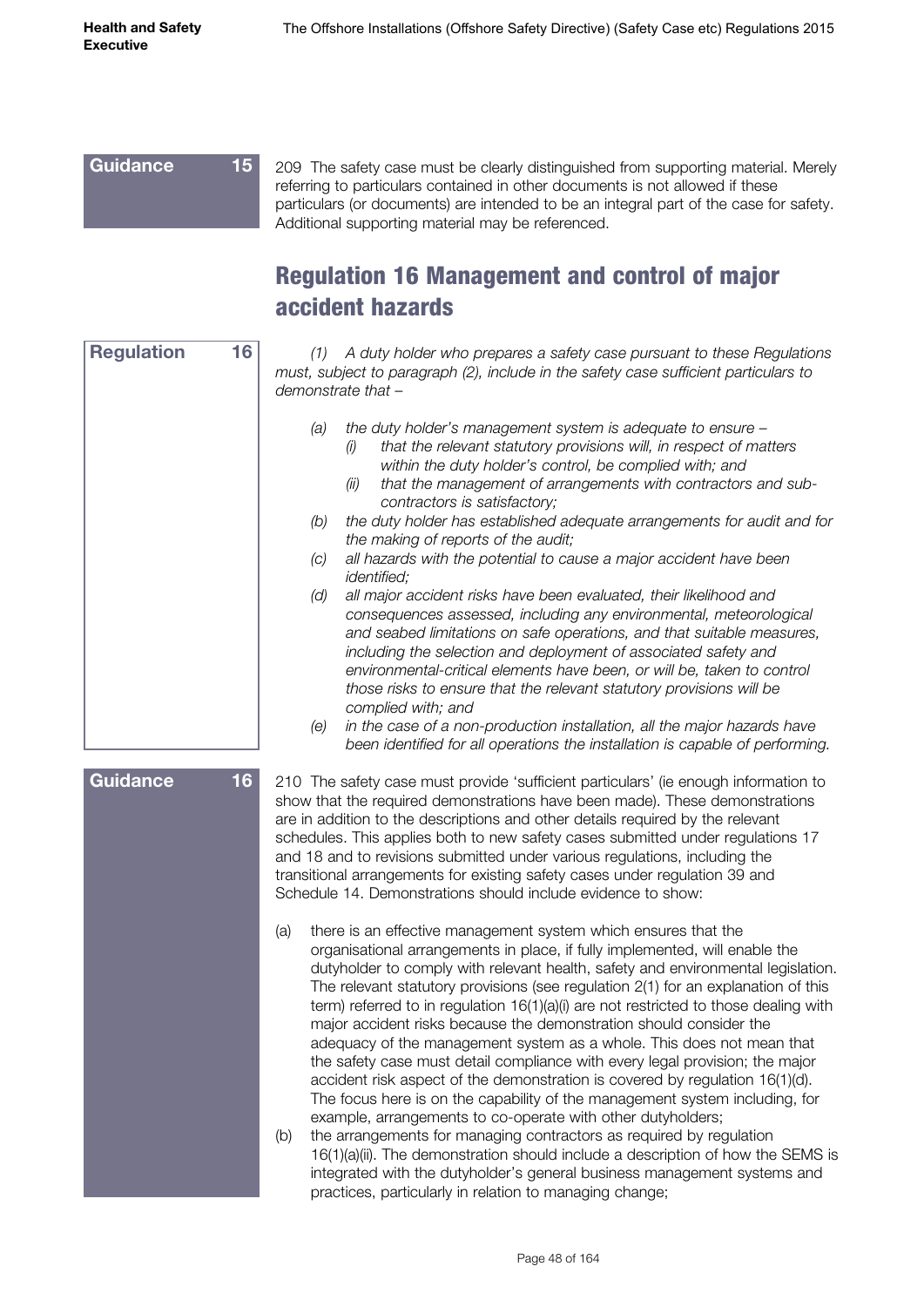**Guidance 15**

209 The safety case must be clearly distinguished from supporting material. Merely referring to particulars contained in other documents is not allowed if these particulars (or documents) are intended to be an integral part of the case for safety. Additional supporting material may be referenced.

## Regulation 16 Management and control of major accident hazards

**Regulation 16**

*(1) A duty holder who prepares a safety case pursuant to these Regulations must, subject to paragraph (2), include in the safety case sufficient particulars to demonstrate that –*

- *(a) the duty holder's management system is adequate to ensure –*
  - *(i) that the relevant statutory provisions will, in respect of matters within the duty holder's control, be complied with; and*
  - *(ii) that the management of arrangements with contractors and sub-contractors is satisfactory;*
- *(b) the duty holder has established adequate arrangements for audit and for the making of reports of the audit;*
- *(c) all hazards with the potential to cause a major accident have been identified;*
- *(d) all major accident risks have been evaluated, their likelihood and consequences assessed, including any environmental, meteorological and seabed limitations on safe operations, and that suitable measures, including the selection and deployment of associated safety and environmental-critical elements have been, or will be, taken to control those risks to ensure that the relevant statutory provisions will be complied with; and*
- *(e) in the case of a non-production installation, all the major hazards have been identified for all operations the installation is capable of performing.*

**Guidance 16**

210 The safety case must provide 'sufficient particulars' (ie enough information to show that the required demonstrations have been made). These demonstrations are in addition to the descriptions and other details required by the relevant schedules. This applies both to new safety cases submitted under regulations 17 and 18 and to revisions submitted under various regulations, including the transitional arrangements for existing safety cases under regulation 39 and Schedule 14. Demonstrations should include evidence to show:

- (a) there is an effective management system which ensures that the organisational arrangements in place, if fully implemented, will enable the dutyholder to comply with relevant health, safety and environmental legislation. The relevant statutory provisions (see regulation 2(1) for an explanation of this term) referred to in regulation 16(1)(a)(i) are not restricted to those dealing with major accident risks because the demonstration should consider the adequacy of the management system as a whole. This does not mean that the safety case must detail compliance with every legal provision; the major accident risk aspect of the demonstration is covered by regulation 16(1)(d). The focus here is on the capability of the management system including, for example, arrangements to co-operate with other dutyholders;
- (b) the arrangements for managing contractors as required by regulation 16(1)(a)(ii). The demonstration should include a description of how the SEMS is integrated with the dutyholder's general business management systems and practices, particularly in relation to managing change;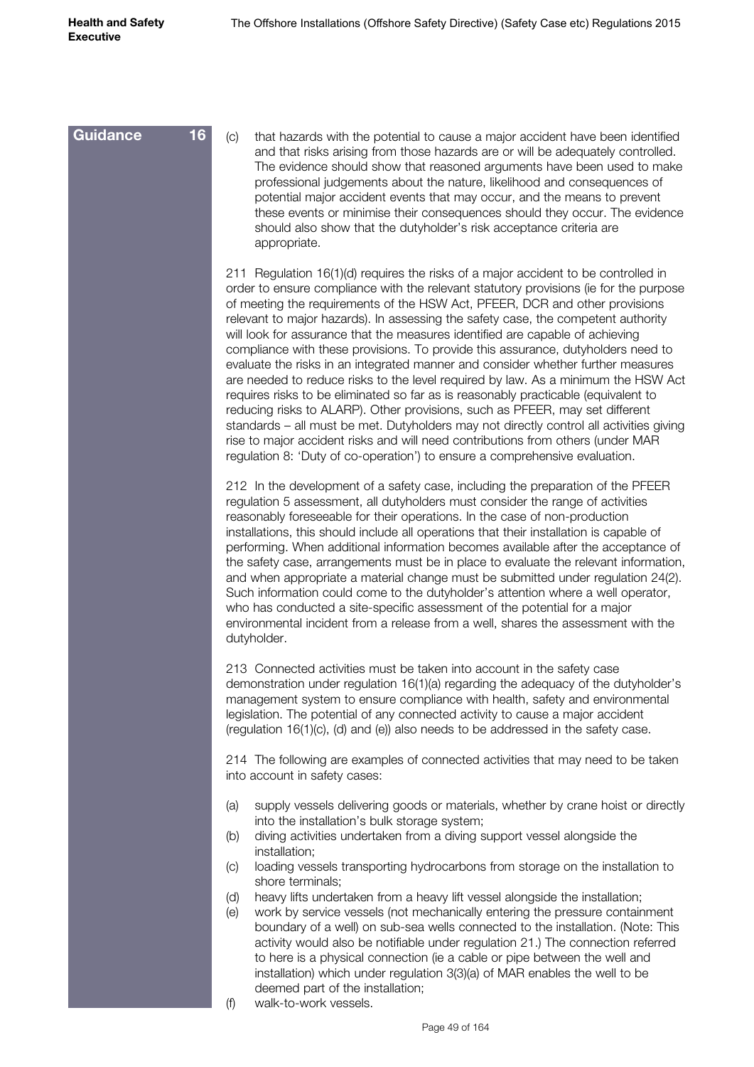**Guidance 16**

(c) that hazards with the potential to cause a major accident have been identified and that risks arising from those hazards are or will be adequately controlled. The evidence should show that reasoned arguments have been used to make professional judgements about the nature, likelihood and consequences of potential major accident events that may occur, and the means to prevent these events or minimise their consequences should they occur. The evidence should also show that the dutyholder's risk acceptance criteria are appropriate.

211 Regulation 16(1)(d) requires the risks of a major accident to be controlled in order to ensure compliance with the relevant statutory provisions (ie for the purpose of meeting the requirements of the HSW Act, PFEER, DCR and other provisions relevant to major hazards). In assessing the safety case, the competent authority will look for assurance that the measures identified are capable of achieving compliance with these provisions. To provide this assurance, dutyholders need to evaluate the risks in an integrated manner and consider whether further measures are needed to reduce risks to the level required by law. As a minimum the HSW Act requires risks to be eliminated so far as is reasonably practicable (equivalent to reducing risks to ALARP). Other provisions, such as PFEER, may set different standards – all must be met. Dutyholders may not directly control all activities giving rise to major accident risks and will need contributions from others (under MAR regulation 8: 'Duty of co-operation') to ensure a comprehensive evaluation.

212 In the development of a safety case, including the preparation of the PFEER regulation 5 assessment, all dutyholders must consider the range of activities reasonably foreseeable for their operations. In the case of non-production installations, this should include all operations that their installation is capable of performing. When additional information becomes available after the acceptance of the safety case, arrangements must be in place to evaluate the relevant information, and when appropriate a material change must be submitted under regulation 24(2). Such information could come to the dutyholder's attention where a well operator, who has conducted a site-specific assessment of the potential for a major environmental incident from a release from a well, shares the assessment with the dutyholder.

213 Connected activities must be taken into account in the safety case demonstration under regulation 16(1)(a) regarding the adequacy of the dutyholder's management system to ensure compliance with health, safety and environmental legislation. The potential of any connected activity to cause a major accident (regulation 16(1)(c), (d) and (e)) also needs to be addressed in the safety case.

214 The following are examples of connected activities that may need to be taken into account in safety cases:

(a) supply vessels delivering goods or materials, whether by crane hoist or directly into the installation's bulk storage system;
(b) diving activities undertaken from a diving support vessel alongside the installation;
(c) loading vessels transporting hydrocarbons from storage on the installation to shore terminals;
(d) heavy lifts undertaken from a heavy lift vessel alongside the installation;
(e) work by service vessels (not mechanically entering the pressure containment boundary of a well) on sub-sea wells connected to the installation. (Note: This activity would also be notifiable under regulation 21.) The connection referred to here is a physical connection (ie a cable or pipe between the well and installation) which under regulation 3(3)(a) of MAR enables the well to be deemed part of the installation;
(f) walk-to-work vessels.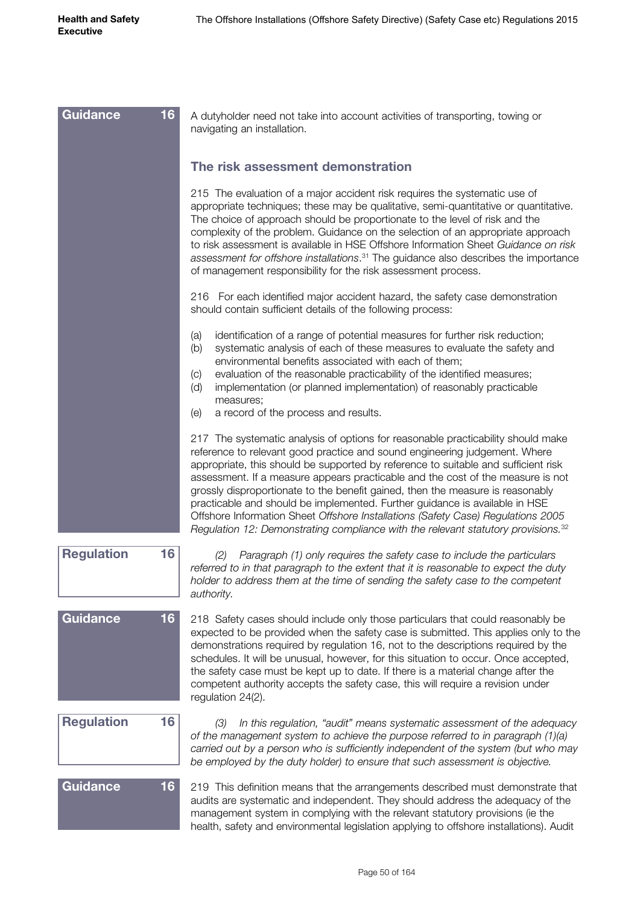**Guidance 16**

A dutyholder need not take into account activities of transporting, towing or navigating an installation.

### The risk assessment demonstration

215 The evaluation of a major accident risk requires the systematic use of appropriate techniques; these may be qualitative, semi-quantitative or quantitative. The choice of approach should be proportionate to the level of risk and the complexity of the problem. Guidance on the selection of an appropriate approach to risk assessment is available in HSE Offshore Information Sheet *Guidance on risk assessment for offshore installations*.[31] The guidance also describes the importance of management responsibility for the risk assessment process.

216 For each identified major accident hazard, the safety case demonstration should contain sufficient details of the following process:

(a) identification of a range of potential measures for further risk reduction;
(b) systematic analysis of each of these measures to evaluate the safety and environmental benefits associated with each of them;
(c) evaluation of the reasonable practicability of the identified measures;
(d) implementation (or planned implementation) of reasonably practicable measures;
(e) a record of the process and results.

217 The systematic analysis of options for reasonable practicability should make reference to relevant good practice and sound engineering judgement. Where appropriate, this should be supported by reference to suitable and sufficient risk assessment. If a measure appears practicable and the cost of the measure is not grossly disproportionate to the benefit gained, then the measure is reasonably practicable and should be implemented. Further guidance is available in HSE Offshore Information Sheet *Offshore Installations (Safety Case) Regulations 2005 Regulation 12: Demonstrating compliance with the relevant statutory provisions.*[32]

**Regulation 16**

*(2) Paragraph (1) only requires the safety case to include the particulars referred to in that paragraph to the extent that it is reasonable to expect the duty holder to address them at the time of sending the safety case to the competent authority.*

**Guidance 16**

218 Safety cases should include only those particulars that could reasonably be expected to be provided when the safety case is submitted. This applies only to the demonstrations required by regulation 16, not to the descriptions required by the schedules. It will be unusual, however, for this situation to occur. Once accepted, the safety case must be kept up to date. If there is a material change after the competent authority accepts the safety case, this will require a revision under regulation 24(2).

**Regulation 16**

*(3) In this regulation, "audit" means systematic assessment of the adequacy of the management system to achieve the purpose referred to in paragraph (1)(a) carried out by a person who is sufficiently independent of the system (but who may be employed by the duty holder) to ensure that such assessment is objective.*

**Guidance 16**

219 This definition means that the arrangements described must demonstrate that audits are systematic and independent. They should address the adequacy of the management system in complying with the relevant statutory provisions (ie the health, safety and environmental legislation applying to offshore installations). Audit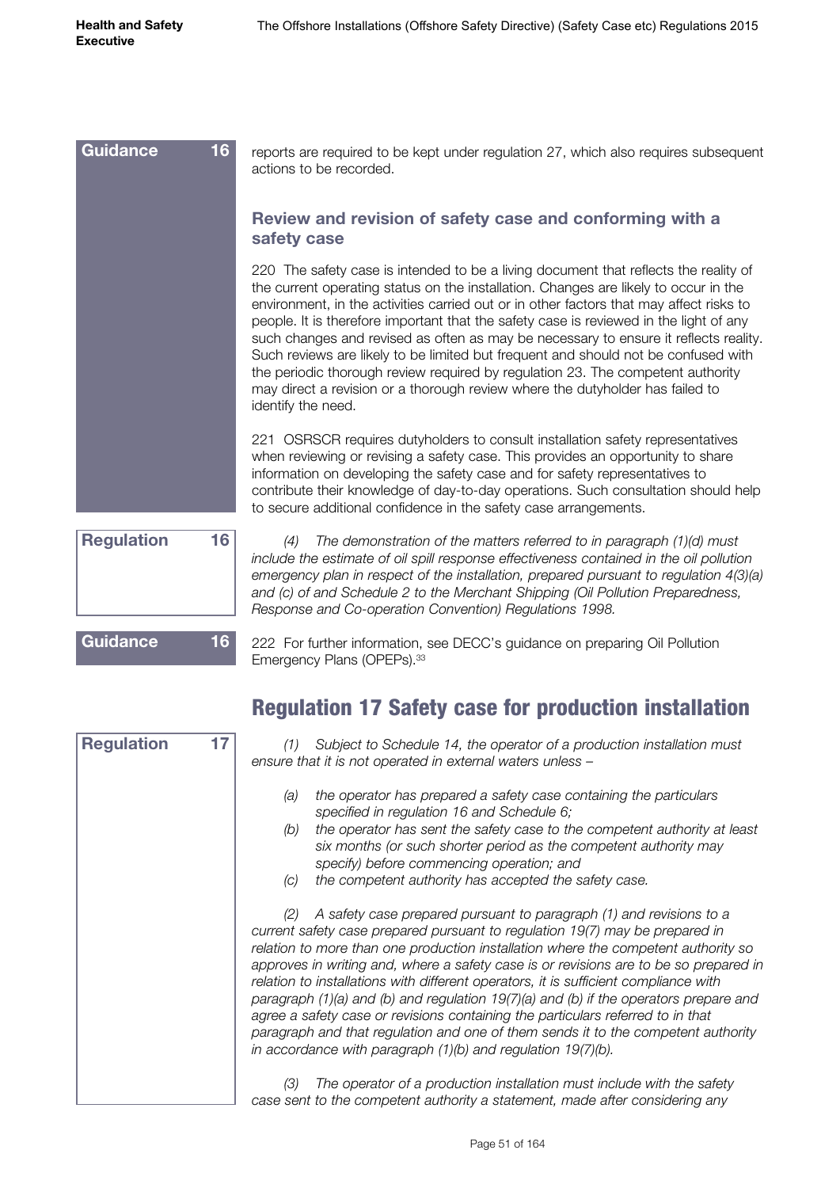**Guidance 16**

reports are required to be kept under regulation 27, which also requires subsequent actions to be recorded.

### Review and revision of safety case and conforming with a safety case

220 The safety case is intended to be a living document that reflects the reality of the current operating status on the installation. Changes are likely to occur in the environment, in the activities carried out or in other factors that may affect risks to people. It is therefore important that the safety case is reviewed in the light of any such changes and revised as often as may be necessary to ensure it reflects reality. Such reviews are likely to be limited but frequent and should not be confused with the periodic thorough review required by regulation 23. The competent authority may direct a revision or a thorough review where the dutyholder has failed to identify the need.

221 OSRSCR requires dutyholders to consult installation safety representatives when reviewing or revising a safety case. This provides an opportunity to share information on developing the safety case and for safety representatives to contribute their knowledge of day-to-day operations. Such consultation should help to secure additional confidence in the safety case arrangements.

**Regulation 16**

*(4) The demonstration of the matters referred to in paragraph (1)(d) must include the estimate of oil spill response effectiveness contained in the oil pollution emergency plan in respect of the installation, prepared pursuant to regulation 4(3)(a) and (c) of and Schedule 2 to the Merchant Shipping (Oil Pollution Preparedness, Response and Co-operation Convention) Regulations 1998.*

**Guidance 16**

222 For further information, see DECC's guidance on preparing Oil Pollution Emergency Plans (OPEPs).[33]

## Regulation 17 Safety case for production installation

**Regulation 17**

*(1) Subject to Schedule 14, the operator of a production installation must ensure that it is not operated in external waters unless –*

*(a) the operator has prepared a safety case containing the particulars specified in regulation 16 and Schedule 6;*
*(b) the operator has sent the safety case to the competent authority at least six months (or such shorter period as the competent authority may specify) before commencing operation; and*
*(c) the competent authority has accepted the safety case.*

*(2) A safety case prepared pursuant to paragraph (1) and revisions to a current safety case prepared pursuant to regulation 19(7) may be prepared in relation to more than one production installation where the competent authority so approves in writing and, where a safety case is or revisions are to be so prepared in relation to installations with different operators, it is sufficient compliance with paragraph (1)(a) and (b) and regulation 19(7)(a) and (b) if the operators prepare and agree a safety case or revisions containing the particulars referred to in that paragraph and that regulation and one of them sends it to the competent authority in accordance with paragraph (1)(b) and regulation 19(7)(b).*

*(3) The operator of a production installation must include with the safety case sent to the competent authority a statement, made after considering any*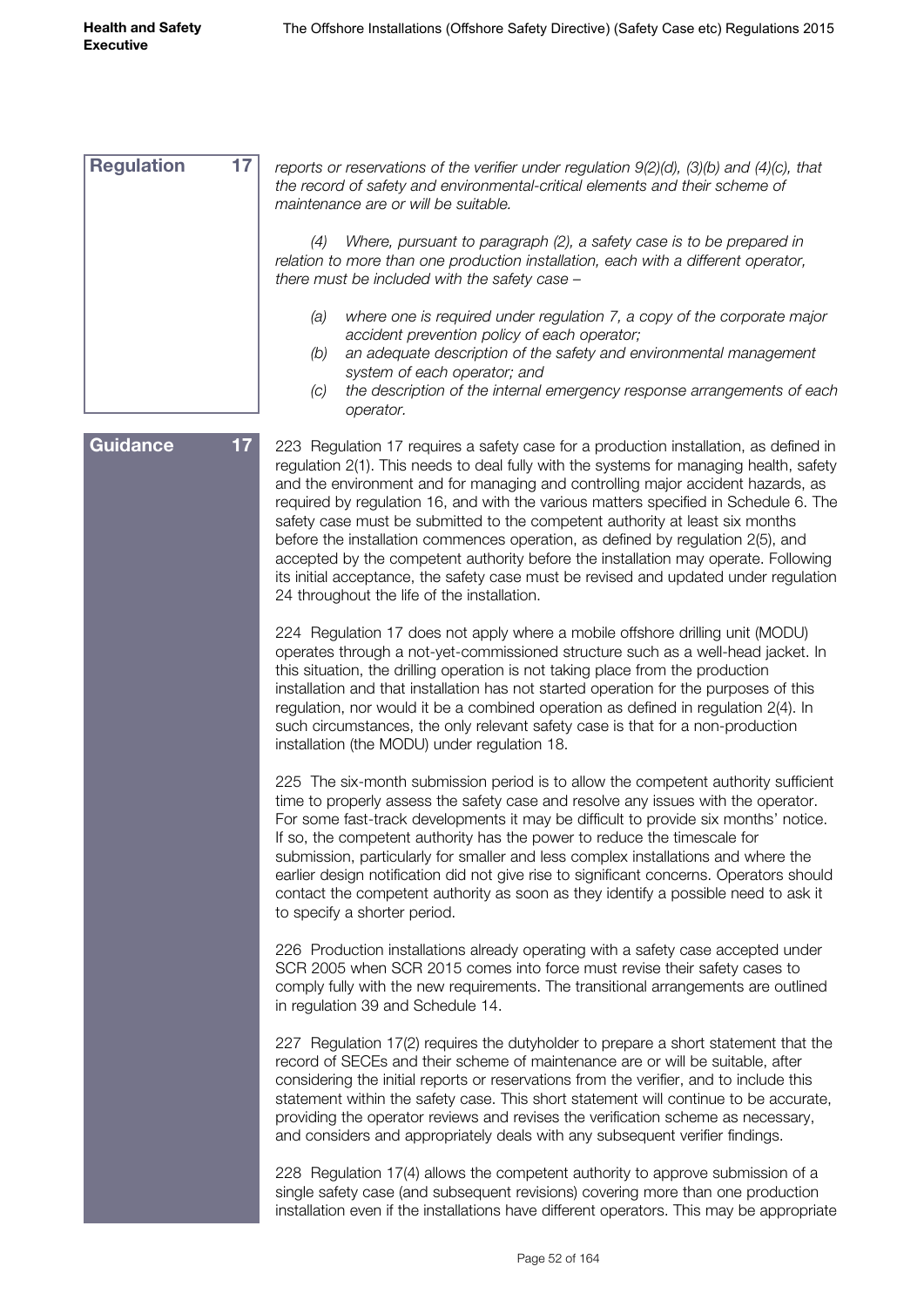**Regulation 17**

*reports or reservations of the verifier under regulation 9(2)(d), (3)(b) and (4)(c), that the record of safety and environmental-critical elements and their scheme of maintenance are or will be suitable.*

*(4) Where, pursuant to paragraph (2), a safety case is to be prepared in relation to more than one production installation, each with a different operator, there must be included with the safety case –*

*(a) where one is required under regulation 7, a copy of the corporate major accident prevention policy of each operator;*
*(b) an adequate description of the safety and environmental management system of each operator; and*
*(c) the description of the internal emergency response arrangements of each operator.*

**Guidance 17**

223 Regulation 17 requires a safety case for a production installation, as defined in regulation 2(1). This needs to deal fully with the systems for managing health, safety and the environment and for managing and controlling major accident hazards, as required by regulation 16, and with the various matters specified in Schedule 6. The safety case must be submitted to the competent authority at least six months before the installation commences operation, as defined by regulation 2(5), and accepted by the competent authority before the installation may operate. Following its initial acceptance, the safety case must be revised and updated under regulation 24 throughout the life of the installation.

224 Regulation 17 does not apply where a mobile offshore drilling unit (MODU) operates through a not-yet-commissioned structure such as a well-head jacket. In this situation, the drilling operation is not taking place from the production installation and that installation has not started operation for the purposes of this regulation, nor would it be a combined operation as defined in regulation 2(4). In such circumstances, the only relevant safety case is that for a non-production installation (the MODU) under regulation 18.

225 The six-month submission period is to allow the competent authority sufficient time to properly assess the safety case and resolve any issues with the operator. For some fast-track developments it may be difficult to provide six months' notice. If so, the competent authority has the power to reduce the timescale for submission, particularly for smaller and less complex installations and where the earlier design notification did not give rise to significant concerns. Operators should contact the competent authority as soon as they identify a possible need to ask it to specify a shorter period.

226 Production installations already operating with a safety case accepted under SCR 2005 when SCR 2015 comes into force must revise their safety cases to comply fully with the new requirements. The transitional arrangements are outlined in regulation 39 and Schedule 14.

227 Regulation 17(2) requires the dutyholder to prepare a short statement that the record of SECEs and their scheme of maintenance are or will be suitable, after considering the initial reports or reservations from the verifier, and to include this statement within the safety case. This short statement will continue to be accurate, providing the operator reviews and revises the verification scheme as necessary, and considers and appropriately deals with any subsequent verifier findings.

228 Regulation 17(4) allows the competent authority to approve submission of a single safety case (and subsequent revisions) covering more than one production installation even if the installations have different operators. This may be appropriate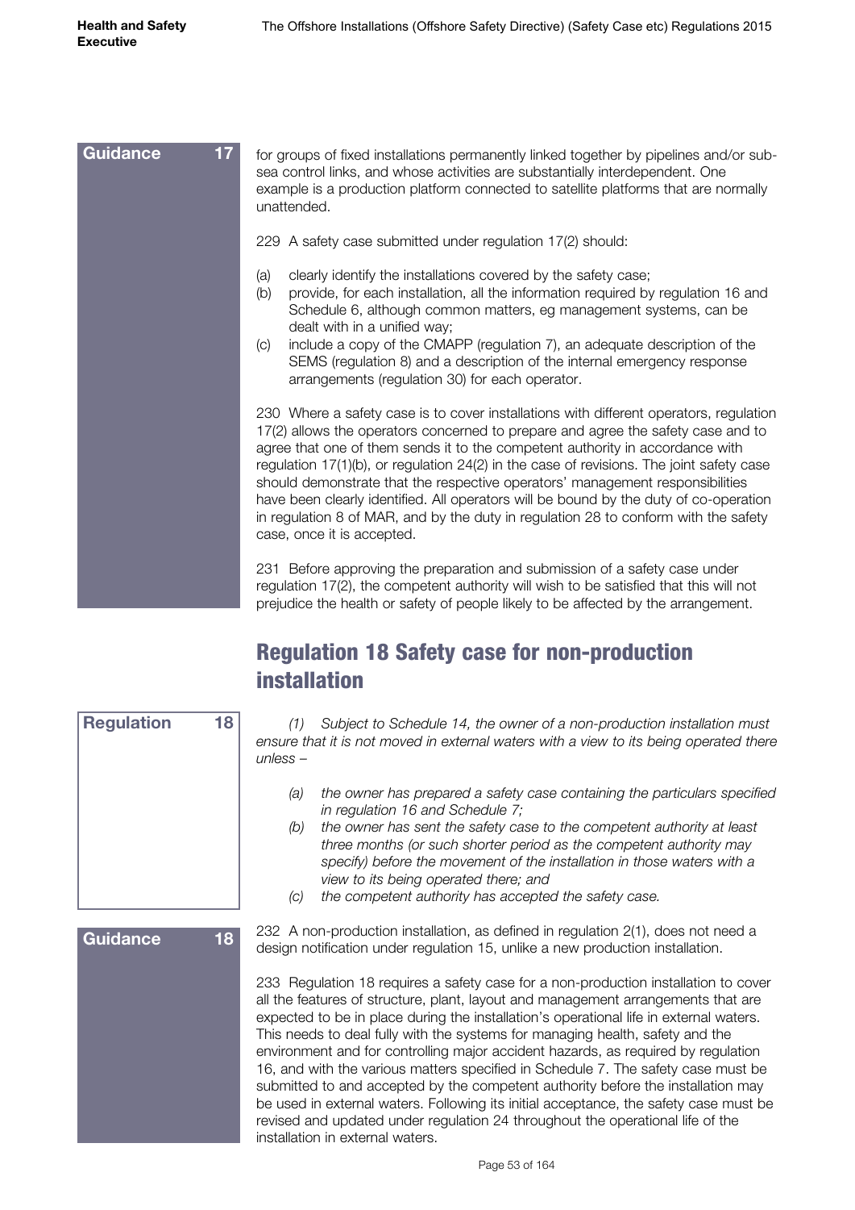**Guidance 17**

for groups of fixed installations permanently linked together by pipelines and/or sub-sea control links, and whose activities are substantially interdependent. One example is a production platform connected to satellite platforms that are normally unattended.

229 A safety case submitted under regulation 17(2) should:

(a) clearly identify the installations covered by the safety case;
(b) provide, for each installation, all the information required by regulation 16 and Schedule 6, although common matters, eg management systems, can be dealt with in a unified way;
(c) include a copy of the CMAPP (regulation 7), an adequate description of the SEMS (regulation 8) and a description of the internal emergency response arrangements (regulation 30) for each operator.

230 Where a safety case is to cover installations with different operators, regulation 17(2) allows the operators concerned to prepare and agree the safety case and to agree that one of them sends it to the competent authority in accordance with regulation 17(1)(b), or regulation 24(2) in the case of revisions. The joint safety case should demonstrate that the respective operators' management responsibilities have been clearly identified. All operators will be bound by the duty of co-operation in regulation 8 of MAR, and by the duty in regulation 28 to conform with the safety case, once it is accepted.

231 Before approving the preparation and submission of a safety case under regulation 17(2), the competent authority will wish to be satisfied that this will not prejudice the health or safety of people likely to be affected by the arrangement.

## Regulation 18 Safety case for non-production installation

**Regulation 18**

*(1) Subject to Schedule 14, the owner of a non-production installation must ensure that it is not moved in external waters with a view to its being operated there unless –*

*(a) the owner has prepared a safety case containing the particulars specified in regulation 16 and Schedule 7;*
*(b) the owner has sent the safety case to the competent authority at least three months (or such shorter period as the competent authority may specify) before the movement of the installation in those waters with a view to its being operated there; and*
*(c) the competent authority has accepted the safety case.*

**Guidance 18**

232 A non-production installation, as defined in regulation 2(1), does not need a design notification under regulation 15, unlike a new production installation.

233 Regulation 18 requires a safety case for a non-production installation to cover all the features of structure, plant, layout and management arrangements that are expected to be in place during the installation's operational life in external waters. This needs to deal fully with the systems for managing health, safety and the environment and for controlling major accident hazards, as required by regulation 16, and with the various matters specified in Schedule 7. The safety case must be submitted to and accepted by the competent authority before the installation may be used in external waters. Following its initial acceptance, the safety case must be revised and updated under regulation 24 throughout the operational life of the installation in external waters.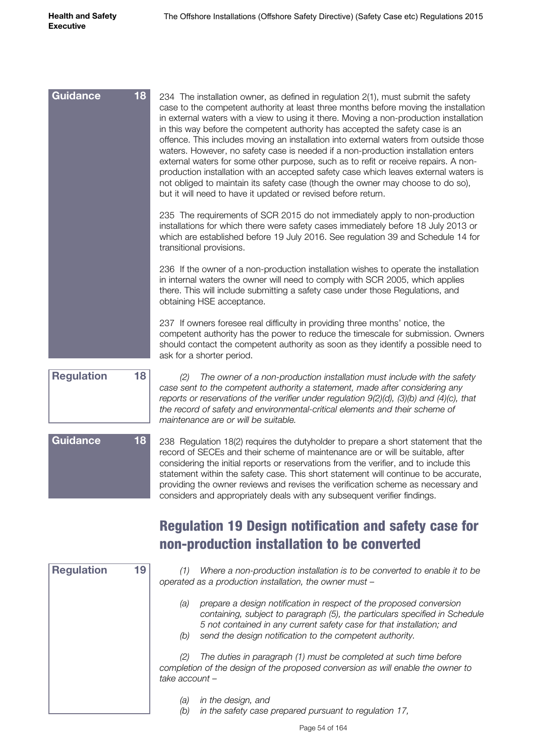**Guidance 18**

234 The installation owner, as defined in regulation 2(1), must submit the safety case to the competent authority at least three months before moving the installation in external waters with a view to using it there. Moving a non-production installation in this way before the competent authority has accepted the safety case is an offence. This includes moving an installation into external waters from outside those waters. However, no safety case is needed if a non-production installation enters external waters for some other purpose, such as to refit or receive repairs. A non-production installation with an accepted safety case which leaves external waters is not obliged to maintain its safety case (though the owner may choose to do so), but it will need to have it updated or revised before return.

235 The requirements of SCR 2015 do not immediately apply to non-production installations for which there were safety cases immediately before 18 July 2013 or which are established before 19 July 2016. See regulation 39 and Schedule 14 for transitional provisions.

236 If the owner of a non-production installation wishes to operate the installation in internal waters the owner will need to comply with SCR 2005, which applies there. This will include submitting a safety case under those Regulations, and obtaining HSE acceptance.

237 If owners foresee real difficulty in providing three months' notice, the competent authority has the power to reduce the timescale for submission. Owners should contact the competent authority as soon as they identify a possible need to ask for a shorter period.

**Regulation 18**

*(2) The owner of a non-production installation must include with the safety case sent to the competent authority a statement, made after considering any reports or reservations of the verifier under regulation 9(2)(d), (3)(b) and (4)(c), that the record of safety and environmental-critical elements and their scheme of maintenance are or will be suitable.*

**Guidance 18**

238 Regulation 18(2) requires the dutyholder to prepare a short statement that the record of SECEs and their scheme of maintenance are or will be suitable, after considering the initial reports or reservations from the verifier, and to include this statement within the safety case. This short statement will continue to be accurate, providing the owner reviews and revises the verification scheme as necessary and considers and appropriately deals with any subsequent verifier findings.

## Regulation 19 Design notification and safety case for non-production installation to be converted

**Regulation 19**

*(1) Where a non-production installation is to be converted to enable it to be operated as a production installation, the owner must –*

*(a) prepare a design notification in respect of the proposed conversion containing, subject to paragraph (5), the particulars specified in Schedule 5 not contained in any current safety case for that installation; and*
*(b) send the design notification to the competent authority.*

*(2) The duties in paragraph (1) must be completed at such time before completion of the design of the proposed conversion as will enable the owner to take account –*

*(a) in the design, and*
*(b) in the safety case prepared pursuant to regulation 17,*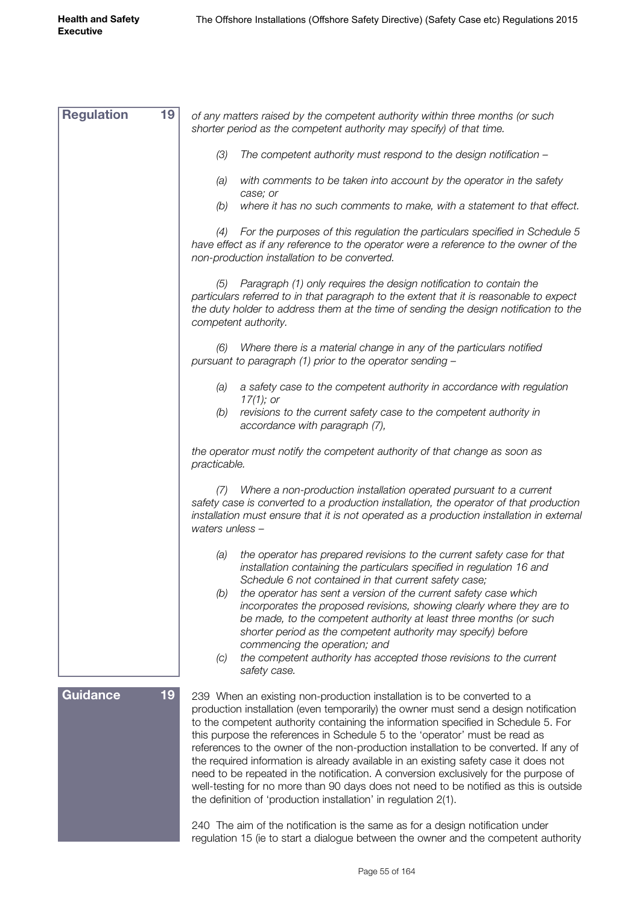**Regulation 19**

*of any matters raised by the competent authority within three months (or such shorter period as the competent authority may specify) of that time.*

*(3) The competent authority must respond to the design notification –*

*(a) with comments to be taken into account by the operator in the safety case; or*

*(b) where it has no such comments to make, with a statement to that effect.*

*(4) For the purposes of this regulation the particulars specified in Schedule 5 have effect as if any reference to the operator were a reference to the owner of the non-production installation to be converted.*

*(5) Paragraph (1) only requires the design notification to contain the particulars referred to in that paragraph to the extent that it is reasonable to expect the duty holder to address them at the time of sending the design notification to the competent authority.*

*(6) Where there is a material change in any of the particulars notified pursuant to paragraph (1) prior to the operator sending –*

*(a) a safety case to the competent authority in accordance with regulation 17(1); or*

*(b) revisions to the current safety case to the competent authority in accordance with paragraph (7),*

*the operator must notify the competent authority of that change as soon as practicable.*

*(7) Where a non-production installation operated pursuant to a current safety case is converted to a production installation, the operator of that production installation must ensure that it is not operated as a production installation in external waters unless –*

*(a) the operator has prepared revisions to the current safety case for that installation containing the particulars specified in regulation 16 and Schedule 6 not contained in that current safety case;*

*(b) the operator has sent a version of the current safety case which incorporates the proposed revisions, showing clearly where they are to be made, to the competent authority at least three months (or such shorter period as the competent authority may specify) before commencing the operation; and*

*(c) the competent authority has accepted those revisions to the current safety case.*

**Guidance 19**

239 When an existing non-production installation is to be converted to a production installation (even temporarily) the owner must send a design notification to the competent authority containing the information specified in Schedule 5. For this purpose the references in Schedule 5 to the 'operator' must be read as references to the owner of the non-production installation to be converted. If any of the required information is already available in an existing safety case it does not need to be repeated in the notification. A conversion exclusively for the purpose of well-testing for no more than 90 days does not need to be notified as this is outside the definition of 'production installation' in regulation 2(1).

240 The aim of the notification is the same as for a design notification under regulation 15 (ie to start a dialogue between the owner and the competent authority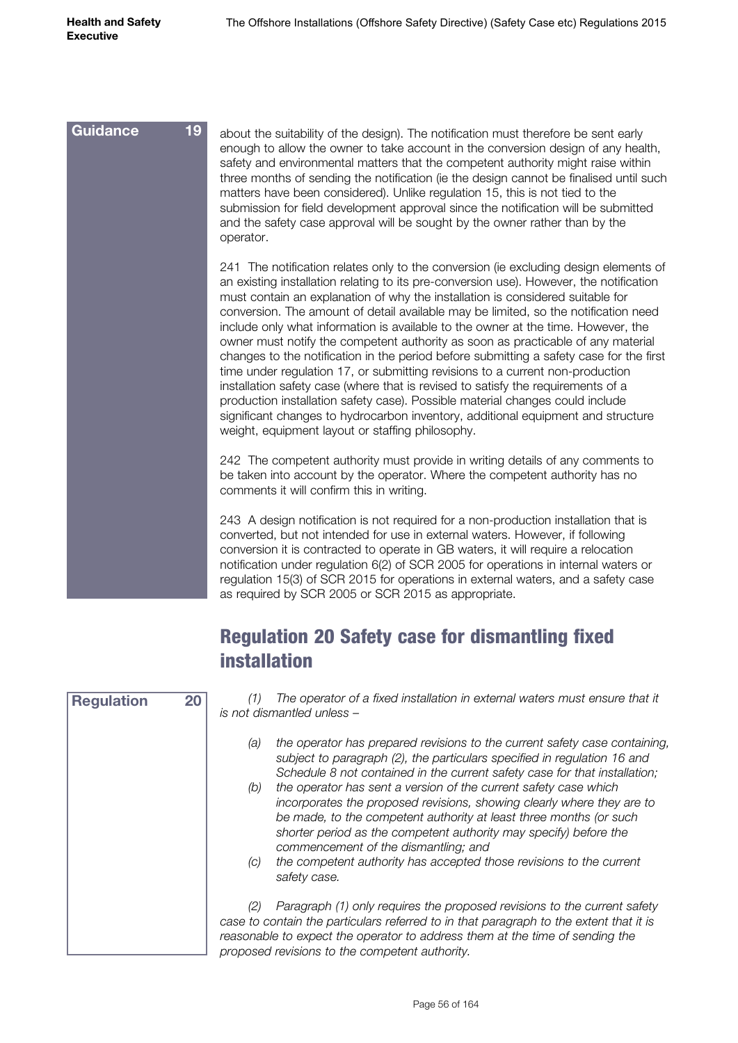**Guidance 19**

about the suitability of the design). The notification must therefore be sent early enough to allow the owner to take account in the conversion design of any health, safety and environmental matters that the competent authority might raise within three months of sending the notification (ie the design cannot be finalised until such matters have been considered). Unlike regulation 15, this is not tied to the submission for field development approval since the notification will be submitted and the safety case approval will be sought by the owner rather than by the operator.

241 The notification relates only to the conversion (ie excluding design elements of an existing installation relating to its pre-conversion use). However, the notification must contain an explanation of why the installation is considered suitable for conversion. The amount of detail available may be limited, so the notification need include only what information is available to the owner at the time. However, the owner must notify the competent authority as soon as practicable of any material changes to the notification in the period before submitting a safety case for the first time under regulation 17, or submitting revisions to a current non-production installation safety case (where that is revised to satisfy the requirements of a production installation safety case). Possible material changes could include significant changes to hydrocarbon inventory, additional equipment and structure weight, equipment layout or staffing philosophy.

242 The competent authority must provide in writing details of any comments to be taken into account by the operator. Where the competent authority has no comments it will confirm this in writing.

243 A design notification is not required for a non-production installation that is converted, but not intended for use in external waters. However, if following conversion it is contracted to operate in GB waters, it will require a relocation notification under regulation 6(2) of SCR 2005 for operations in internal waters or regulation 15(3) of SCR 2015 for operations in external waters, and a safety case as required by SCR 2005 or SCR 2015 as appropriate.

## Regulation 20 Safety case for dismantling fixed installation

**Regulation 20**

*(1) The operator of a fixed installation in external waters must ensure that it is not dismantled unless –*

- *(a) the operator has prepared revisions to the current safety case containing, subject to paragraph (2), the particulars specified in regulation 16 and Schedule 8 not contained in the current safety case for that installation;*
- *(b) the operator has sent a version of the current safety case which incorporates the proposed revisions, showing clearly where they are to be made, to the competent authority at least three months (or such shorter period as the competent authority may specify) before the commencement of the dismantling; and*
- *(c) the competent authority has accepted those revisions to the current safety case.*

*(2) Paragraph (1) only requires the proposed revisions to the current safety case to contain the particulars referred to in that paragraph to the extent that it is reasonable to expect the operator to address them at the time of sending the proposed revisions to the competent authority.*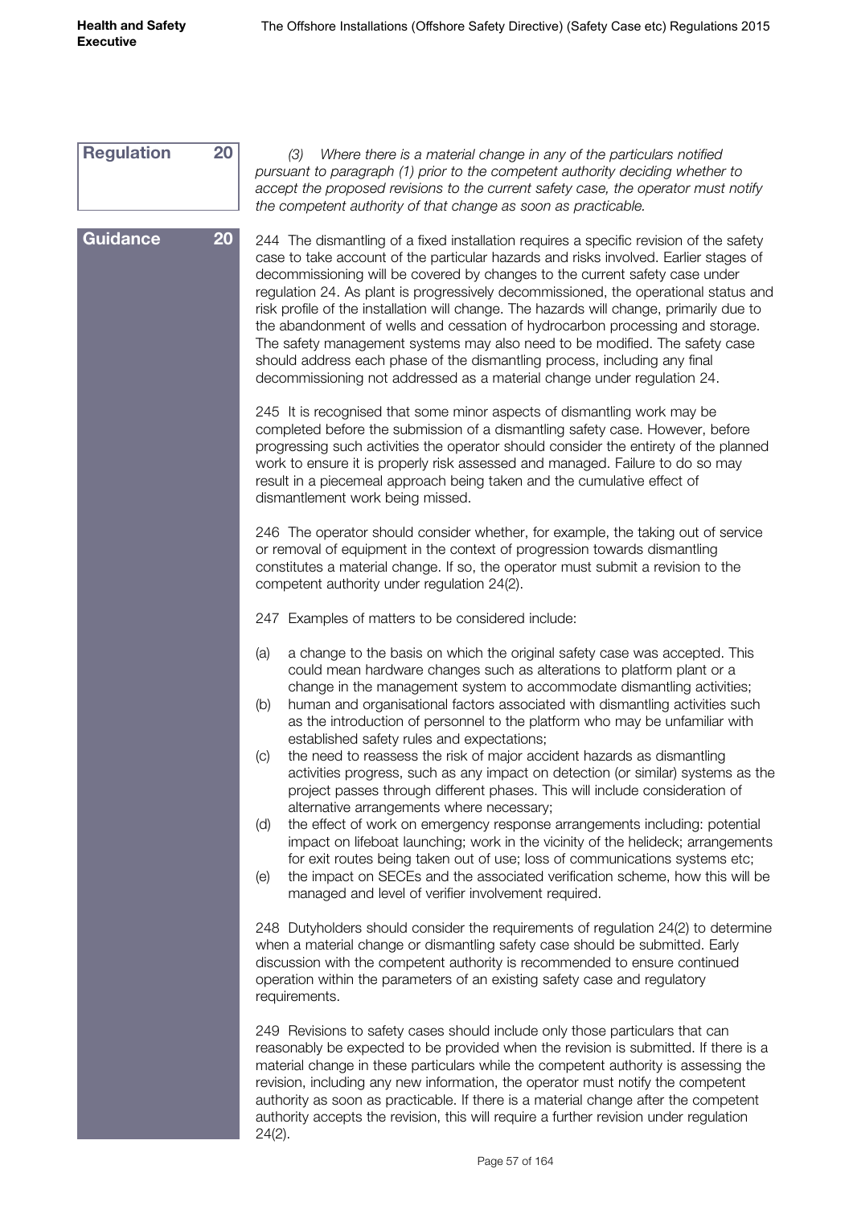**Regulation 20**

*(3) Where there is a material change in any of the particulars notified pursuant to paragraph (1) prior to the competent authority deciding whether to accept the proposed revisions to the current safety case, the operator must notify the competent authority of that change as soon as practicable.*

**Guidance 20**

244 The dismantling of a fixed installation requires a specific revision of the safety case to take account of the particular hazards and risks involved. Earlier stages of decommissioning will be covered by changes to the current safety case under regulation 24. As plant is progressively decommissioned, the operational status and risk profile of the installation will change. The hazards will change, primarily due to the abandonment of wells and cessation of hydrocarbon processing and storage. The safety management systems may also need to be modified. The safety case should address each phase of the dismantling process, including any final decommissioning not addressed as a material change under regulation 24.

245 It is recognised that some minor aspects of dismantling work may be completed before the submission of a dismantling safety case. However, before progressing such activities the operator should consider the entirety of the planned work to ensure it is properly risk assessed and managed. Failure to do so may result in a piecemeal approach being taken and the cumulative effect of dismantlement work being missed.

246 The operator should consider whether, for example, the taking out of service or removal of equipment in the context of progression towards dismantling constitutes a material change. If so, the operator must submit a revision to the competent authority under regulation 24(2).

247 Examples of matters to be considered include:

(a) a change to the basis on which the original safety case was accepted. This could mean hardware changes such as alterations to platform plant or a change in the management system to accommodate dismantling activities;
(b) human and organisational factors associated with dismantling activities such as the introduction of personnel to the platform who may be unfamiliar with established safety rules and expectations;
(c) the need to reassess the risk of major accident hazards as dismantling activities progress, such as any impact on detection (or similar) systems as the project passes through different phases. This will include consideration of alternative arrangements where necessary;
(d) the effect of work on emergency response arrangements including: potential impact on lifeboat launching; work in the vicinity of the helideck; arrangements for exit routes being taken out of use; loss of communications systems etc;
(e) the impact on SECEs and the associated verification scheme, how this will be managed and level of verifier involvement required.

248 Dutyholders should consider the requirements of regulation 24(2) to determine when a material change or dismantling safety case should be submitted. Early discussion with the competent authority is recommended to ensure continued operation within the parameters of an existing safety case and regulatory requirements.

249 Revisions to safety cases should include only those particulars that can reasonably be expected to be provided when the revision is submitted. If there is a material change in these particulars while the competent authority is assessing the revision, including any new information, the operator must notify the competent authority as soon as practicable. If there is a material change after the competent authority accepts the revision, this will require a further revision under regulation 24(2).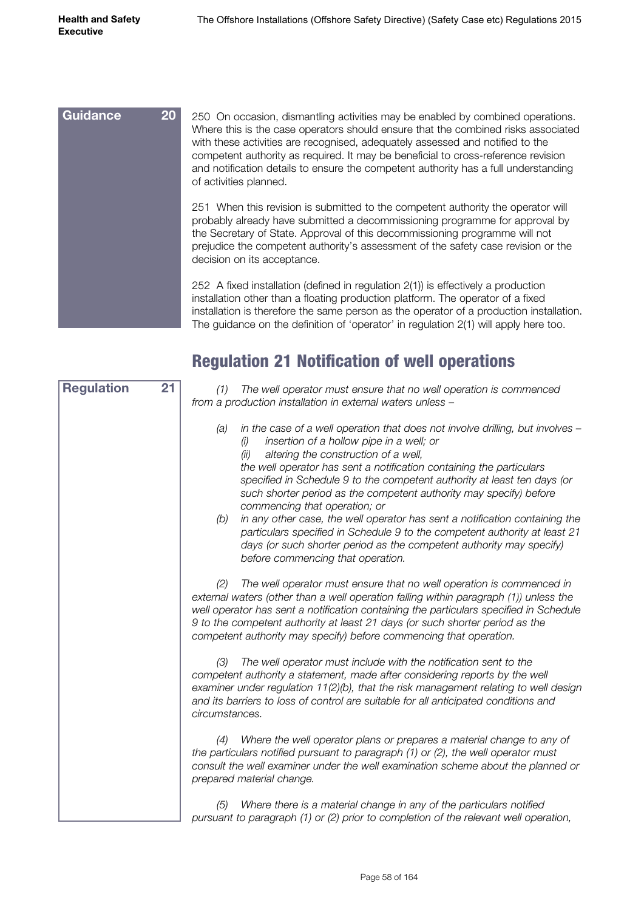**Guidance 20**

250 On occasion, dismantling activities may be enabled by combined operations. Where this is the case operators should ensure that the combined risks associated with these activities are recognised, adequately assessed and notified to the competent authority as required. It may be beneficial to cross-reference revision and notification details to ensure the competent authority has a full understanding of activities planned.

251 When this revision is submitted to the competent authority the operator will probably already have submitted a decommissioning programme for approval by the Secretary of State. Approval of this decommissioning programme will not prejudice the competent authority's assessment of the safety case revision or the decision on its acceptance.

252 A fixed installation (defined in regulation 2(1)) is effectively a production installation other than a floating production platform. The operator of a fixed installation is therefore the same person as the operator of a production installation. The guidance on the definition of 'operator' in regulation 2(1) will apply here too.

## Regulation 21 Notification of well operations

**Regulation 21**

*(1) The well operator must ensure that no well operation is commenced from a production installation in external waters unless –*

*(a) in the case of a well operation that does not involve drilling, but involves –*
   *(i) insertion of a hollow pipe in a well; or*
   *(ii) altering the construction of a well,*
   
   *the well operator has sent a notification containing the particulars specified in Schedule 9 to the competent authority at least ten days (or such shorter period as the competent authority may specify) before commencing that operation; or*

*(b) in any other case, the well operator has sent a notification containing the particulars specified in Schedule 9 to the competent authority at least 21 days (or such shorter period as the competent authority may specify) before commencing that operation.*

*(2) The well operator must ensure that no well operation is commenced in external waters (other than a well operation falling within paragraph (1)) unless the well operator has sent a notification containing the particulars specified in Schedule 9 to the competent authority at least 21 days (or such shorter period as the competent authority may specify) before commencing that operation.*

*(3) The well operator must include with the notification sent to the competent authority a statement, made after considering reports by the well examiner under regulation 11(2)(b), that the risk management relating to well design and its barriers to loss of control are suitable for all anticipated conditions and circumstances.*

*(4) Where the well operator plans or prepares a material change to any of the particulars notified pursuant to paragraph (1) or (2), the well operator must consult the well examiner under the well examination scheme about the planned or prepared material change.*

*(5) Where there is a material change in any of the particulars notified pursuant to paragraph (1) or (2) prior to completion of the relevant well operation,*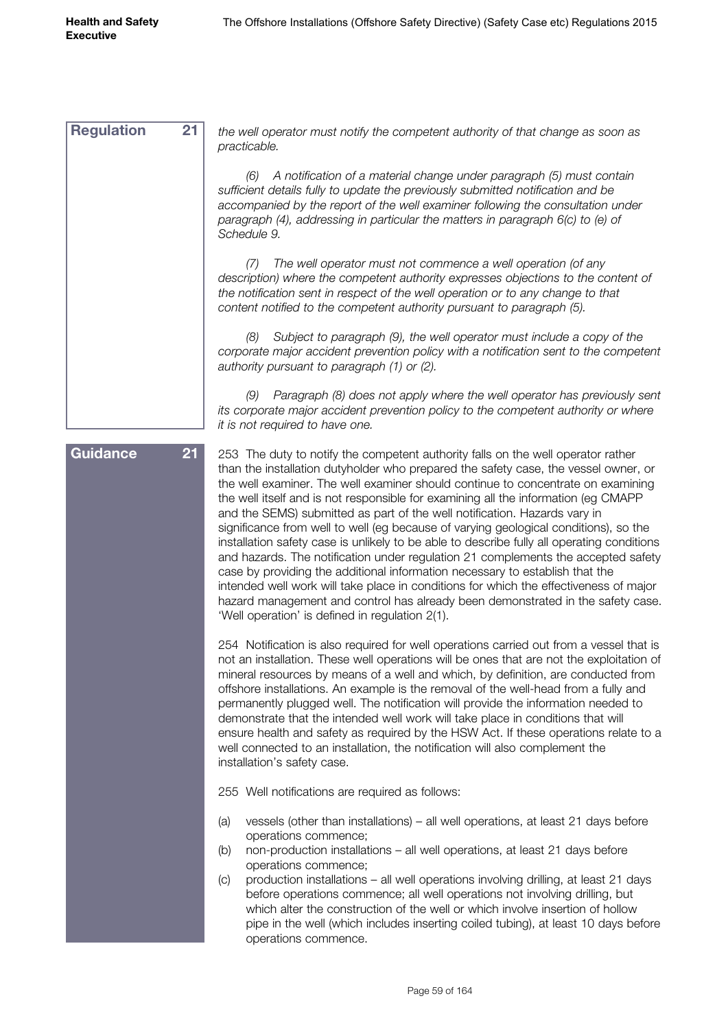**Regulation 21**

*the well operator must notify the competent authority of that change as soon as practicable.*

*(6) A notification of a material change under paragraph (5) must contain sufficient details fully to update the previously submitted notification and be accompanied by the report of the well examiner following the consultation under paragraph (4), addressing in particular the matters in paragraph 6(c) to (e) of Schedule 9.*

*(7) The well operator must not commence a well operation (of any description) where the competent authority expresses objections to the content of the notification sent in respect of the well operation or to any change to that content notified to the competent authority pursuant to paragraph (5).*

*(8) Subject to paragraph (9), the well operator must include a copy of the corporate major accident prevention policy with a notification sent to the competent authority pursuant to paragraph (1) or (2).*

*(9) Paragraph (8) does not apply where the well operator has previously sent its corporate major accident prevention policy to the competent authority or where it is not required to have one.*

**Guidance 21**

253 The duty to notify the competent authority falls on the well operator rather than the installation dutyholder who prepared the safety case, the vessel owner, or the well examiner. The well examiner should continue to concentrate on examining the well itself and is not responsible for examining all the information (eg CMAPP and the SEMS) submitted as part of the well notification. Hazards vary in significance from well to well (eg because of varying geological conditions), so the installation safety case is unlikely to be able to describe fully all operating conditions and hazards. The notification under regulation 21 complements the accepted safety case by providing the additional information necessary to establish that the intended well work will take place in conditions for which the effectiveness of major hazard management and control has already been demonstrated in the safety case. 'Well operation' is defined in regulation 2(1).

254 Notification is also required for well operations carried out from a vessel that is not an installation. These well operations will be ones that are not the exploitation of mineral resources by means of a well and which, by definition, are conducted from offshore installations. An example is the removal of the well-head from a fully and permanently plugged well. The notification will provide the information needed to demonstrate that the intended well work will take place in conditions that will ensure health and safety as required by the HSW Act. If these operations relate to a well connected to an installation, the notification will also complement the installation's safety case.

255 Well notifications are required as follows:

(a) vessels (other than installations) – all well operations, at least 21 days before operations commence;

(b) non-production installations – all well operations, at least 21 days before operations commence;

(c) production installations – all well operations involving drilling, at least 21 days before operations commence; all well operations not involving drilling, but which alter the construction of the well or which involve insertion of hollow pipe in the well (which includes inserting coiled tubing), at least 10 days before operations commence.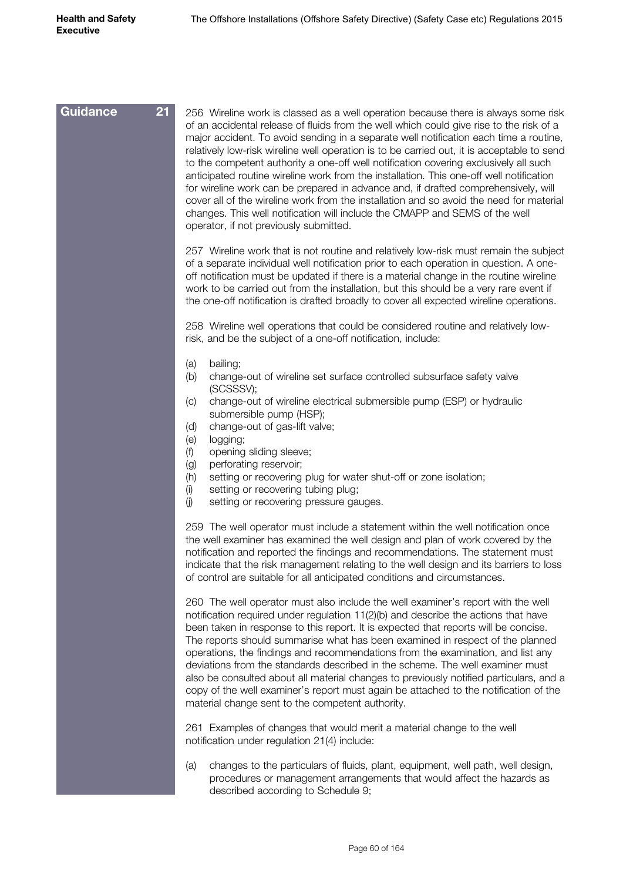**Guidance 21**

256 Wireline work is classed as a well operation because there is always some risk of an accidental release of fluids from the well which could give rise to the risk of a major accident. To avoid sending in a separate well notification each time a routine, relatively low-risk wireline well operation is to be carried out, it is acceptable to send to the competent authority a one-off well notification covering exclusively all such anticipated routine wireline work from the installation. This one-off well notification for wireline work can be prepared in advance and, if drafted comprehensively, will cover all of the wireline work from the installation and so avoid the need for material changes. This well notification will include the CMAPP and SEMS of the well operator, if not previously submitted.

257 Wireline work that is not routine and relatively low-risk must remain the subject of a separate individual well notification prior to each operation in question. A one-off notification must be updated if there is a material change in the routine wireline work to be carried out from the installation, but this should be a very rare event if the one-off notification is drafted broadly to cover all expected wireline operations.

258 Wireline well operations that could be considered routine and relatively low-risk, and be the subject of a one-off notification, include:

(a) bailing;
(b) change-out of wireline set surface controlled subsurface safety valve (SCSSSV);
(c) change-out of wireline electrical submersible pump (ESP) or hydraulic submersible pump (HSP);
(d) change-out of gas-lift valve;
(e) logging;
(f) opening sliding sleeve;
(g) perforating reservoir;
(h) setting or recovering plug for water shut-off or zone isolation;
(i) setting or recovering tubing plug;
(j) setting or recovering pressure gauges.

259 The well operator must include a statement within the well notification once the well examiner has examined the well design and plan of work covered by the notification and reported the findings and recommendations. The statement must indicate that the risk management relating to the well design and its barriers to loss of control are suitable for all anticipated conditions and circumstances.

260 The well operator must also include the well examiner's report with the well notification required under regulation 11(2)(b) and describe the actions that have been taken in response to this report. It is expected that reports will be concise. The reports should summarise what has been examined in respect of the planned operations, the findings and recommendations from the examination, and list any deviations from the standards described in the scheme. The well examiner must also be consulted about all material changes to previously notified particulars, and a copy of the well examiner's report must again be attached to the notification of the material change sent to the competent authority.

261 Examples of changes that would merit a material change to the well notification under regulation 21(4) include:

(a) changes to the particulars of fluids, plant, equipment, well path, well design, procedures or management arrangements that would affect the hazards as described according to Schedule 9;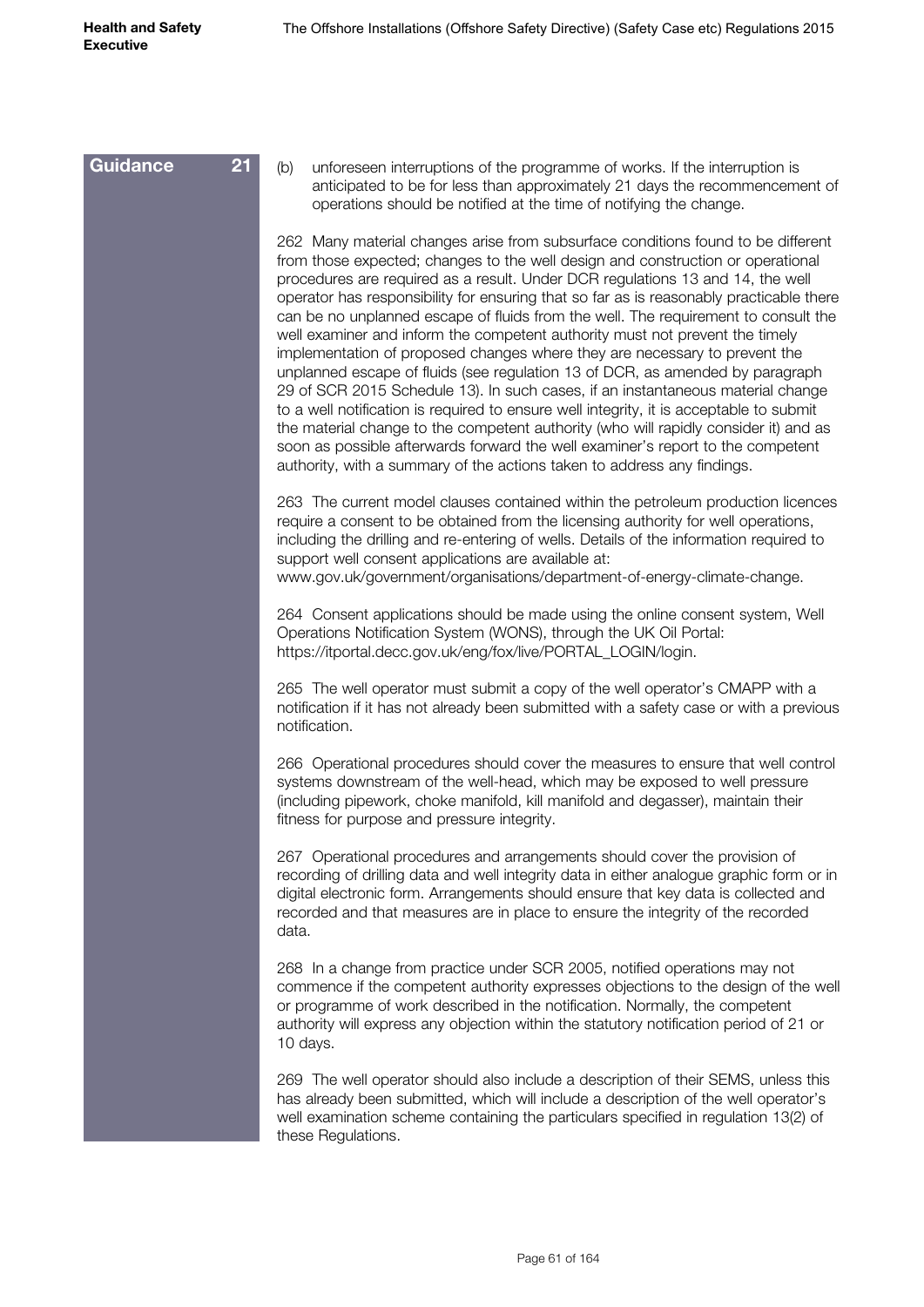**Guidance 21**

(b) unforeseen interruptions of the programme of works. If the interruption is anticipated to be for less than approximately 21 days the recommencement of operations should be notified at the time of notifying the change.

262 Many material changes arise from subsurface conditions found to be different from those expected; changes to the well design and construction or operational procedures are required as a result. Under DCR regulations 13 and 14, the well operator has responsibility for ensuring that so far as is reasonably practicable there can be no unplanned escape of fluids from the well. The requirement to consult the well examiner and inform the competent authority must not prevent the timely implementation of proposed changes where they are necessary to prevent the unplanned escape of fluids (see regulation 13 of DCR, as amended by paragraph 29 of SCR 2015 Schedule 13). In such cases, if an instantaneous material change to a well notification is required to ensure well integrity, it is acceptable to submit the material change to the competent authority (who will rapidly consider it) and as soon as possible afterwards forward the well examiner's report to the competent authority, with a summary of the actions taken to address any findings.

263 The current model clauses contained within the petroleum production licences require a consent to be obtained from the licensing authority for well operations, including the drilling and re-entering of wells. Details of the information required to support well consent applications are available at: www.gov.uk/government/organisations/department-of-energy-climate-change.

264 Consent applications should be made using the online consent system, Well Operations Notification System (WONS), through the UK Oil Portal: https://itportal.decc.gov.uk/eng/fox/live/PORTAL_LOGIN/login.

265 The well operator must submit a copy of the well operator's CMAPP with a notification if it has not already been submitted with a safety case or with a previous notification.

266 Operational procedures should cover the measures to ensure that well control systems downstream of the well-head, which may be exposed to well pressure (including pipework, choke manifold, kill manifold and degasser), maintain their fitness for purpose and pressure integrity.

267 Operational procedures and arrangements should cover the provision of recording of drilling data and well integrity data in either analogue graphic form or in digital electronic form. Arrangements should ensure that key data is collected and recorded and that measures are in place to ensure the integrity of the recorded data.

268 In a change from practice under SCR 2005, notified operations may not commence if the competent authority expresses objections to the design of the well or programme of work described in the notification. Normally, the competent authority will express any objection within the statutory notification period of 21 or 10 days.

269 The well operator should also include a description of their SEMS, unless this has already been submitted, which will include a description of the well operator's well examination scheme containing the particulars specified in regulation 13(2) of these Regulations.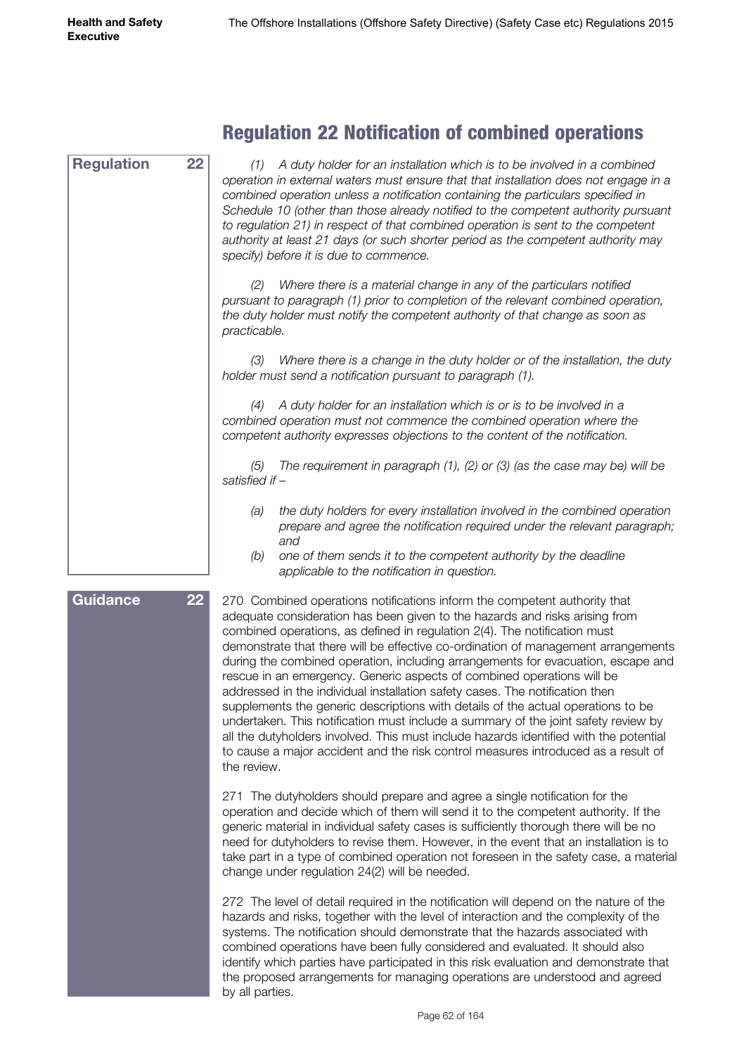## Regulation 22 Notification of combined operations

**Regulation 22**

*(1) A duty holder for an installation which is to be involved in a combined operation in external waters must ensure that that installation does not engage in a combined operation unless a notification containing the particulars specified in Schedule 10 (other than those already notified to the competent authority pursuant to regulation 21) in respect of that combined operation is sent to the competent authority at least 21 days (or such shorter period as the competent authority may specify) before it is due to commence.*

*(2) Where there is a material change in any of the particulars notified pursuant to paragraph (1) prior to completion of the relevant combined operation, the duty holder must notify the competent authority of that change as soon as practicable.*

*(3) Where there is a change in the duty holder or of the installation, the duty holder must send a notification pursuant to paragraph (1).*

*(4) A duty holder for an installation which is or is to be involved in a combined operation must not commence the combined operation where the competent authority expresses objections to the content of the notification.*

*(5) The requirement in paragraph (1), (2) or (3) (as the case may be) will be satisfied if –*

*(a) the duty holders for every installation involved in the combined operation prepare and agree the notification required under the relevant paragraph; and*

*(b) one of them sends it to the competent authority by the deadline applicable to the notification in question.*

**Guidance 22**

270 Combined operations notifications inform the competent authority that adequate consideration has been given to the hazards and risks arising from combined operations, as defined in regulation 2(4). The notification must demonstrate that there will be effective co-ordination of management arrangements during the combined operation, including arrangements for evacuation, escape and rescue in an emergency. Generic aspects of combined operations will be addressed in the individual installation safety cases. The notification then supplements the generic descriptions with details of the actual operations to be undertaken. This notification must include a summary of the joint safety review by all the dutyholders involved. This must include hazards identified with the potential to cause a major accident and the risk control measures introduced as a result of the review.

271 The dutyholders should prepare and agree a single notification for the operation and decide which of them will send it to the competent authority. If the generic material in individual safety cases is sufficiently thorough there will be no need for dutyholders to revise them. However, in the event that an installation is to take part in a type of combined operation not foreseen in the safety case, a material change under regulation 24(2) will be needed.

272 The level of detail required in the notification will depend on the nature of the hazards and risks, together with the level of interaction and the complexity of the systems. The notification should demonstrate that the hazards associated with combined operations have been fully considered and evaluated. It should also identify which parties have participated in this risk evaluation and demonstrate that the proposed arrangements for managing operations are understood and agreed by all parties.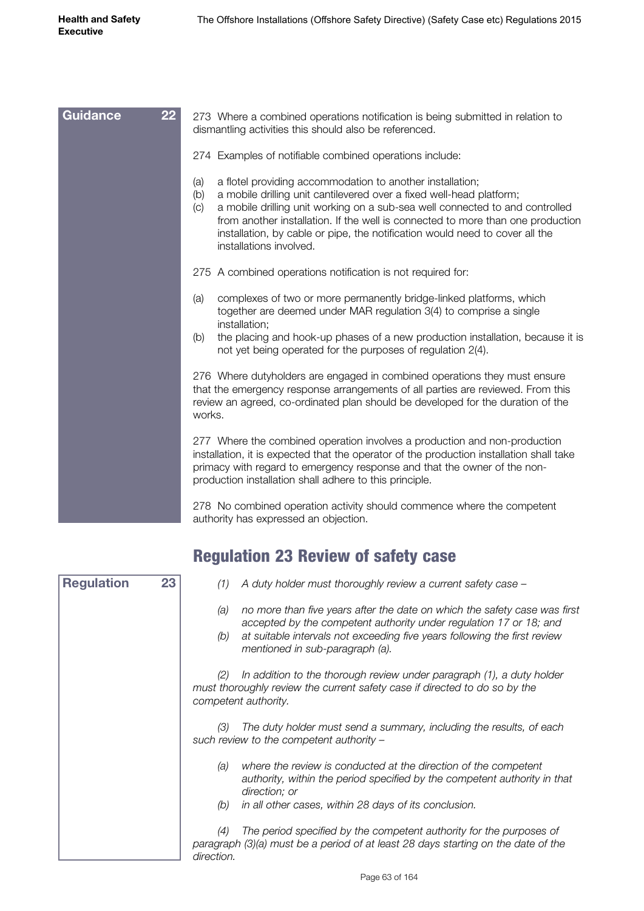**Guidance 22**

273 Where a combined operations notification is being submitted in relation to dismantling activities this should also be referenced.

274 Examples of notifiable combined operations include:

(a) a flotel providing accommodation to another installation;
(b) a mobile drilling unit cantilevered over a fixed well-head platform;
(c) a mobile drilling unit working on a sub-sea well connected to and controlled from another installation. If the well is connected to more than one production installation, by cable or pipe, the notification would need to cover all the installations involved.

275 A combined operations notification is not required for:

(a) complexes of two or more permanently bridge-linked platforms, which together are deemed under MAR regulation 3(4) to comprise a single installation;
(b) the placing and hook-up phases of a new production installation, because it is not yet being operated for the purposes of regulation 2(4).

276 Where dutyholders are engaged in combined operations they must ensure that the emergency response arrangements of all parties are reviewed. From this review an agreed, co-ordinated plan should be developed for the duration of the works.

277 Where the combined operation involves a production and non-production installation, it is expected that the operator of the production installation shall take primacy with regard to emergency response and that the owner of the non-production installation shall adhere to this principle.

278 No combined operation activity should commence where the competent authority has expressed an objection.

## Regulation 23 Review of safety case

**Regulation 23**

*(1) A duty holder must thoroughly review a current safety case –*

*(a) no more than five years after the date on which the safety case was first accepted by the competent authority under regulation 17 or 18; and*
*(b) at suitable intervals not exceeding five years following the first review mentioned in sub-paragraph (a).*

*(2) In addition to the thorough review under paragraph (1), a duty holder must thoroughly review the current safety case if directed to do so by the competent authority.*

*(3) The duty holder must send a summary, including the results, of each such review to the competent authority –*

*(a) where the review is conducted at the direction of the competent authority, within the period specified by the competent authority in that direction; or*
*(b) in all other cases, within 28 days of its conclusion.*

*(4) The period specified by the competent authority for the purposes of paragraph (3)(a) must be a period of at least 28 days starting on the date of the direction.*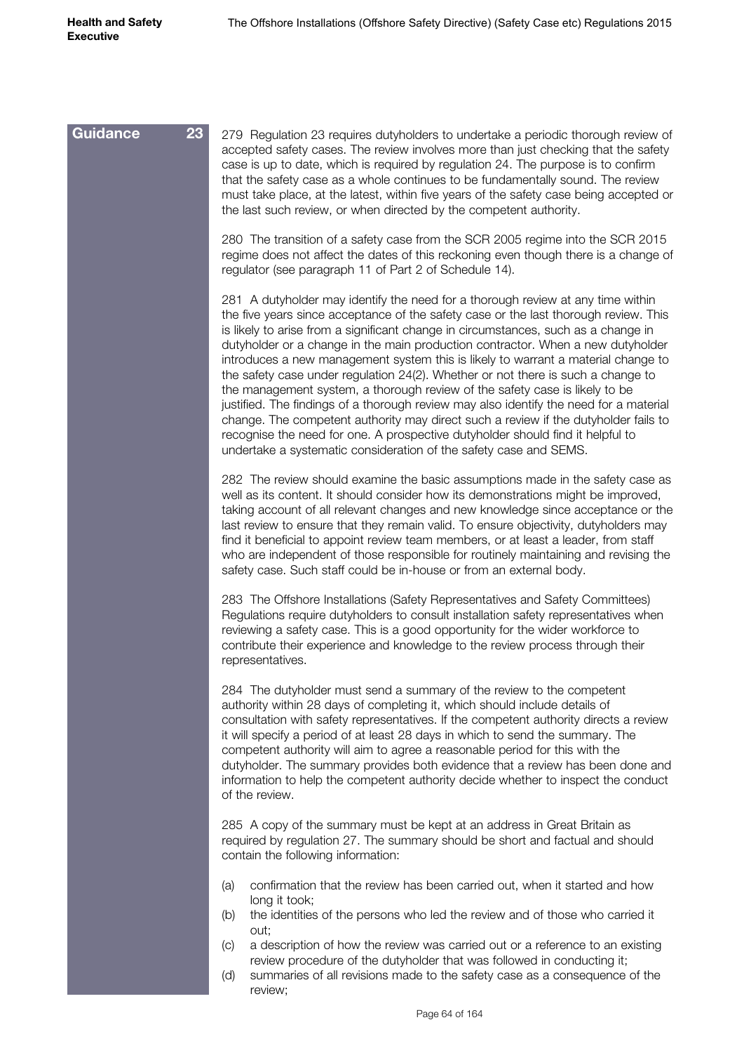**Guidance 23**

279 Regulation 23 requires dutyholders to undertake a periodic thorough review of accepted safety cases. The review involves more than just checking that the safety case is up to date, which is required by regulation 24. The purpose is to confirm that the safety case as a whole continues to be fundamentally sound. The review must take place, at the latest, within five years of the safety case being accepted or the last such review, or when directed by the competent authority.

280 The transition of a safety case from the SCR 2005 regime into the SCR 2015 regime does not affect the dates of this reckoning even though there is a change of regulator (see paragraph 11 of Part 2 of Schedule 14).

281 A dutyholder may identify the need for a thorough review at any time within the five years since acceptance of the safety case or the last thorough review. This is likely to arise from a significant change in circumstances, such as a change in dutyholder or a change in the main production contractor. When a new dutyholder introduces a new management system this is likely to warrant a material change to the safety case under regulation 24(2). Whether or not there is such a change to the management system, a thorough review of the safety case is likely to be justified. The findings of a thorough review may also identify the need for a material change. The competent authority may direct such a review if the dutyholder fails to recognise the need for one. A prospective dutyholder should find it helpful to undertake a systematic consideration of the safety case and SEMS.

282 The review should examine the basic assumptions made in the safety case as well as its content. It should consider how its demonstrations might be improved, taking account of all relevant changes and new knowledge since acceptance or the last review to ensure that they remain valid. To ensure objectivity, dutyholders may find it beneficial to appoint review team members, or at least a leader, from staff who are independent of those responsible for routinely maintaining and revising the safety case. Such staff could be in-house or from an external body.

283 The Offshore Installations (Safety Representatives and Safety Committees) Regulations require dutyholders to consult installation safety representatives when reviewing a safety case. This is a good opportunity for the wider workforce to contribute their experience and knowledge to the review process through their representatives.

284 The dutyholder must send a summary of the review to the competent authority within 28 days of completing it, which should include details of consultation with safety representatives. If the competent authority directs a review it will specify a period of at least 28 days in which to send the summary. The competent authority will aim to agree a reasonable period for this with the dutyholder. The summary provides both evidence that a review has been done and information to help the competent authority decide whether to inspect the conduct of the review.

285 A copy of the summary must be kept at an address in Great Britain as required by regulation 27. The summary should be short and factual and should contain the following information:

(a) confirmation that the review has been carried out, when it started and how long it took;
(b) the identities of the persons who led the review and of those who carried it out;
(c) a description of how the review was carried out or a reference to an existing review procedure of the dutyholder that was followed in conducting it;
(d) summaries of all revisions made to the safety case as a consequence of the review;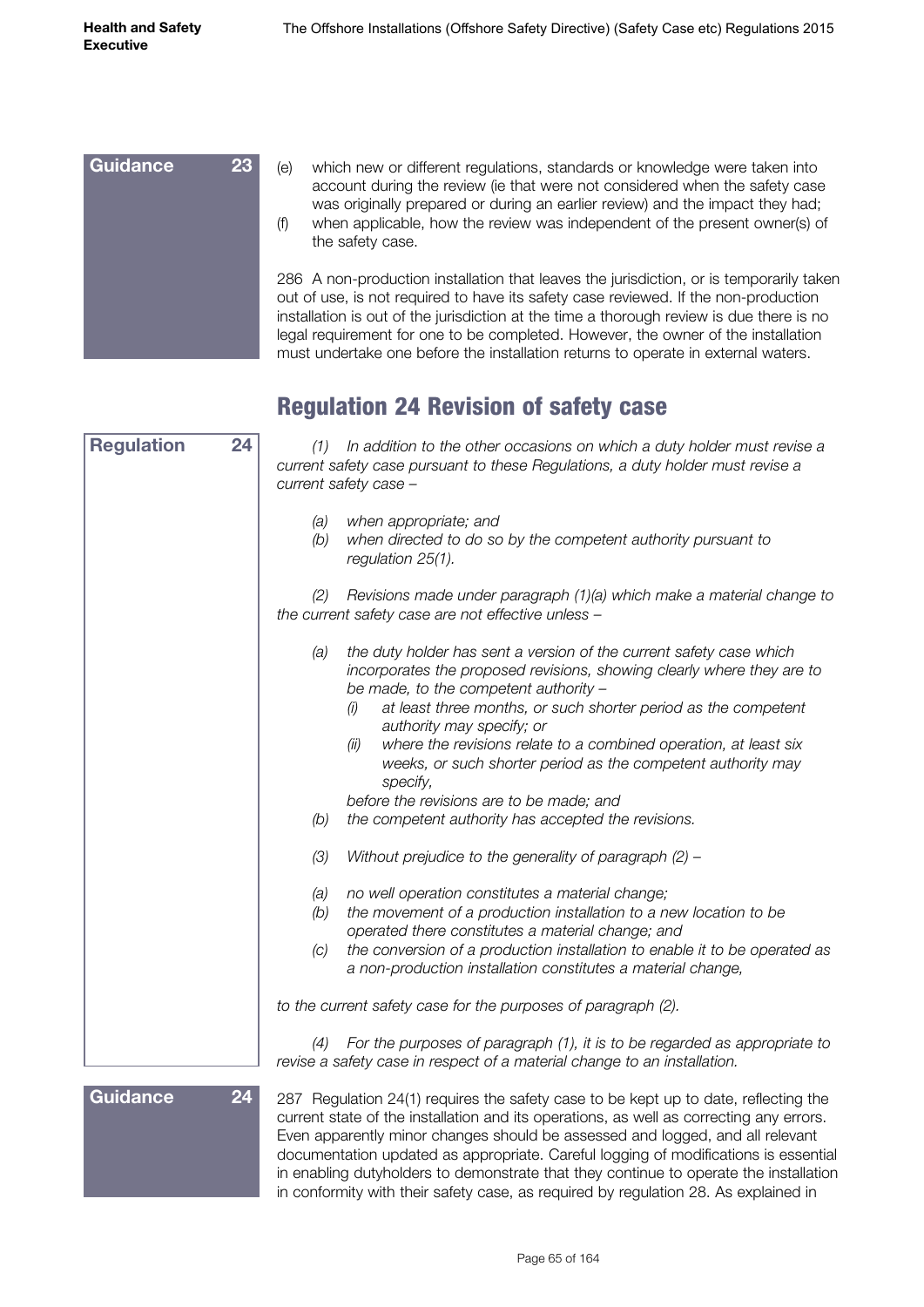**Guidance 23**

(e) which new or different regulations, standards or knowledge were taken into account during the review (ie that were not considered when the safety case was originally prepared or during an earlier review) and the impact they had;
(f) when applicable, how the review was independent of the present owner(s) of the safety case.

286 A non-production installation that leaves the jurisdiction, or is temporarily taken out of use, is not required to have its safety case reviewed. If the non-production installation is out of the jurisdiction at the time a thorough review is due there is no legal requirement for one to be completed. However, the owner of the installation must undertake one before the installation returns to operate in external waters.

## Regulation 24 Revision of safety case

**Regulation 24**

*(1) In addition to the other occasions on which a duty holder must revise a current safety case pursuant to these Regulations, a duty holder must revise a current safety case –*

*(a) when appropriate; and*
*(b) when directed to do so by the competent authority pursuant to regulation 25(1).*

*(2) Revisions made under paragraph (1)(a) which make a material change to the current safety case are not effective unless –*

*(a) the duty holder has sent a version of the current safety case which incorporates the proposed revisions, showing clearly where they are to be made, to the competent authority –*
*(i) at least three months, or such shorter period as the competent authority may specify; or*
*(ii) where the revisions relate to a combined operation, at least six weeks, or such shorter period as the competent authority may specify,*

*before the revisions are to be made; and*
*(b) the competent authority has accepted the revisions.*

*(3) Without prejudice to the generality of paragraph (2) –*

*(a) no well operation constitutes a material change;*
*(b) the movement of a production installation to a new location to be operated there constitutes a material change; and*
*(c) the conversion of a production installation to enable it to be operated as a non-production installation constitutes a material change,*

*to the current safety case for the purposes of paragraph (2).*

*(4) For the purposes of paragraph (1), it is to be regarded as appropriate to revise a safety case in respect of a material change to an installation.*

**Guidance 24**

287 Regulation 24(1) requires the safety case to be kept up to date, reflecting the current state of the installation and its operations, as well as correcting any errors. Even apparently minor changes should be assessed and logged, and all relevant documentation updated as appropriate. Careful logging of modifications is essential in enabling dutyholders to demonstrate that they continue to operate the installation in conformity with their safety case, as required by regulation 28. As explained in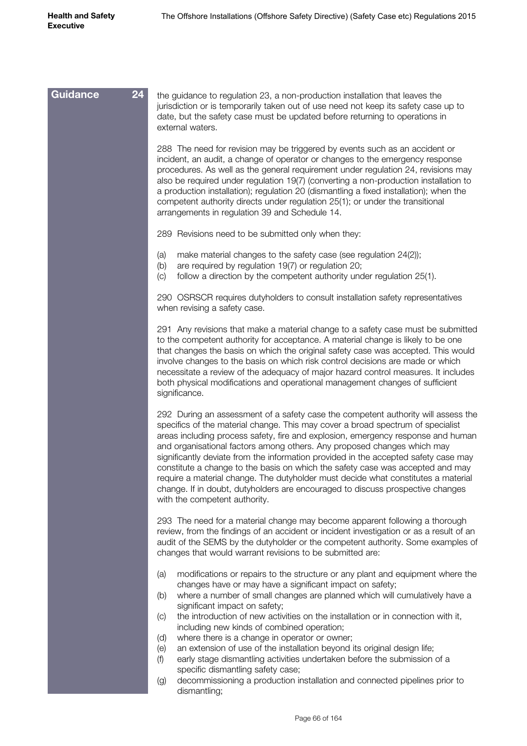**Guidance 24**

the guidance to regulation 23, a non-production installation that leaves the jurisdiction or is temporarily taken out of use need not keep its safety case up to date, but the safety case must be updated before returning to operations in external waters.

288 The need for revision may be triggered by events such as an accident or incident, an audit, a change of operator or changes to the emergency response procedures. As well as the general requirement under regulation 24, revisions may also be required under regulation 19(7) (converting a non-production installation to a production installation); regulation 20 (dismantling a fixed installation); when the competent authority directs under regulation 25(1); or under the transitional arrangements in regulation 39 and Schedule 14.

289 Revisions need to be submitted only when they:

(a) make material changes to the safety case (see regulation 24(2));
(b) are required by regulation 19(7) or regulation 20;
(c) follow a direction by the competent authority under regulation 25(1).

290 OSRSCR requires dutyholders to consult installation safety representatives when revising a safety case.

291 Any revisions that make a material change to a safety case must be submitted to the competent authority for acceptance. A material change is likely to be one that changes the basis on which the original safety case was accepted. This would involve changes to the basis on which risk control decisions are made or which necessitate a review of the adequacy of major hazard control measures. It includes both physical modifications and operational management changes of sufficient significance.

292 During an assessment of a safety case the competent authority will assess the specifics of the material change. This may cover a broad spectrum of specialist areas including process safety, fire and explosion, emergency response and human and organisational factors among others. Any proposed changes which may significantly deviate from the information provided in the accepted safety case may constitute a change to the basis on which the safety case was accepted and may require a material change. The dutyholder must decide what constitutes a material change. If in doubt, dutyholders are encouraged to discuss prospective changes with the competent authority.

293 The need for a material change may become apparent following a thorough review, from the findings of an accident or incident investigation or as a result of an audit of the SEMS by the dutyholder or the competent authority. Some examples of changes that would warrant revisions to be submitted are:

(a) modifications or repairs to the structure or any plant and equipment where the changes have or may have a significant impact on safety;
(b) where a number of small changes are planned which will cumulatively have a significant impact on safety;
(c) the introduction of new activities on the installation or in connection with it, including new kinds of combined operation;
(d) where there is a change in operator or owner;
(e) an extension of use of the installation beyond its original design life;
(f) early stage dismantling activities undertaken before the submission of a specific dismantling safety case;
(g) decommissioning a production installation and connected pipelines prior to dismantling;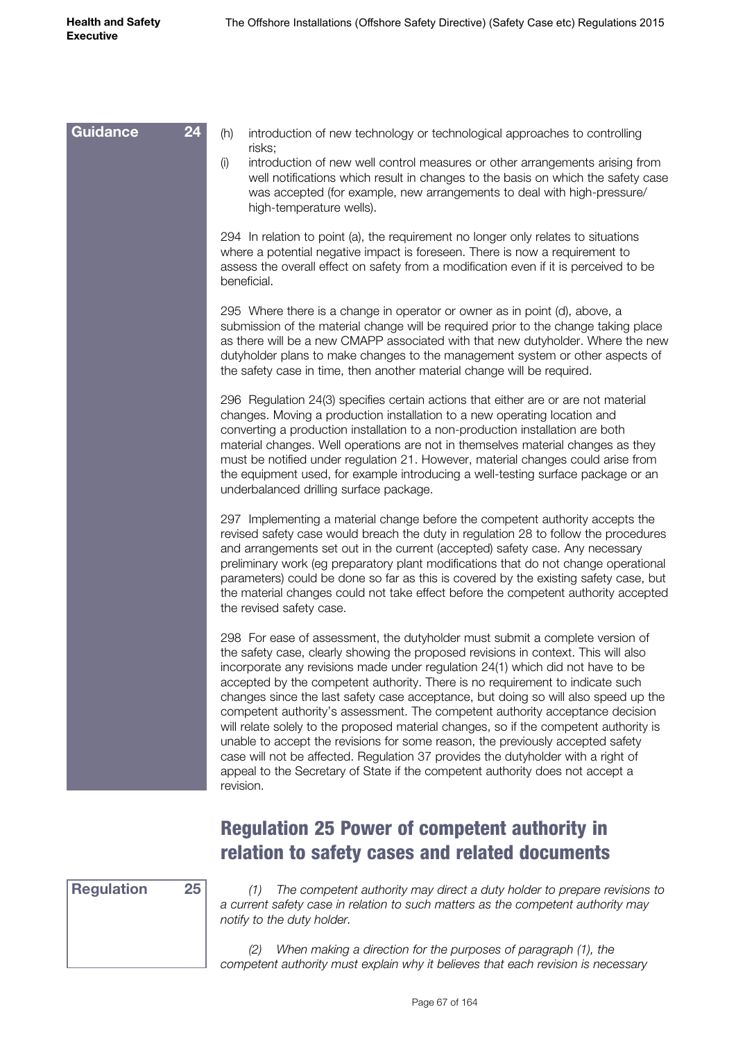**Guidance 24**

(h) introduction of new technology or technological approaches to controlling risks;

(i) introduction of new well control measures or other arrangements arising from well notifications which result in changes to the basis on which the safety case was accepted (for example, new arrangements to deal with high-pressure/high-temperature wells).

294 In relation to point (a), the requirement no longer only relates to situations where a potential negative impact is foreseen. There is now a requirement to assess the overall effect on safety from a modification even if it is perceived to be beneficial.

295 Where there is a change in operator or owner as in point (d), above, a submission of the material change will be required prior to the change taking place as there will be a new CMAPP associated with that new dutyholder. Where the new dutyholder plans to make changes to the management system or other aspects of the safety case in time, then another material change will be required.

296 Regulation 24(3) specifies certain actions that either are or are not material changes. Moving a production installation to a new operating location and converting a production installation to a non-production installation are both material changes. Well operations are not in themselves material changes as they must be notified under regulation 21. However, material changes could arise from the equipment used, for example introducing a well-testing surface package or an underbalanced drilling surface package.

297 Implementing a material change before the competent authority accepts the revised safety case would breach the duty in regulation 28 to follow the procedures and arrangements set out in the current (accepted) safety case. Any necessary preliminary work (eg preparatory plant modifications that do not change operational parameters) could be done so far as this is covered by the existing safety case, but the material changes could not take effect before the competent authority accepted the revised safety case.

298 For ease of assessment, the dutyholder must submit a complete version of the safety case, clearly showing the proposed revisions in context. This will also incorporate any revisions made under regulation 24(1) which did not have to be accepted by the competent authority. There is no requirement to indicate such changes since the last safety case acceptance, but doing so will also speed up the competent authority's assessment. The competent authority acceptance decision will relate solely to the proposed material changes, so if the competent authority is unable to accept the revisions for some reason, the previously accepted safety case will not be affected. Regulation 37 provides the dutyholder with a right of appeal to the Secretary of State if the competent authority does not accept a revision.

## Regulation 25 Power of competent authority in relation to safety cases and related documents

**Regulation 25**

*(1) The competent authority may direct a duty holder to prepare revisions to a current safety case in relation to such matters as the competent authority may notify to the duty holder.*

*(2) When making a direction for the purposes of paragraph (1), the competent authority must explain why it believes that each revision is necessary*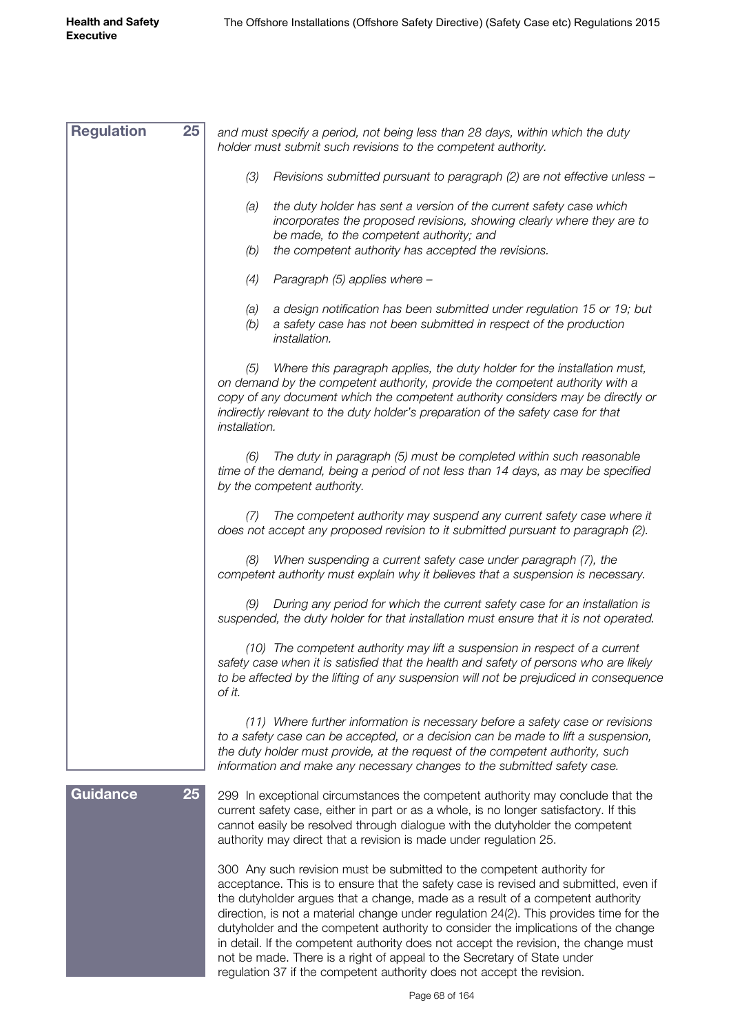**Regulation 25**

*and must specify a period, not being less than 28 days, within which the duty holder must submit such revisions to the competent authority.*

*(3) Revisions submitted pursuant to paragraph (2) are not effective unless –*

*(a) the duty holder has sent a version of the current safety case which incorporates the proposed revisions, showing clearly where they are to be made, to the competent authority; and*

*(b) the competent authority has accepted the revisions.*

*(4) Paragraph (5) applies where –*

*(a) a design notification has been submitted under regulation 15 or 19; but*

*(b) a safety case has not been submitted in respect of the production installation.*

*(5) Where this paragraph applies, the duty holder for the installation must, on demand by the competent authority, provide the competent authority with a copy of any document which the competent authority considers may be directly or indirectly relevant to the duty holder's preparation of the safety case for that installation.*

*(6) The duty in paragraph (5) must be completed within such reasonable time of the demand, being a period of not less than 14 days, as may be specified by the competent authority.*

*(7) The competent authority may suspend any current safety case where it does not accept any proposed revision to it submitted pursuant to paragraph (2).*

*(8) When suspending a current safety case under paragraph (7), the competent authority must explain why it believes that a suspension is necessary.*

*(9) During any period for which the current safety case for an installation is suspended, the duty holder for that installation must ensure that it is not operated.*

*(10) The competent authority may lift a suspension in respect of a current safety case when it is satisfied that the health and safety of persons who are likely to be affected by the lifting of any suspension will not be prejudiced in consequence of it.*

*(11) Where further information is necessary before a safety case or revisions to a safety case can be accepted, or a decision can be made to lift a suspension, the duty holder must provide, at the request of the competent authority, such information and make any necessary changes to the submitted safety case.*

**Guidance 25**

299 In exceptional circumstances the competent authority may conclude that the current safety case, either in part or as a whole, is no longer satisfactory. If this cannot easily be resolved through dialogue with the dutyholder the competent authority may direct that a revision is made under regulation 25.

300 Any such revision must be submitted to the competent authority for acceptance. This is to ensure that the safety case is revised and submitted, even if the dutyholder argues that a change, made as a result of a competent authority direction, is not a material change under regulation 24(2). This provides time for the dutyholder and the competent authority to consider the implications of the change in detail. If the competent authority does not accept the revision, the change must not be made. There is a right of appeal to the Secretary of State under regulation 37 if the competent authority does not accept the revision.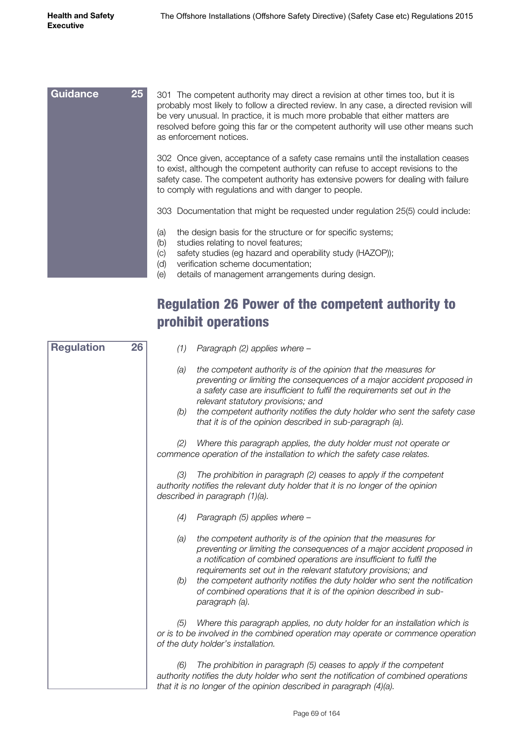**Guidance 25**

301 The competent authority may direct a revision at other times too, but it is probably most likely to follow a directed review. In any case, a directed revision will be very unusual. In practice, it is much more probable that either matters are resolved before going this far or the competent authority will use other means such as enforcement notices.

302 Once given, acceptance of a safety case remains until the installation ceases to exist, although the competent authority can refuse to accept revisions to the safety case. The competent authority has extensive powers for dealing with failure to comply with regulations and with danger to people.

303 Documentation that might be requested under regulation 25(5) could include:

(a) the design basis for the structure or for specific systems;
(b) studies relating to novel features;
(c) safety studies (eg hazard and operability study (HAZOP));
(d) verification scheme documentation;
(e) details of management arrangements during design.

## Regulation 26 Power of the competent authority to prohibit operations

**Regulation 26**

*(1) Paragraph (2) applies where –*

*(a) the competent authority is of the opinion that the measures for preventing or limiting the consequences of a major accident proposed in a safety case are insufficient to fulfil the requirements set out in the relevant statutory provisions; and*

*(b) the competent authority notifies the duty holder who sent the safety case that it is of the opinion described in sub-paragraph (a).*

*(2) Where this paragraph applies, the duty holder must not operate or commence operation of the installation to which the safety case relates.*

*(3) The prohibition in paragraph (2) ceases to apply if the competent authority notifies the relevant duty holder that it is no longer of the opinion described in paragraph (1)(a).*

*(4) Paragraph (5) applies where –*

*(a) the competent authority is of the opinion that the measures for preventing or limiting the consequences of a major accident proposed in a notification of combined operations are insufficient to fulfil the requirements set out in the relevant statutory provisions; and*

*(b) the competent authority notifies the duty holder who sent the notification of combined operations that it is of the opinion described in sub-paragraph (a).*

*(5) Where this paragraph applies, no duty holder for an installation which is or is to be involved in the combined operation may operate or commence operation of the duty holder's installation.*

*(6) The prohibition in paragraph (5) ceases to apply if the competent authority notifies the duty holder who sent the notification of combined operations that it is no longer of the opinion described in paragraph (4)(a).*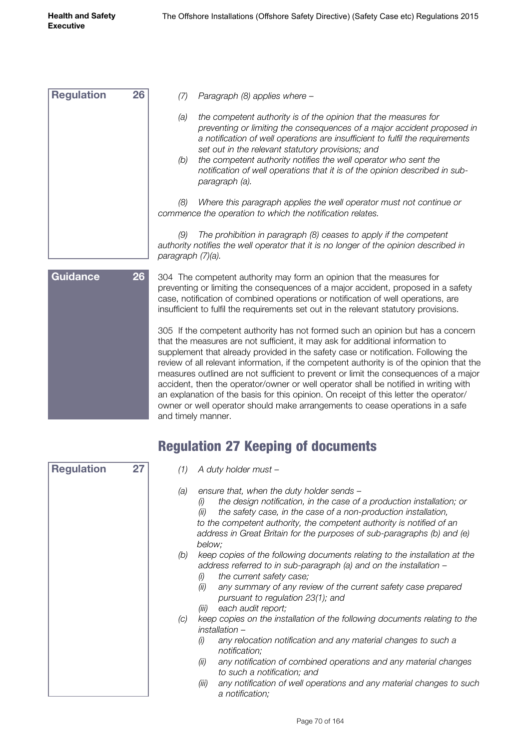**Regulation 26**

*(7) Paragraph (8) applies where –*

*(a) the competent authority is of the opinion that the measures for preventing or limiting the consequences of a major accident proposed in a notification of well operations are insufficient to fulfil the requirements set out in the relevant statutory provisions; and*

*(b) the competent authority notifies the well operator who sent the notification of well operations that it is of the opinion described in sub-paragraph (a).*

*(8) Where this paragraph applies the well operator must not continue or commence the operation to which the notification relates.*

*(9) The prohibition in paragraph (8) ceases to apply if the competent authority notifies the well operator that it is no longer of the opinion described in paragraph (7)(a).*

**Guidance 26**

304 The competent authority may form an opinion that the measures for preventing or limiting the consequences of a major accident, proposed in a safety case, notification of combined operations or notification of well operations, are insufficient to fulfil the requirements set out in the relevant statutory provisions.

305 If the competent authority has not formed such an opinion but has a concern that the measures are not sufficient, it may ask for additional information to supplement that already provided in the safety case or notification. Following the review of all relevant information, if the competent authority is of the opinion that the measures outlined are not sufficient to prevent or limit the consequences of a major accident, then the operator/owner or well operator shall be notified in writing with an explanation of the basis for this opinion. On receipt of this letter the operator/owner or well operator should make arrangements to cease operations in a safe and timely manner.

## Regulation 27 Keeping of documents

**Regulation 27**

*(1) A duty holder must –*

*(a) ensure that, when the duty holder sends –*
*(i) the design notification, in the case of a production installation; or*
*(ii) the safety case, in the case of a non-production installation,*
*to the competent authority, the competent authority is notified of an address in Great Britain for the purposes of sub-paragraphs (b) and (e) below;*

*(b) keep copies of the following documents relating to the installation at the address referred to in sub-paragraph (a) and on the installation –*
*(i) the current safety case;*
*(ii) any summary of any review of the current safety case prepared pursuant to regulation 23(1); and*
*(iii) each audit report;*

*(c) keep copies on the installation of the following documents relating to the installation –*
*(i) any relocation notification and any material changes to such a notification;*
*(ii) any notification of combined operations and any material changes to such a notification; and*
*(iii) any notification of well operations and any material changes to such a notification;*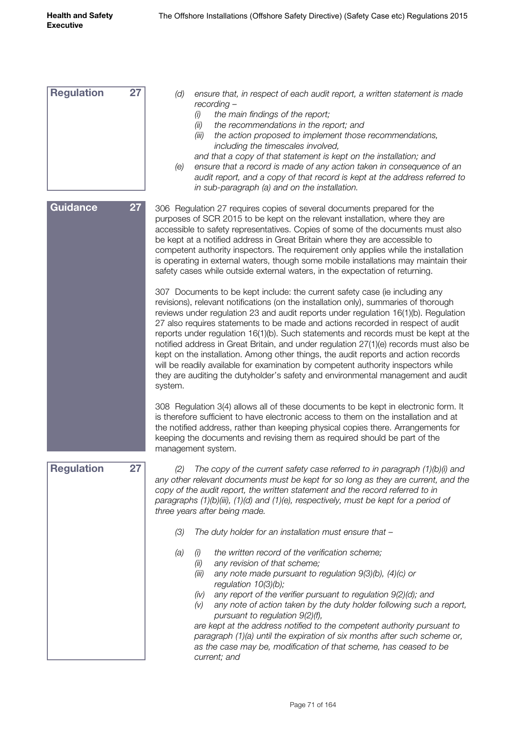**Regulation 27**

*(d) ensure that, in respect of each audit report, a written statement is made recording –*

*(i) the main findings of the report;*

*(ii) the recommendations in the report; and*

*(iii) the action proposed to implement those recommendations, including the timescales involved,*

*and that a copy of that statement is kept on the installation; and*

*(e) ensure that a record is made of any action taken in consequence of an audit report, and a copy of that record is kept at the address referred to in sub-paragraph (a) and on the installation.*

**Guidance 27**

306 Regulation 27 requires copies of several documents prepared for the purposes of SCR 2015 to be kept on the relevant installation, where they are accessible to safety representatives. Copies of some of the documents must also be kept at a notified address in Great Britain where they are accessible to competent authority inspectors. The requirement only applies while the installation is operating in external waters, though some mobile installations may maintain their safety cases while outside external waters, in the expectation of returning.

307 Documents to be kept include: the current safety case (ie including any revisions), relevant notifications (on the installation only), summaries of thorough reviews under regulation 23 and audit reports under regulation 16(1)(b). Regulation 27 also requires statements to be made and actions recorded in respect of audit reports under regulation 16(1)(b). Such statements and records must be kept at the notified address in Great Britain, and under regulation 27(1)(e) records must also be kept on the installation. Among other things, the audit reports and action records will be readily available for examination by competent authority inspectors while they are auditing the dutyholder's safety and environmental management and audit system.

308 Regulation 3(4) allows all of these documents to be kept in electronic form. It is therefore sufficient to have electronic access to them on the installation and at the notified address, rather than keeping physical copies there. Arrangements for keeping the documents and revising them as required should be part of the management system.

**Regulation 27**

*(2) The copy of the current safety case referred to in paragraph (1)(b)(i) and any other relevant documents must be kept for so long as they are current, and the copy of the audit report, the written statement and the record referred to in paragraphs (1)(b)(iii), (1)(d) and (1)(e), respectively, must be kept for a period of three years after being made.*

*(3) The duty holder for an installation must ensure that –*

*(a) (i) the written record of the verification scheme;*

*(ii) any revision of that scheme;*

*(iii) any note made pursuant to regulation 9(3)(b), (4)(c) or regulation 10(3)(b);*

*(iv) any report of the verifier pursuant to regulation 9(2)(d); and*

*(v) any note of action taken by the duty holder following such a report, pursuant to regulation 9(2)(f),*

*are kept at the address notified to the competent authority pursuant to paragraph (1)(a) until the expiration of six months after such scheme or, as the case may be, modification of that scheme, has ceased to be current; and*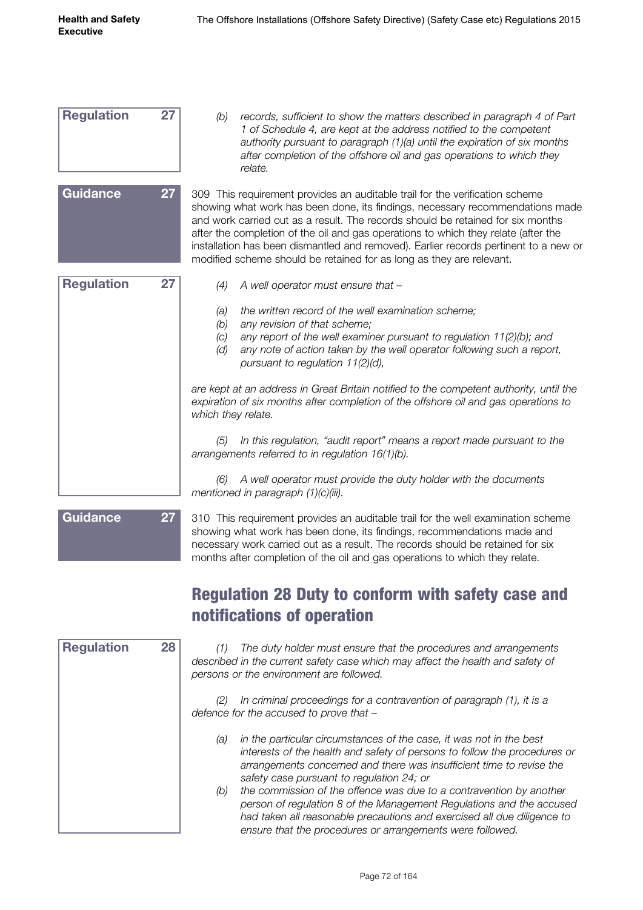**Regulation 27**

*(b) records, sufficient to show the matters described in paragraph 4 of Part 1 of Schedule 4, are kept at the address notified to the competent authority pursuant to paragraph (1)(a) until the expiration of six months after completion of the offshore oil and gas operations to which they relate.*

**Guidance 27**

309 This requirement provides an auditable trail for the verification scheme showing what work has been done, its findings, necessary recommendations made and work carried out as a result. The records should be retained for six months after the completion of the oil and gas operations to which they relate (after the installation has been dismantled and removed). Earlier records pertinent to a new or modified scheme should be retained for as long as they are relevant.

**Regulation 27**

*(4) A well operator must ensure that –*

*(a) the written record of the well examination scheme;*
*(b) any revision of that scheme;*
*(c) any report of the well examiner pursuant to regulation 11(2)(b); and*
*(d) any note of action taken by the well operator following such a report, pursuant to regulation 11(2)(d),*

*are kept at an address in Great Britain notified to the competent authority, until the expiration of six months after completion of the offshore oil and gas operations to which they relate.*

*(5) In this regulation, "audit report" means a report made pursuant to the arrangements referred to in regulation 16(1)(b).*

*(6) A well operator must provide the duty holder with the documents mentioned in paragraph (1)(c)(iii).*

**Guidance 27**

310 This requirement provides an auditable trail for the well examination scheme showing what work has been done, its findings, recommendations made and necessary work carried out as a result. The records should be retained for six months after completion of the oil and gas operations to which they relate.

## Regulation 28 Duty to conform with safety case and notifications of operation

**Regulation 28**

*(1) The duty holder must ensure that the procedures and arrangements described in the current safety case which may affect the health and safety of persons or the environment are followed.*

*(2) In criminal proceedings for a contravention of paragraph (1), it is a defence for the accused to prove that –*

*(a) in the particular circumstances of the case, it was not in the best interests of the health and safety of persons to follow the procedures or arrangements concerned and there was insufficient time to revise the safety case pursuant to regulation 24; or*
*(b) the commission of the offence was due to a contravention by another person of regulation 8 of the Management Regulations and the accused had taken all reasonable precautions and exercised all due diligence to ensure that the procedures or arrangements were followed.*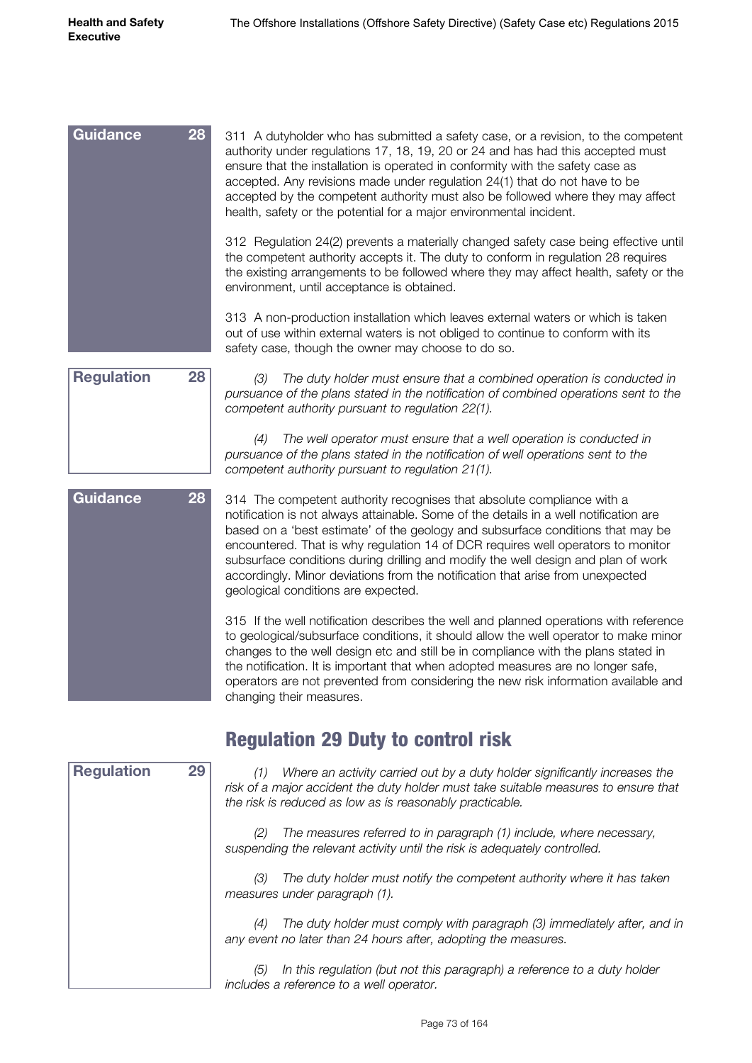**Guidance 28**

311 A dutyholder who has submitted a safety case, or a revision, to the competent authority under regulations 17, 18, 19, 20 or 24 and has had this accepted must ensure that the installation is operated in conformity with the safety case as accepted. Any revisions made under regulation 24(1) that do not have to be accepted by the competent authority must also be followed where they may affect health, safety or the potential for a major environmental incident.

312 Regulation 24(2) prevents a materially changed safety case being effective until the competent authority accepts it. The duty to conform in regulation 28 requires the existing arrangements to be followed where they may affect health, safety or the environment, until acceptance is obtained.

313 A non-production installation which leaves external waters or which is taken out of use within external waters is not obliged to continue to conform with its safety case, though the owner may choose to do so.

**Regulation 28**

*(3) The duty holder must ensure that a combined operation is conducted in pursuance of the plans stated in the notification of combined operations sent to the competent authority pursuant to regulation 22(1).*

*(4) The well operator must ensure that a well operation is conducted in pursuance of the plans stated in the notification of well operations sent to the competent authority pursuant to regulation 21(1).*

**Guidance 28**

314 The competent authority recognises that absolute compliance with a notification is not always attainable. Some of the details in a well notification are based on a 'best estimate' of the geology and subsurface conditions that may be encountered. That is why regulation 14 of DCR requires well operators to monitor subsurface conditions during drilling and modify the well design and plan of work accordingly. Minor deviations from the notification that arise from unexpected geological conditions are expected.

315 If the well notification describes the well and planned operations with reference to geological/subsurface conditions, it should allow the well operator to make minor changes to the well design etc and still be in compliance with the plans stated in the notification. It is important that when adopted measures are no longer safe, operators are not prevented from considering the new risk information available and changing their measures.

## Regulation 29 Duty to control risk

**Regulation 29**

*(1) Where an activity carried out by a duty holder significantly increases the risk of a major accident the duty holder must take suitable measures to ensure that the risk is reduced as low as is reasonably practicable.*

*(2) The measures referred to in paragraph (1) include, where necessary, suspending the relevant activity until the risk is adequately controlled.*

*(3) The duty holder must notify the competent authority where it has taken measures under paragraph (1).*

*(4) The duty holder must comply with paragraph (3) immediately after, and in any event no later than 24 hours after, adopting the measures.*

*(5) In this regulation (but not this paragraph) a reference to a duty holder includes a reference to a well operator.*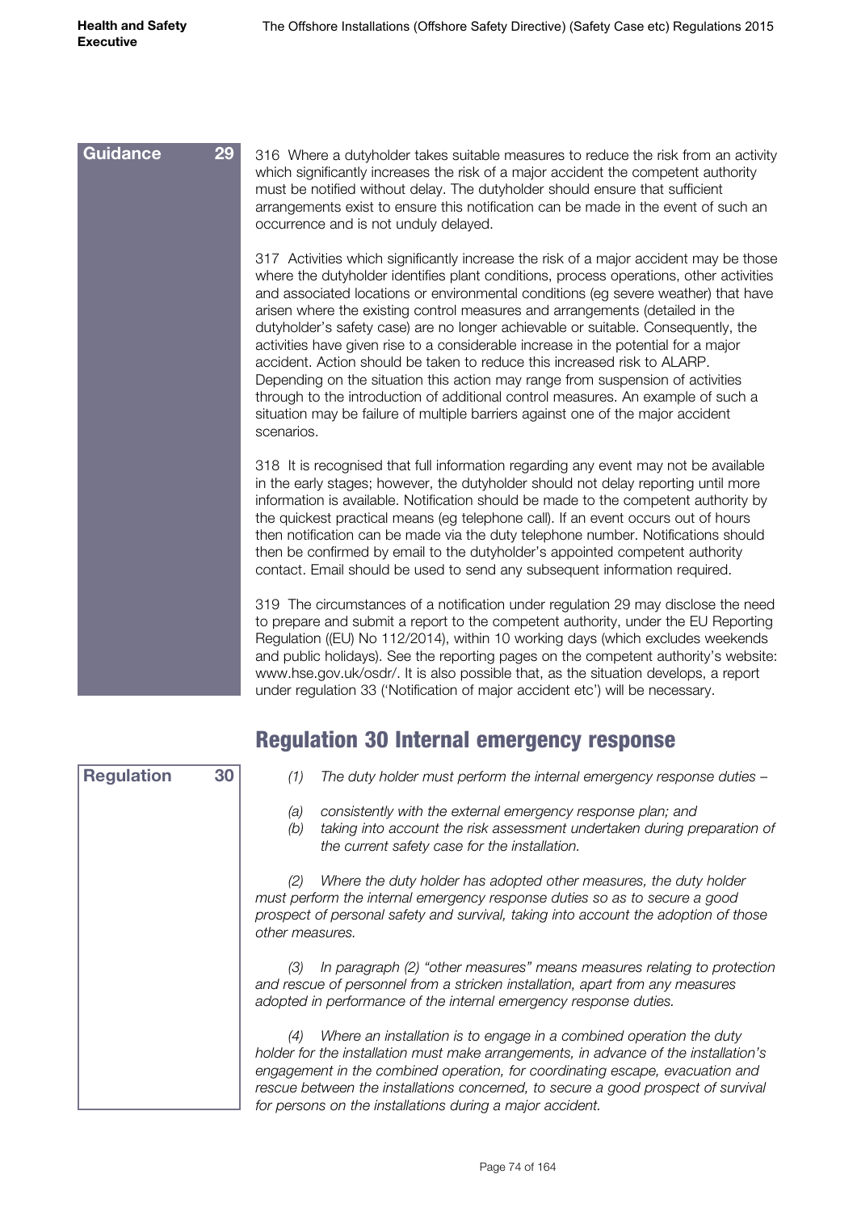**Guidance 29**

316 Where a dutyholder takes suitable measures to reduce the risk from an activity which significantly increases the risk of a major accident the competent authority must be notified without delay. The dutyholder should ensure that sufficient arrangements exist to ensure this notification can be made in the event of such an occurrence and is not unduly delayed.

317 Activities which significantly increase the risk of a major accident may be those where the dutyholder identifies plant conditions, process operations, other activities and associated locations or environmental conditions (eg severe weather) that have arisen where the existing control measures and arrangements (detailed in the dutyholder's safety case) are no longer achievable or suitable. Consequently, the activities have given rise to a considerable increase in the potential for a major accident. Action should be taken to reduce this increased risk to ALARP. Depending on the situation this action may range from suspension of activities through to the introduction of additional control measures. An example of such a situation may be failure of multiple barriers against one of the major accident scenarios.

318 It is recognised that full information regarding any event may not be available in the early stages; however, the dutyholder should not delay reporting until more information is available. Notification should be made to the competent authority by the quickest practical means (eg telephone call). If an event occurs out of hours then notification can be made via the duty telephone number. Notifications should then be confirmed by email to the dutyholder's appointed competent authority contact. Email should be used to send any subsequent information required.

319 The circumstances of a notification under regulation 29 may disclose the need to prepare and submit a report to the competent authority, under the EU Reporting Regulation ((EU) No 112/2014), within 10 working days (which excludes weekends and public holidays). See the reporting pages on the competent authority's website: www.hse.gov.uk/osdr/. It is also possible that, as the situation develops, a report under regulation 33 ('Notification of major accident etc') will be necessary.

## Regulation 30 Internal emergency response

**Regulation 30**

*(1) The duty holder must perform the internal emergency response duties –*

*(a) consistently with the external emergency response plan; and*
*(b) taking into account the risk assessment undertaken during preparation of the current safety case for the installation.*

*(2) Where the duty holder has adopted other measures, the duty holder must perform the internal emergency response duties so as to secure a good prospect of personal safety and survival, taking into account the adoption of those other measures.*

*(3) In paragraph (2) "other measures" means measures relating to protection and rescue of personnel from a stricken installation, apart from any measures adopted in performance of the internal emergency response duties.*

*(4) Where an installation is to engage in a combined operation the duty holder for the installation must make arrangements, in advance of the installation's engagement in the combined operation, for coordinating escape, evacuation and rescue between the installations concerned, to secure a good prospect of survival for persons on the installations during a major accident.*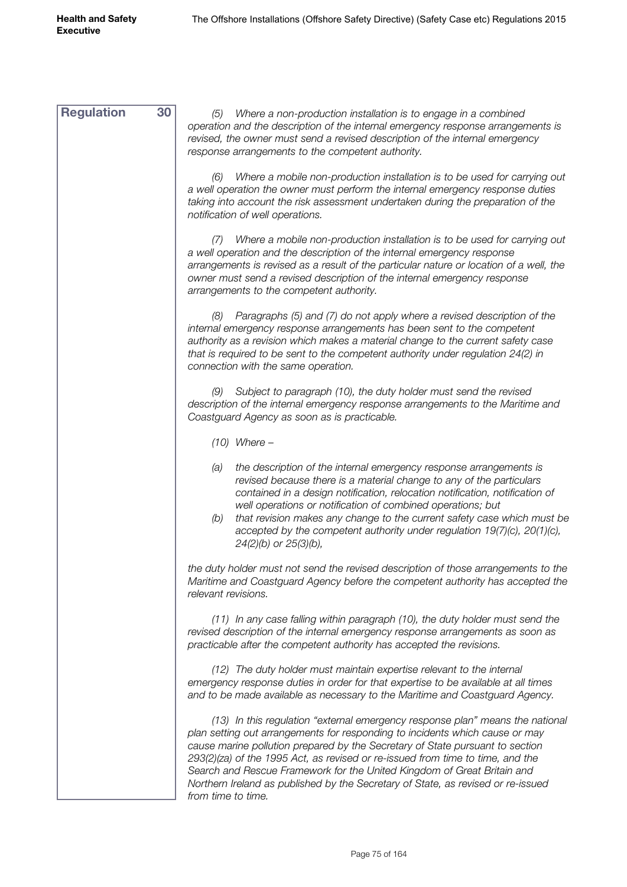**Regulation 30**

*(5) Where a non-production installation is to engage in a combined operation and the description of the internal emergency response arrangements is revised, the owner must send a revised description of the internal emergency response arrangements to the competent authority.*

*(6) Where a mobile non-production installation is to be used for carrying out a well operation the owner must perform the internal emergency response duties taking into account the risk assessment undertaken during the preparation of the notification of well operations.*

*(7) Where a mobile non-production installation is to be used for carrying out a well operation and the description of the internal emergency response arrangements is revised as a result of the particular nature or location of a well, the owner must send a revised description of the internal emergency response arrangements to the competent authority.*

*(8) Paragraphs (5) and (7) do not apply where a revised description of the internal emergency response arrangements has been sent to the competent authority as a revision which makes a material change to the current safety case that is required to be sent to the competent authority under regulation 24(2) in connection with the same operation.*

*(9) Subject to paragraph (10), the duty holder must send the revised description of the internal emergency response arrangements to the Maritime and Coastguard Agency as soon as is practicable.*

*(10) Where –*

*(a) the description of the internal emergency response arrangements is revised because there is a material change to any of the particulars contained in a design notification, relocation notification, notification of well operations or notification of combined operations; but*

*(b) that revision makes any change to the current safety case which must be accepted by the competent authority under regulation 19(7)(c), 20(1)(c), 24(2)(b) or 25(3)(b),*

*the duty holder must not send the revised description of those arrangements to the Maritime and Coastguard Agency before the competent authority has accepted the relevant revisions.*

*(11) In any case falling within paragraph (10), the duty holder must send the revised description of the internal emergency response arrangements as soon as practicable after the competent authority has accepted the revisions.*

*(12) The duty holder must maintain expertise relevant to the internal emergency response duties in order for that expertise to be available at all times and to be made available as necessary to the Maritime and Coastguard Agency.*

*(13) In this regulation "external emergency response plan" means the national plan setting out arrangements for responding to incidents which cause or may cause marine pollution prepared by the Secretary of State pursuant to section 293(2)(za) of the 1995 Act, as revised or re-issued from time to time, and the Search and Rescue Framework for the United Kingdom of Great Britain and Northern Ireland as published by the Secretary of State, as revised or re-issued from time to time.*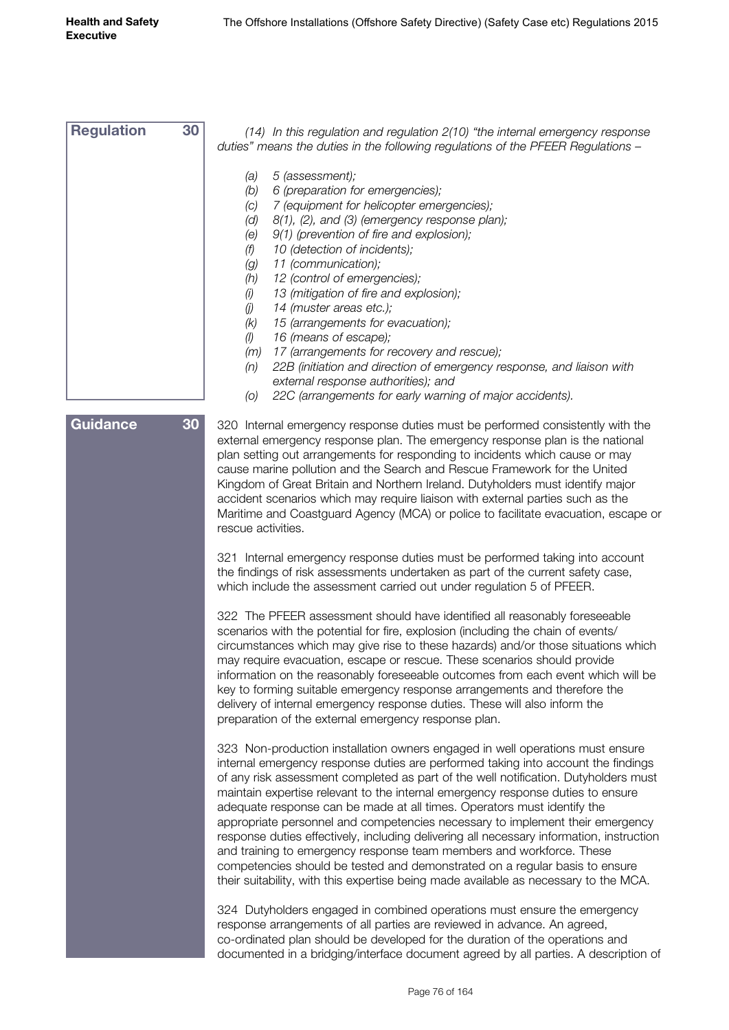**Regulation 30**

*(14) In this regulation and regulation 2(10) "the internal emergency response duties" means the duties in the following regulations of the PFEER Regulations –*

*(a) 5 (assessment);*
*(b) 6 (preparation for emergencies);*
*(c) 7 (equipment for helicopter emergencies);*
*(d) 8(1), (2), and (3) (emergency response plan);*
*(e) 9(1) (prevention of fire and explosion);*
*(f) 10 (detection of incidents);*
*(g) 11 (communication);*
*(h) 12 (control of emergencies);*
*(i) 13 (mitigation of fire and explosion);*
*(j) 14 (muster areas etc.);*
*(k) 15 (arrangements for evacuation);*
*(l) 16 (means of escape);*
*(m) 17 (arrangements for recovery and rescue);*
*(n) 22B (initiation and direction of emergency response, and liaison with external response authorities); and*
*(o) 22C (arrangements for early warning of major accidents).*

**Guidance 30**

320 Internal emergency response duties must be performed consistently with the external emergency response plan. The emergency response plan is the national plan setting out arrangements for responding to incidents which cause or may cause marine pollution and the Search and Rescue Framework for the United Kingdom of Great Britain and Northern Ireland. Dutyholders must identify major accident scenarios which may require liaison with external parties such as the Maritime and Coastguard Agency (MCA) or police to facilitate evacuation, escape or rescue activities.

321 Internal emergency response duties must be performed taking into account the findings of risk assessments undertaken as part of the current safety case, which include the assessment carried out under regulation 5 of PFEER.

322 The PFEER assessment should have identified all reasonably foreseeable scenarios with the potential for fire, explosion (including the chain of events/circumstances which may give rise to these hazards) and/or those situations which may require evacuation, escape or rescue. These scenarios should provide information on the reasonably foreseeable outcomes from each event which will be key to forming suitable emergency response arrangements and therefore the delivery of internal emergency response duties. These will also inform the preparation of the external emergency response plan.

323 Non-production installation owners engaged in well operations must ensure internal emergency response duties are performed taking into account the findings of any risk assessment completed as part of the well notification. Dutyholders must maintain expertise relevant to the internal emergency response duties to ensure adequate response can be made at all times. Operators must identify the appropriate personnel and competencies necessary to implement their emergency response duties effectively, including delivering all necessary information, instruction and training to emergency response team members and workforce. These competencies should be tested and demonstrated on a regular basis to ensure their suitability, with this expertise being made available as necessary to the MCA.

324 Dutyholders engaged in combined operations must ensure the emergency response arrangements of all parties are reviewed in advance. An agreed, co-ordinated plan should be developed for the duration of the operations and documented in a bridging/interface document agreed by all parties. A description of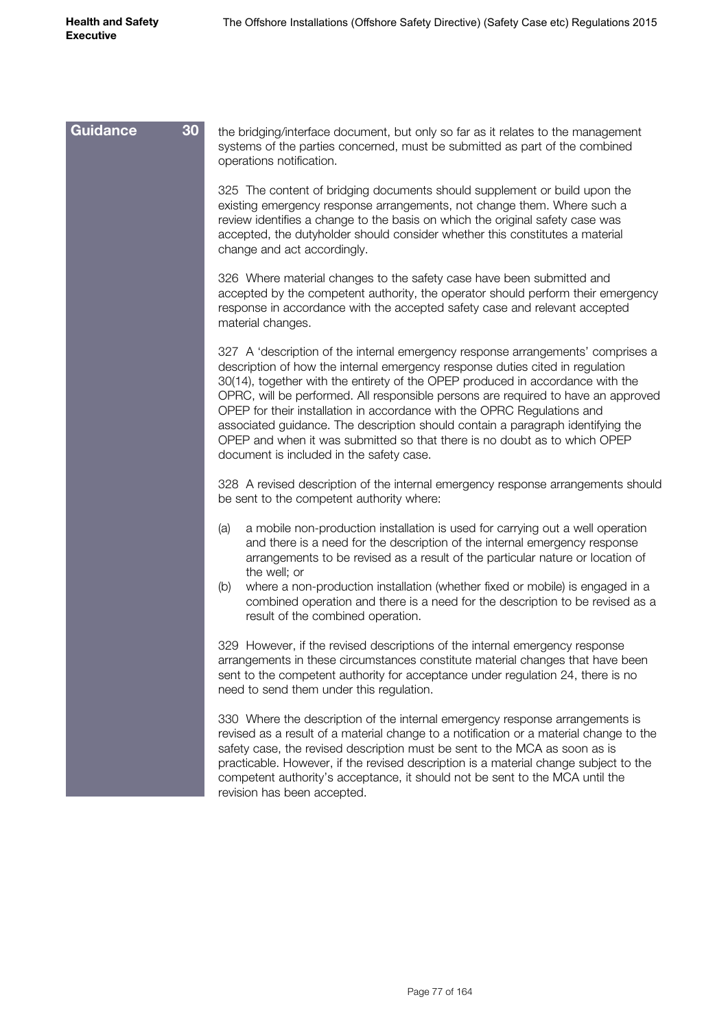**Guidance 30**

the bridging/interface document, but only so far as it relates to the management systems of the parties concerned, must be submitted as part of the combined operations notification.

325 The content of bridging documents should supplement or build upon the existing emergency response arrangements, not change them. Where such a review identifies a change to the basis on which the original safety case was accepted, the dutyholder should consider whether this constitutes a material change and act accordingly.

326 Where material changes to the safety case have been submitted and accepted by the competent authority, the operator should perform their emergency response in accordance with the accepted safety case and relevant accepted material changes.

327 A 'description of the internal emergency response arrangements' comprises a description of how the internal emergency response duties cited in regulation 30(14), together with the entirety of the OPEP produced in accordance with the OPRC, will be performed. All responsible persons are required to have an approved OPEP for their installation in accordance with the OPRC Regulations and associated guidance. The description should contain a paragraph identifying the OPEP and when it was submitted so that there is no doubt as to which OPEP document is included in the safety case.

328 A revised description of the internal emergency response arrangements should be sent to the competent authority where:

(a) a mobile non-production installation is used for carrying out a well operation and there is a need for the description of the internal emergency response arrangements to be revised as a result of the particular nature or location of the well; or
(b) where a non-production installation (whether fixed or mobile) is engaged in a combined operation and there is a need for the description to be revised as a result of the combined operation.

329 However, if the revised descriptions of the internal emergency response arrangements in these circumstances constitute material changes that have been sent to the competent authority for acceptance under regulation 24, there is no need to send them under this regulation.

330 Where the description of the internal emergency response arrangements is revised as a result of a material change to a notification or a material change to the safety case, the revised description must be sent to the MCA as soon as is practicable. However, if the revised description is a material change subject to the competent authority's acceptance, it should not be sent to the MCA until the revision has been accepted.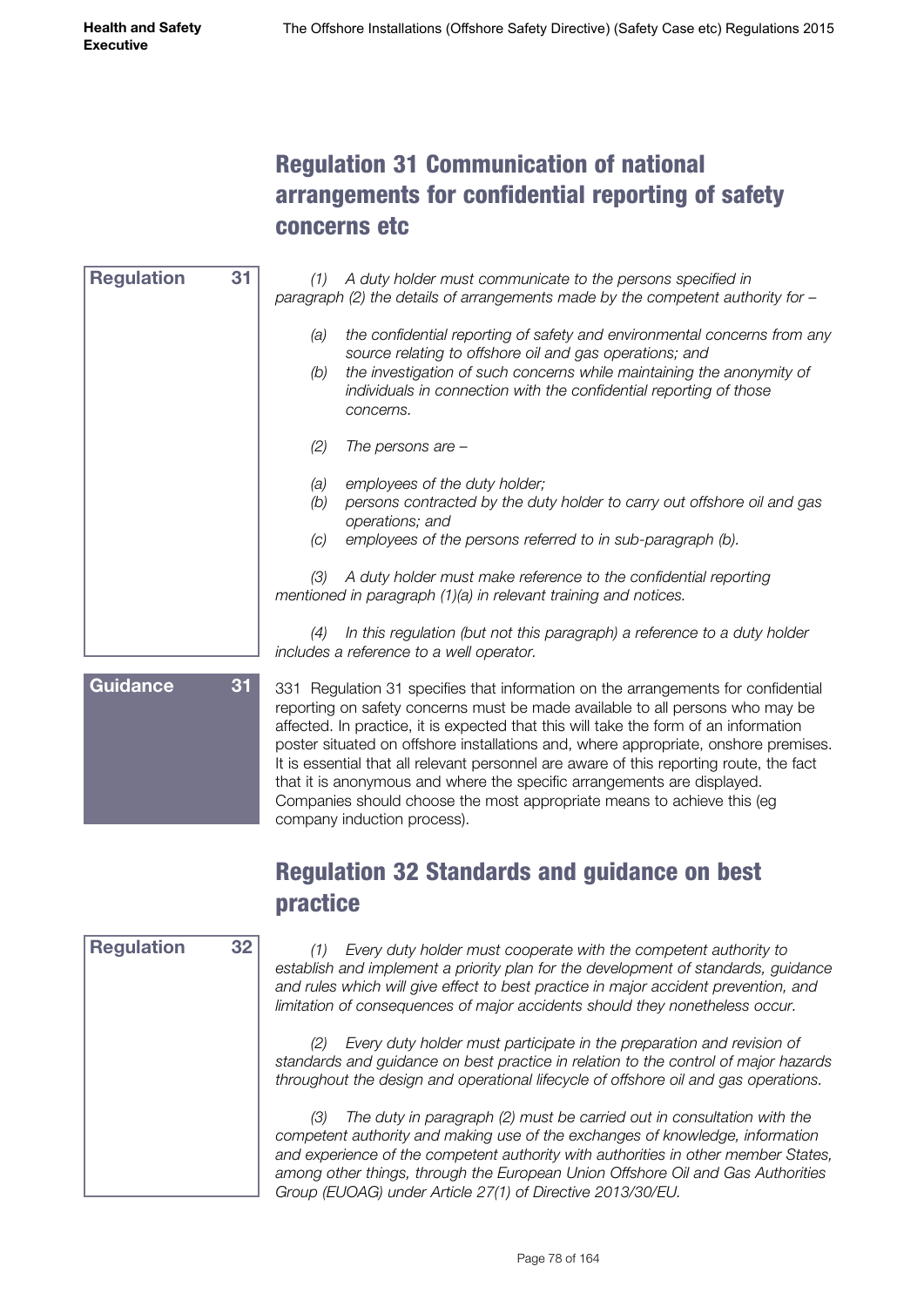## Regulation 31 Communication of national arrangements for confidential reporting of safety concerns etc

**Regulation 31**

*(1) A duty holder must communicate to the persons specified in paragraph (2) the details of arrangements made by the competent authority for –*

*(a) the confidential reporting of safety and environmental concerns from any source relating to offshore oil and gas operations; and*
*(b) the investigation of such concerns while maintaining the anonymity of individuals in connection with the confidential reporting of those concerns.*

*(2) The persons are –*

*(a) employees of the duty holder;*
*(b) persons contracted by the duty holder to carry out offshore oil and gas operations; and*
*(c) employees of the persons referred to in sub-paragraph (b).*

*(3) A duty holder must make reference to the confidential reporting mentioned in paragraph (1)(a) in relevant training and notices.*

*(4) In this regulation (but not this paragraph) a reference to a duty holder includes a reference to a well operator.*

**Guidance 31**

331 Regulation 31 specifies that information on the arrangements for confidential reporting on safety concerns must be made available to all persons who may be affected. In practice, it is expected that this will take the form of an information poster situated on offshore installations and, where appropriate, onshore premises. It is essential that all relevant personnel are aware of this reporting route, the fact that it is anonymous and where the specific arrangements are displayed. Companies should choose the most appropriate means to achieve this (eg company induction process).

## Regulation 32 Standards and guidance on best practice

**Regulation 32**

*(1) Every duty holder must cooperate with the competent authority to establish and implement a priority plan for the development of standards, guidance and rules which will give effect to best practice in major accident prevention, and limitation of consequences of major accidents should they nonetheless occur.*

*(2) Every duty holder must participate in the preparation and revision of standards and guidance on best practice in relation to the control of major hazards throughout the design and operational lifecycle of offshore oil and gas operations.*

*(3) The duty in paragraph (2) must be carried out in consultation with the competent authority and making use of the exchanges of knowledge, information and experience of the competent authority with authorities in other member States, among other things, through the European Union Offshore Oil and Gas Authorities Group (EUOAG) under Article 27(1) of Directive 2013/30/EU.*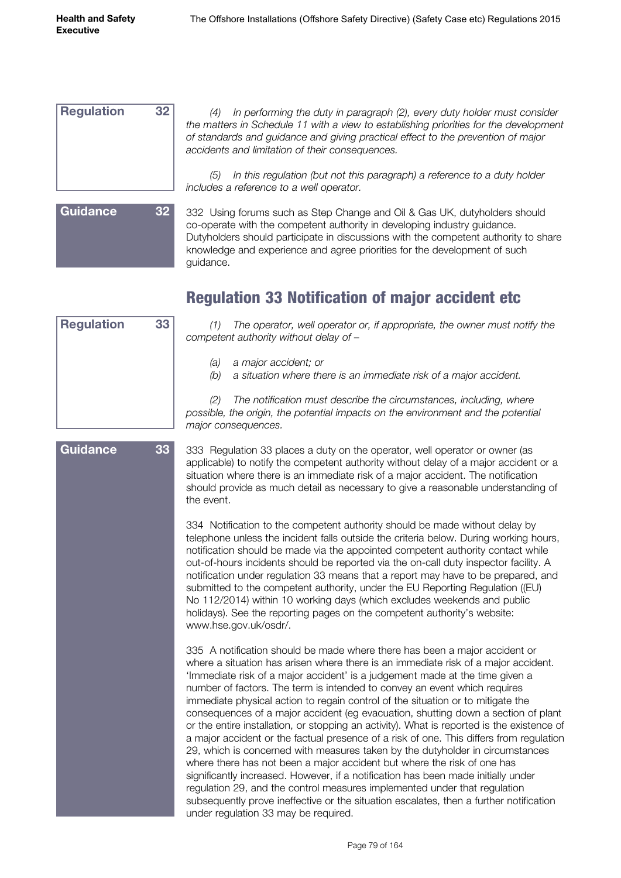**Regulation 32**

*(4) In performing the duty in paragraph (2), every duty holder must consider the matters in Schedule 11 with a view to establishing priorities for the development of standards and guidance and giving practical effect to the prevention of major accidents and limitation of their consequences.*

*(5) In this regulation (but not this paragraph) a reference to a duty holder includes a reference to a well operator.*

**Guidance 32**

332 Using forums such as Step Change and Oil & Gas UK, dutyholders should co-operate with the competent authority in developing industry guidance. Dutyholders should participate in discussions with the competent authority to share knowledge and experience and agree priorities for the development of such guidance.

## Regulation 33 Notification of major accident etc

**Regulation 33**

*(1) The operator, well operator or, if appropriate, the owner must notify the competent authority without delay of –*

*(a) a major accident; or*
*(b) a situation where there is an immediate risk of a major accident.*

*(2) The notification must describe the circumstances, including, where possible, the origin, the potential impacts on the environment and the potential major consequences.*

**Guidance 33**

333 Regulation 33 places a duty on the operator, well operator or owner (as applicable) to notify the competent authority without delay of a major accident or a situation where there is an immediate risk of a major accident. The notification should provide as much detail as necessary to give a reasonable understanding of the event.

334 Notification to the competent authority should be made without delay by telephone unless the incident falls outside the criteria below. During working hours, notification should be made via the appointed competent authority contact while out-of-hours incidents should be reported via the on-call duty inspector facility. A notification under regulation 33 means that a report may have to be prepared, and submitted to the competent authority, under the EU Reporting Regulation ((EU) No 112/2014) within 10 working days (which excludes weekends and public holidays). See the reporting pages on the competent authority's website: www.hse.gov.uk/osdr/.

335 A notification should be made where there has been a major accident or where a situation has arisen where there is an immediate risk of a major accident. 'Immediate risk of a major accident' is a judgement made at the time given a number of factors. The term is intended to convey an event which requires immediate physical action to regain control of the situation or to mitigate the consequences of a major accident (eg evacuation, shutting down a section of plant or the entire installation, or stopping an activity). What is reported is the existence of a major accident or the factual presence of a risk of one. This differs from regulation 29, which is concerned with measures taken by the dutyholder in circumstances where there has not been a major accident but where the risk of one has significantly increased. However, if a notification has been made initially under regulation 29, and the control measures implemented under that regulation subsequently prove ineffective or the situation escalates, then a further notification under regulation 33 may be required.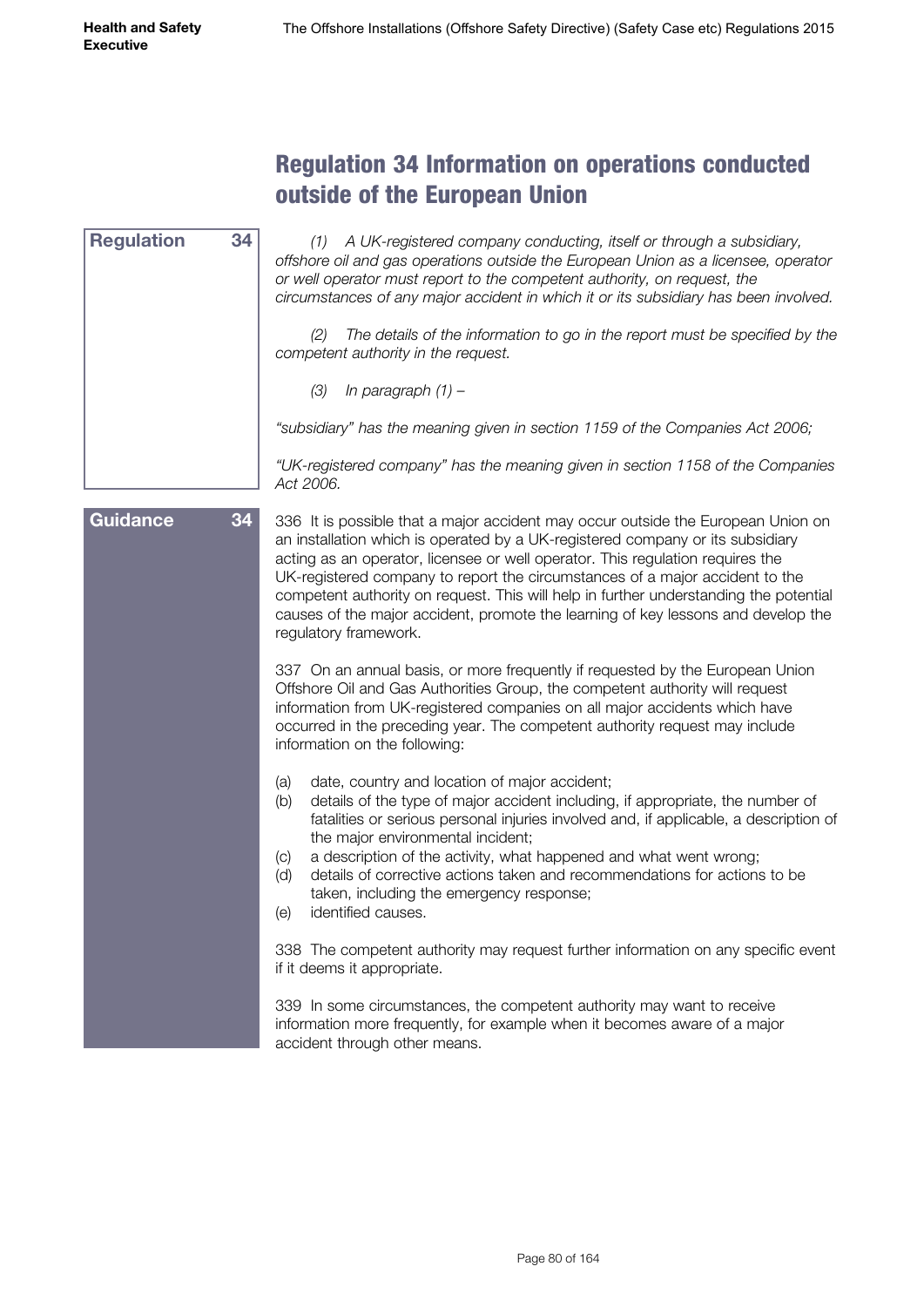## Regulation 34 Information on operations conducted outside of the European Union

**Regulation 34**

*(1) A UK-registered company conducting, itself or through a subsidiary, offshore oil and gas operations outside the European Union as a licensee, operator or well operator must report to the competent authority, on request, the circumstances of any major accident in which it or its subsidiary has been involved.*

*(2) The details of the information to go in the report must be specified by the competent authority in the request.*

*(3) In paragraph (1) –*

*"subsidiary" has the meaning given in section 1159 of the Companies Act 2006;*

*"UK-registered company" has the meaning given in section 1158 of the Companies Act 2006.*

**Guidance 34**

336 It is possible that a major accident may occur outside the European Union on an installation which is operated by a UK-registered company or its subsidiary acting as an operator, licensee or well operator. This regulation requires the UK-registered company to report the circumstances of a major accident to the competent authority on request. This will help in further understanding the potential causes of the major accident, promote the learning of key lessons and develop the regulatory framework.

337 On an annual basis, or more frequently if requested by the European Union Offshore Oil and Gas Authorities Group, the competent authority will request information from UK-registered companies on all major accidents which have occurred in the preceding year. The competent authority request may include information on the following:

(a) date, country and location of major accident;
(b) details of the type of major accident including, if appropriate, the number of fatalities or serious personal injuries involved and, if applicable, a description of the major environmental incident;
(c) a description of the activity, what happened and what went wrong;
(d) details of corrective actions taken and recommendations for actions to be taken, including the emergency response;
(e) identified causes.

338 The competent authority may request further information on any specific event if it deems it appropriate.

339 In some circumstances, the competent authority may want to receive information more frequently, for example when it becomes aware of a major accident through other means.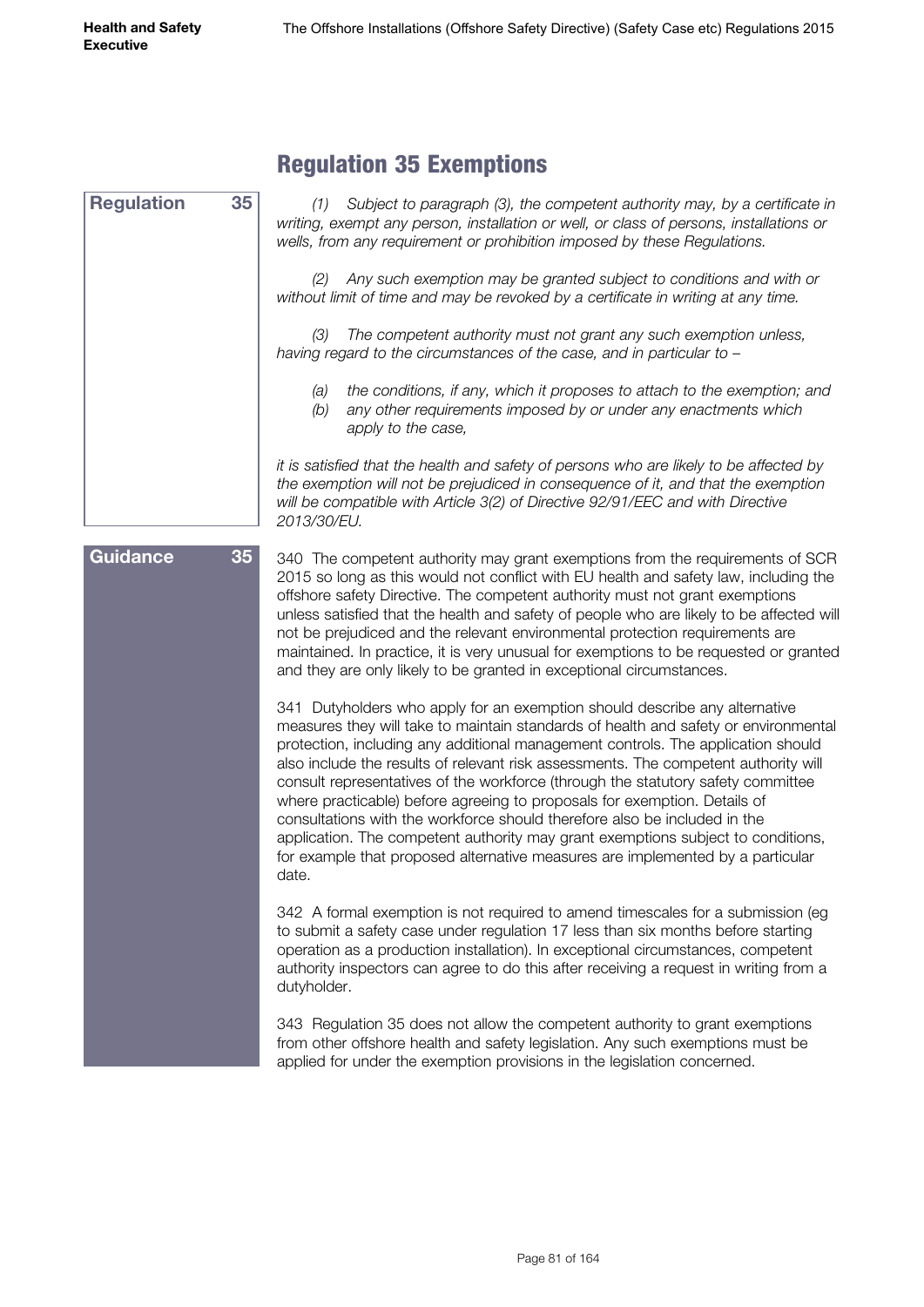## Regulation 35 Exemptions

**Regulation 35**

*(1) Subject to paragraph (3), the competent authority may, by a certificate in writing, exempt any person, installation or well, or class of persons, installations or wells, from any requirement or prohibition imposed by these Regulations.*

*(2) Any such exemption may be granted subject to conditions and with or without limit of time and may be revoked by a certificate in writing at any time.*

*(3) The competent authority must not grant any such exemption unless, having regard to the circumstances of the case, and in particular to –*

*(a) the conditions, if any, which it proposes to attach to the exemption; and*
*(b) any other requirements imposed by or under any enactments which apply to the case,*

*it is satisfied that the health and safety of persons who are likely to be affected by the exemption will not be prejudiced in consequence of it, and that the exemption will be compatible with Article 3(2) of Directive 92/91/EEC and with Directive 2013/30/EU.*

**Guidance 35**

340 The competent authority may grant exemptions from the requirements of SCR 2015 so long as this would not conflict with EU health and safety law, including the offshore safety Directive. The competent authority must not grant exemptions unless satisfied that the health and safety of people who are likely to be affected will not be prejudiced and the relevant environmental protection requirements are maintained. In practice, it is very unusual for exemptions to be requested or granted and they are only likely to be granted in exceptional circumstances.

341 Dutyholders who apply for an exemption should describe any alternative measures they will take to maintain standards of health and safety or environmental protection, including any additional management controls. The application should also include the results of relevant risk assessments. The competent authority will consult representatives of the workforce (through the statutory safety committee where practicable) before agreeing to proposals for exemption. Details of consultations with the workforce should therefore also be included in the application. The competent authority may grant exemptions subject to conditions, for example that proposed alternative measures are implemented by a particular date.

342 A formal exemption is not required to amend timescales for a submission (eg to submit a safety case under regulation 17 less than six months before starting operation as a production installation). In exceptional circumstances, competent authority inspectors can agree to do this after receiving a request in writing from a dutyholder.

343 Regulation 35 does not allow the competent authority to grant exemptions from other offshore health and safety legislation. Any such exemptions must be applied for under the exemption provisions in the legislation concerned.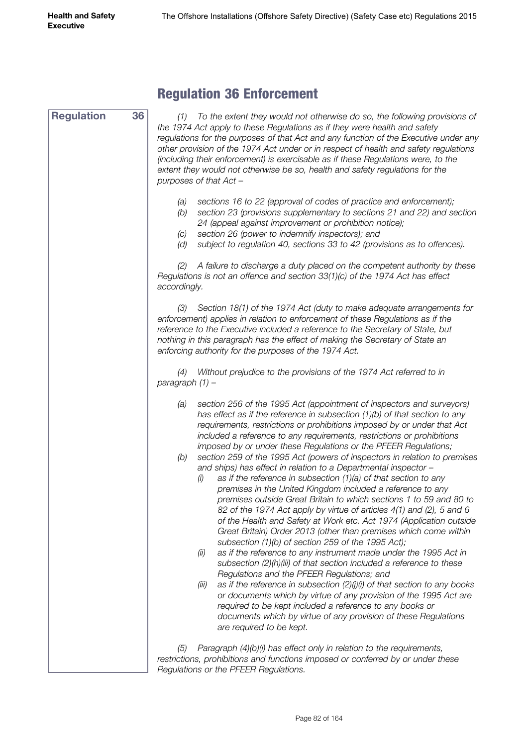## Regulation 36 Enforcement

**Regulation 36**

*(1) To the extent they would not otherwise do so, the following provisions of the 1974 Act apply to these Regulations as if they were health and safety regulations for the purposes of that Act and any function of the Executive under any other provision of the 1974 Act under or in respect of health and safety regulations (including their enforcement) is exercisable as if these Regulations were, to the extent they would not otherwise be so, health and safety regulations for the purposes of that Act –*

*(a) sections 16 to 22 (approval of codes of practice and enforcement);*
*(b) section 23 (provisions supplementary to sections 21 and 22) and section 24 (appeal against improvement or prohibition notice);*
*(c) section 26 (power to indemnify inspectors); and*
*(d) subject to regulation 40, sections 33 to 42 (provisions as to offences).*

*(2) A failure to discharge a duty placed on the competent authority by these Regulations is not an offence and section 33(1)(c) of the 1974 Act has effect accordingly.*

*(3) Section 18(1) of the 1974 Act (duty to make adequate arrangements for enforcement) applies in relation to enforcement of these Regulations as if the reference to the Executive included a reference to the Secretary of State, but nothing in this paragraph has the effect of making the Secretary of State an enforcing authority for the purposes of the 1974 Act.*

*(4) Without prejudice to the provisions of the 1974 Act referred to in paragraph (1) –*

*(a) section 256 of the 1995 Act (appointment of inspectors and surveyors) has effect as if the reference in subsection (1)(b) of that section to any requirements, restrictions or prohibitions imposed by or under that Act included a reference to any requirements, restrictions or prohibitions imposed by or under these Regulations or the PFEER Regulations;*
*(b) section 259 of the 1995 Act (powers of inspectors in relation to premises and ships) has effect in relation to a Departmental inspector –*
  - *(i) as if the reference in subsection (1)(a) of that section to any premises in the United Kingdom included a reference to any premises outside Great Britain to which sections 1 to 59 and 80 to 82 of the 1974 Act apply by virtue of articles 4(1) and (2), 5 and 6 of the Health and Safety at Work etc. Act 1974 (Application outside Great Britain) Order 2013 (other than premises which come within subsection (1)(b) of section 259 of the 1995 Act);*
  - *(ii) as if the reference to any instrument made under the 1995 Act in subsection (2)(h)(iii) of that section included a reference to these Regulations and the PFEER Regulations; and*
  - *(iii) as if the reference in subsection (2)(j)(i) of that section to any books or documents which by virtue of any provision of the 1995 Act are required to be kept included a reference to any books or documents which by virtue of any provision of these Regulations are required to be kept.*

*(5) Paragraph (4)(b)(i) has effect only in relation to the requirements, restrictions, prohibitions and functions imposed or conferred by or under these Regulations or the PFEER Regulations.*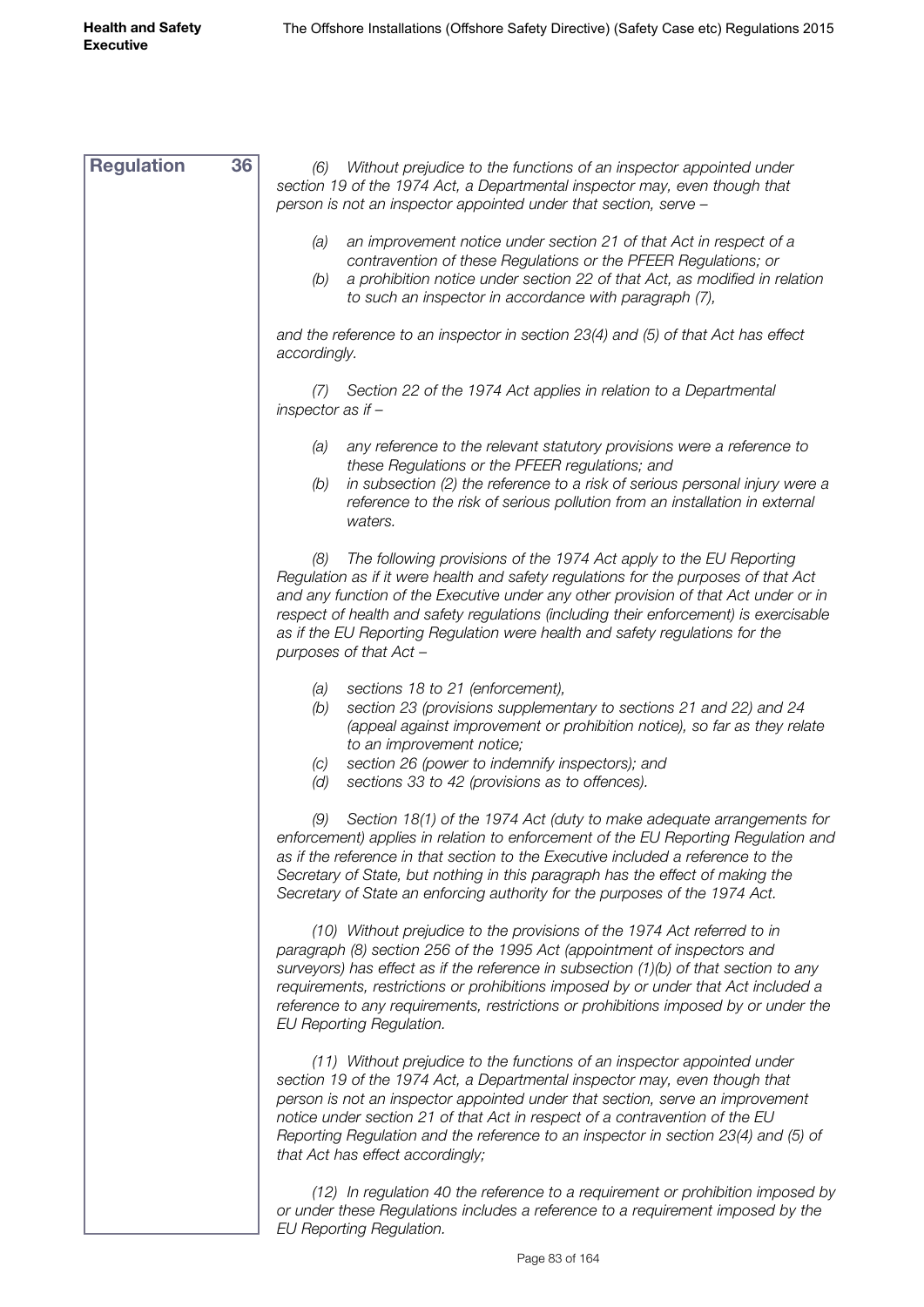**Regulation 36**

*(6) Without prejudice to the functions of an inspector appointed under section 19 of the 1974 Act, a Departmental inspector may, even though that person is not an inspector appointed under that section, serve –*

*(a) an improvement notice under section 21 of that Act in respect of a contravention of these Regulations or the PFEER Regulations; or*

*(b) a prohibition notice under section 22 of that Act, as modified in relation to such an inspector in accordance with paragraph (7),*

*and the reference to an inspector in section 23(4) and (5) of that Act has effect accordingly.*

*(7) Section 22 of the 1974 Act applies in relation to a Departmental inspector as if –*

*(a) any reference to the relevant statutory provisions were a reference to these Regulations or the PFEER regulations; and*

*(b) in subsection (2) the reference to a risk of serious personal injury were a reference to the risk of serious pollution from an installation in external waters.*

*(8) The following provisions of the 1974 Act apply to the EU Reporting Regulation as if it were health and safety regulations for the purposes of that Act and any function of the Executive under any other provision of that Act under or in respect of health and safety regulations (including their enforcement) is exercisable as if the EU Reporting Regulation were health and safety regulations for the purposes of that Act –*

*(a) sections 18 to 21 (enforcement),*

*(b) section 23 (provisions supplementary to sections 21 and 22) and 24 (appeal against improvement or prohibition notice), so far as they relate to an improvement notice;*

*(c) section 26 (power to indemnify inspectors); and*

*(d) sections 33 to 42 (provisions as to offences).*

*(9) Section 18(1) of the 1974 Act (duty to make adequate arrangements for enforcement) applies in relation to enforcement of the EU Reporting Regulation and as if the reference in that section to the Executive included a reference to the Secretary of State, but nothing in this paragraph has the effect of making the Secretary of State an enforcing authority for the purposes of the 1974 Act.*

*(10) Without prejudice to the provisions of the 1974 Act referred to in paragraph (8) section 256 of the 1995 Act (appointment of inspectors and surveyors) has effect as if the reference in subsection (1)(b) of that section to any requirements, restrictions or prohibitions imposed by or under that Act included a reference to any requirements, restrictions or prohibitions imposed by or under the EU Reporting Regulation.*

*(11) Without prejudice to the functions of an inspector appointed under section 19 of the 1974 Act, a Departmental inspector may, even though that person is not an inspector appointed under that section, serve an improvement notice under section 21 of that Act in respect of a contravention of the EU Reporting Regulation and the reference to an inspector in section 23(4) and (5) of that Act has effect accordingly;*

*(12) In regulation 40 the reference to a requirement or prohibition imposed by or under these Regulations includes a reference to a requirement imposed by the EU Reporting Regulation.*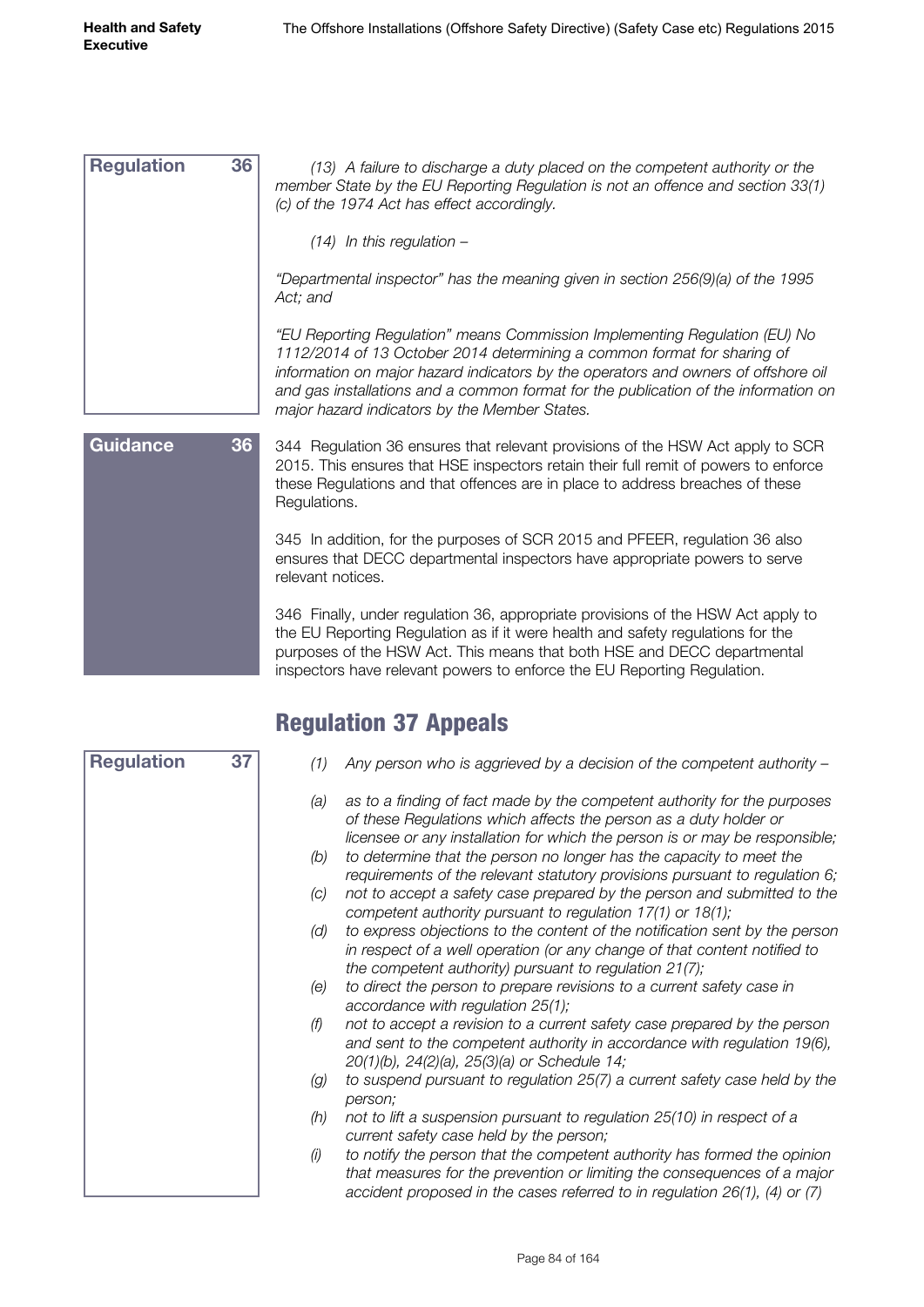**Regulation 36**

*(13) A failure to discharge a duty placed on the competent authority or the member State by the EU Reporting Regulation is not an offence and section 33(1)(c) of the 1974 Act has effect accordingly.*

*(14) In this regulation –*

*"Departmental inspector" has the meaning given in section 256(9)(a) of the 1995 Act; and*

*"EU Reporting Regulation" means Commission Implementing Regulation (EU) No 1112/2014 of 13 October 2014 determining a common format for sharing of information on major hazard indicators by the operators and owners of offshore oil and gas installations and a common format for the publication of the information on major hazard indicators by the Member States.*

**Guidance 36**

344 Regulation 36 ensures that relevant provisions of the HSW Act apply to SCR 2015. This ensures that HSE inspectors retain their full remit of powers to enforce these Regulations and that offences are in place to address breaches of these Regulations.

345 In addition, for the purposes of SCR 2015 and PFEER, regulation 36 also ensures that DECC departmental inspectors have appropriate powers to serve relevant notices.

346 Finally, under regulation 36, appropriate provisions of the HSW Act apply to the EU Reporting Regulation as if it were health and safety regulations for the purposes of the HSW Act. This means that both HSE and DECC departmental inspectors have relevant powers to enforce the EU Reporting Regulation.

## Regulation 37 Appeals

**Regulation 37**

*(1) Any person who is aggrieved by a decision of the competent authority –*

*(a) as to a finding of fact made by the competent authority for the purposes of these Regulations which affects the person as a duty holder or licensee or any installation for which the person is or may be responsible;*

*(b) to determine that the person no longer has the capacity to meet the requirements of the relevant statutory provisions pursuant to regulation 6;*

*(c) not to accept a safety case prepared by the person and submitted to the competent authority pursuant to regulation 17(1) or 18(1);*

*(d) to express objections to the content of the notification sent by the person in respect of a well operation (or any change of that content notified to the competent authority) pursuant to regulation 21(7);*

*(e) to direct the person to prepare revisions to a current safety case in accordance with regulation 25(1);*

*(f) not to accept a revision to a current safety case prepared by the person and sent to the competent authority in accordance with regulation 19(6), 20(1)(b), 24(2)(a), 25(3)(a) or Schedule 14;*

*(g) to suspend pursuant to regulation 25(7) a current safety case held by the person;*

*(h) not to lift a suspension pursuant to regulation 25(10) in respect of a current safety case held by the person;*

*(i) to notify the person that the competent authority has formed the opinion that measures for the prevention or limiting the consequences of a major accident proposed in the cases referred to in regulation 26(1), (4) or (7)*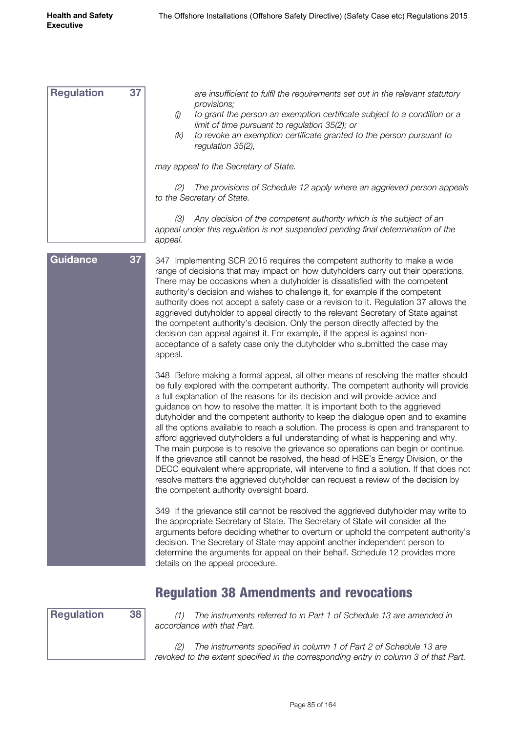**Regulation 37**

*are insufficient to fulfil the requirements set out in the relevant statutory provisions;*

*(j) to grant the person an exemption certificate subject to a condition or a limit of time pursuant to regulation 35(2); or*

*(k) to revoke an exemption certificate granted to the person pursuant to regulation 35(2),*

*may appeal to the Secretary of State.*

*(2) The provisions of Schedule 12 apply where an aggrieved person appeals to the Secretary of State.*

*(3) Any decision of the competent authority which is the subject of an appeal under this regulation is not suspended pending final determination of the appeal.*

**Guidance 37**

347 Implementing SCR 2015 requires the competent authority to make a wide range of decisions that may impact on how dutyholders carry out their operations. There may be occasions when a dutyholder is dissatisfied with the competent authority's decision and wishes to challenge it, for example if the competent authority does not accept a safety case or a revision to it. Regulation 37 allows the aggrieved dutyholder to appeal directly to the relevant Secretary of State against the competent authority's decision. Only the person directly affected by the decision can appeal against it. For example, if the appeal is against non-acceptance of a safety case only the dutyholder who submitted the case may appeal.

348 Before making a formal appeal, all other means of resolving the matter should be fully explored with the competent authority. The competent authority will provide a full explanation of the reasons for its decision and will provide advice and guidance on how to resolve the matter. It is important both to the aggrieved dutyholder and the competent authority to keep the dialogue open and to examine all the options available to reach a solution. The process is open and transparent to afford aggrieved dutyholders a full understanding of what is happening and why. The main purpose is to resolve the grievance so operations can begin or continue. If the grievance still cannot be resolved, the head of HSE's Energy Division, or the DECC equivalent where appropriate, will intervene to find a solution. If that does not resolve matters the aggrieved dutyholder can request a review of the decision by the competent authority oversight board.

349 If the grievance still cannot be resolved the aggrieved dutyholder may write to the appropriate Secretary of State. The Secretary of State will consider all the arguments before deciding whether to overturn or uphold the competent authority's decision. The Secretary of State may appoint another independent person to determine the arguments for appeal on their behalf. Schedule 12 provides more details on the appeal procedure.

## Regulation 38 Amendments and revocations

**Regulation 38**

*(1) The instruments referred to in Part 1 of Schedule 13 are amended in accordance with that Part.*

*(2) The instruments specified in column 1 of Part 2 of Schedule 13 are revoked to the extent specified in the corresponding entry in column 3 of that Part.*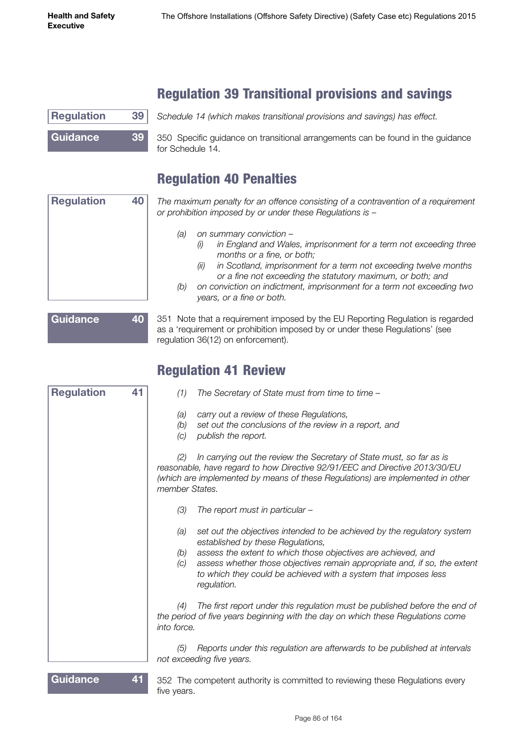## Regulation 39 Transitional provisions and savings

**Regulation 39**

*Schedule 14 (which makes transitional provisions and savings) has effect.*

**Guidance 39**

350 Specific guidance on transitional arrangements can be found in the guidance for Schedule 14.

## Regulation 40 Penalties

**Regulation 40**

*The maximum penalty for an offence consisting of a contravention of a requirement or prohibition imposed by or under these Regulations is –*

*(a) on summary conviction –*
  - *(i) in England and Wales, imprisonment for a term not exceeding three months or a fine, or both;*
  - *(ii) in Scotland, imprisonment for a term not exceeding twelve months or a fine not exceeding the statutory maximum, or both; and*

*(b) on conviction on indictment, imprisonment for a term not exceeding two years, or a fine or both.*

**Guidance 40**

351 Note that a requirement imposed by the EU Reporting Regulation is regarded as a 'requirement or prohibition imposed by or under these Regulations' (see regulation 36(12) on enforcement).

## Regulation 41 Review

**Regulation 41**

*(1) The Secretary of State must from time to time –*

*(a) carry out a review of these Regulations,*
*(b) set out the conclusions of the review in a report, and*
*(c) publish the report.*

*(2) In carrying out the review the Secretary of State must, so far as is reasonable, have regard to how Directive 92/91/EEC and Directive 2013/30/EU (which are implemented by means of these Regulations) are implemented in other member States.*

*(3) The report must in particular –*

*(a) set out the objectives intended to be achieved by the regulatory system established by these Regulations,*
*(b) assess the extent to which those objectives are achieved, and*
*(c) assess whether those objectives remain appropriate and, if so, the extent to which they could be achieved with a system that imposes less regulation.*

*(4) The first report under this regulation must be published before the end of the period of five years beginning with the day on which these Regulations come into force.*

*(5) Reports under this regulation are afterwards to be published at intervals not exceeding five years.*

**Guidance 41**

352 The competent authority is committed to reviewing these Regulations every five years.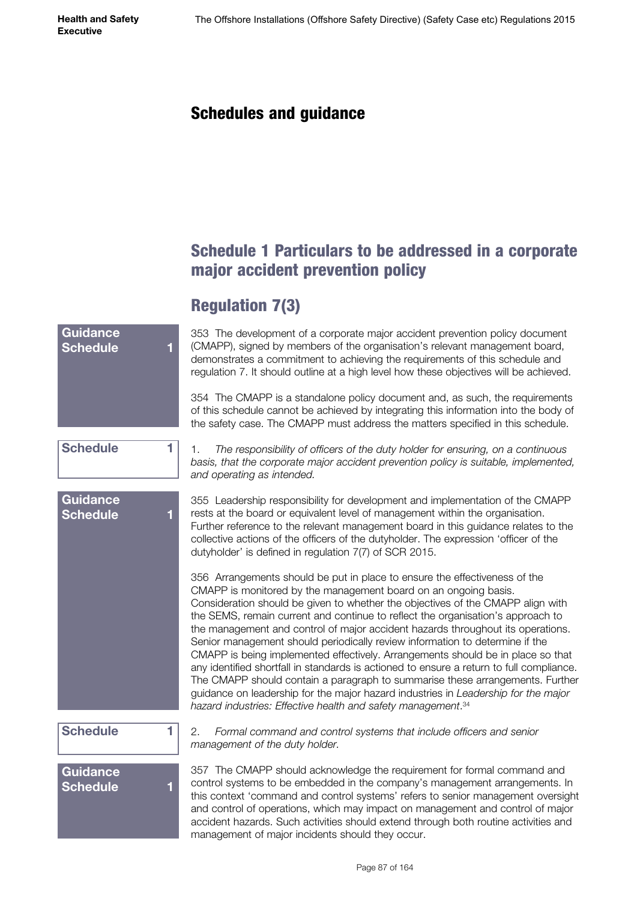# Schedules and guidance

## Schedule 1 Particulars to be addressed in a corporate major accident prevention policy

## Regulation 7(3)

**Guidance Schedule 1**

353 The development of a corporate major accident prevention policy document (CMAPP), signed by members of the organisation's relevant management board, demonstrates a commitment to achieving the requirements of this schedule and regulation 7. It should outline at a high level how these objectives will be achieved.

354 The CMAPP is a standalone policy document and, as such, the requirements of this schedule cannot be achieved by integrating this information into the body of the safety case. The CMAPP must address the matters specified in this schedule.

**Schedule 1**

1. *The responsibility of officers of the duty holder for ensuring, on a continuous basis, that the corporate major accident prevention policy is suitable, implemented, and operating as intended.*

**Guidance Schedule 1**

355 Leadership responsibility for development and implementation of the CMAPP rests at the board or equivalent level of management within the organisation. Further reference to the relevant management board in this guidance relates to the collective actions of the officers of the dutyholder. The expression 'officer of the dutyholder' is defined in regulation 7(7) of SCR 2015.

356 Arrangements should be put in place to ensure the effectiveness of the CMAPP is monitored by the management board on an ongoing basis. Consideration should be given to whether the objectives of the CMAPP align with the SEMS, remain current and continue to reflect the organisation's approach to the management and control of major accident hazards throughout its operations. Senior management should periodically review information to determine if the CMAPP is being implemented effectively. Arrangements should be in place so that any identified shortfall in standards is actioned to ensure a return to full compliance. The CMAPP should contain a paragraph to summarise these arrangements. Further guidance on leadership for the major hazard industries in *Leadership for the major hazard industries: Effective health and safety management*.[34]

**Schedule 1**

2. *Formal command and control systems that include officers and senior management of the duty holder.*

**Guidance Schedule 1**

357 The CMAPP should acknowledge the requirement for formal command and control systems to be embedded in the company's management arrangements. In this context 'command and control systems' refers to senior management oversight and control of operations, which may impact on management and control of major accident hazards. Such activities should extend through both routine activities and management of major incidents should they occur.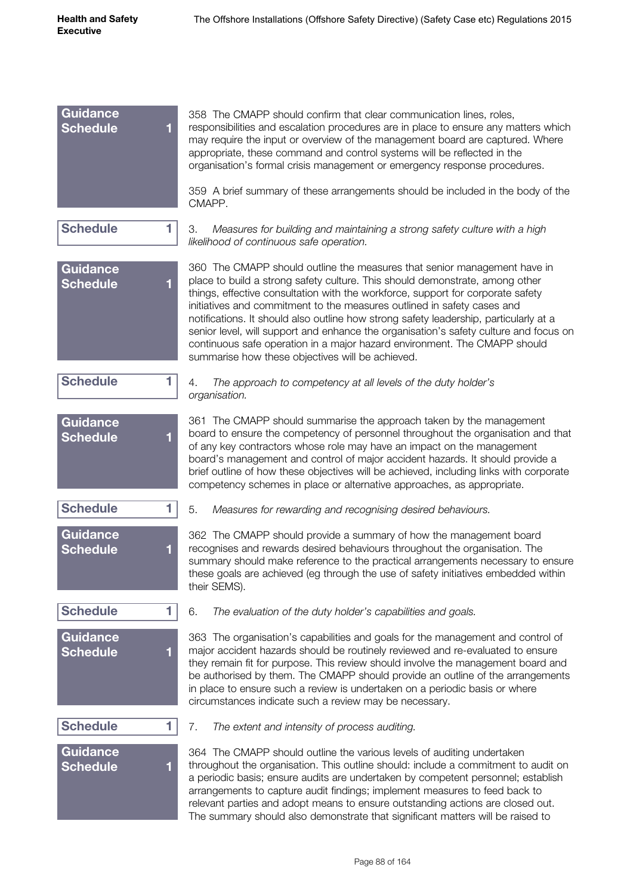**Guidance Schedule 1**

358 The CMAPP should confirm that clear communication lines, roles, responsibilities and escalation procedures are in place to ensure any matters which may require the input or overview of the management board are captured. Where appropriate, these command and control systems will be reflected in the organisation's formal crisis management or emergency response procedures.

359 A brief summary of these arrangements should be included in the body of the CMAPP.

**Schedule 1**

3. *Measures for building and maintaining a strong safety culture with a high likelihood of continuous safe operation.*

**Guidance Schedule 1**

360 The CMAPP should outline the measures that senior management have in place to build a strong safety culture. This should demonstrate, among other things, effective consultation with the workforce, support for corporate safety initiatives and commitment to the measures outlined in safety cases and notifications. It should also outline how strong safety leadership, particularly at a senior level, will support and enhance the organisation's safety culture and focus on continuous safe operation in a major hazard environment. The CMAPP should summarise how these objectives will be achieved.

**Schedule 1**

4. *The approach to competency at all levels of the duty holder's organisation.*

**Guidance Schedule 1**

361 The CMAPP should summarise the approach taken by the management board to ensure the competency of personnel throughout the organisation and that of any key contractors whose role may have an impact on the management board's management and control of major accident hazards. It should provide a brief outline of how these objectives will be achieved, including links with corporate competency schemes in place or alternative approaches, as appropriate.

**Schedule 1**

5. *Measures for rewarding and recognising desired behaviours.*

**Guidance Schedule 1**

362 The CMAPP should provide a summary of how the management board recognises and rewards desired behaviours throughout the organisation. The summary should make reference to the practical arrangements necessary to ensure these goals are achieved (eg through the use of safety initiatives embedded within their SEMS).

**Schedule 1**

6. *The evaluation of the duty holder's capabilities and goals.*

**Guidance Schedule 1**

363 The organisation's capabilities and goals for the management and control of major accident hazards should be routinely reviewed and re-evaluated to ensure they remain fit for purpose. This review should involve the management board and be authorised by them. The CMAPP should provide an outline of the arrangements in place to ensure such a review is undertaken on a periodic basis or where circumstances indicate such a review may be necessary.

**Schedule 1**

7. *The extent and intensity of process auditing.*

**Guidance Schedule 1**

364 The CMAPP should outline the various levels of auditing undertaken throughout the organisation. This outline should: include a commitment to audit on a periodic basis; ensure audits are undertaken by competent personnel; establish arrangements to capture audit findings; implement measures to feed back to relevant parties and adopt means to ensure outstanding actions are closed out. The summary should also demonstrate that significant matters will be raised to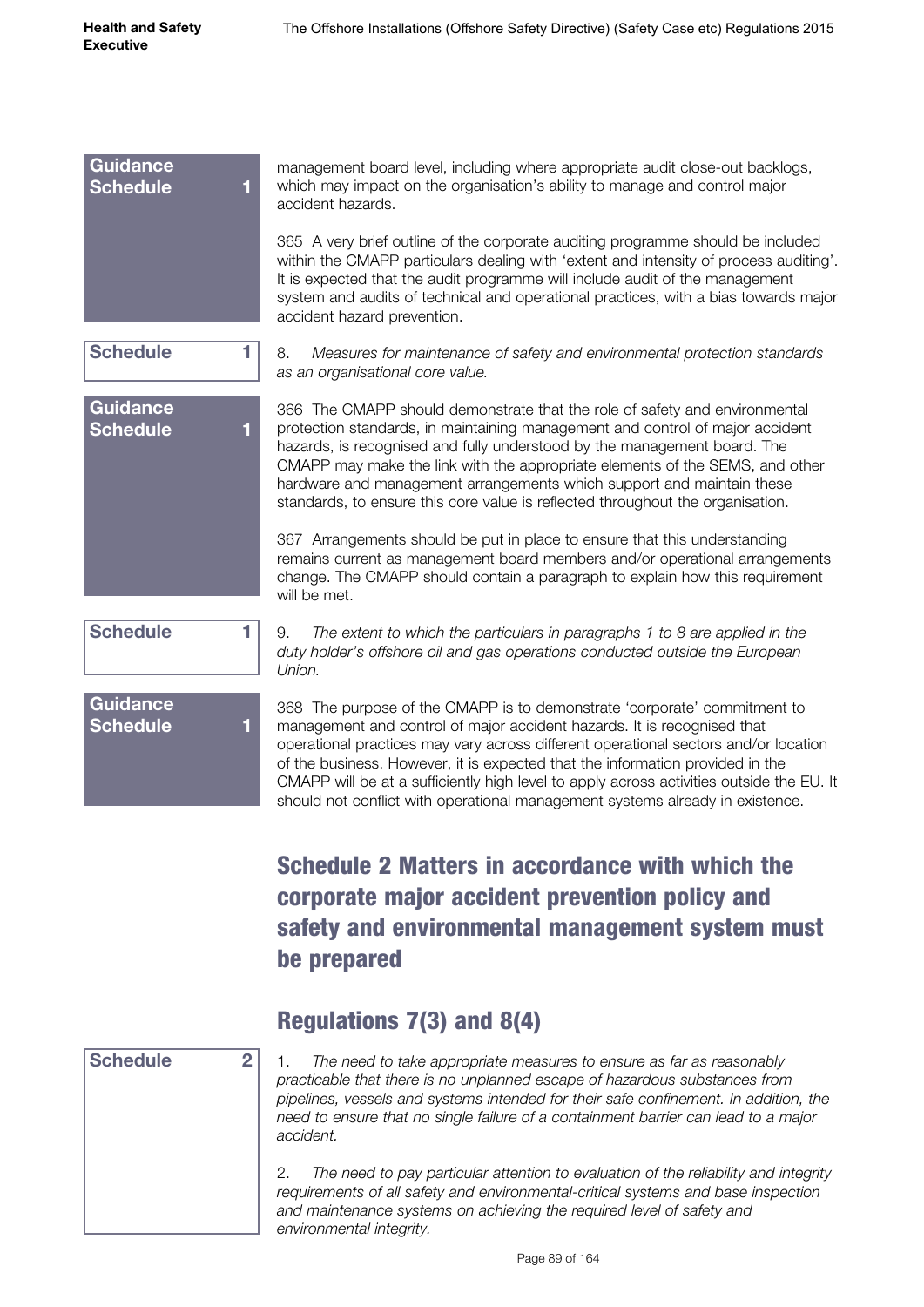**Guidance Schedule 1**

management board level, including where appropriate audit close-out backlogs, which may impact on the organisation's ability to manage and control major accident hazards.

365 A very brief outline of the corporate auditing programme should be included within the CMAPP particulars dealing with 'extent and intensity of process auditing'. It is expected that the audit programme will include audit of the management system and audits of technical and operational practices, with a bias towards major accident hazard prevention.

**Schedule 1**

8. *Measures for maintenance of safety and environmental protection standards as an organisational core value.*

**Guidance Schedule 1**

366 The CMAPP should demonstrate that the role of safety and environmental protection standards, in maintaining management and control of major accident hazards, is recognised and fully understood by the management board. The CMAPP may make the link with the appropriate elements of the SEMS, and other hardware and management arrangements which support and maintain these standards, to ensure this core value is reflected throughout the organisation.

367 Arrangements should be put in place to ensure that this understanding remains current as management board members and/or operational arrangements change. The CMAPP should contain a paragraph to explain how this requirement will be met.

**Schedule 1**

9. *The extent to which the particulars in paragraphs 1 to 8 are applied in the duty holder's offshore oil and gas operations conducted outside the European Union.*

**Guidance Schedule 1**

368 The purpose of the CMAPP is to demonstrate 'corporate' commitment to management and control of major accident hazards. It is recognised that operational practices may vary across different operational sectors and/or location of the business. However, it is expected that the information provided in the CMAPP will be at a sufficiently high level to apply across activities outside the EU. It should not conflict with operational management systems already in existence.

# Schedule 2 Matters in accordance with which the corporate major accident prevention policy and safety and environmental management system must be prepared

## Regulations 7(3) and 8(4)

**Schedule 2**

1. *The need to take appropriate measures to ensure as far as reasonably practicable that there is no unplanned escape of hazardous substances from pipelines, vessels and systems intended for their safe confinement. In addition, the need to ensure that no single failure of a containment barrier can lead to a major accident.*

2. *The need to pay particular attention to evaluation of the reliability and integrity requirements of all safety and environmental-critical systems and base inspection and maintenance systems on achieving the required level of safety and environmental integrity.*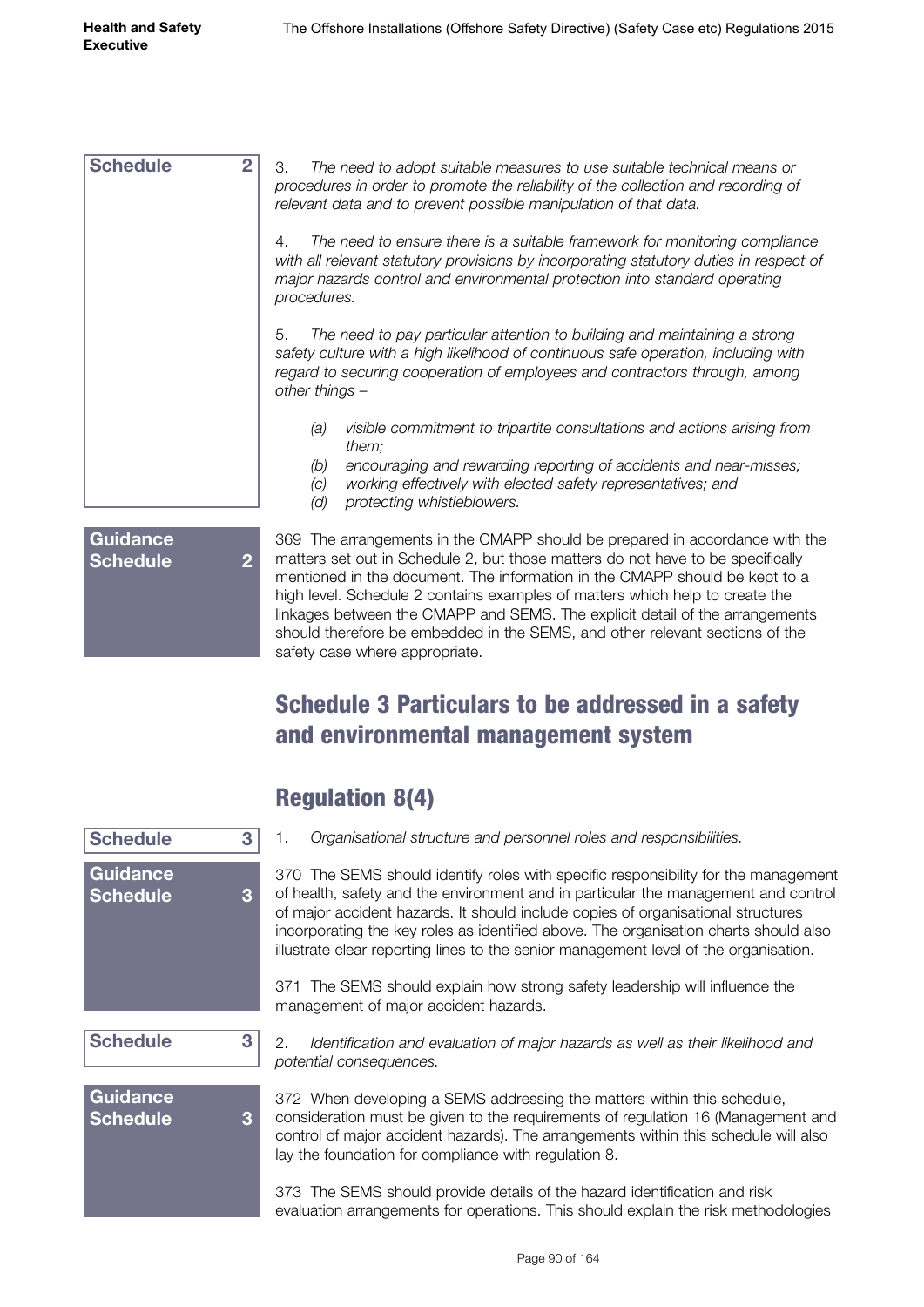**Schedule 2**

3. *The need to adopt suitable measures to use suitable technical means or procedures in order to promote the reliability of the collection and recording of relevant data and to prevent possible manipulation of that data.*

4. *The need to ensure there is a suitable framework for monitoring compliance with all relevant statutory provisions by incorporating statutory duties in respect of major hazards control and environmental protection into standard operating procedures.*

5. *The need to pay particular attention to building and maintaining a strong safety culture with a high likelihood of continuous safe operation, including with regard to securing cooperation of employees and contractors through, among other things –*

- *(a) visible commitment to tripartite consultations and actions arising from them;*
- *(b) encouraging and rewarding reporting of accidents and near-misses;*
- *(c) working effectively with elected safety representatives; and*
- *(d) protecting whistleblowers.*

**Guidance Schedule 2**

369 The arrangements in the CMAPP should be prepared in accordance with the matters set out in Schedule 2, but those matters do not have to be specifically mentioned in the document. The information in the CMAPP should be kept to a high level. Schedule 2 contains examples of matters which help to create the linkages between the CMAPP and SEMS. The explicit detail of the arrangements should therefore be embedded in the SEMS, and other relevant sections of the safety case where appropriate.

## Schedule 3 Particulars to be addressed in a safety and environmental management system

## Regulation 8(4)

**Schedule 3**

1. *Organisational structure and personnel roles and responsibilities.*

**Guidance Schedule 3**

370 The SEMS should identify roles with specific responsibility for the management of health, safety and the environment and in particular the management and control of major accident hazards. It should include copies of organisational structures incorporating the key roles as identified above. The organisation charts should also illustrate clear reporting lines to the senior management level of the organisation.

371 The SEMS should explain how strong safety leadership will influence the management of major accident hazards.

**Schedule 3**

2. *Identification and evaluation of major hazards as well as their likelihood and potential consequences.*

**Guidance Schedule 3**

372 When developing a SEMS addressing the matters within this schedule, consideration must be given to the requirements of regulation 16 (Management and control of major accident hazards). The arrangements within this schedule will also lay the foundation for compliance with regulation 8.

373 The SEMS should provide details of the hazard identification and risk evaluation arrangements for operations. This should explain the risk methodologies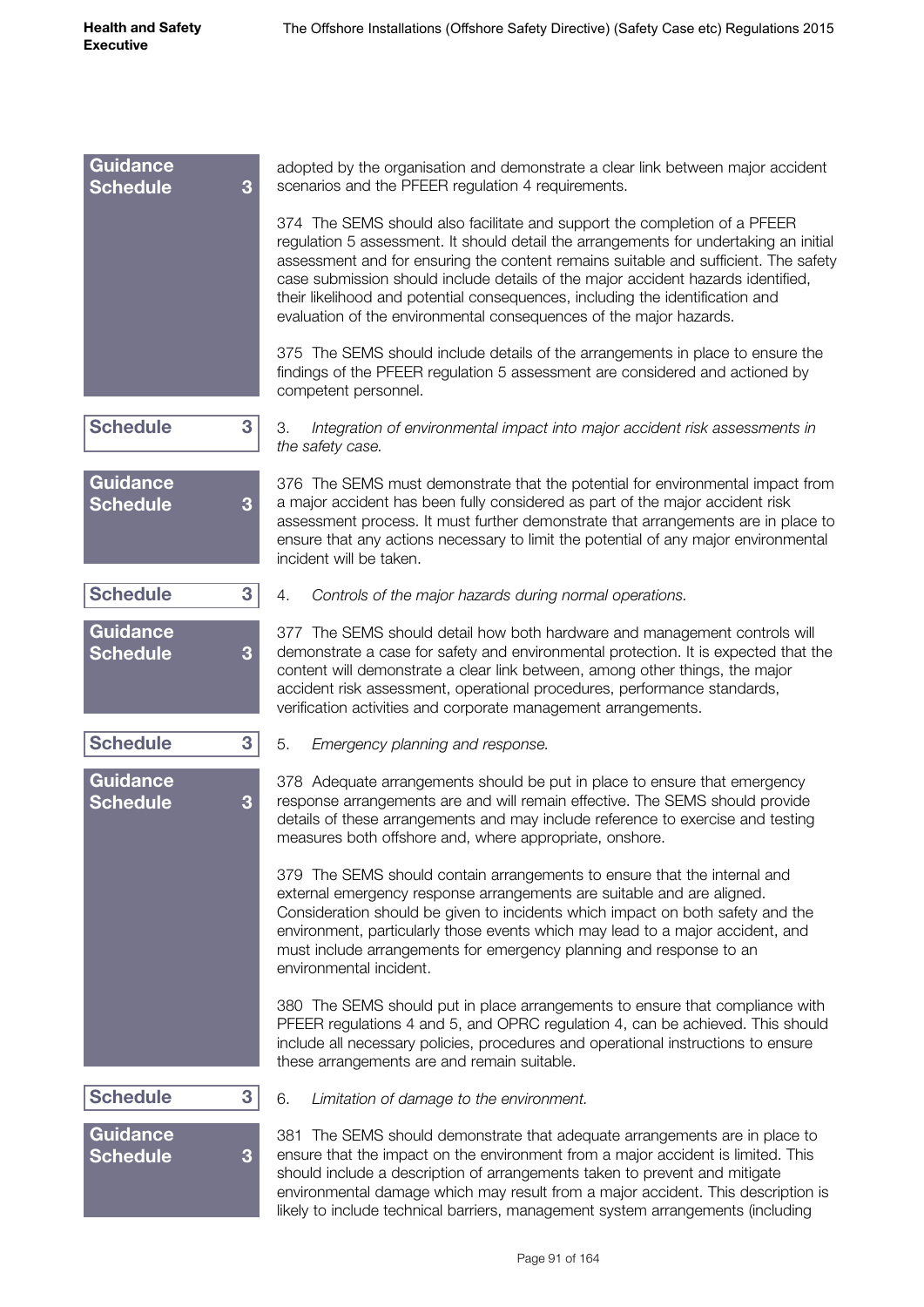**Guidance Schedule 3**

adopted by the organisation and demonstrate a clear link between major accident scenarios and the PFEER regulation 4 requirements.

374 The SEMS should also facilitate and support the completion of a PFEER regulation 5 assessment. It should detail the arrangements for undertaking an initial assessment and for ensuring the content remains suitable and sufficient. The safety case submission should include details of the major accident hazards identified, their likelihood and potential consequences, including the identification and evaluation of the environmental consequences of the major hazards.

375 The SEMS should include details of the arrangements in place to ensure the findings of the PFEER regulation 5 assessment are considered and actioned by competent personnel.

**Schedule 3**

3. *Integration of environmental impact into major accident risk assessments in the safety case.*

**Guidance Schedule 3**

376 The SEMS must demonstrate that the potential for environmental impact from a major accident has been fully considered as part of the major accident risk assessment process. It must further demonstrate that arrangements are in place to ensure that any actions necessary to limit the potential of any major environmental incident will be taken.

**Schedule 3**

4. *Controls of the major hazards during normal operations.*

**Guidance Schedule 3**

377 The SEMS should detail how both hardware and management controls will demonstrate a case for safety and environmental protection. It is expected that the content will demonstrate a clear link between, among other things, the major accident risk assessment, operational procedures, performance standards, verification activities and corporate management arrangements.

**Schedule 3**

5. *Emergency planning and response.*

**Guidance Schedule 3**

378 Adequate arrangements should be put in place to ensure that emergency response arrangements are and will remain effective. The SEMS should provide details of these arrangements and may include reference to exercise and testing measures both offshore and, where appropriate, onshore.

379 The SEMS should contain arrangements to ensure that the internal and external emergency response arrangements are suitable and are aligned. Consideration should be given to incidents which impact on both safety and the environment, particularly those events which may lead to a major accident, and must include arrangements for emergency planning and response to an environmental incident.

380 The SEMS should put in place arrangements to ensure that compliance with PFEER regulations 4 and 5, and OPRC regulation 4, can be achieved. This should include all necessary policies, procedures and operational instructions to ensure these arrangements are and remain suitable.

**Schedule 3**

6. *Limitation of damage to the environment.*

**Guidance Schedule 3**

381 The SEMS should demonstrate that adequate arrangements are in place to ensure that the impact on the environment from a major accident is limited. This should include a description of arrangements taken to prevent and mitigate environmental damage which may result from a major accident. This description is likely to include technical barriers, management system arrangements (including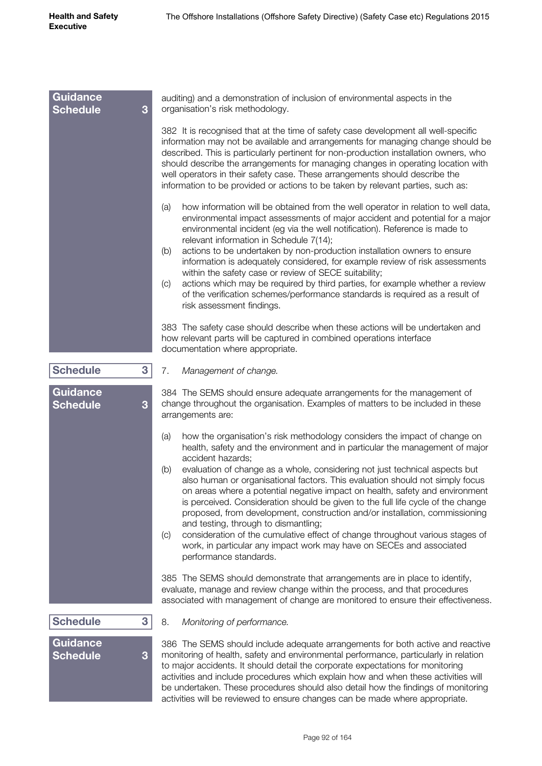**Guidance Schedule 3**

auditing) and a demonstration of inclusion of environmental aspects in the organisation's risk methodology.

382 It is recognised that at the time of safety case development all well-specific information may not be available and arrangements for managing change should be described. This is particularly pertinent for non-production installation owners, who should describe the arrangements for managing changes in operating location with well operators in their safety case. These arrangements should describe the information to be provided or actions to be taken by relevant parties, such as:

(a) how information will be obtained from the well operator in relation to well data, environmental impact assessments of major accident and potential for a major environmental incident (eg via the well notification). Reference is made to relevant information in Schedule 7(14);
(b) actions to be undertaken by non-production installation owners to ensure information is adequately considered, for example review of risk assessments within the safety case or review of SECE suitability;
(c) actions which may be required by third parties, for example whether a review of the verification schemes/performance standards is required as a result of risk assessment findings.

383 The safety case should describe when these actions will be undertaken and how relevant parts will be captured in combined operations interface documentation where appropriate.

**Schedule 3**

7. *Management of change.*

**Guidance Schedule 3**

384 The SEMS should ensure adequate arrangements for the management of change throughout the organisation. Examples of matters to be included in these arrangements are:

(a) how the organisation's risk methodology considers the impact of change on health, safety and the environment and in particular the management of major accident hazards;
(b) evaluation of change as a whole, considering not just technical aspects but also human or organisational factors. This evaluation should not simply focus on areas where a potential negative impact on health, safety and environment is perceived. Consideration should be given to the full life cycle of the change proposed, from development, construction and/or installation, commissioning and testing, through to dismantling;
(c) consideration of the cumulative effect of change throughout various stages of work, in particular any impact work may have on SECEs and associated performance standards.

385 The SEMS should demonstrate that arrangements are in place to identify, evaluate, manage and review change within the process, and that procedures associated with management of change are monitored to ensure their effectiveness.

**Schedule 3**

8. *Monitoring of performance.*

**Guidance Schedule 3**

386 The SEMS should include adequate arrangements for both active and reactive monitoring of health, safety and environmental performance, particularly in relation to major accidents. It should detail the corporate expectations for monitoring activities and include procedures which explain how and when these activities will be undertaken. These procedures should also detail how the findings of monitoring activities will be reviewed to ensure changes can be made where appropriate.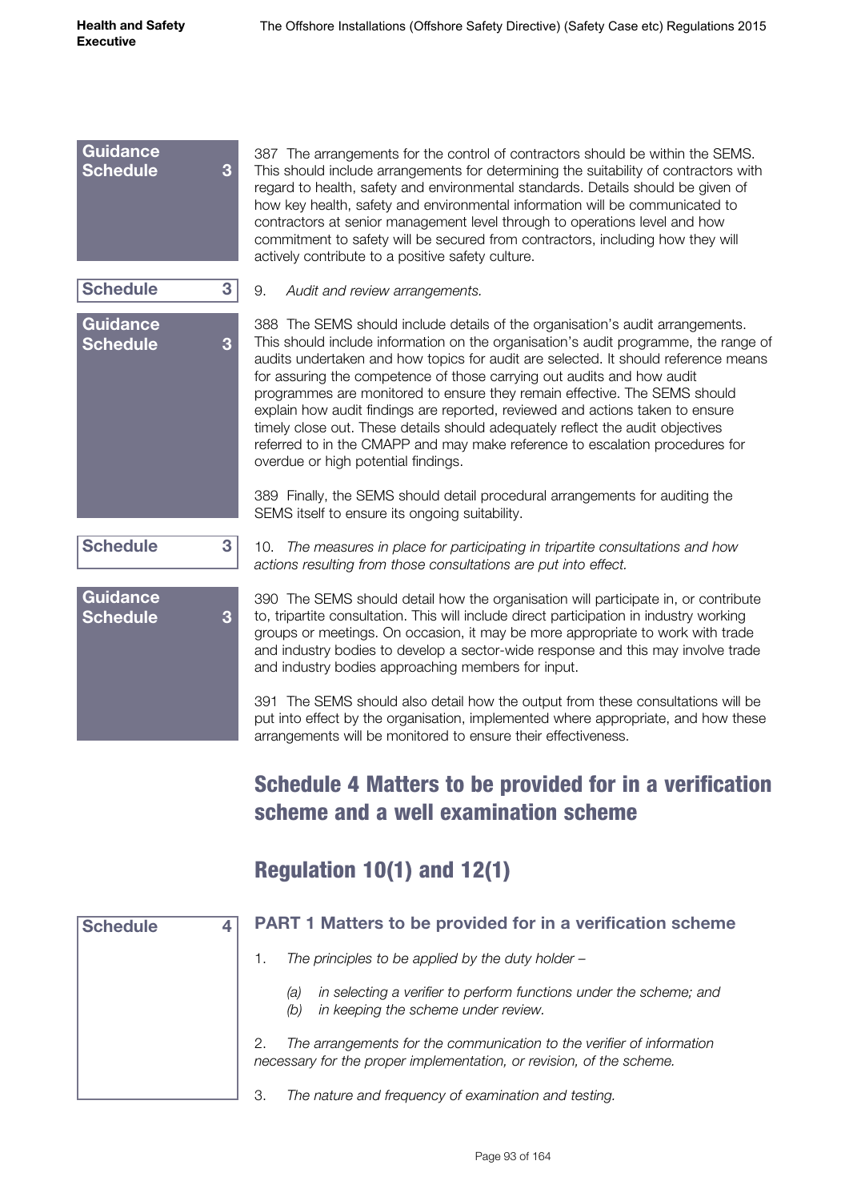**Guidance Schedule 3**

387 The arrangements for the control of contractors should be within the SEMS. This should include arrangements for determining the suitability of contractors with regard to health, safety and environmental standards. Details should be given of how key health, safety and environmental information will be communicated to contractors at senior management level through to operations level and how commitment to safety will be secured from contractors, including how they will actively contribute to a positive safety culture.

**Schedule 3**

9. *Audit and review arrangements.*

**Guidance Schedule 3**

388 The SEMS should include details of the organisation's audit arrangements. This should include information on the organisation's audit programme, the range of audits undertaken and how topics for audit are selected. It should reference means for assuring the competence of those carrying out audits and how audit programmes are monitored to ensure they remain effective. The SEMS should explain how audit findings are reported, reviewed and actions taken to ensure timely close out. These details should adequately reflect the audit objectives referred to in the CMAPP and may make reference to escalation procedures for overdue or high potential findings.

389 Finally, the SEMS should detail procedural arrangements for auditing the SEMS itself to ensure its ongoing suitability.

**Schedule 3**

10. *The measures in place for participating in tripartite consultations and how actions resulting from those consultations are put into effect.*

**Guidance Schedule 3**

390 The SEMS should detail how the organisation will participate in, or contribute to, tripartite consultation. This will include direct participation in industry working groups or meetings. On occasion, it may be more appropriate to work with trade and industry bodies to develop a sector-wide response and this may involve trade and industry bodies approaching members for input.

391 The SEMS should also detail how the output from these consultations will be put into effect by the organisation, implemented where appropriate, and how these arrangements will be monitored to ensure their effectiveness.

## Schedule 4 Matters to be provided for in a verification scheme and a well examination scheme

## Regulation 10(1) and 12(1)

**Schedule 4**

### PART 1 Matters to be provided for in a verification scheme

1. *The principles to be applied by the duty holder –*

   (a) *in selecting a verifier to perform functions under the scheme; and*
   (b) *in keeping the scheme under review.*

2. *The arrangements for the communication to the verifier of information necessary for the proper implementation, or revision, of the scheme.*

3. *The nature and frequency of examination and testing.*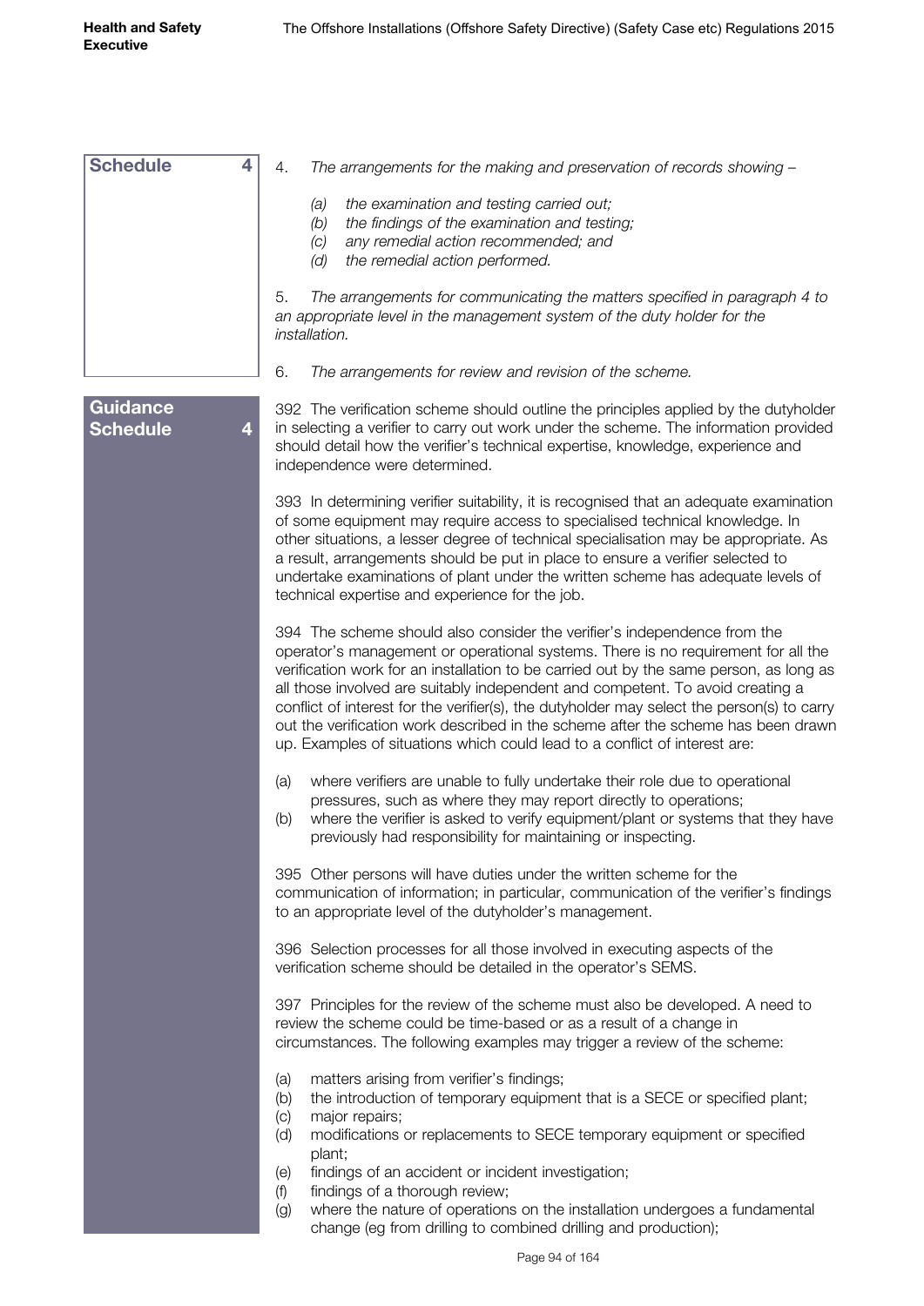**Schedule 4**

4. *The arrangements for the making and preservation of records showing –*

   *(a) the examination and testing carried out;*
   *(b) the findings of the examination and testing;*
   *(c) any remedial action recommended; and*
   *(d) the remedial action performed.*

5. *The arrangements for communicating the matters specified in paragraph 4 to an appropriate level in the management system of the duty holder for the installation.*

6. *The arrangements for review and revision of the scheme.*

**Guidance Schedule 4**

392 The verification scheme should outline the principles applied by the dutyholder in selecting a verifier to carry out work under the scheme. The information provided should detail how the verifier's technical expertise, knowledge, experience and independence were determined.

393 In determining verifier suitability, it is recognised that an adequate examination of some equipment may require access to specialised technical knowledge. In other situations, a lesser degree of technical specialisation may be appropriate. As a result, arrangements should be put in place to ensure a verifier selected to undertake examinations of plant under the written scheme has adequate levels of technical expertise and experience for the job.

394 The scheme should also consider the verifier's independence from the operator's management or operational systems. There is no requirement for all the verification work for an installation to be carried out by the same person, as long as all those involved are suitably independent and competent. To avoid creating a conflict of interest for the verifier(s), the dutyholder may select the person(s) to carry out the verification work described in the scheme after the scheme has been drawn up. Examples of situations which could lead to a conflict of interest are:

(a) where verifiers are unable to fully undertake their role due to operational pressures, such as where they may report directly to operations;
(b) where the verifier is asked to verify equipment/plant or systems that they have previously had responsibility for maintaining or inspecting.

395 Other persons will have duties under the written scheme for the communication of information; in particular, communication of the verifier's findings to an appropriate level of the dutyholder's management.

396 Selection processes for all those involved in executing aspects of the verification scheme should be detailed in the operator's SEMS.

397 Principles for the review of the scheme must also be developed. A need to review the scheme could be time-based or as a result of a change in circumstances. The following examples may trigger a review of the scheme:

(a) matters arising from verifier's findings;
(b) the introduction of temporary equipment that is a SECE or specified plant;
(c) major repairs;
(d) modifications or replacements to SECE temporary equipment or specified plant;
(e) findings of an accident or incident investigation;
(f) findings of a thorough review;
(g) where the nature of operations on the installation undergoes a fundamental change (eg from drilling to combined drilling and production);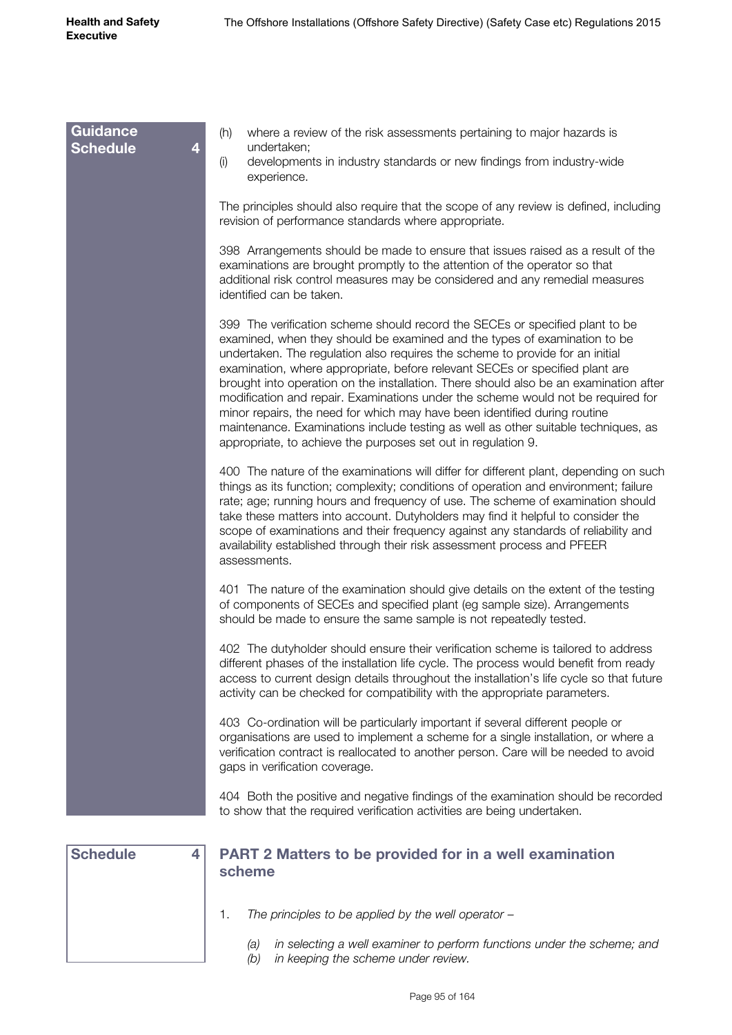**Guidance Schedule 4**

(h) where a review of the risk assessments pertaining to major hazards is undertaken;
(i) developments in industry standards or new findings from industry-wide experience.

The principles should also require that the scope of any review is defined, including revision of performance standards where appropriate.

398 Arrangements should be made to ensure that issues raised as a result of the examinations are brought promptly to the attention of the operator so that additional risk control measures may be considered and any remedial measures identified can be taken.

399 The verification scheme should record the SECEs or specified plant to be examined, when they should be examined and the types of examination to be undertaken. The regulation also requires the scheme to provide for an initial examination, where appropriate, before relevant SECEs or specified plant are brought into operation on the installation. There should also be an examination after modification and repair. Examinations under the scheme would not be required for minor repairs, the need for which may have been identified during routine maintenance. Examinations include testing as well as other suitable techniques, as appropriate, to achieve the purposes set out in regulation 9.

400 The nature of the examinations will differ for different plant, depending on such things as its function; complexity; conditions of operation and environment; failure rate; age; running hours and frequency of use. The scheme of examination should take these matters into account. Dutyholders may find it helpful to consider the scope of examinations and their frequency against any standards of reliability and availability established through their risk assessment process and PFEER assessments.

401 The nature of the examination should give details on the extent of the testing of components of SECEs and specified plant (eg sample size). Arrangements should be made to ensure the same sample is not repeatedly tested.

402 The dutyholder should ensure their verification scheme is tailored to address different phases of the installation life cycle. The process would benefit from ready access to current design details throughout the installation's life cycle so that future activity can be checked for compatibility with the appropriate parameters.

403 Co-ordination will be particularly important if several different people or organisations are used to implement a scheme for a single installation, or where a verification contract is reallocated to another person. Care will be needed to avoid gaps in verification coverage.

404 Both the positive and negative findings of the examination should be recorded to show that the required verification activities are being undertaken.

**Schedule 4**

## PART 2 Matters to be provided for in a well examination scheme

1. *The principles to be applied by the well operator –*

   *(a) in selecting a well examiner to perform functions under the scheme; and*
   *(b) in keeping the scheme under review.*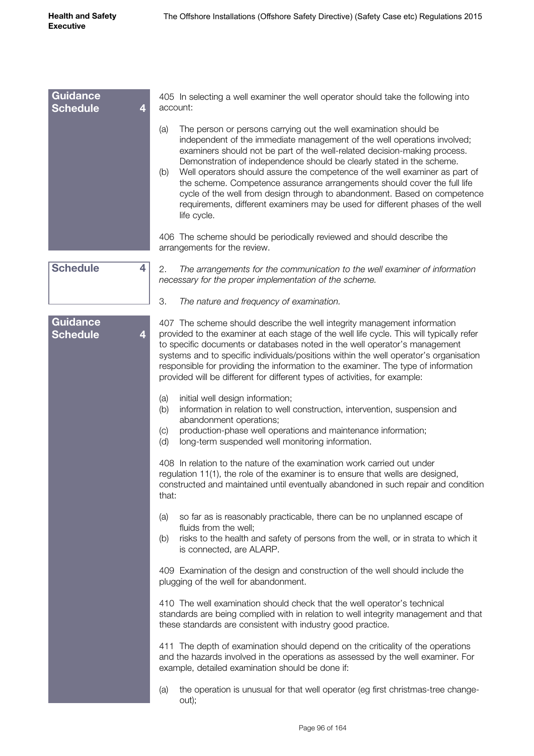**Guidance Schedule 4**

405 In selecting a well examiner the well operator should take the following into account:

(a) The person or persons carrying out the well examination should be independent of the immediate management of the well operations involved; examiners should not be part of the well-related decision-making process. Demonstration of independence should be clearly stated in the scheme.
(b) Well operators should assure the competence of the well examiner as part of the scheme. Competence assurance arrangements should cover the full life cycle of the well from design through to abandonment. Based on competence requirements, different examiners may be used for different phases of the well life cycle.

406 The scheme should be periodically reviewed and should describe the arrangements for the review.

**Schedule 4**

2. *The arrangements for the communication to the well examiner of information necessary for the proper implementation of the scheme.*

3. *The nature and frequency of examination.*

**Guidance Schedule 4**

407 The scheme should describe the well integrity management information provided to the examiner at each stage of the well life cycle. This will typically refer to specific documents or databases noted in the well operator's management systems and to specific individuals/positions within the well operator's organisation responsible for providing the information to the examiner. The type of information provided will be different for different types of activities, for example:

(a) initial well design information;
(b) information in relation to well construction, intervention, suspension and abandonment operations;
(c) production-phase well operations and maintenance information;
(d) long-term suspended well monitoring information.

408 In relation to the nature of the examination work carried out under regulation 11(1), the role of the examiner is to ensure that wells are designed, constructed and maintained until eventually abandoned in such repair and condition that:

(a) so far as is reasonably practicable, there can be no unplanned escape of fluids from the well;
(b) risks to the health and safety of persons from the well, or in strata to which it is connected, are ALARP.

409 Examination of the design and construction of the well should include the plugging of the well for abandonment.

410 The well examination should check that the well operator's technical standards are being complied with in relation to well integrity management and that these standards are consistent with industry good practice.

411 The depth of examination should depend on the criticality of the operations and the hazards involved in the operations as assessed by the well examiner. For example, detailed examination should be done if:

(a) the operation is unusual for that well operator (eg first christmas-tree change-out);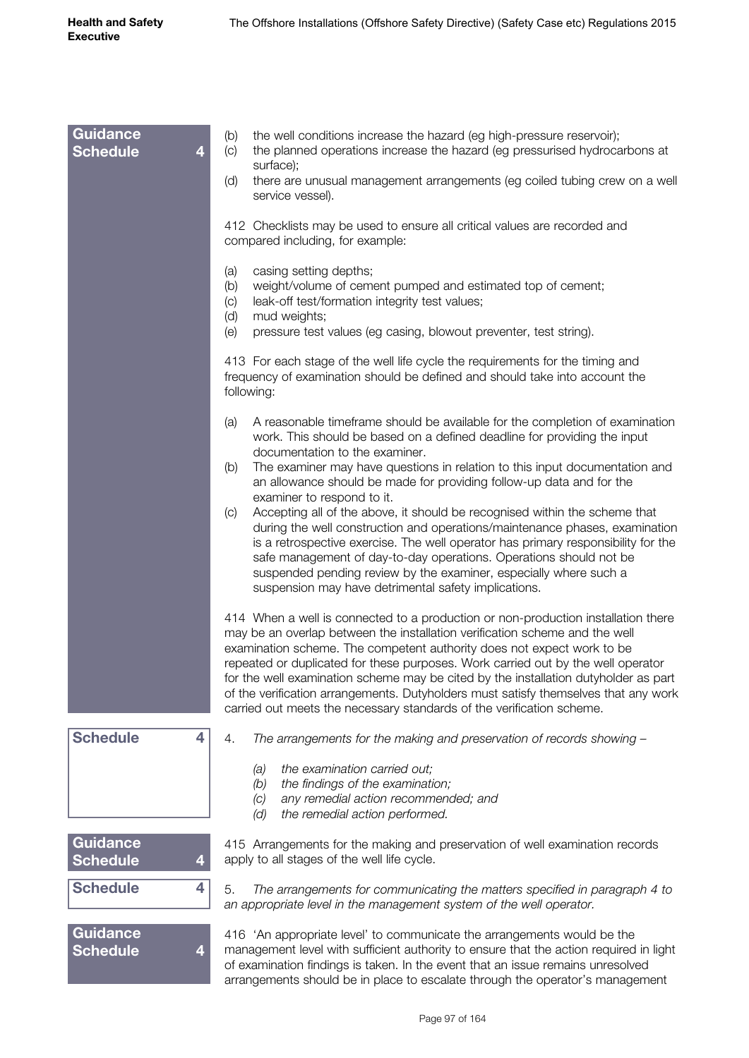**Guidance Schedule 4**

(b) the well conditions increase the hazard (eg high-pressure reservoir);
(c) the planned operations increase the hazard (eg pressurised hydrocarbons at surface);
(d) there are unusual management arrangements (eg coiled tubing crew on a well service vessel).

412 Checklists may be used to ensure all critical values are recorded and compared including, for example:

(a) casing setting depths;
(b) weight/volume of cement pumped and estimated top of cement;
(c) leak-off test/formation integrity test values;
(d) mud weights;
(e) pressure test values (eg casing, blowout preventer, test string).

413 For each stage of the well life cycle the requirements for the timing and frequency of examination should be defined and should take into account the following:

(a) A reasonable timeframe should be available for the completion of examination work. This should be based on a defined deadline for providing the input documentation to the examiner.
(b) The examiner may have questions in relation to this input documentation and an allowance should be made for providing follow-up data and for the examiner to respond to it.
(c) Accepting all of the above, it should be recognised within the scheme that during the well construction and operations/maintenance phases, examination is a retrospective exercise. The well operator has primary responsibility for the safe management of day-to-day operations. Operations should not be suspended pending review by the examiner, especially where such a suspension may have detrimental safety implications.

414 When a well is connected to a production or non-production installation there may be an overlap between the installation verification scheme and the well examination scheme. The competent authority does not expect work to be repeated or duplicated for these purposes. Work carried out by the well operator for the well examination scheme may be cited by the installation dutyholder as part of the verification arrangements. Dutyholders must satisfy themselves that any work carried out meets the necessary standards of the verification scheme.

**Schedule 4**

4. *The arrangements for the making and preservation of records showing –*

*(a) the examination carried out;*
*(b) the findings of the examination;*
*(c) any remedial action recommended; and*
*(d) the remedial action performed.*

**Guidance Schedule 4**

415 Arrangements for the making and preservation of well examination records apply to all stages of the well life cycle.

**Schedule 4**

5. *The arrangements for communicating the matters specified in paragraph 4 to an appropriate level in the management system of the well operator.*

**Guidance Schedule 4**

416 'An appropriate level' to communicate the arrangements would be the management level with sufficient authority to ensure that the action required in light of examination findings is taken. In the event that an issue remains unresolved arrangements should be in place to escalate through the operator's management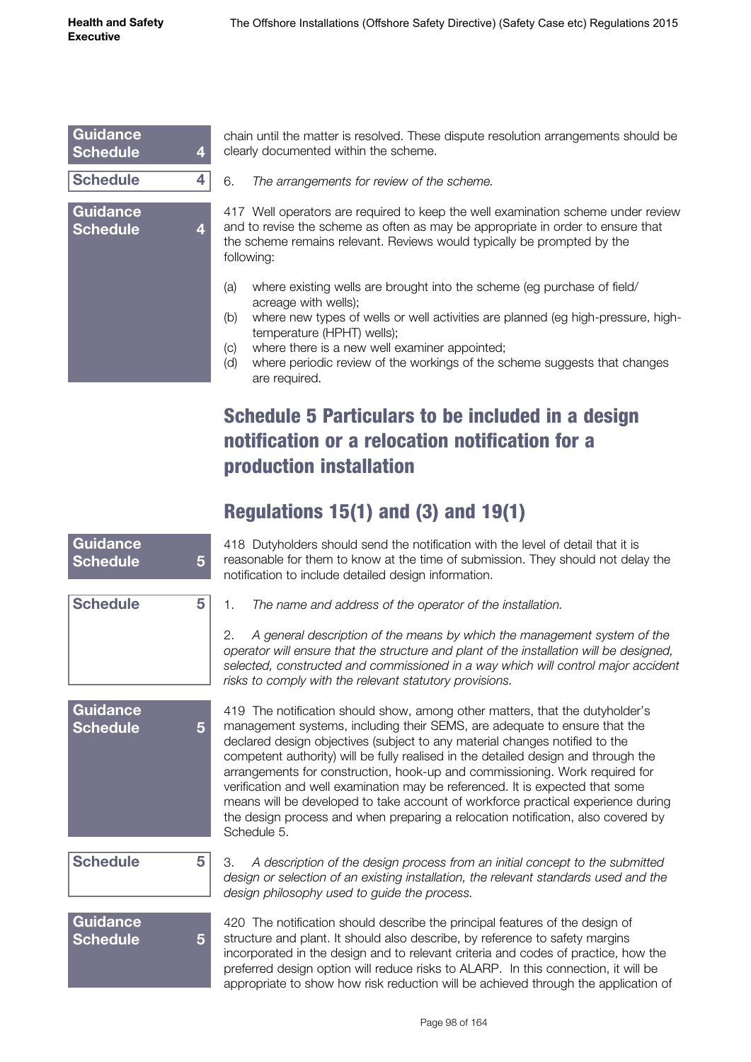chain until the matter is resolved. These dispute resolution arrangements should be clearly documented within the scheme.

6. *The arrangements for review of the scheme.*

417 Well operators are required to keep the well examination scheme under review and to revise the scheme as often as may be appropriate in order to ensure that the scheme remains relevant. Reviews would typically be prompted by the following:

(a) where existing wells are brought into the scheme (eg purchase of field/acreage with wells);
(b) where new types of wells or well activities are planned (eg high-pressure, high-temperature (HPHT) wells);
(c) where there is a new well examiner appointed;
(d) where periodic review of the workings of the scheme suggests that changes are required.

## Schedule 5 Particulars to be included in a design notification or a relocation notification for a production installation

## Regulations 15(1) and (3) and 19(1)

418 Dutyholders should send the notification with the level of detail that it is reasonable for them to know at the time of submission. They should not delay the notification to include detailed design information.

1. *The name and address of the operator of the installation.*

2. *A general description of the means by which the management system of the operator will ensure that the structure and plant of the installation will be designed, selected, constructed and commissioned in a way which will control major accident risks to comply with the relevant statutory provisions.*

419 The notification should show, among other matters, that the dutyholder's management systems, including their SEMS, are adequate to ensure that the declared design objectives (subject to any material changes notified to the competent authority) will be fully realised in the detailed design and through the arrangements for construction, hook-up and commissioning. Work required for verification and well examination may be referenced. It is expected that some means will be developed to take account of workforce practical experience during the design process and when preparing a relocation notification, also covered by Schedule 5.

3. *A description of the design process from an initial concept to the submitted design or selection of an existing installation, the relevant standards used and the design philosophy used to guide the process.*

420 The notification should describe the principal features of the design of structure and plant. It should also describe, by reference to safety margins incorporated in the design and to relevant criteria and codes of practice, how the preferred design option will reduce risks to ALARP. In this connection, it will be appropriate to show how risk reduction will be achieved through the application of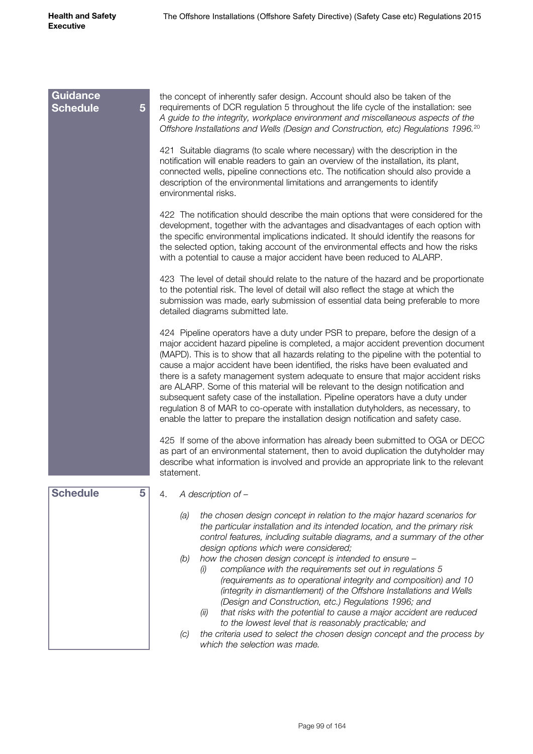**Guidance Schedule 5**

the concept of inherently safer design. Account should also be taken of the requirements of DCR regulation 5 throughout the life cycle of the installation: see *A guide to the integrity, workplace environment and miscellaneous aspects of the Offshore Installations and Wells (Design and Construction, etc) Regulations 1996.*[20]

421 Suitable diagrams (to scale where necessary) with the description in the notification will enable readers to gain an overview of the installation, its plant, connected wells, pipeline connections etc. The notification should also provide a description of the environmental limitations and arrangements to identify environmental risks.

422 The notification should describe the main options that were considered for the development, together with the advantages and disadvantages of each option with the specific environmental implications indicated. It should identify the reasons for the selected option, taking account of the environmental effects and how the risks with a potential to cause a major accident have been reduced to ALARP.

423 The level of detail should relate to the nature of the hazard and be proportionate to the potential risk. The level of detail will also reflect the stage at which the submission was made, early submission of essential data being preferable to more detailed diagrams submitted late.

424 Pipeline operators have a duty under PSR to prepare, before the design of a major accident hazard pipeline is completed, a major accident prevention document (MAPD). This is to show that all hazards relating to the pipeline with the potential to cause a major accident have been identified, the risks have been evaluated and there is a safety management system adequate to ensure that major accident risks are ALARP. Some of this material will be relevant to the design notification and subsequent safety case of the installation. Pipeline operators have a duty under regulation 8 of MAR to co-operate with installation dutyholders, as necessary, to enable the latter to prepare the installation design notification and safety case.

425 If some of the above information has already been submitted to OGA or DECC as part of an environmental statement, then to avoid duplication the dutyholder may describe what information is involved and provide an appropriate link to the relevant statement.

**Schedule 5**

4. *A description of –*

   *(a) the chosen design concept in relation to the major hazard scenarios for the particular installation and its intended location, and the primary risk control features, including suitable diagrams, and a summary of the other design options which were considered;*

   *(b) how the chosen design concept is intended to ensure –*

      *(i) compliance with the requirements set out in regulations 5 (requirements as to operational integrity and composition) and 10 (integrity in dismantlement) of the Offshore Installations and Wells (Design and Construction, etc.) Regulations 1996; and*

      *(ii) that risks with the potential to cause a major accident are reduced to the lowest level that is reasonably practicable; and*

   *(c) the criteria used to select the chosen design concept and the process by which the selection was made.*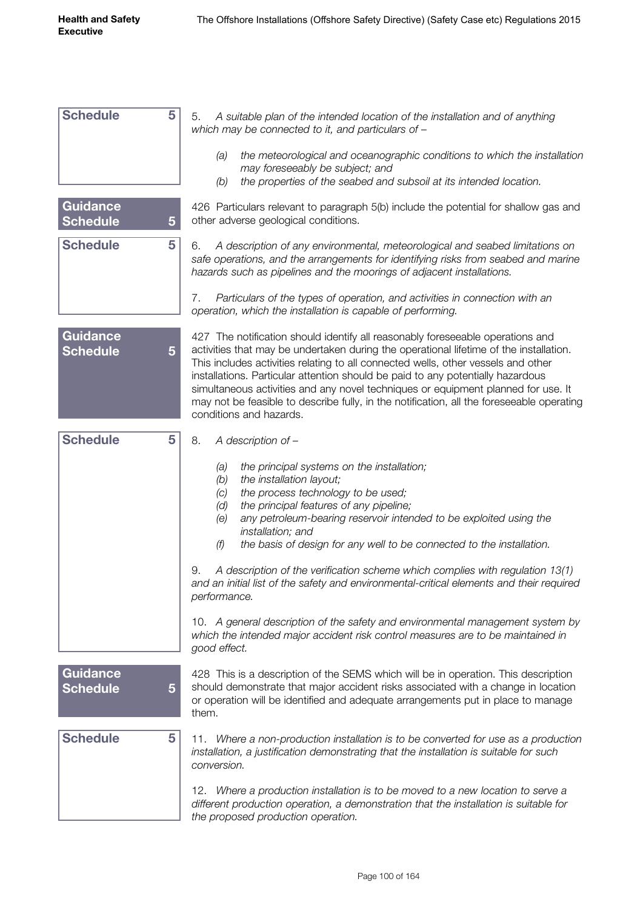**Schedule 5**

5. *A suitable plan of the intended location of the installation and of anything which may be connected to it, and particulars of –*

- *(a) the meteorological and oceanographic conditions to which the installation may foreseeably be subject; and*
- *(b) the properties of the seabed and subsoil at its intended location.*

**Guidance Schedule 5**

426 Particulars relevant to paragraph 5(b) include the potential for shallow gas and other adverse geological conditions.

**Schedule 5**

6. *A description of any environmental, meteorological and seabed limitations on safe operations, and the arrangements for identifying risks from seabed and marine hazards such as pipelines and the moorings of adjacent installations.*

7. *Particulars of the types of operation, and activities in connection with an operation, which the installation is capable of performing.*

**Guidance Schedule 5**

427 The notification should identify all reasonably foreseeable operations and activities that may be undertaken during the operational lifetime of the installation. This includes activities relating to all connected wells, other vessels and other installations. Particular attention should be paid to any potentially hazardous simultaneous activities and any novel techniques or equipment planned for use. It may not be feasible to describe fully, in the notification, all the foreseeable operating conditions and hazards.

**Schedule 5**

8. *A description of –*

- *(a) the principal systems on the installation;*
- *(b) the installation layout;*
- *(c) the process technology to be used;*
- *(d) the principal features of any pipeline;*
- *(e) any petroleum-bearing reservoir intended to be exploited using the installation; and*
- *(f) the basis of design for any well to be connected to the installation.*

9. *A description of the verification scheme which complies with regulation 13(1) and an initial list of the safety and environmental-critical elements and their required performance.*

10. *A general description of the safety and environmental management system by which the intended major accident risk control measures are to be maintained in good effect.*

**Guidance Schedule 5**

428 This is a description of the SEMS which will be in operation. This description should demonstrate that major accident risks associated with a change in location or operation will be identified and adequate arrangements put in place to manage them.

**Schedule 5**

11. *Where a non-production installation is to be converted for use as a production installation, a justification demonstrating that the installation is suitable for such conversion.*

12. *Where a production installation is to be moved to a new location to serve a different production operation, a demonstration that the installation is suitable for the proposed production operation.*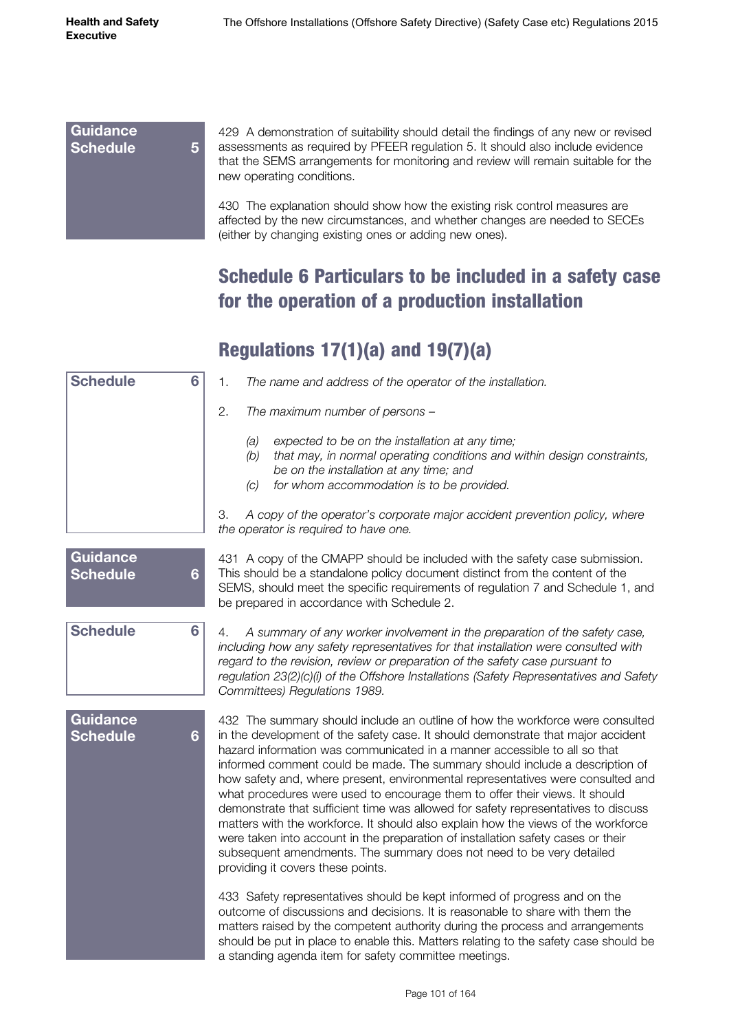Guidance Schedule 5

429 A demonstration of suitability should detail the findings of any new or revised assessments as required by PFEER regulation 5. It should also include evidence that the SEMS arrangements for monitoring and review will remain suitable for the new operating conditions.

430 The explanation should show how the existing risk control measures are affected by the new circumstances, and whether changes are needed to SECEs (either by changing existing ones or adding new ones).

## Schedule 6 Particulars to be included in a safety case for the operation of a production installation

## Regulations 17(1)(a) and 19(7)(a)

Schedule 6

1. *The name and address of the operator of the installation.*

2. *The maximum number of persons –*

   *(a) expected to be on the installation at any time;*
   *(b) that may, in normal operating conditions and within design constraints, be on the installation at any time; and*
   *(c) for whom accommodation is to be provided.*

3. *A copy of the operator's corporate major accident prevention policy, where the operator is required to have one.*

Guidance Schedule 6

431 A copy of the CMAPP should be included with the safety case submission. This should be a standalone policy document distinct from the content of the SEMS, should meet the specific requirements of regulation 7 and Schedule 1, and be prepared in accordance with Schedule 2.

Schedule 6

4. *A summary of any worker involvement in the preparation of the safety case, including how any safety representatives for that installation were consulted with regard to the revision, review or preparation of the safety case pursuant to regulation 23(2)(c)(i) of the Offshore Installations (Safety Representatives and Safety Committees) Regulations 1989.*

Guidance Schedule 6

432 The summary should include an outline of how the workforce were consulted in the development of the safety case. It should demonstrate that major accident hazard information was communicated in a manner accessible to all so that informed comment could be made. The summary should include a description of how safety and, where present, environmental representatives were consulted and what procedures were used to encourage them to offer their views. It should demonstrate that sufficient time was allowed for safety representatives to discuss matters with the workforce. It should also explain how the views of the workforce were taken into account in the preparation of installation safety cases or their subsequent amendments. The summary does not need to be very detailed providing it covers these points.

433 Safety representatives should be kept informed of progress and on the outcome of discussions and decisions. It is reasonable to share with them the matters raised by the competent authority during the process and arrangements should be put in place to enable this. Matters relating to the safety case should be a standing agenda item for safety committee meetings.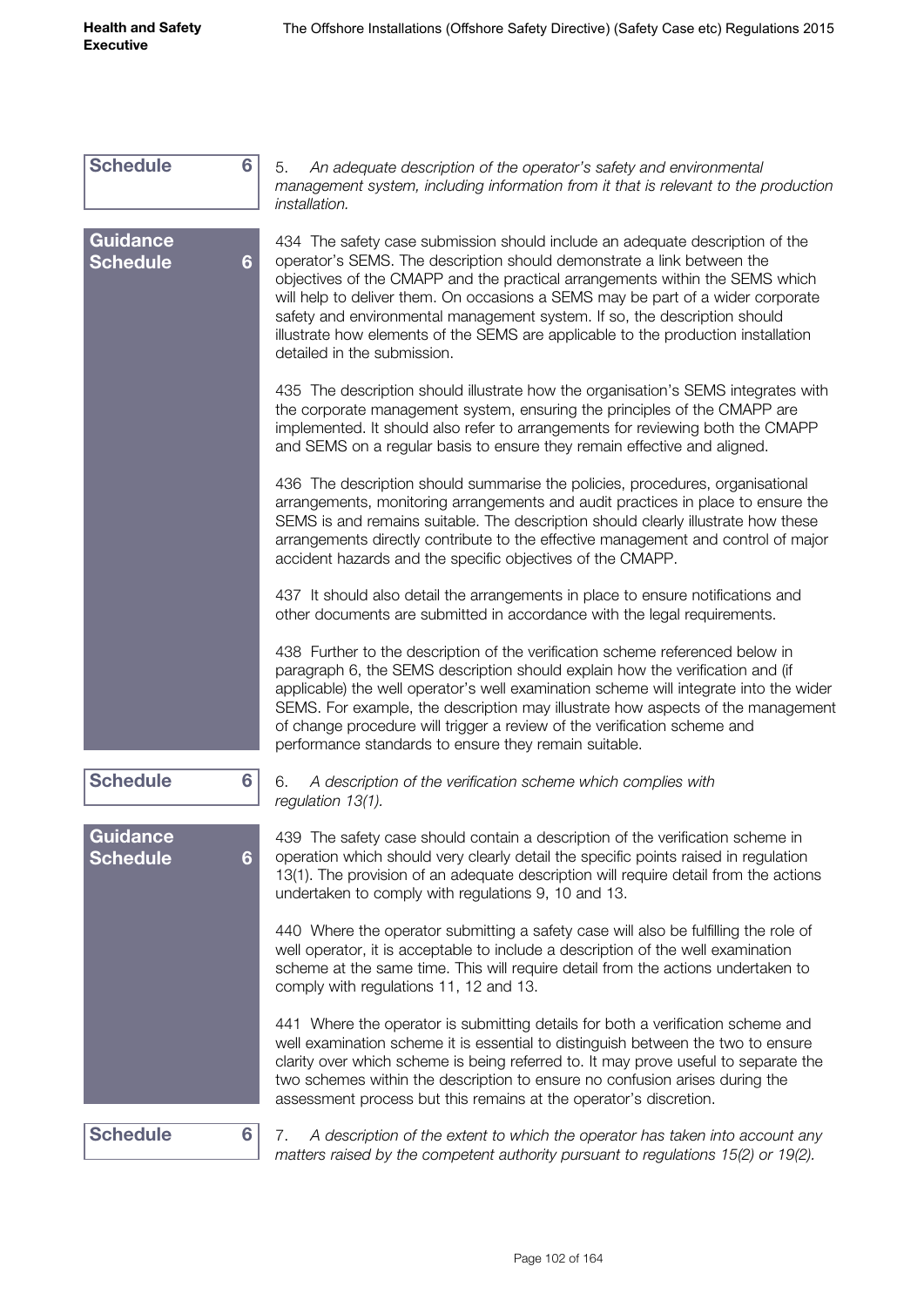**Schedule 6**

5. *An adequate description of the operator's safety and environmental management system, including information from it that is relevant to the production installation.*

**Guidance Schedule 6**

434 The safety case submission should include an adequate description of the operator's SEMS. The description should demonstrate a link between the objectives of the CMAPP and the practical arrangements within the SEMS which will help to deliver them. On occasions a SEMS may be part of a wider corporate safety and environmental management system. If so, the description should illustrate how elements of the SEMS are applicable to the production installation detailed in the submission.

435 The description should illustrate how the organisation's SEMS integrates with the corporate management system, ensuring the principles of the CMAPP are implemented. It should also refer to arrangements for reviewing both the CMAPP and SEMS on a regular basis to ensure they remain effective and aligned.

436 The description should summarise the policies, procedures, organisational arrangements, monitoring arrangements and audit practices in place to ensure the SEMS is and remains suitable. The description should clearly illustrate how these arrangements directly contribute to the effective management and control of major accident hazards and the specific objectives of the CMAPP.

437 It should also detail the arrangements in place to ensure notifications and other documents are submitted in accordance with the legal requirements.

438 Further to the description of the verification scheme referenced below in paragraph 6, the SEMS description should explain how the verification and (if applicable) the well operator's well examination scheme will integrate into the wider SEMS. For example, the description may illustrate how aspects of the management of change procedure will trigger a review of the verification scheme and performance standards to ensure they remain suitable.

**Schedule 6**

6. *A description of the verification scheme which complies with regulation 13(1).*

**Guidance Schedule 6**

439 The safety case should contain a description of the verification scheme in operation which should very clearly detail the specific points raised in regulation 13(1). The provision of an adequate description will require detail from the actions undertaken to comply with regulations 9, 10 and 13.

440 Where the operator submitting a safety case will also be fulfilling the role of well operator, it is acceptable to include a description of the well examination scheme at the same time. This will require detail from the actions undertaken to comply with regulations 11, 12 and 13.

441 Where the operator is submitting details for both a verification scheme and well examination scheme it is essential to distinguish between the two to ensure clarity over which scheme is being referred to. It may prove useful to separate the two schemes within the description to ensure no confusion arises during the assessment process but this remains at the operator's discretion.

**Schedule 6**

7. *A description of the extent to which the operator has taken into account any matters raised by the competent authority pursuant to regulations 15(2) or 19(2).*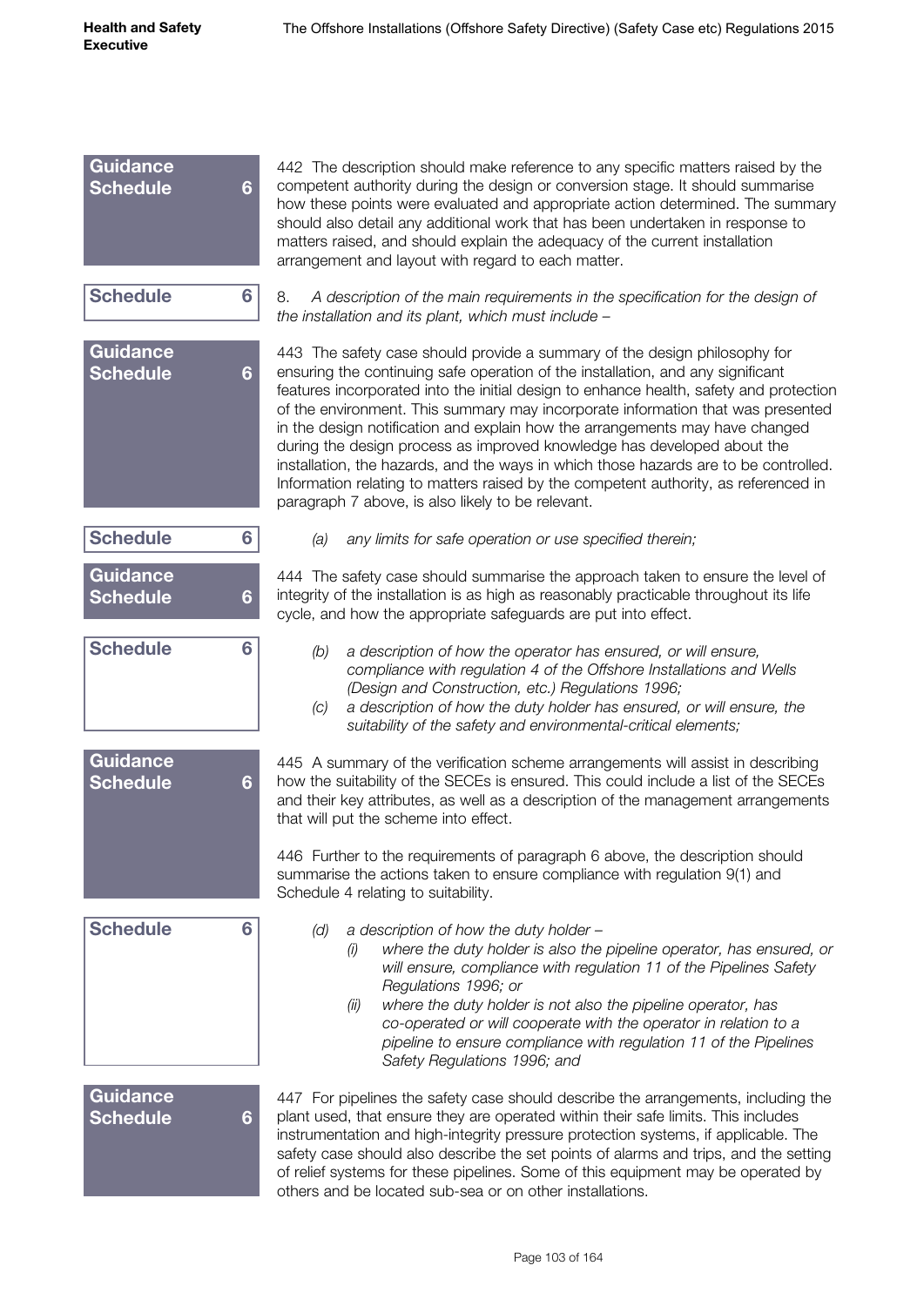**Guidance Schedule 6**

442 The description should make reference to any specific matters raised by the competent authority during the design or conversion stage. It should summarise how these points were evaluated and appropriate action determined. The summary should also detail any additional work that has been undertaken in response to matters raised, and should explain the adequacy of the current installation arrangement and layout with regard to each matter.

**Schedule 6**

8. *A description of the main requirements in the specification for the design of the installation and its plant, which must include –*

**Guidance Schedule 6**

443 The safety case should provide a summary of the design philosophy for ensuring the continuing safe operation of the installation, and any significant features incorporated into the initial design to enhance health, safety and protection of the environment. This summary may incorporate information that was presented in the design notification and explain how the arrangements may have changed during the design process as improved knowledge has developed about the installation, the hazards, and the ways in which those hazards are to be controlled. Information relating to matters raised by the competent authority, as referenced in paragraph 7 above, is also likely to be relevant.

**Schedule 6**

(a) *any limits for safe operation or use specified therein;*

**Guidance Schedule 6**

444 The safety case should summarise the approach taken to ensure the level of integrity of the installation is as high as reasonably practicable throughout its life cycle, and how the appropriate safeguards are put into effect.

**Schedule 6**

(b) *a description of how the operator has ensured, or will ensure, compliance with regulation 4 of the Offshore Installations and Wells (Design and Construction, etc.) Regulations 1996;*

(c) *a description of how the duty holder has ensured, or will ensure, the suitability of the safety and environmental-critical elements;*

**Guidance Schedule 6**

445 A summary of the verification scheme arrangements will assist in describing how the suitability of the SECEs is ensured. This could include a list of the SECEs and their key attributes, as well as a description of the management arrangements that will put the scheme into effect.

446 Further to the requirements of paragraph 6 above, the description should summarise the actions taken to ensure compliance with regulation 9(1) and Schedule 4 relating to suitability.

**Schedule 6**

(d) *a description of how the duty holder –*

 (i) *where the duty holder is also the pipeline operator, has ensured, or will ensure, compliance with regulation 11 of the Pipelines Safety Regulations 1996; or*

 (ii) *where the duty holder is not also the pipeline operator, has co-operated or will cooperate with the operator in relation to a pipeline to ensure compliance with regulation 11 of the Pipelines Safety Regulations 1996; and*

**Guidance Schedule 6**

447 For pipelines the safety case should describe the arrangements, including the plant used, that ensure they are operated within their safe limits. This includes instrumentation and high-integrity pressure protection systems, if applicable. The safety case should also describe the set points of alarms and trips, and the setting of relief systems for these pipelines. Some of this equipment may be operated by others and be located sub-sea or on other installations.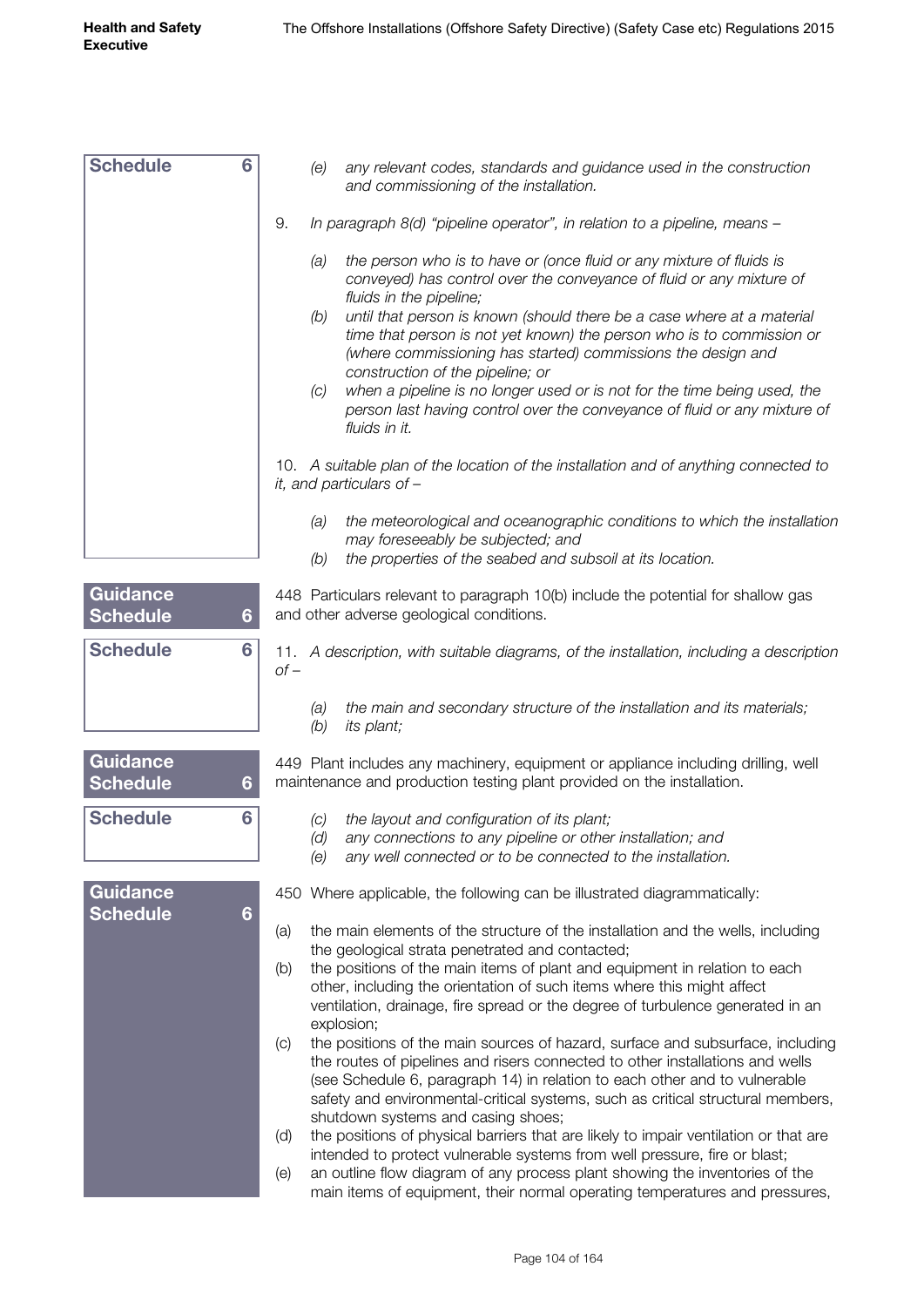**Schedule 6**

*(e) any relevant codes, standards and guidance used in the construction and commissioning of the installation.*

*9. In paragraph 8(d) "pipeline operator", in relation to a pipeline, means –*

*(a) the person who is to have or (once fluid or any mixture of fluids is conveyed) has control over the conveyance of fluid or any mixture of fluids in the pipeline;*
*(b) until that person is known (should there be a case where at a material time that person is not yet known) the person who is to commission or (where commissioning has started) commissions the design and construction of the pipeline; or*
*(c) when a pipeline is no longer used or is not for the time being used, the person last having control over the conveyance of fluid or any mixture of fluids in it.*

*10. A suitable plan of the location of the installation and of anything connected to it, and particulars of –*

*(a) the meteorological and oceanographic conditions to which the installation may foreseeably be subjected; and*
*(b) the properties of the seabed and subsoil at its location.*

**Guidance Schedule 6**

448 Particulars relevant to paragraph 10(b) include the potential for shallow gas and other adverse geological conditions.

**Schedule 6**

*11. A description, with suitable diagrams, of the installation, including a description of –*

*(a) the main and secondary structure of the installation and its materials;*
*(b) its plant;*

**Guidance Schedule 6**

449 Plant includes any machinery, equipment or appliance including drilling, well maintenance and production testing plant provided on the installation.

**Schedule 6**

*(c) the layout and configuration of its plant;*
*(d) any connections to any pipeline or other installation; and*
*(e) any well connected or to be connected to the installation.*

**Guidance Schedule 6**

450 Where applicable, the following can be illustrated diagrammatically:

(a) the main elements of the structure of the installation and the wells, including the geological strata penetrated and contacted;
(b) the positions of the main items of plant and equipment in relation to each other, including the orientation of such items where this might affect ventilation, drainage, fire spread or the degree of turbulence generated in an explosion;
(c) the positions of the main sources of hazard, surface and subsurface, including the routes of pipelines and risers connected to other installations and wells (see Schedule 6, paragraph 14) in relation to each other and to vulnerable safety and environmental-critical systems, such as critical structural members, shutdown systems and casing shoes;
(d) the positions of physical barriers that are likely to impair ventilation or that are intended to protect vulnerable systems from well pressure, fire or blast;
(e) an outline flow diagram of any process plant showing the inventories of the main items of equipment, their normal operating temperatures and pressures,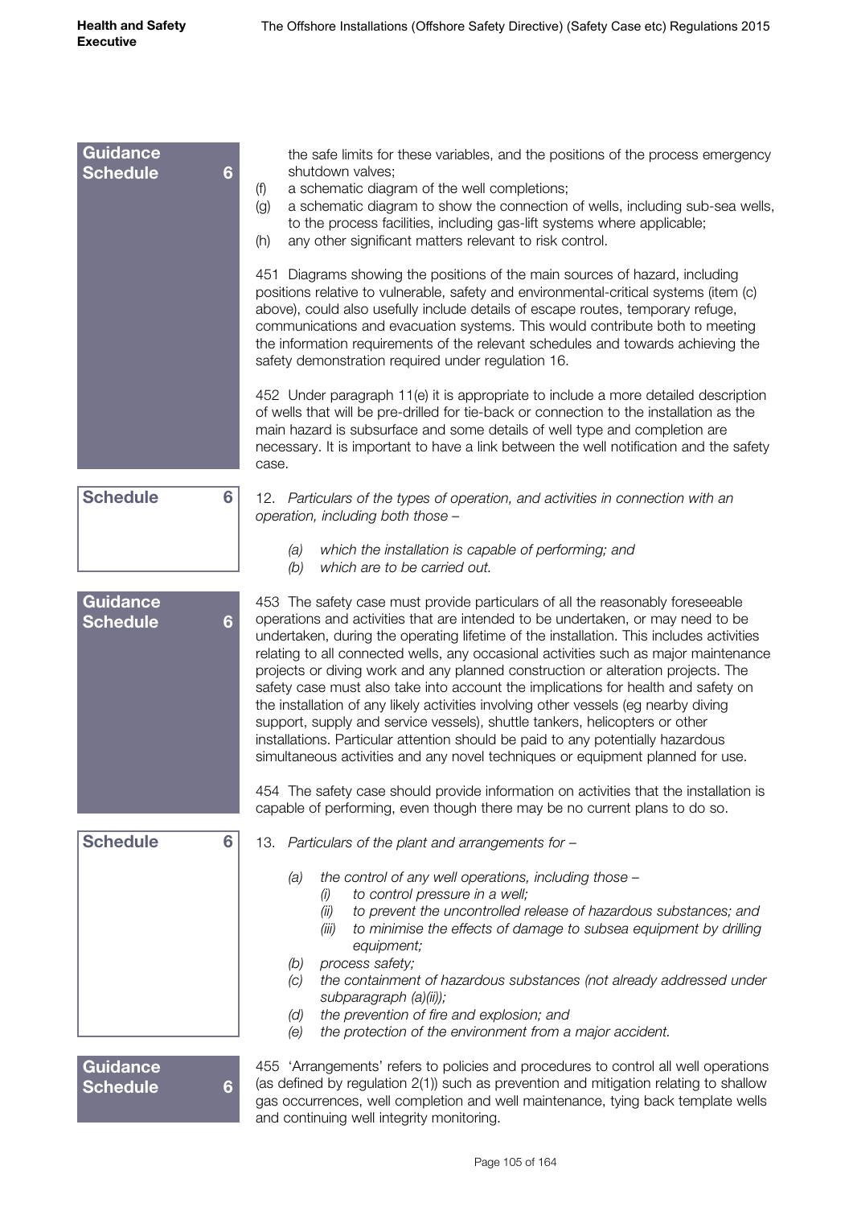**Guidance Schedule 6**

the safe limits for these variables, and the positions of the process emergency shutdown valves;

(f) a schematic diagram of the well completions;

(g) a schematic diagram to show the connection of wells, including sub-sea wells, to the process facilities, including gas-lift systems where applicable;

(h) any other significant matters relevant to risk control.

451 Diagrams showing the positions of the main sources of hazard, including positions relative to vulnerable, safety and environmental-critical systems (item (c) above), could also usefully include details of escape routes, temporary refuge, communications and evacuation systems. This would contribute both to meeting the information requirements of the relevant schedules and towards achieving the safety demonstration required under regulation 16.

452 Under paragraph 11(e) it is appropriate to include a more detailed description of wells that will be pre-drilled for tie-back or connection to the installation as the main hazard is subsurface and some details of well type and completion are necessary. It is important to have a link between the well notification and the safety case.

**Schedule 6**

12. *Particulars of the types of operation, and activities in connection with an operation, including both those –*

*(a) which the installation is capable of performing; and*

*(b) which are to be carried out.*

**Guidance Schedule 6**

453 The safety case must provide particulars of all the reasonably foreseeable operations and activities that are intended to be undertaken, or may need to be undertaken, during the operating lifetime of the installation. This includes activities relating to all connected wells, any occasional activities such as major maintenance projects or diving work and any planned construction or alteration projects. The safety case must also take into account the implications for health and safety on the installation of any likely activities involving other vessels (eg nearby diving support, supply and service vessels), shuttle tankers, helicopters or other installations. Particular attention should be paid to any potentially hazardous simultaneous activities and any novel techniques or equipment planned for use.

454 The safety case should provide information on activities that the installation is capable of performing, even though there may be no current plans to do so.

**Schedule 6**

13. *Particulars of the plant and arrangements for –*

*(a) the control of any well operations, including those –*

*(i) to control pressure in a well;*

*(ii) to prevent the uncontrolled release of hazardous substances; and*

*(iii) to minimise the effects of damage to subsea equipment by drilling equipment;*

*(b) process safety;*

*(c) the containment of hazardous substances (not already addressed under subparagraph (a)(ii));*

*(d) the prevention of fire and explosion; and*

*(e) the protection of the environment from a major accident.*

**Guidance Schedule 6**

455 'Arrangements' refers to policies and procedures to control all well operations (as defined by regulation 2(1)) such as prevention and mitigation relating to shallow gas occurrences, well completion and well maintenance, tying back template wells and continuing well integrity monitoring.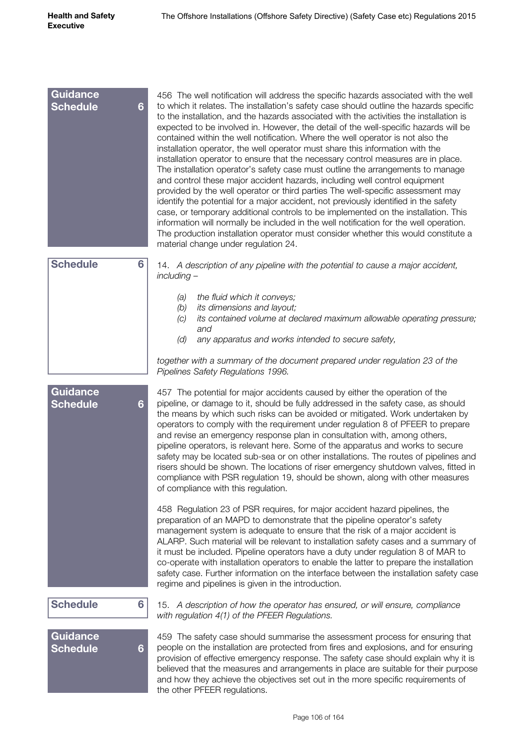**Guidance Schedule 6**

456 The well notification will address the specific hazards associated with the well to which it relates. The installation's safety case should outline the hazards specific to the installation, and the hazards associated with the activities the installation is expected to be involved in. However, the detail of the well-specific hazards will be contained within the well notification. Where the well operator is not also the installation operator, the well operator must share this information with the installation operator to ensure that the necessary control measures are in place. The installation operator's safety case must outline the arrangements to manage and control these major accident hazards, including well control equipment provided by the well operator or third parties The well-specific assessment may identify the potential for a major accident, not previously identified in the safety case, or temporary additional controls to be implemented on the installation. This information will normally be included in the well notification for the well operation. The production installation operator must consider whether this would constitute a material change under regulation 24.

**Schedule 6**

14. *A description of any pipeline with the potential to cause a major accident, including –*

- *(a) the fluid which it conveys;*
- *(b) its dimensions and layout;*
- *(c) its contained volume at declared maximum allowable operating pressure; and*
- *(d) any apparatus and works intended to secure safety,*

*together with a summary of the document prepared under regulation 23 of the Pipelines Safety Regulations 1996.*

**Guidance Schedule 6**

457 The potential for major accidents caused by either the operation of the pipeline, or damage to it, should be fully addressed in the safety case, as should the means by which such risks can be avoided or mitigated. Work undertaken by operators to comply with the requirement under regulation 8 of PFEER to prepare and revise an emergency response plan in consultation with, among others, pipeline operators, is relevant here. Some of the apparatus and works to secure safety may be located sub-sea or on other installations. The routes of pipelines and risers should be shown. The locations of riser emergency shutdown valves, fitted in compliance with PSR regulation 19, should be shown, along with other measures of compliance with this regulation.

458 Regulation 23 of PSR requires, for major accident hazard pipelines, the preparation of an MAPD to demonstrate that the pipeline operator's safety management system is adequate to ensure that the risk of a major accident is ALARP. Such material will be relevant to installation safety cases and a summary of it must be included. Pipeline operators have a duty under regulation 8 of MAR to co-operate with installation operators to enable the latter to prepare the installation safety case. Further information on the interface between the installation safety case regime and pipelines is given in the introduction.

**Schedule 6**

15. *A description of how the operator has ensured, or will ensure, compliance with regulation 4(1) of the PFEER Regulations.*

**Guidance Schedule 6**

459 The safety case should summarise the assessment process for ensuring that people on the installation are protected from fires and explosions, and for ensuring provision of effective emergency response. The safety case should explain why it is believed that the measures and arrangements in place are suitable for their purpose and how they achieve the objectives set out in the more specific requirements of the other PFEER regulations.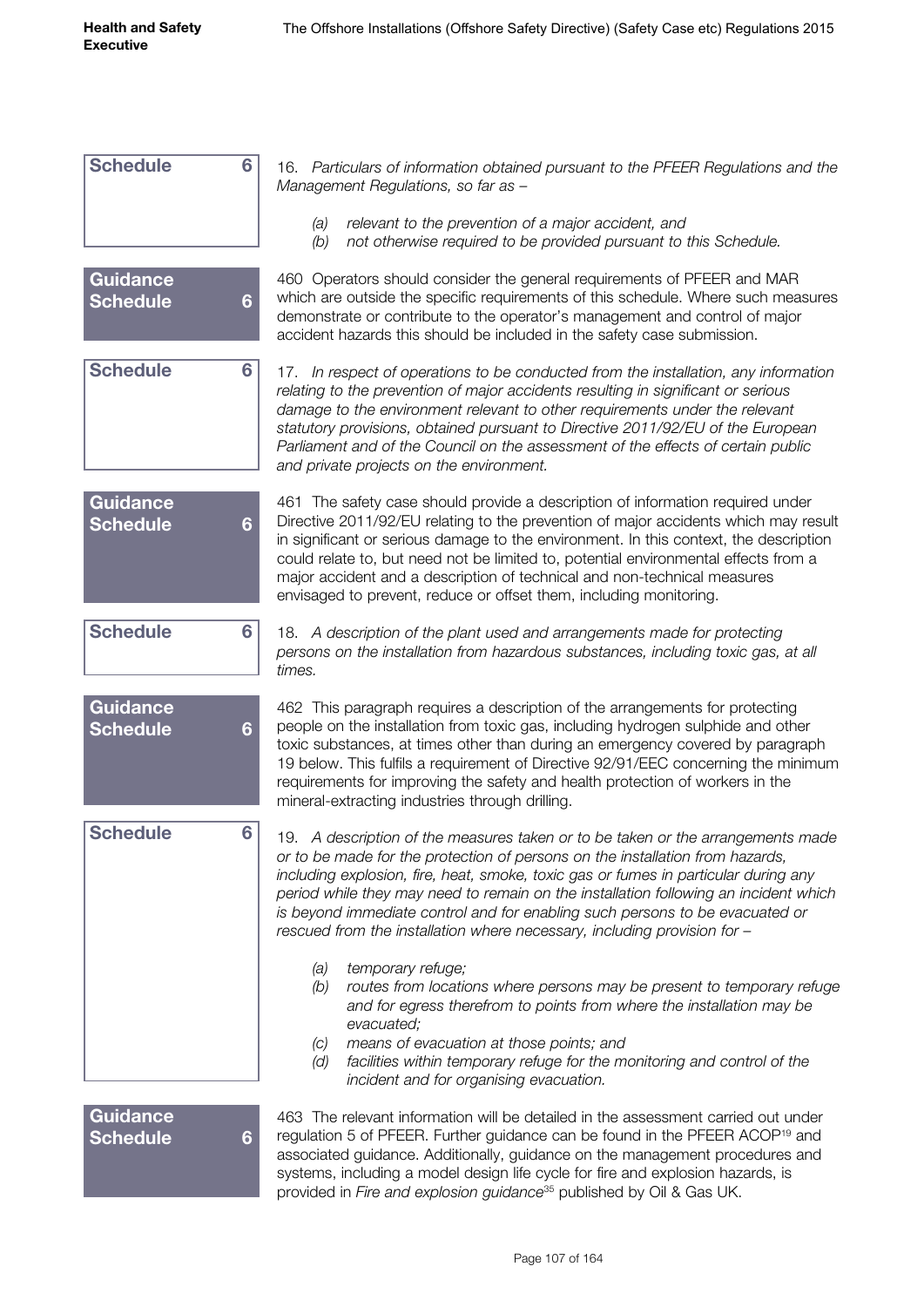**Schedule 6**

16. *Particulars of information obtained pursuant to the PFEER Regulations and the Management Regulations, so far as –*

*(a) relevant to the prevention of a major accident, and*
*(b) not otherwise required to be provided pursuant to this Schedule.*

**Guidance Schedule 6**

460 Operators should consider the general requirements of PFEER and MAR which are outside the specific requirements of this schedule. Where such measures demonstrate or contribute to the operator's management and control of major accident hazards this should be included in the safety case submission.

**Schedule 6**

17. *In respect of operations to be conducted from the installation, any information relating to the prevention of major accidents resulting in significant or serious damage to the environment relevant to other requirements under the relevant statutory provisions, obtained pursuant to Directive 2011/92/EU of the European Parliament and of the Council on the assessment of the effects of certain public and private projects on the environment.*

**Guidance Schedule 6**

461 The safety case should provide a description of information required under Directive 2011/92/EU relating to the prevention of major accidents which may result in significant or serious damage to the environment. In this context, the description could relate to, but need not be limited to, potential environmental effects from a major accident and a description of technical and non-technical measures envisaged to prevent, reduce or offset them, including monitoring.

**Schedule 6**

18. *A description of the plant used and arrangements made for protecting persons on the installation from hazardous substances, including toxic gas, at all times.*

**Guidance Schedule 6**

462 This paragraph requires a description of the arrangements for protecting people on the installation from toxic gas, including hydrogen sulphide and other toxic substances, at times other than during an emergency covered by paragraph 19 below. This fulfils a requirement of Directive 92/91/EEC concerning the minimum requirements for improving the safety and health protection of workers in the mineral-extracting industries through drilling.

**Schedule 6**

19. *A description of the measures taken or to be taken or the arrangements made or to be made for the protection of persons on the installation from hazards, including explosion, fire, heat, smoke, toxic gas or fumes in particular during any period while they may need to remain on the installation following an incident which is beyond immediate control and for enabling such persons to be evacuated or rescued from the installation where necessary, including provision for –*

*(a) temporary refuge;*
*(b) routes from locations where persons may be present to temporary refuge and for egress therefrom to points from where the installation may be evacuated;*
*(c) means of evacuation at those points; and*
*(d) facilities within temporary refuge for the monitoring and control of the incident and for organising evacuation.*

**Guidance Schedule 6**

463 The relevant information will be detailed in the assessment carried out under regulation 5 of PFEER. Further guidance can be found in the PFEER ACOP[19] and associated guidance. Additionally, guidance on the management procedures and systems, including a model design life cycle for fire and explosion hazards, is provided in *Fire and explosion guidance*[35] published by Oil & Gas UK.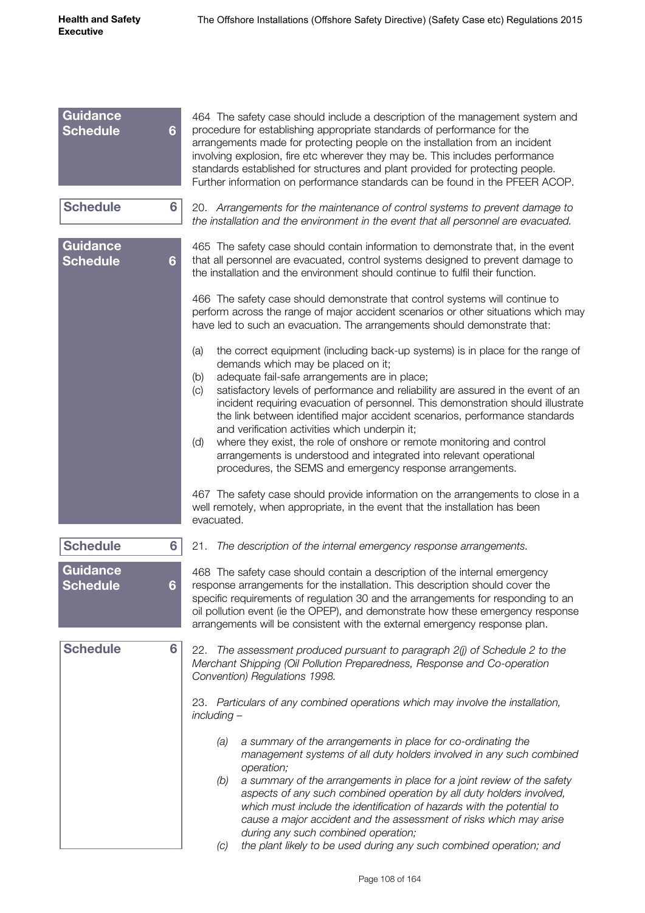**Guidance Schedule 6**

464 The safety case should include a description of the management system and procedure for establishing appropriate standards of performance for the arrangements made for protecting people on the installation from an incident involving explosion, fire etc wherever they may be. This includes performance standards established for structures and plant provided for protecting people. Further information on performance standards can be found in the PFEER ACOP.

**Schedule 6**

20. *Arrangements for the maintenance of control systems to prevent damage to the installation and the environment in the event that all personnel are evacuated.*

**Guidance Schedule 6**

465 The safety case should contain information to demonstrate that, in the event that all personnel are evacuated, control systems designed to prevent damage to the installation and the environment should continue to fulfil their function.

466 The safety case should demonstrate that control systems will continue to perform across the range of major accident scenarios or other situations which may have led to such an evacuation. The arrangements should demonstrate that:

(a) the correct equipment (including back-up systems) is in place for the range of demands which may be placed on it;
(b) adequate fail-safe arrangements are in place;
(c) satisfactory levels of performance and reliability are assured in the event of an incident requiring evacuation of personnel. This demonstration should illustrate the link between identified major accident scenarios, performance standards and verification activities which underpin it;
(d) where they exist, the role of onshore or remote monitoring and control arrangements is understood and integrated into relevant operational procedures, the SEMS and emergency response arrangements.

467 The safety case should provide information on the arrangements to close in a well remotely, when appropriate, in the event that the installation has been evacuated.

**Schedule 6**

21. *The description of the internal emergency response arrangements.*

**Guidance Schedule 6**

468 The safety case should contain a description of the internal emergency response arrangements for the installation. This description should cover the specific requirements of regulation 30 and the arrangements for responding to an oil pollution event (ie the OPEP), and demonstrate how these emergency response arrangements will be consistent with the external emergency response plan.

**Schedule 6**

22. *The assessment produced pursuant to paragraph 2(j) of Schedule 2 to the Merchant Shipping (Oil Pollution Preparedness, Response and Co-operation Convention) Regulations 1998.*

23. *Particulars of any combined operations which may involve the installation, including –*

*(a) a summary of the arrangements in place for co-ordinating the management systems of all duty holders involved in any such combined operation;*
*(b) a summary of the arrangements in place for a joint review of the safety aspects of any such combined operation by all duty holders involved, which must include the identification of hazards with the potential to cause a major accident and the assessment of risks which may arise during any such combined operation;*
*(c) the plant likely to be used during any such combined operation; and*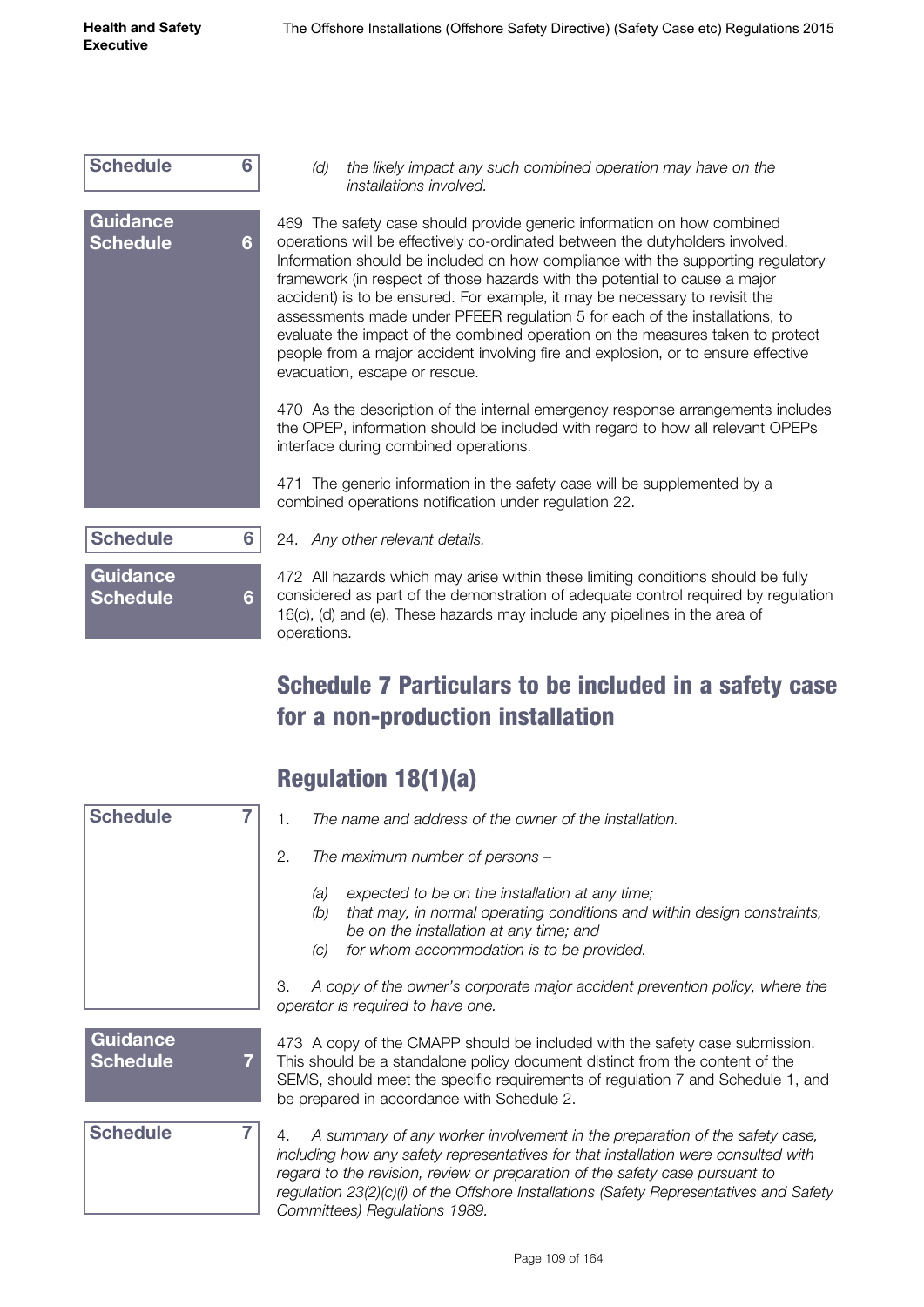**Schedule 6**

*(d) the likely impact any such combined operation may have on the installations involved.*

**Guidance Schedule 6**

469 The safety case should provide generic information on how combined operations will be effectively co-ordinated between the dutyholders involved. Information should be included on how compliance with the supporting regulatory framework (in respect of those hazards with the potential to cause a major accident) is to be ensured. For example, it may be necessary to revisit the assessments made under PFEER regulation 5 for each of the installations, to evaluate the impact of the combined operation on the measures taken to protect people from a major accident involving fire and explosion, or to ensure effective evacuation, escape or rescue.

470 As the description of the internal emergency response arrangements includes the OPEP, information should be included with regard to how all relevant OPEPs interface during combined operations.

471 The generic information in the safety case will be supplemented by a combined operations notification under regulation 22.

**Schedule 6**

24. *Any other relevant details.*

**Guidance Schedule 6**

472 All hazards which may arise within these limiting conditions should be fully considered as part of the demonstration of adequate control required by regulation 16(c), (d) and (e). These hazards may include any pipelines in the area of operations.

## Schedule 7 Particulars to be included in a safety case for a non-production installation

## Regulation 18(1)(a)

**Schedule 7**

1. *The name and address of the owner of the installation.*

2. *The maximum number of persons –*

   *(a) expected to be on the installation at any time;*
   *(b) that may, in normal operating conditions and within design constraints, be on the installation at any time; and*
   *(c) for whom accommodation is to be provided.*

3. *A copy of the owner's corporate major accident prevention policy, where the operator is required to have one.*

**Guidance Schedule 7**

473 A copy of the CMAPP should be included with the safety case submission. This should be a standalone policy document distinct from the content of the SEMS, should meet the specific requirements of regulation 7 and Schedule 1, and be prepared in accordance with Schedule 2.

**Schedule 7**

4. *A summary of any worker involvement in the preparation of the safety case, including how any safety representatives for that installation were consulted with regard to the revision, review or preparation of the safety case pursuant to regulation 23(2)(c)(i) of the Offshore Installations (Safety Representatives and Safety Committees) Regulations 1989.*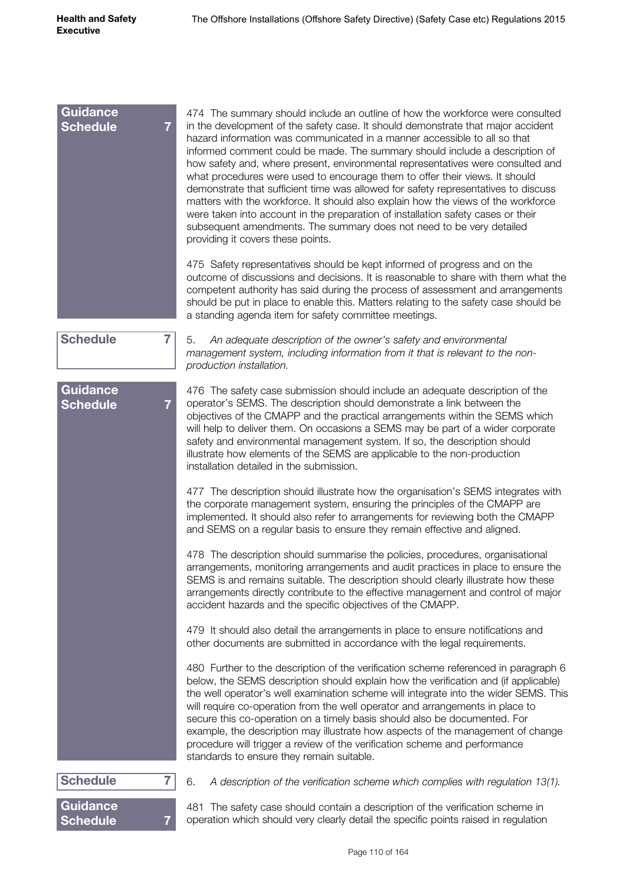**Guidance Schedule 7**

474 The summary should include an outline of how the workforce were consulted in the development of the safety case. It should demonstrate that major accident hazard information was communicated in a manner accessible to all so that informed comment could be made. The summary should include a description of how safety and, where present, environmental representatives were consulted and what procedures were used to encourage them to offer their views. It should demonstrate that sufficient time was allowed for safety representatives to discuss matters with the workforce. It should also explain how the views of the workforce were taken into account in the preparation of installation safety cases or their subsequent amendments. The summary does not need to be very detailed providing it covers these points.

475 Safety representatives should be kept informed of progress and on the outcome of discussions and decisions. It is reasonable to share with them what the competent authority has said during the process of assessment and arrangements should be put in place to enable this. Matters relating to the safety case should be a standing agenda item for safety committee meetings.

**Schedule 7**

5. *An adequate description of the owner's safety and environmental management system, including information from it that is relevant to the non-production installation.*

**Guidance Schedule 7**

476 The safety case submission should include an adequate description of the operator's SEMS. The description should demonstrate a link between the objectives of the CMAPP and the practical arrangements within the SEMS which will help to deliver them. On occasions a SEMS may be part of a wider corporate safety and environmental management system. If so, the description should illustrate how elements of the SEMS are applicable to the non-production installation detailed in the submission.

477 The description should illustrate how the organisation's SEMS integrates with the corporate management system, ensuring the principles of the CMAPP are implemented. It should also refer to arrangements for reviewing both the CMAPP and SEMS on a regular basis to ensure they remain effective and aligned.

478 The description should summarise the policies, procedures, organisational arrangements, monitoring arrangements and audit practices in place to ensure the SEMS is and remains suitable. The description should clearly illustrate how these arrangements directly contribute to the effective management and control of major accident hazards and the specific objectives of the CMAPP.

479 It should also detail the arrangements in place to ensure notifications and other documents are submitted in accordance with the legal requirements.

480 Further to the description of the verification scheme referenced in paragraph 6 below, the SEMS description should explain how the verification and (if applicable) the well operator's well examination scheme will integrate into the wider SEMS. This will require co-operation from the well operator and arrangements in place to secure this co-operation on a timely basis should also be documented. For example, the description may illustrate how aspects of the management of change procedure will trigger a review of the verification scheme and performance standards to ensure they remain suitable.

**Schedule 7**

6. *A description of the verification scheme which complies with regulation 13(1).*

**Guidance Schedule 7**

481 The safety case should contain a description of the verification scheme in operation which should very clearly detail the specific points raised in regulation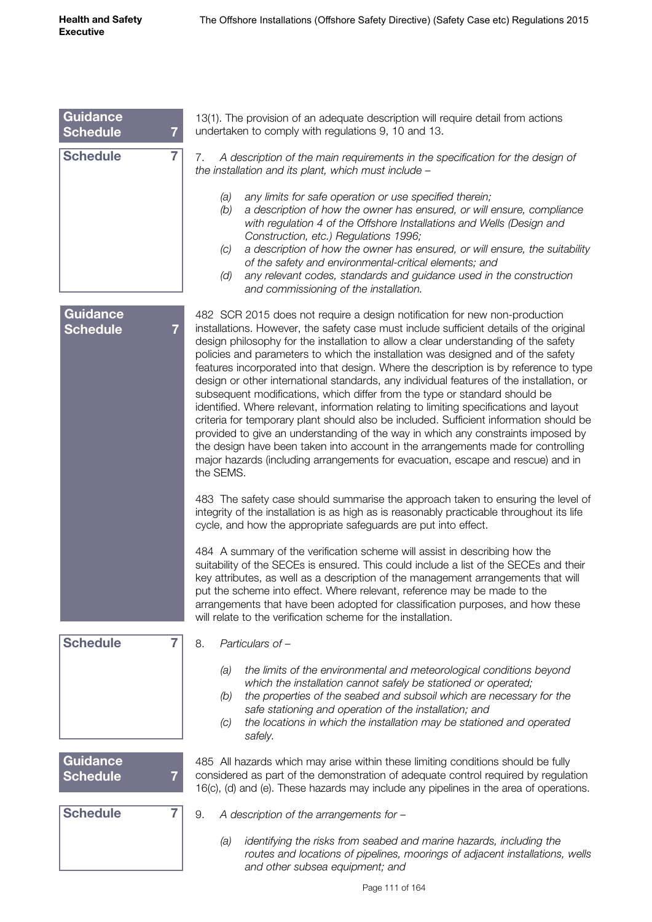**Guidance Schedule 7**

13(1). The provision of an adequate description will require detail from actions undertaken to comply with regulations 9, 10 and 13.

**Schedule 7**

7. *A description of the main requirements in the specification for the design of the installation and its plant, which must include –*

- *(a) any limits for safe operation or use specified therein;*
- *(b) a description of how the owner has ensured, or will ensure, compliance with regulation 4 of the Offshore Installations and Wells (Design and Construction, etc.) Regulations 1996;*
- *(c) a description of how the owner has ensured, or will ensure, the suitability of the safety and environmental-critical elements; and*
- *(d) any relevant codes, standards and guidance used in the construction and commissioning of the installation.*

**Guidance Schedule 7**

482 SCR 2015 does not require a design notification for new non-production installations. However, the safety case must include sufficient details of the original design philosophy for the installation to allow a clear understanding of the safety policies and parameters to which the installation was designed and of the safety features incorporated into that design. Where the description is by reference to type design or other international standards, any individual features of the installation, or subsequent modifications, which differ from the type or standard should be identified. Where relevant, information relating to limiting specifications and layout criteria for temporary plant should also be included. Sufficient information should be provided to give an understanding of the way in which any constraints imposed by the design have been taken into account in the arrangements made for controlling major hazards (including arrangements for evacuation, escape and rescue) and in the SEMS.

483 The safety case should summarise the approach taken to ensuring the level of integrity of the installation is as high as is reasonably practicable throughout its life cycle, and how the appropriate safeguards are put into effect.

484 A summary of the verification scheme will assist in describing how the suitability of the SECEs is ensured. This could include a list of the SECEs and their key attributes, as well as a description of the management arrangements that will put the scheme into effect. Where relevant, reference may be made to the arrangements that have been adopted for classification purposes, and how these will relate to the verification scheme for the installation.

**Schedule 7**

8. *Particulars of –*

- *(a) the limits of the environmental and meteorological conditions beyond which the installation cannot safely be stationed or operated;*
- *(b) the properties of the seabed and subsoil which are necessary for the safe stationing and operation of the installation; and*
- *(c) the locations in which the installation may be stationed and operated safely.*

**Guidance Schedule 7**

485 All hazards which may arise within these limiting conditions should be fully considered as part of the demonstration of adequate control required by regulation 16(c), (d) and (e). These hazards may include any pipelines in the area of operations.

**Schedule 7**

9. *A description of the arrangements for –*

- *(a) identifying the risks from seabed and marine hazards, including the routes and locations of pipelines, moorings of adjacent installations, wells and other subsea equipment; and*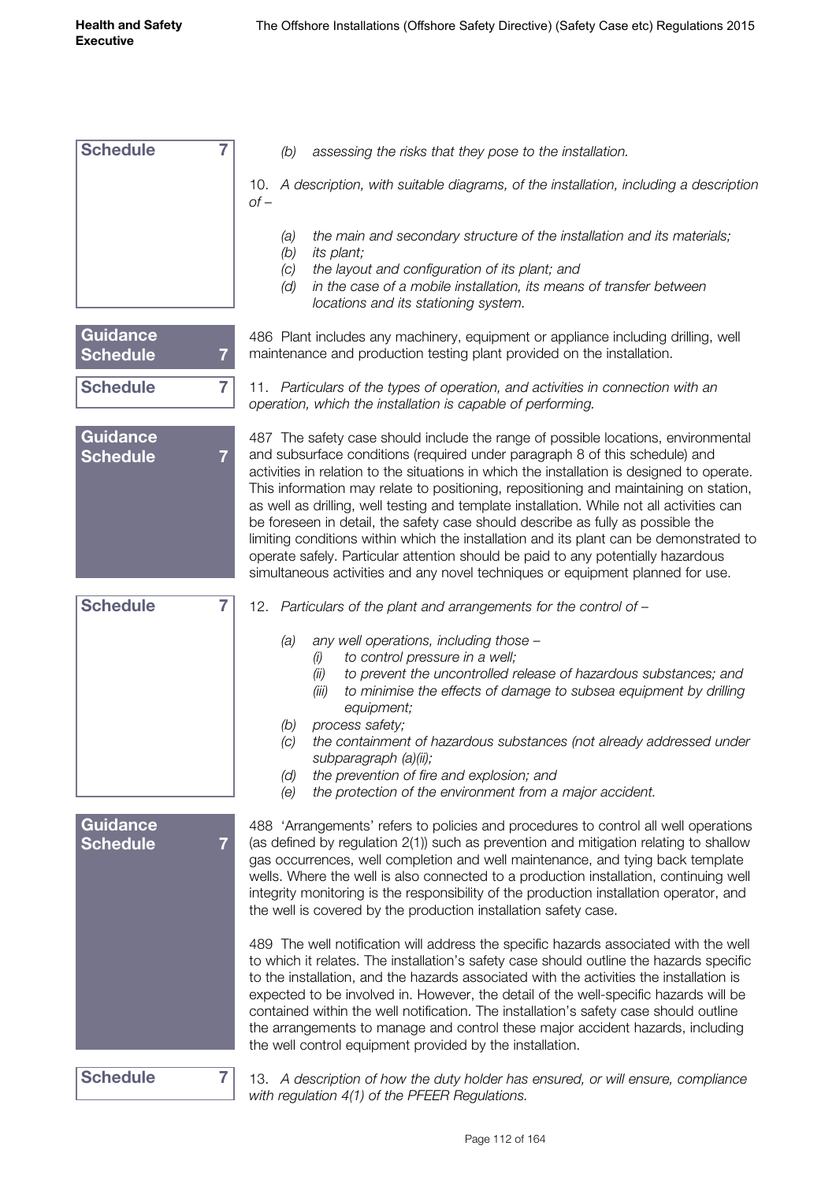**Schedule 7**

*(b) assessing the risks that they pose to the installation.*

10. *A description, with suitable diagrams, of the installation, including a description of –*

*(a) the main and secondary structure of the installation and its materials;*
*(b) its plant;*
*(c) the layout and configuration of its plant; and*
*(d) in the case of a mobile installation, its means of transfer between locations and its stationing system.*

**Guidance Schedule 7**

486 Plant includes any machinery, equipment or appliance including drilling, well maintenance and production testing plant provided on the installation.

**Schedule 7**

11. *Particulars of the types of operation, and activities in connection with an operation, which the installation is capable of performing.*

**Guidance Schedule 7**

487 The safety case should include the range of possible locations, environmental and subsurface conditions (required under paragraph 8 of this schedule) and activities in relation to the situations in which the installation is designed to operate. This information may relate to positioning, repositioning and maintaining on station, as well as drilling, well testing and template installation. While not all activities can be foreseen in detail, the safety case should describe as fully as possible the limiting conditions within which the installation and its plant can be demonstrated to operate safely. Particular attention should be paid to any potentially hazardous simultaneous activities and any novel techniques or equipment planned for use.

**Schedule 7**

12. *Particulars of the plant and arrangements for the control of –*

*(a) any well operations, including those –*
  *(i) to control pressure in a well;*
  *(ii) to prevent the uncontrolled release of hazardous substances; and*
  *(iii) to minimise the effects of damage to subsea equipment by drilling equipment;*
*(b) process safety;*
*(c) the containment of hazardous substances (not already addressed under subparagraph (a)(ii);*
*(d) the prevention of fire and explosion; and*
*(e) the protection of the environment from a major accident.*

**Guidance Schedule 7**

488 'Arrangements' refers to policies and procedures to control all well operations (as defined by regulation 2(1)) such as prevention and mitigation relating to shallow gas occurrences, well completion and well maintenance, and tying back template wells. Where the well is also connected to a production installation, continuing well integrity monitoring is the responsibility of the production installation operator, and the well is covered by the production installation safety case.

489 The well notification will address the specific hazards associated with the well to which it relates. The installation's safety case should outline the hazards specific to the installation, and the hazards associated with the activities the installation is expected to be involved in. However, the detail of the well-specific hazards will be contained within the well notification. The installation's safety case should outline the arrangements to manage and control these major accident hazards, including the well control equipment provided by the installation.

**Schedule 7**

13. *A description of how the duty holder has ensured, or will ensure, compliance with regulation 4(1) of the PFEER Regulations.*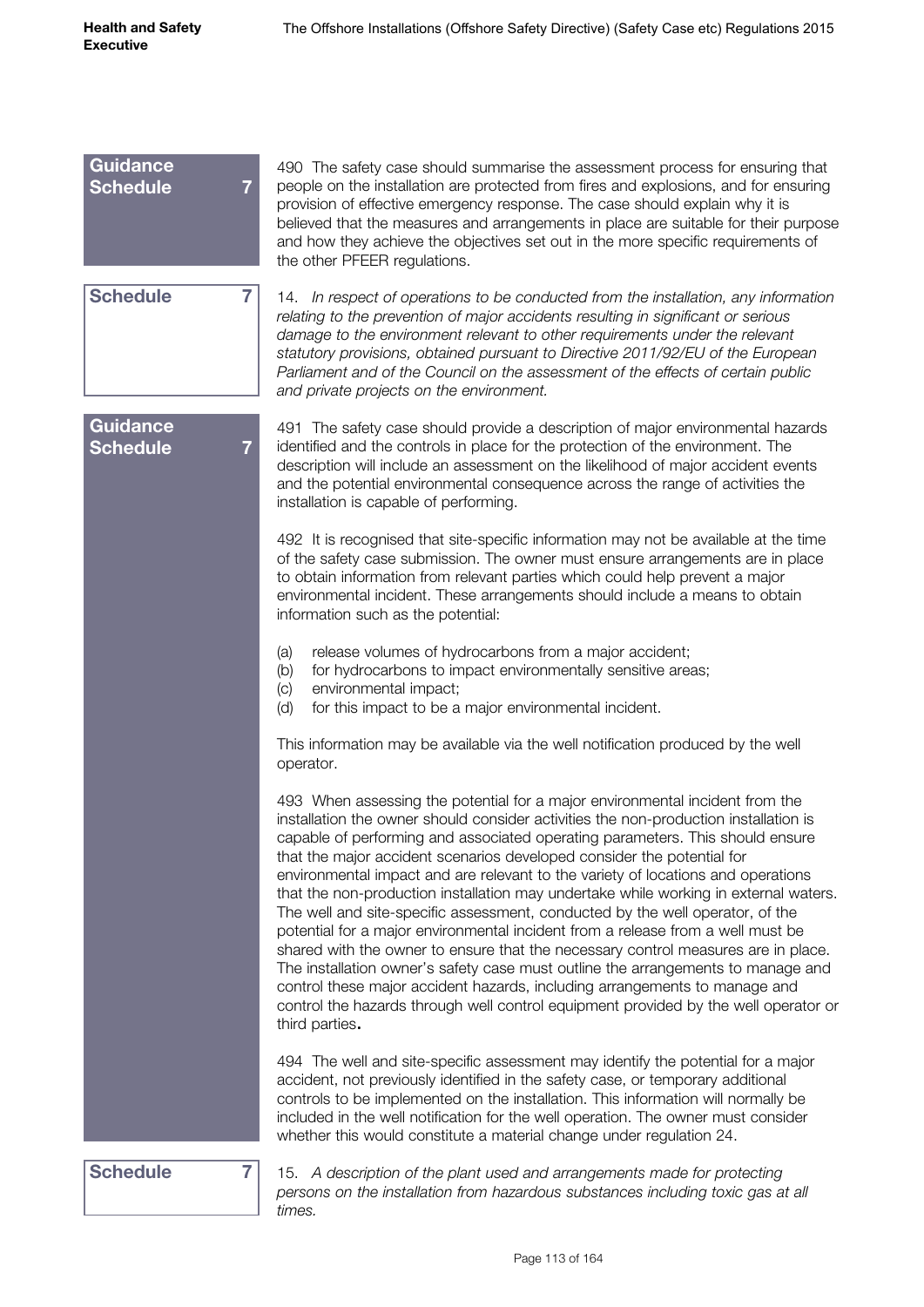**Guidance Schedule 7**

490 The safety case should summarise the assessment process for ensuring that people on the installation are protected from fires and explosions, and for ensuring provision of effective emergency response. The case should explain why it is believed that the measures and arrangements in place are suitable for their purpose and how they achieve the objectives set out in the more specific requirements of the other PFEER regulations.

**Schedule 7**

14. *In respect of operations to be conducted from the installation, any information relating to the prevention of major accidents resulting in significant or serious damage to the environment relevant to other requirements under the relevant statutory provisions, obtained pursuant to Directive 2011/92/EU of the European Parliament and of the Council on the assessment of the effects of certain public and private projects on the environment.*

**Guidance Schedule 7**

491 The safety case should provide a description of major environmental hazards identified and the controls in place for the protection of the environment. The description will include an assessment on the likelihood of major accident events and the potential environmental consequence across the range of activities the installation is capable of performing.

492 It is recognised that site-specific information may not be available at the time of the safety case submission. The owner must ensure arrangements are in place to obtain information from relevant parties which could help prevent a major environmental incident. These arrangements should include a means to obtain information such as the potential:

(a) release volumes of hydrocarbons from a major accident;
(b) for hydrocarbons to impact environmentally sensitive areas;
(c) environmental impact;
(d) for this impact to be a major environmental incident.

This information may be available via the well notification produced by the well operator.

493 When assessing the potential for a major environmental incident from the installation the owner should consider activities the non-production installation is capable of performing and associated operating parameters. This should ensure that the major accident scenarios developed consider the potential for environmental impact and are relevant to the variety of locations and operations that the non-production installation may undertake while working in external waters. The well and site-specific assessment, conducted by the well operator, of the potential for a major environmental incident from a release from a well must be shared with the owner to ensure that the necessary control measures are in place. The installation owner's safety case must outline the arrangements to manage and control these major accident hazards, including arrangements to manage and control the hazards through well control equipment provided by the well operator or third parties**.**

494 The well and site-specific assessment may identify the potential for a major accident, not previously identified in the safety case, or temporary additional controls to be implemented on the installation. This information will normally be included in the well notification for the well operation. The owner must consider whether this would constitute a material change under regulation 24.

**Schedule 7**

15. *A description of the plant used and arrangements made for protecting persons on the installation from hazardous substances including toxic gas at all times.*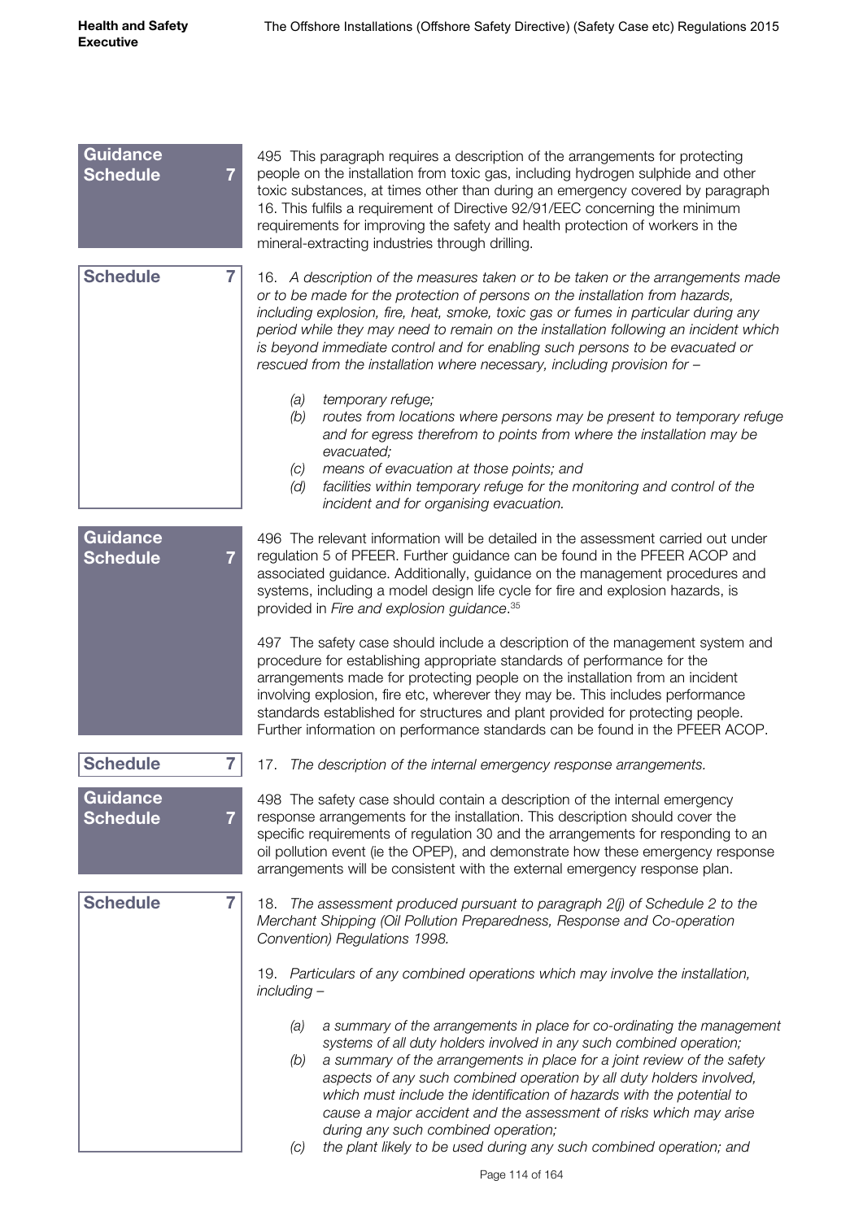**Guidance Schedule 7**

495 This paragraph requires a description of the arrangements for protecting people on the installation from toxic gas, including hydrogen sulphide and other toxic substances, at times other than during an emergency covered by paragraph 16. This fulfils a requirement of Directive 92/91/EEC concerning the minimum requirements for improving the safety and health protection of workers in the mineral-extracting industries through drilling.

**Schedule 7**

16. *A description of the measures taken or to be taken or the arrangements made or to be made for the protection of persons on the installation from hazards, including explosion, fire, heat, smoke, toxic gas or fumes in particular during any period while they may need to remain on the installation following an incident which is beyond immediate control and for enabling such persons to be evacuated or rescued from the installation where necessary, including provision for –*

- *(a) temporary refuge;*
- *(b) routes from locations where persons may be present to temporary refuge and for egress therefrom to points from where the installation may be evacuated;*
- *(c) means of evacuation at those points; and*
- *(d) facilities within temporary refuge for the monitoring and control of the incident and for organising evacuation.*

**Guidance Schedule 7**

496 The relevant information will be detailed in the assessment carried out under regulation 5 of PFEER. Further guidance can be found in the PFEER ACOP and associated guidance. Additionally, guidance on the management procedures and systems, including a model design life cycle for fire and explosion hazards, is provided in *Fire and explosion guidance*.[35]

497 The safety case should include a description of the management system and procedure for establishing appropriate standards of performance for the arrangements made for protecting people on the installation from an incident involving explosion, fire etc, wherever they may be. This includes performance standards established for structures and plant provided for protecting people. Further information on performance standards can be found in the PFEER ACOP.

**Schedule 7**

17. *The description of the internal emergency response arrangements.*

**Guidance Schedule 7**

498 The safety case should contain a description of the internal emergency response arrangements for the installation. This description should cover the specific requirements of regulation 30 and the arrangements for responding to an oil pollution event (ie the OPEP), and demonstrate how these emergency response arrangements will be consistent with the external emergency response plan.

**Schedule 7**

18. *The assessment produced pursuant to paragraph 2(j) of Schedule 2 to the Merchant Shipping (Oil Pollution Preparedness, Response and Co-operation Convention) Regulations 1998.*

19. *Particulars of any combined operations which may involve the installation, including –*

- *(a) a summary of the arrangements in place for co-ordinating the management systems of all duty holders involved in any such combined operation;*
- *(b) a summary of the arrangements in place for a joint review of the safety aspects of any such combined operation by all duty holders involved, which must include the identification of hazards with the potential to cause a major accident and the assessment of risks which may arise during any such combined operation;*
- *(c) the plant likely to be used during any such combined operation; and*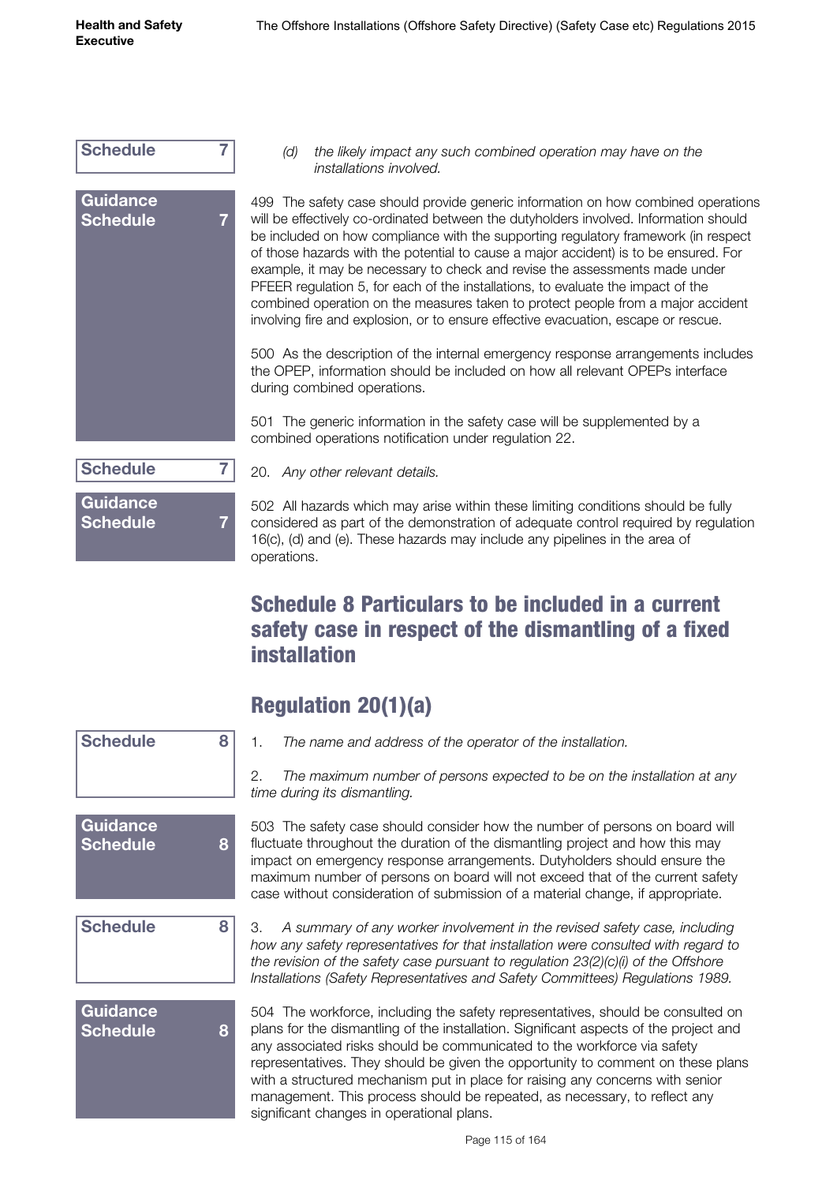**Schedule 7**

*(d) the likely impact any such combined operation may have on the installations involved.*

**Guidance Schedule 7**

499 The safety case should provide generic information on how combined operations will be effectively co-ordinated between the dutyholders involved. Information should be included on how compliance with the supporting regulatory framework (in respect of those hazards with the potential to cause a major accident) is to be ensured. For example, it may be necessary to check and revise the assessments made under PFEER regulation 5, for each of the installations, to evaluate the impact of the combined operation on the measures taken to protect people from a major accident involving fire and explosion, or to ensure effective evacuation, escape or rescue.

500 As the description of the internal emergency response arrangements includes the OPEP, information should be included on how all relevant OPEPs interface during combined operations.

501 The generic information in the safety case will be supplemented by a combined operations notification under regulation 22.

**Schedule 7**

20. *Any other relevant details.*

**Guidance Schedule 7**

502 All hazards which may arise within these limiting conditions should be fully considered as part of the demonstration of adequate control required by regulation 16(c), (d) and (e). These hazards may include any pipelines in the area of operations.

# Schedule 8 Particulars to be included in a current safety case in respect of the dismantling of a fixed installation

## Regulation 20(1)(a)

**Schedule 8**

1. *The name and address of the operator of the installation.*

2. *The maximum number of persons expected to be on the installation at any time during its dismantling.*

**Guidance Schedule 8**

503 The safety case should consider how the number of persons on board will fluctuate throughout the duration of the dismantling project and how this may impact on emergency response arrangements. Dutyholders should ensure the maximum number of persons on board will not exceed that of the current safety case without consideration of submission of a material change, if appropriate.

**Schedule 8**

3. *A summary of any worker involvement in the revised safety case, including how any safety representatives for that installation were consulted with regard to the revision of the safety case pursuant to regulation 23(2)(c)(i) of the Offshore Installations (Safety Representatives and Safety Committees) Regulations 1989.*

**Guidance Schedule 8**

504 The workforce, including the safety representatives, should be consulted on plans for the dismantling of the installation. Significant aspects of the project and any associated risks should be communicated to the workforce via safety representatives. They should be given the opportunity to comment on these plans with a structured mechanism put in place for raising any concerns with senior management. This process should be repeated, as necessary, to reflect any significant changes in operational plans.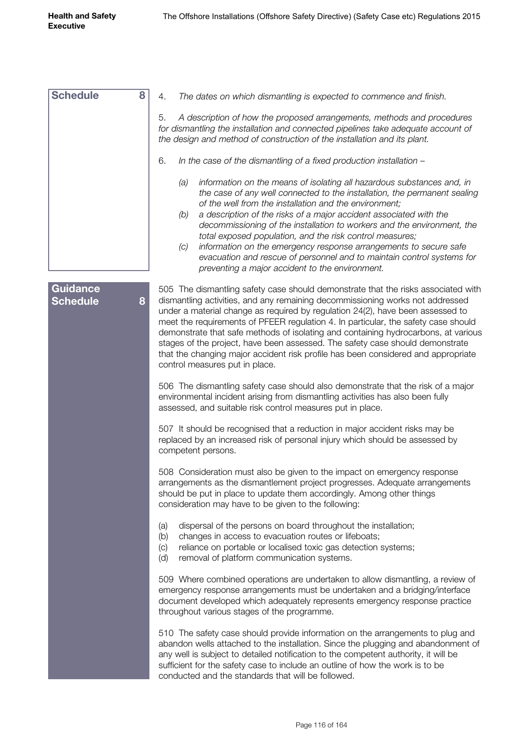**Schedule 8**

4. *The dates on which dismantling is expected to commence and finish.*

5. *A description of how the proposed arrangements, methods and procedures for dismantling the installation and connected pipelines take adequate account of the design and method of construction of the installation and its plant.*

6. *In the case of the dismantling of a fixed production installation –*

- *(a) information on the means of isolating all hazardous substances and, in the case of any well connected to the installation, the permanent sealing of the well from the installation and the environment;*
- *(b) a description of the risks of a major accident associated with the decommissioning of the installation to workers and the environment, the total exposed population, and the risk control measures;*
- *(c) information on the emergency response arrangements to secure safe evacuation and rescue of personnel and to maintain control systems for preventing a major accident to the environment.*

**Guidance Schedule 8**

505 The dismantling safety case should demonstrate that the risks associated with dismantling activities, and any remaining decommissioning works not addressed under a material change as required by regulation 24(2), have been assessed to meet the requirements of PFEER regulation 4. In particular, the safety case should demonstrate that safe methods of isolating and containing hydrocarbons, at various stages of the project, have been assessed. The safety case should demonstrate that the changing major accident risk profile has been considered and appropriate control measures put in place.

506 The dismantling safety case should also demonstrate that the risk of a major environmental incident arising from dismantling activities has also been fully assessed, and suitable risk control measures put in place.

507 It should be recognised that a reduction in major accident risks may be replaced by an increased risk of personal injury which should be assessed by competent persons.

508 Consideration must also be given to the impact on emergency response arrangements as the dismantlement project progresses. Adequate arrangements should be put in place to update them accordingly. Among other things consideration may have to be given to the following:

- (a) dispersal of the persons on board throughout the installation;
- (b) changes in access to evacuation routes or lifeboats;
- (c) reliance on portable or localised toxic gas detection systems;
- (d) removal of platform communication systems.

509 Where combined operations are undertaken to allow dismantling, a review of emergency response arrangements must be undertaken and a bridging/interface document developed which adequately represents emergency response practice throughout various stages of the programme.

510 The safety case should provide information on the arrangements to plug and abandon wells attached to the installation. Since the plugging and abandonment of any well is subject to detailed notification to the competent authority, it will be sufficient for the safety case to include an outline of how the work is to be conducted and the standards that will be followed.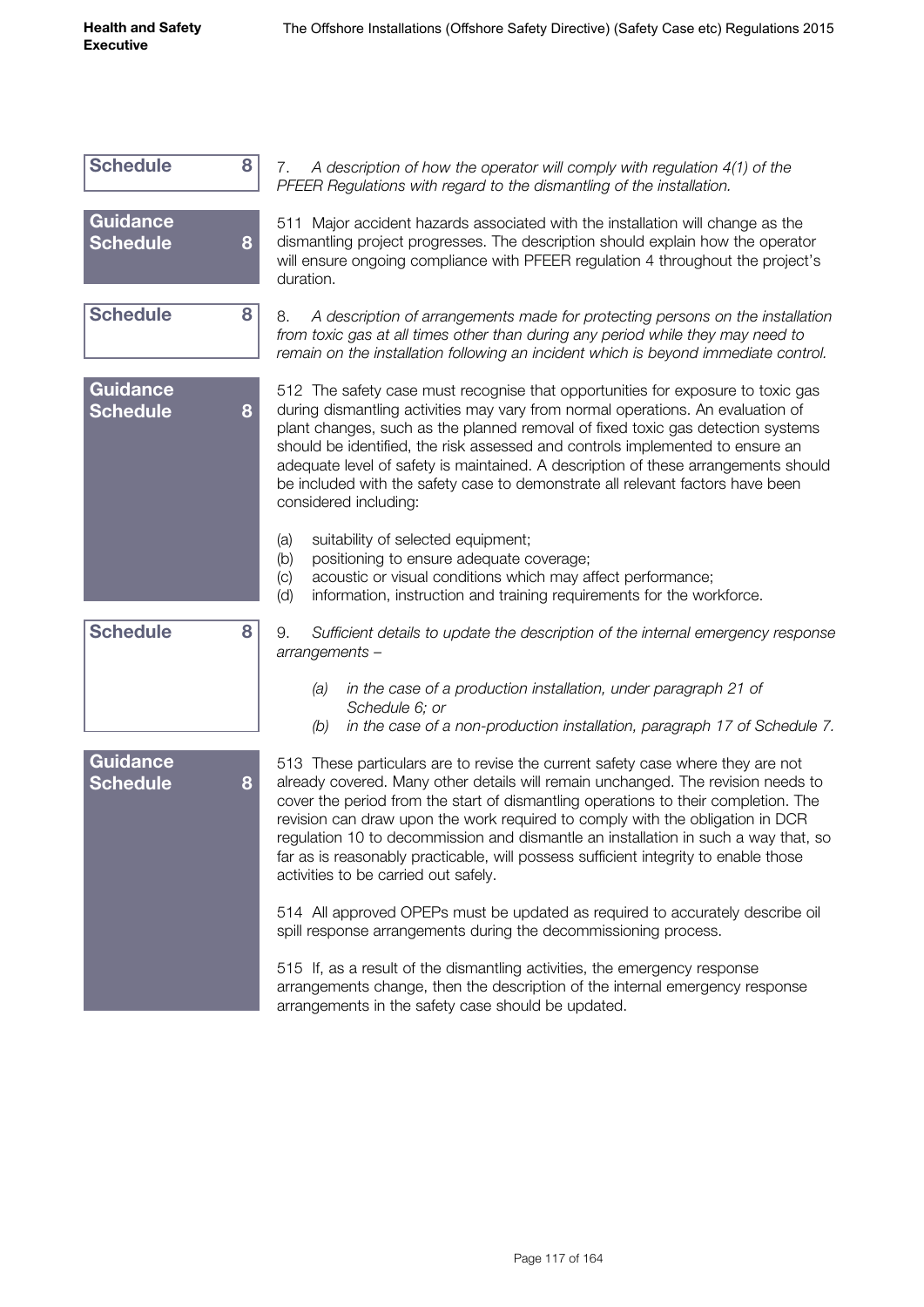**Schedule 8**

7. *A description of how the operator will comply with regulation 4(1) of the PFEER Regulations with regard to the dismantling of the installation.*

**Guidance Schedule 8**

511 Major accident hazards associated with the installation will change as the dismantling project progresses. The description should explain how the operator will ensure ongoing compliance with PFEER regulation 4 throughout the project's duration.

**Schedule 8**

8. *A description of arrangements made for protecting persons on the installation from toxic gas at all times other than during any period while they may need to remain on the installation following an incident which is beyond immediate control.*

**Guidance Schedule 8**

512 The safety case must recognise that opportunities for exposure to toxic gas during dismantling activities may vary from normal operations. An evaluation of plant changes, such as the planned removal of fixed toxic gas detection systems should be identified, the risk assessed and controls implemented to ensure an adequate level of safety is maintained. A description of these arrangements should be included with the safety case to demonstrate all relevant factors have been considered including:

(a) suitability of selected equipment;
(b) positioning to ensure adequate coverage;
(c) acoustic or visual conditions which may affect performance;
(d) information, instruction and training requirements for the workforce.

**Schedule 8**

9. *Sufficient details to update the description of the internal emergency response arrangements –*

*(a) in the case of a production installation, under paragraph 21 of Schedule 6; or*
*(b) in the case of a non-production installation, paragraph 17 of Schedule 7.*

**Guidance Schedule 8**

513 These particulars are to revise the current safety case where they are not already covered. Many other details will remain unchanged. The revision needs to cover the period from the start of dismantling operations to their completion. The revision can draw upon the work required to comply with the obligation in DCR regulation 10 to decommission and dismantle an installation in such a way that, so far as is reasonably practicable, will possess sufficient integrity to enable those activities to be carried out safely.

514 All approved OPEPs must be updated as required to accurately describe oil spill response arrangements during the decommissioning process.

515 If, as a result of the dismantling activities, the emergency response arrangements change, then the description of the internal emergency response arrangements in the safety case should be updated.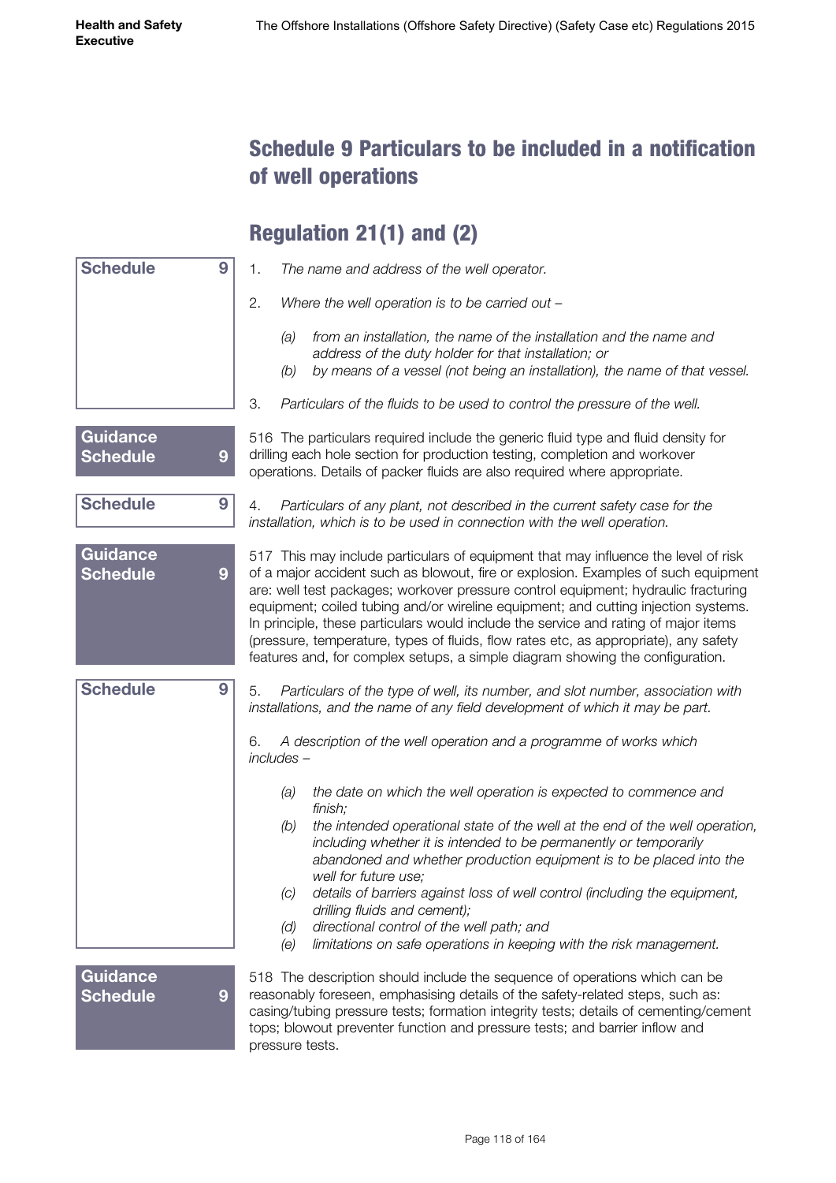# Schedule 9 Particulars to be included in a notification of well operations

## Regulation 21(1) and (2)

**Schedule 9**

1. *The name and address of the well operator.*

2. *Where the well operation is to be carried out –*

   *(a) from an installation, the name of the installation and the name and address of the duty holder for that installation; or*
   
   *(b) by means of a vessel (not being an installation), the name of that vessel.*

3. *Particulars of the fluids to be used to control the pressure of the well.*

**Guidance Schedule 9**

516 The particulars required include the generic fluid type and fluid density for drilling each hole section for production testing, completion and workover operations. Details of packer fluids are also required where appropriate.

**Schedule 9**

4. *Particulars of any plant, not described in the current safety case for the installation, which is to be used in connection with the well operation.*

**Guidance Schedule 9**

517 This may include particulars of equipment that may influence the level of risk of a major accident such as blowout, fire or explosion. Examples of such equipment are: well test packages; workover pressure control equipment; hydraulic fracturing equipment; coiled tubing and/or wireline equipment; and cutting injection systems. In principle, these particulars would include the service and rating of major items (pressure, temperature, types of fluids, flow rates etc, as appropriate), any safety features and, for complex setups, a simple diagram showing the configuration.

**Schedule 9**

5. *Particulars of the type of well, its number, and slot number, association with installations, and the name of any field development of which it may be part.*

6. *A description of the well operation and a programme of works which includes –*

   *(a) the date on which the well operation is expected to commence and finish;*
   
   *(b) the intended operational state of the well at the end of the well operation, including whether it is intended to be permanently or temporarily abandoned and whether production equipment is to be placed into the well for future use;*
   
   *(c) details of barriers against loss of well control (including the equipment, drilling fluids and cement);*
   
   *(d) directional control of the well path; and*
   
   *(e) limitations on safe operations in keeping with the risk management.*

**Guidance Schedule 9**

518 The description should include the sequence of operations which can be reasonably foreseen, emphasising details of the safety-related steps, such as: casing/tubing pressure tests; formation integrity tests; details of cementing/cement tops; blowout preventer function and pressure tests; and barrier inflow and pressure tests.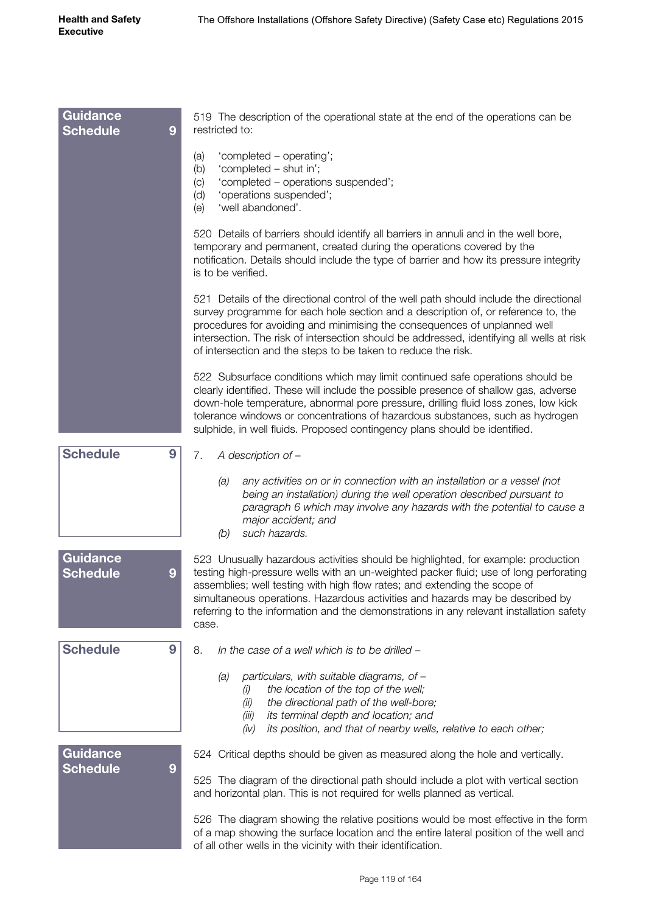**Guidance Schedule 9**

519 The description of the operational state at the end of the operations can be restricted to:

(a) 'completed – operating';
(b) 'completed – shut in';
(c) 'completed – operations suspended';
(d) 'operations suspended';
(e) 'well abandoned'.

520 Details of barriers should identify all barriers in annuli and in the well bore, temporary and permanent, created during the operations covered by the notification. Details should include the type of barrier and how its pressure integrity is to be verified.

521 Details of the directional control of the well path should include the directional survey programme for each hole section and a description of, or reference to, the procedures for avoiding and minimising the consequences of unplanned well intersection. The risk of intersection should be addressed, identifying all wells at risk of intersection and the steps to be taken to reduce the risk.

522 Subsurface conditions which may limit continued safe operations should be clearly identified. These will include the possible presence of shallow gas, adverse down-hole temperature, abnormal pore pressure, drilling fluid loss zones, low kick tolerance windows or concentrations of hazardous substances, such as hydrogen sulphide, in well fluids. Proposed contingency plans should be identified.

**Schedule 9**

7. *A description of –*

(a) *any activities on or in connection with an installation or a vessel (not being an installation) during the well operation described pursuant to paragraph 6 which may involve any hazards with the potential to cause a major accident; and*

(b) *such hazards.*

**Guidance Schedule 9**

523 Unusually hazardous activities should be highlighted, for example: production testing high-pressure wells with an un-weighted packer fluid; use of long perforating assemblies; well testing with high flow rates; and extending the scope of simultaneous operations. Hazardous activities and hazards may be described by referring to the information and the demonstrations in any relevant installation safety case.

**Schedule 9**

8. *In the case of a well which is to be drilled –*

(a) *particulars, with suitable diagrams, of –*
   (i) *the location of the top of the well;*
   (ii) *the directional path of the well-bore;*
   (iii) *its terminal depth and location; and*
   (iv) *its position, and that of nearby wells, relative to each other;*

**Guidance Schedule 9**

524 Critical depths should be given as measured along the hole and vertically.

525 The diagram of the directional path should include a plot with vertical section and horizontal plan. This is not required for wells planned as vertical.

526 The diagram showing the relative positions would be most effective in the form of a map showing the surface location and the entire lateral position of the well and of all other wells in the vicinity with their identification.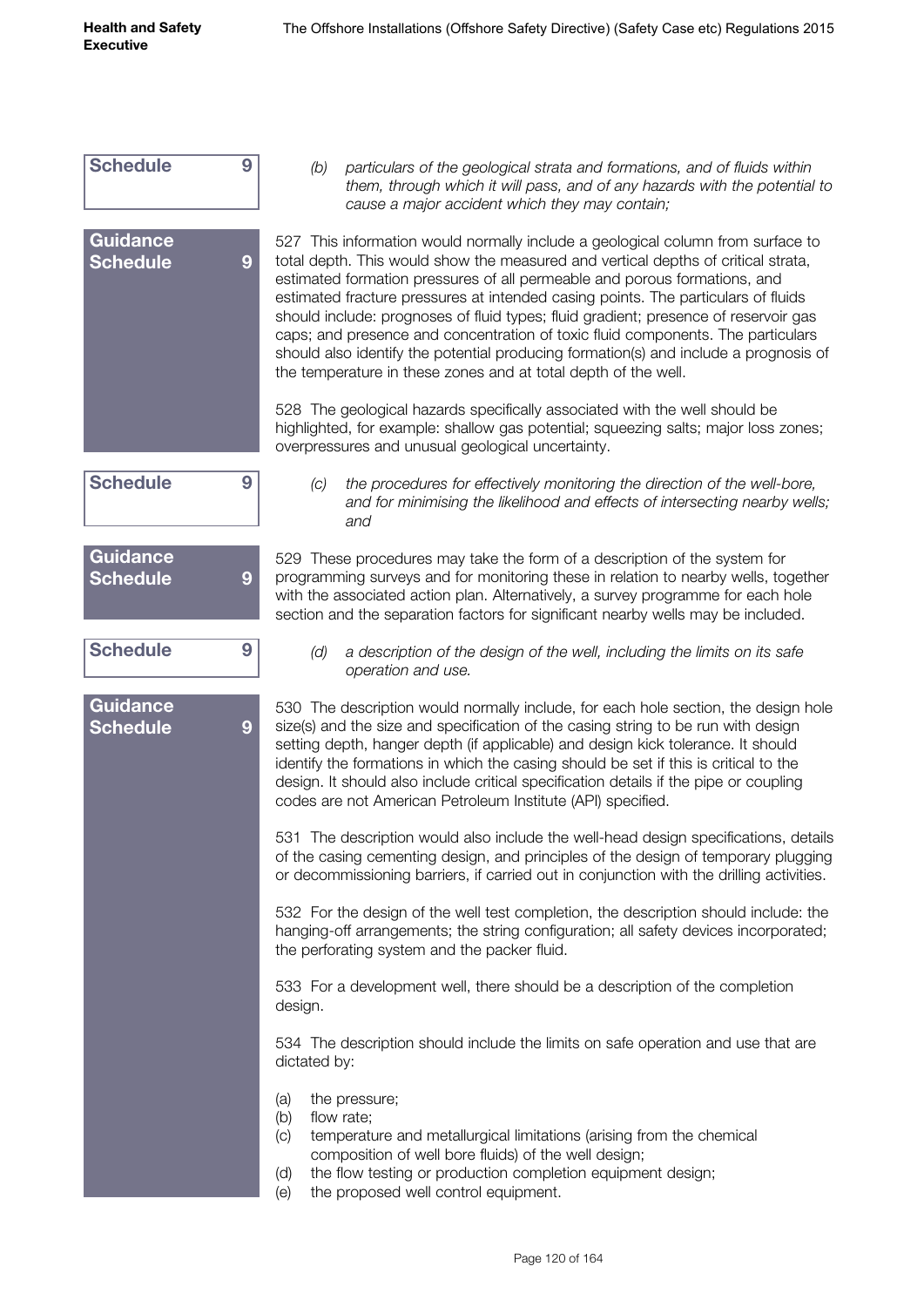**Schedule 9**

*(b) particulars of the geological strata and formations, and of fluids within them, through which it will pass, and of any hazards with the potential to cause a major accident which they may contain;*

**Guidance Schedule 9**

527 This information would normally include a geological column from surface to total depth. This would show the measured and vertical depths of critical strata, estimated formation pressures of all permeable and porous formations, and estimated fracture pressures at intended casing points. The particulars of fluids should include: prognoses of fluid types; fluid gradient; presence of reservoir gas caps; and presence and concentration of toxic fluid components. The particulars should also identify the potential producing formation(s) and include a prognosis of the temperature in these zones and at total depth of the well.

528 The geological hazards specifically associated with the well should be highlighted, for example: shallow gas potential; squeezing salts; major loss zones; overpressures and unusual geological uncertainty.

**Schedule 9**

*(c) the procedures for effectively monitoring the direction of the well-bore, and for minimising the likelihood and effects of intersecting nearby wells; and*

**Guidance Schedule 9**

529 These procedures may take the form of a description of the system for programming surveys and for monitoring these in relation to nearby wells, together with the associated action plan. Alternatively, a survey programme for each hole section and the separation factors for significant nearby wells may be included.

**Schedule 9**

*(d) a description of the design of the well, including the limits on its safe operation and use.*

**Guidance Schedule 9**

530 The description would normally include, for each hole section, the design hole size(s) and the size and specification of the casing string to be run with design setting depth, hanger depth (if applicable) and design kick tolerance. It should identify the formations in which the casing should be set if this is critical to the design. It should also include critical specification details if the pipe or coupling codes are not American Petroleum Institute (API) specified.

531 The description would also include the well-head design specifications, details of the casing cementing design, and principles of the design of temporary plugging or decommissioning barriers, if carried out in conjunction with the drilling activities.

532 For the design of the well test completion, the description should include: the hanging-off arrangements; the string configuration; all safety devices incorporated; the perforating system and the packer fluid.

533 For a development well, there should be a description of the completion design.

534 The description should include the limits on safe operation and use that are dictated by:

(a) the pressure;
(b) flow rate;
(c) temperature and metallurgical limitations (arising from the chemical composition of well bore fluids) of the well design;
(d) the flow testing or production completion equipment design;
(e) the proposed well control equipment.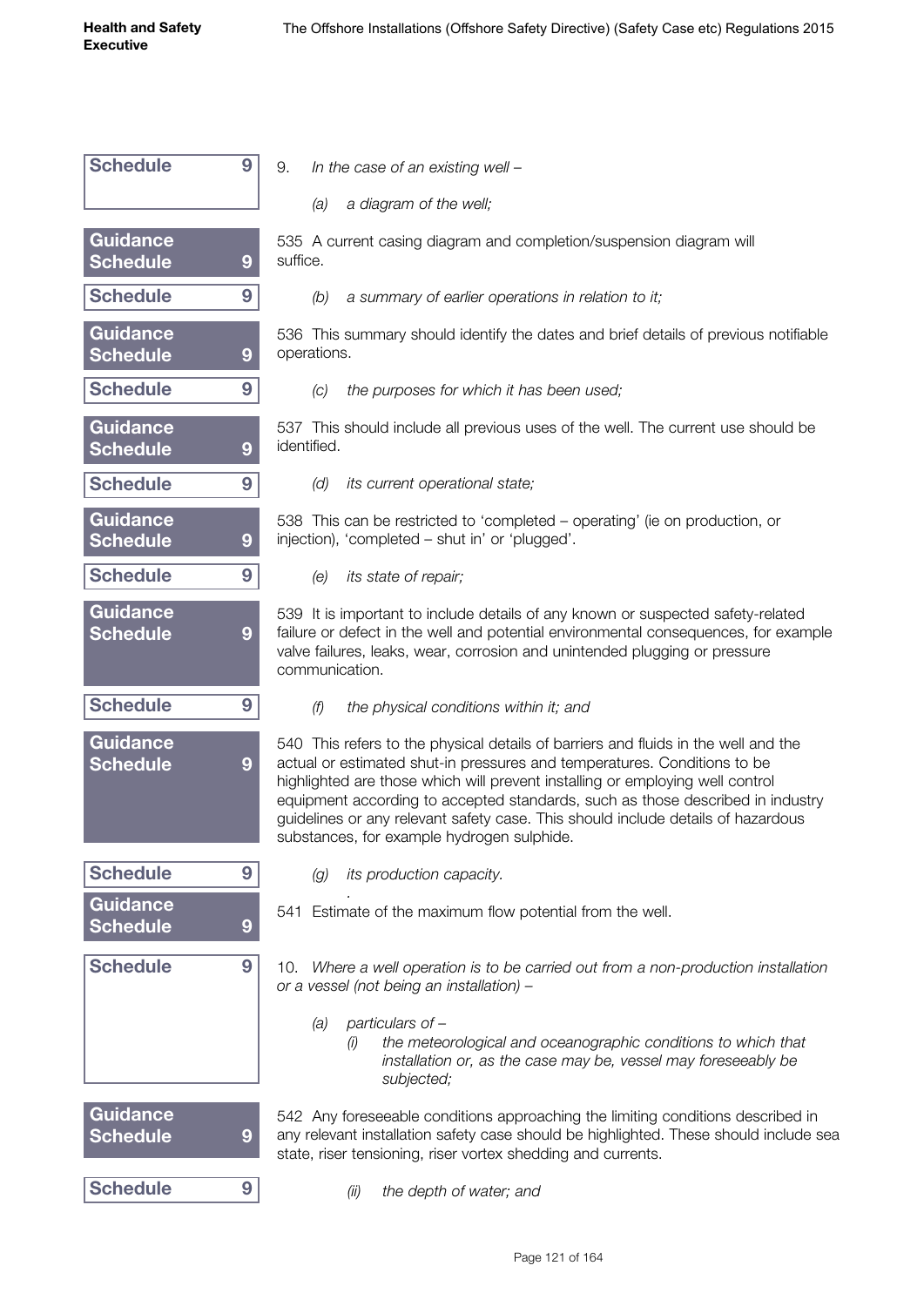Schedule 9

9. *In the case of an existing well –*

*(a) a diagram of the well;*

Guidance Schedule 9

535 A current casing diagram and completion/suspension diagram will suffice.

Schedule 9

*(b) a summary of earlier operations in relation to it;*

Guidance Schedule 9

536 This summary should identify the dates and brief details of previous notifiable operations.

Schedule 9

*(c) the purposes for which it has been used;*

Guidance Schedule 9

537 This should include all previous uses of the well. The current use should be identified.

Schedule 9

*(d) its current operational state;*

Guidance Schedule 9

538 This can be restricted to 'completed – operating' (ie on production, or injection), 'completed – shut in' or 'plugged'.

Schedule 9

*(e) its state of repair;*

Guidance Schedule 9

539 It is important to include details of any known or suspected safety-related failure or defect in the well and potential environmental consequences, for example valve failures, leaks, wear, corrosion and unintended plugging or pressure communication.

Schedule 9

*(f) the physical conditions within it; and*

Guidance Schedule 9

540 This refers to the physical details of barriers and fluids in the well and the actual or estimated shut-in pressures and temperatures. Conditions to be highlighted are those which will prevent installing or employing well control equipment according to accepted standards, such as those described in industry guidelines or any relevant safety case. This should include details of hazardous substances, for example hydrogen sulphide.

Schedule 9

*(g) its production capacity.*

Guidance Schedule 9

541 Estimate of the maximum flow potential from the well.

Schedule 9

10. *Where a well operation is to be carried out from a non-production installation or a vessel (not being an installation) –*

*(a) particulars of –*

*(i) the meteorological and oceanographic conditions to which that installation or, as the case may be, vessel may foreseeably be subjected;*

Guidance Schedule 9

542 Any foreseeable conditions approaching the limiting conditions described in any relevant installation safety case should be highlighted. These should include sea state, riser tensioning, riser vortex shedding and currents.

Schedule 9

*(ii) the depth of water; and*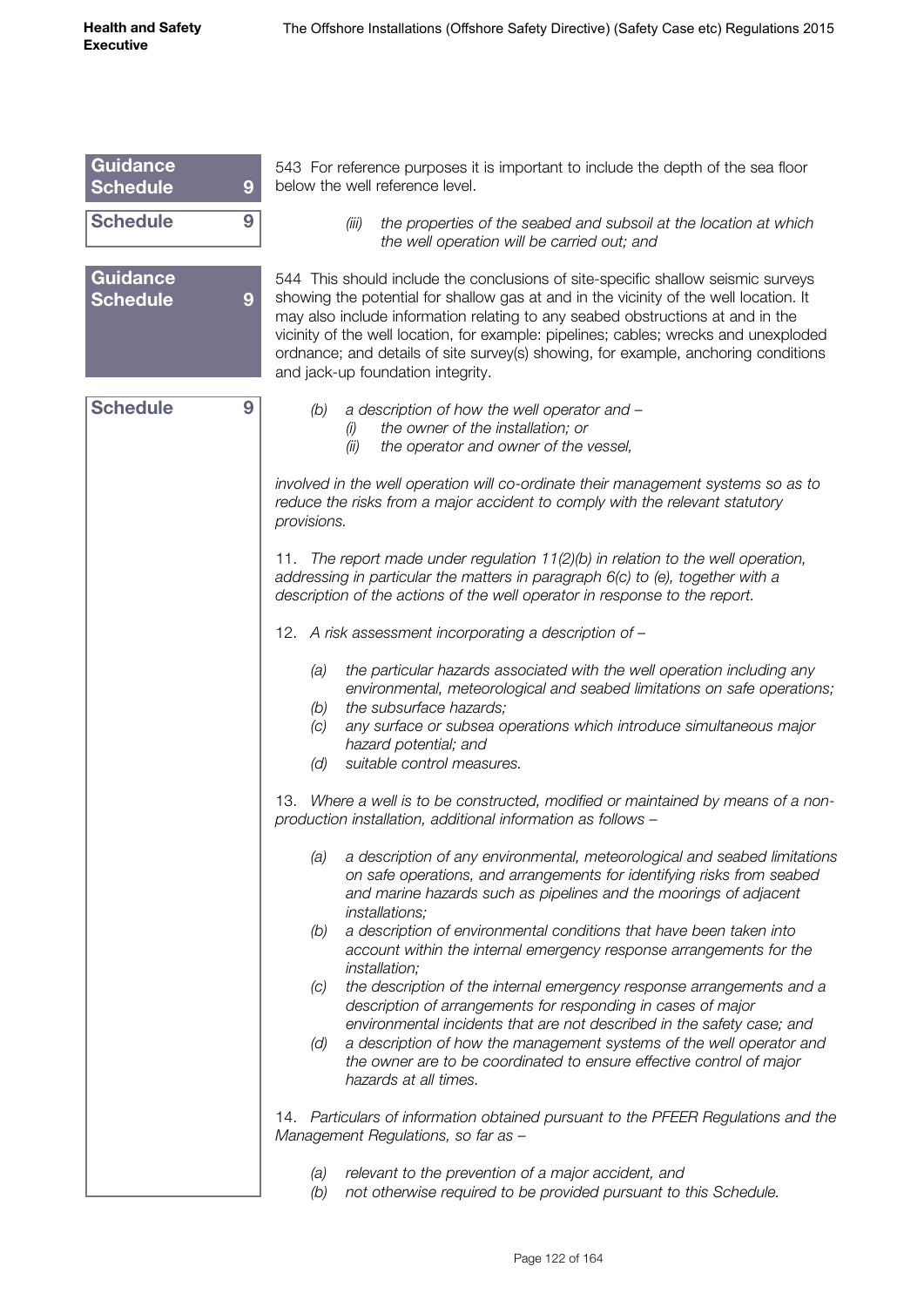**Guidance Schedule 9**

543 For reference purposes it is important to include the depth of the sea floor below the well reference level.

**Schedule 9**

> (iii) *the properties of the seabed and subsoil at the location at which the well operation will be carried out; and*

**Guidance Schedule 9**

544 This should include the conclusions of site-specific shallow seismic surveys showing the potential for shallow gas at and in the vicinity of the well location. It may also include information relating to any seabed obstructions at and in the vicinity of the well location, for example: pipelines; cables; wrecks and unexploded ordnance; and details of site survey(s) showing, for example, anchoring conditions and jack-up foundation integrity.

**Schedule 9**

*(b) a description of how the well operator and –*
- *(i) the owner of the installation; or*
- *(ii) the operator and owner of the vessel,*

*involved in the well operation will co-ordinate their management systems so as to reduce the risks from a major accident to comply with the relevant statutory provisions.*

*11. The report made under regulation 11(2)(b) in relation to the well operation, addressing in particular the matters in paragraph 6(c) to (e), together with a description of the actions of the well operator in response to the report.*

*12. A risk assessment incorporating a description of –*

- *(a) the particular hazards associated with the well operation including any environmental, meteorological and seabed limitations on safe operations;*
- *(b) the subsurface hazards;*
- *(c) any surface or subsea operations which introduce simultaneous major hazard potential; and*
- *(d) suitable control measures.*

*13. Where a well is to be constructed, modified or maintained by means of a non-production installation, additional information as follows –*

- *(a) a description of any environmental, meteorological and seabed limitations on safe operations, and arrangements for identifying risks from seabed and marine hazards such as pipelines and the moorings of adjacent installations;*
- *(b) a description of environmental conditions that have been taken into account within the internal emergency response arrangements for the installation;*
- *(c) the description of the internal emergency response arrangements and a description of arrangements for responding in cases of major environmental incidents that are not described in the safety case; and*
- *(d) a description of how the management systems of the well operator and the owner are to be coordinated to ensure effective control of major hazards at all times.*

*14. Particulars of information obtained pursuant to the PFEER Regulations and the Management Regulations, so far as –*

- *(a) relevant to the prevention of a major accident, and*
- *(b) not otherwise required to be provided pursuant to this Schedule.*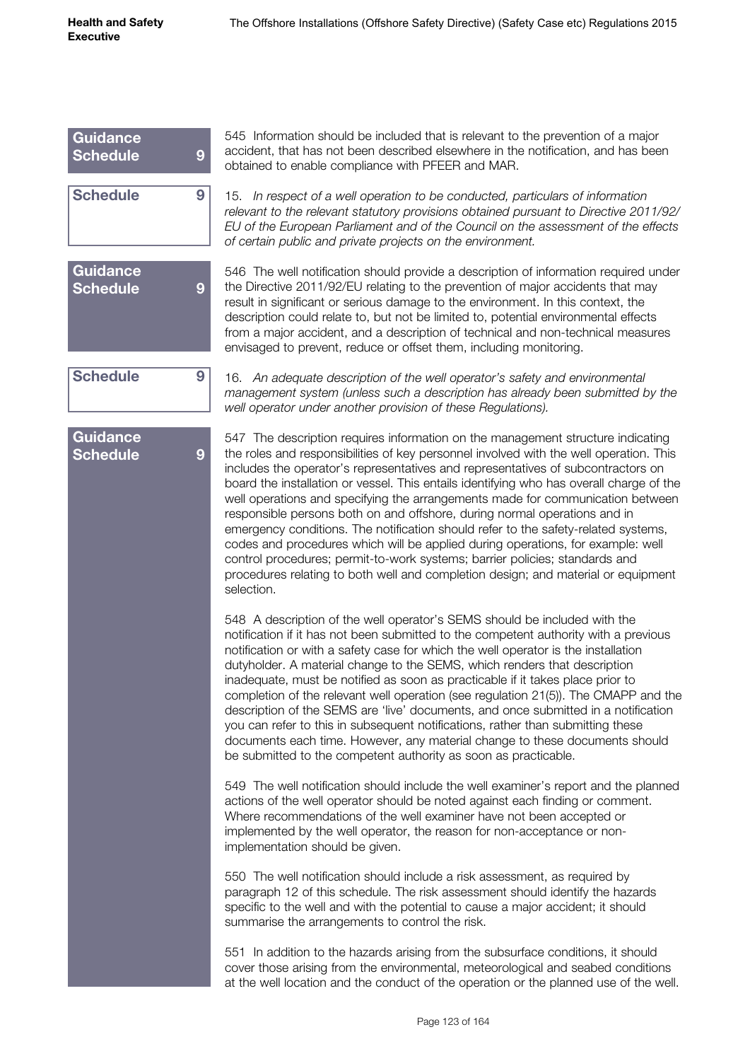**Guidance Schedule 9**

545 Information should be included that is relevant to the prevention of a major accident, that has not been described elsewhere in the notification, and has been obtained to enable compliance with PFEER and MAR.

**Schedule 9**

15. *In respect of a well operation to be conducted, particulars of information relevant to the relevant statutory provisions obtained pursuant to Directive 2011/92/EU of the European Parliament and of the Council on the assessment of the effects of certain public and private projects on the environment.*

**Guidance Schedule 9**

546 The well notification should provide a description of information required under the Directive 2011/92/EU relating to the prevention of major accidents that may result in significant or serious damage to the environment. In this context, the description could relate to, but not be limited to, potential environmental effects from a major accident, and a description of technical and non-technical measures envisaged to prevent, reduce or offset them, including monitoring.

**Schedule 9**

16. *An adequate description of the well operator's safety and environmental management system (unless such a description has already been submitted by the well operator under another provision of these Regulations).*

**Guidance Schedule 9**

547 The description requires information on the management structure indicating the roles and responsibilities of key personnel involved with the well operation. This includes the operator's representatives and representatives of subcontractors on board the installation or vessel. This entails identifying who has overall charge of the well operations and specifying the arrangements made for communication between responsible persons both on and offshore, during normal operations and in emergency conditions. The notification should refer to the safety-related systems, codes and procedures which will be applied during operations, for example: well control procedures; permit-to-work systems; barrier policies; standards and procedures relating to both well and completion design; and material or equipment selection.

548 A description of the well operator's SEMS should be included with the notification if it has not been submitted to the competent authority with a previous notification or with a safety case for which the well operator is the installation dutyholder. A material change to the SEMS, which renders that description inadequate, must be notified as soon as practicable if it takes place prior to completion of the relevant well operation (see regulation 21(5)). The CMAPP and the description of the SEMS are 'live' documents, and once submitted in a notification you can refer to this in subsequent notifications, rather than submitting these documents each time. However, any material change to these documents should be submitted to the competent authority as soon as practicable.

549 The well notification should include the well examiner's report and the planned actions of the well operator should be noted against each finding or comment. Where recommendations of the well examiner have not been accepted or implemented by the well operator, the reason for non-acceptance or non-implementation should be given.

550 The well notification should include a risk assessment, as required by paragraph 12 of this schedule. The risk assessment should identify the hazards specific to the well and with the potential to cause a major accident; it should summarise the arrangements to control the risk.

551 In addition to the hazards arising from the subsurface conditions, it should cover those arising from the environmental, meteorological and seabed conditions at the well location and the conduct of the operation or the planned use of the well.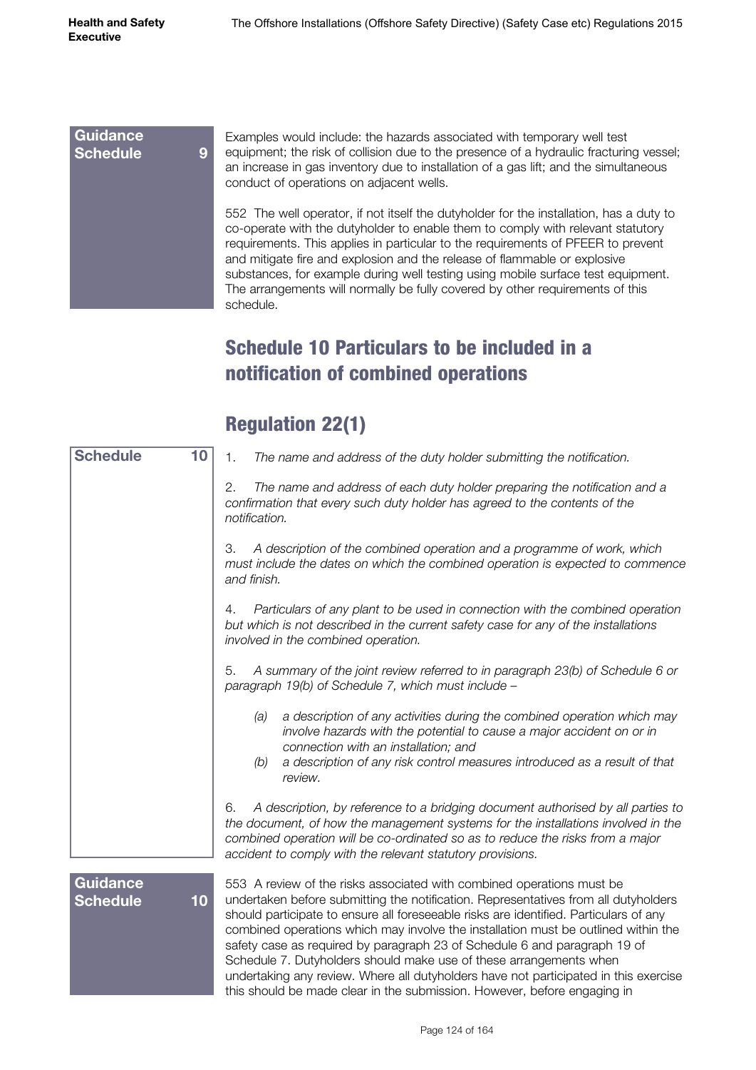**Guidance Schedule 9**

Examples would include: the hazards associated with temporary well test equipment; the risk of collision due to the presence of a hydraulic fracturing vessel; an increase in gas inventory due to installation of a gas lift; and the simultaneous conduct of operations on adjacent wells.

552 The well operator, if not itself the dutyholder for the installation, has a duty to co-operate with the dutyholder to enable them to comply with relevant statutory requirements. This applies in particular to the requirements of PFEER to prevent and mitigate fire and explosion and the release of flammable or explosive substances, for example during well testing using mobile surface test equipment. The arrangements will normally be fully covered by other requirements of this schedule.

## Schedule 10 Particulars to be included in a notification of combined operations

## Regulation 22(1)

**Schedule 10**

1. *The name and address of the duty holder submitting the notification.*

2. *The name and address of each duty holder preparing the notification and a confirmation that every such duty holder has agreed to the contents of the notification.*

3. *A description of the combined operation and a programme of work, which must include the dates on which the combined operation is expected to commence and finish.*

4. *Particulars of any plant to be used in connection with the combined operation but which is not described in the current safety case for any of the installations involved in the combined operation.*

5. *A summary of the joint review referred to in paragraph 23(b) of Schedule 6 or paragraph 19(b) of Schedule 7, which must include –*

   *(a) a description of any activities during the combined operation which may involve hazards with the potential to cause a major accident on or in connection with an installation; and*
   
   *(b) a description of any risk control measures introduced as a result of that review.*

6. *A description, by reference to a bridging document authorised by all parties to the document, of how the management systems for the installations involved in the combined operation will be co-ordinated so as to reduce the risks from a major accident to comply with the relevant statutory provisions.*

**Guidance Schedule 10**

553 A review of the risks associated with combined operations must be undertaken before submitting the notification. Representatives from all dutyholders should participate to ensure all foreseeable risks are identified. Particulars of any combined operations which may involve the installation must be outlined within the safety case as required by paragraph 23 of Schedule 6 and paragraph 19 of Schedule 7. Dutyholders should make use of these arrangements when undertaking any review. Where all dutyholders have not participated in this exercise this should be made clear in the submission. However, before engaging in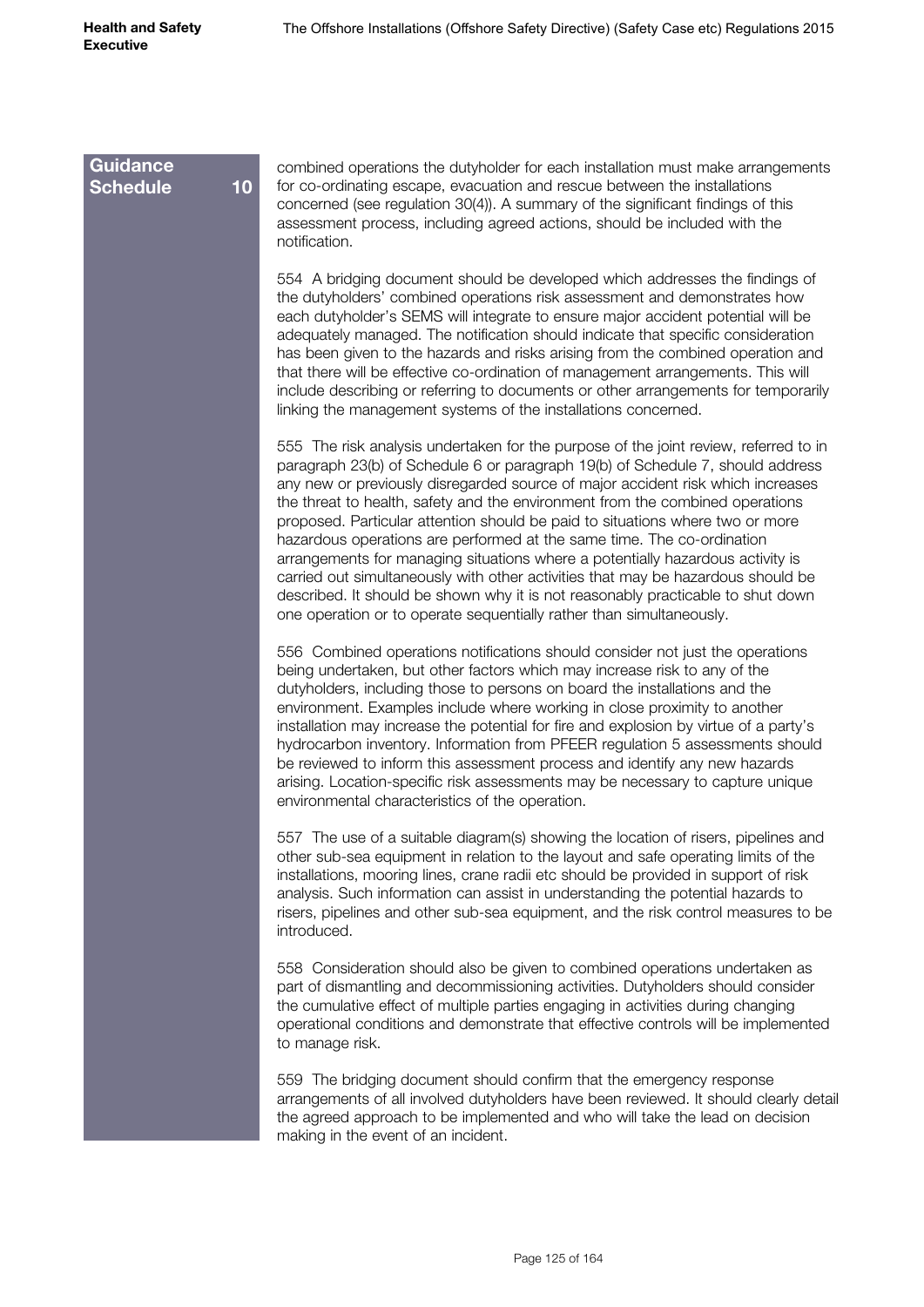**Guidance Schedule 10**

combined operations the dutyholder for each installation must make arrangements for co-ordinating escape, evacuation and rescue between the installations concerned (see regulation 30(4)). A summary of the significant findings of this assessment process, including agreed actions, should be included with the notification.

554 A bridging document should be developed which addresses the findings of the dutyholders' combined operations risk assessment and demonstrates how each dutyholder's SEMS will integrate to ensure major accident potential will be adequately managed. The notification should indicate that specific consideration has been given to the hazards and risks arising from the combined operation and that there will be effective co-ordination of management arrangements. This will include describing or referring to documents or other arrangements for temporarily linking the management systems of the installations concerned.

555 The risk analysis undertaken for the purpose of the joint review, referred to in paragraph 23(b) of Schedule 6 or paragraph 19(b) of Schedule 7, should address any new or previously disregarded source of major accident risk which increases the threat to health, safety and the environment from the combined operations proposed. Particular attention should be paid to situations where two or more hazardous operations are performed at the same time. The co-ordination arrangements for managing situations where a potentially hazardous activity is carried out simultaneously with other activities that may be hazardous should be described. It should be shown why it is not reasonably practicable to shut down one operation or to operate sequentially rather than simultaneously.

556 Combined operations notifications should consider not just the operations being undertaken, but other factors which may increase risk to any of the dutyholders, including those to persons on board the installations and the environment. Examples include where working in close proximity to another installation may increase the potential for fire and explosion by virtue of a party's hydrocarbon inventory. Information from PFEER regulation 5 assessments should be reviewed to inform this assessment process and identify any new hazards arising. Location-specific risk assessments may be necessary to capture unique environmental characteristics of the operation.

557 The use of a suitable diagram(s) showing the location of risers, pipelines and other sub-sea equipment in relation to the layout and safe operating limits of the installations, mooring lines, crane radii etc should be provided in support of risk analysis. Such information can assist in understanding the potential hazards to risers, pipelines and other sub-sea equipment, and the risk control measures to be introduced.

558 Consideration should also be given to combined operations undertaken as part of dismantling and decommissioning activities. Dutyholders should consider the cumulative effect of multiple parties engaging in activities during changing operational conditions and demonstrate that effective controls will be implemented to manage risk.

559 The bridging document should confirm that the emergency response arrangements of all involved dutyholders have been reviewed. It should clearly detail the agreed approach to be implemented and who will take the lead on decision making in the event of an incident.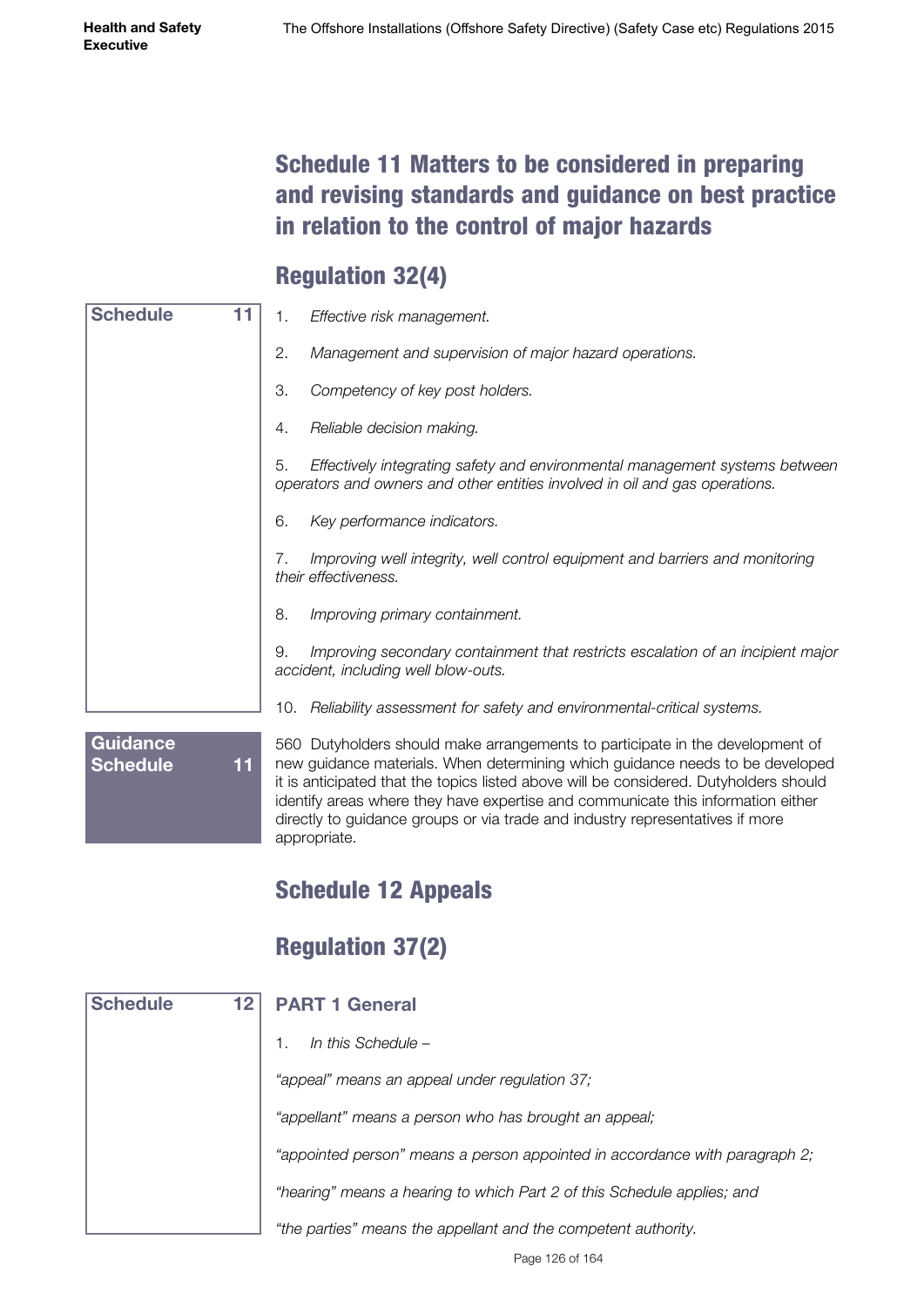# Schedule 11 Matters to be considered in preparing and revising standards and guidance on best practice in relation to the control of major hazards

## Regulation 32(4)

**Schedule 11**

1. *Effective risk management.*

2. *Management and supervision of major hazard operations.*

3. *Competency of key post holders.*

4. *Reliable decision making.*

5. *Effectively integrating safety and environmental management systems between operators and owners and other entities involved in oil and gas operations.*

6. *Key performance indicators.*

7. *Improving well integrity, well control equipment and barriers and monitoring their effectiveness.*

8. *Improving primary containment.*

9. *Improving secondary containment that restricts escalation of an incipient major accident, including well blow-outs.*

10. *Reliability assessment for safety and environmental-critical systems.*

**Guidance Schedule 11**

560 Dutyholders should make arrangements to participate in the development of new guidance materials. When determining which guidance needs to be developed it is anticipated that the topics listed above will be considered. Dutyholders should identify areas where they have expertise and communicate this information either directly to guidance groups or via trade and industry representatives if more appropriate.

# Schedule 12 Appeals

## Regulation 37(2)

**Schedule 12**

### PART 1 General

1. *In this Schedule –*

*"appeal" means an appeal under regulation 37;*

*"appellant" means a person who has brought an appeal;*

*"appointed person" means a person appointed in accordance with paragraph 2;*

*"hearing" means a hearing to which Part 2 of this Schedule applies; and*

*"the parties" means the appellant and the competent authority.*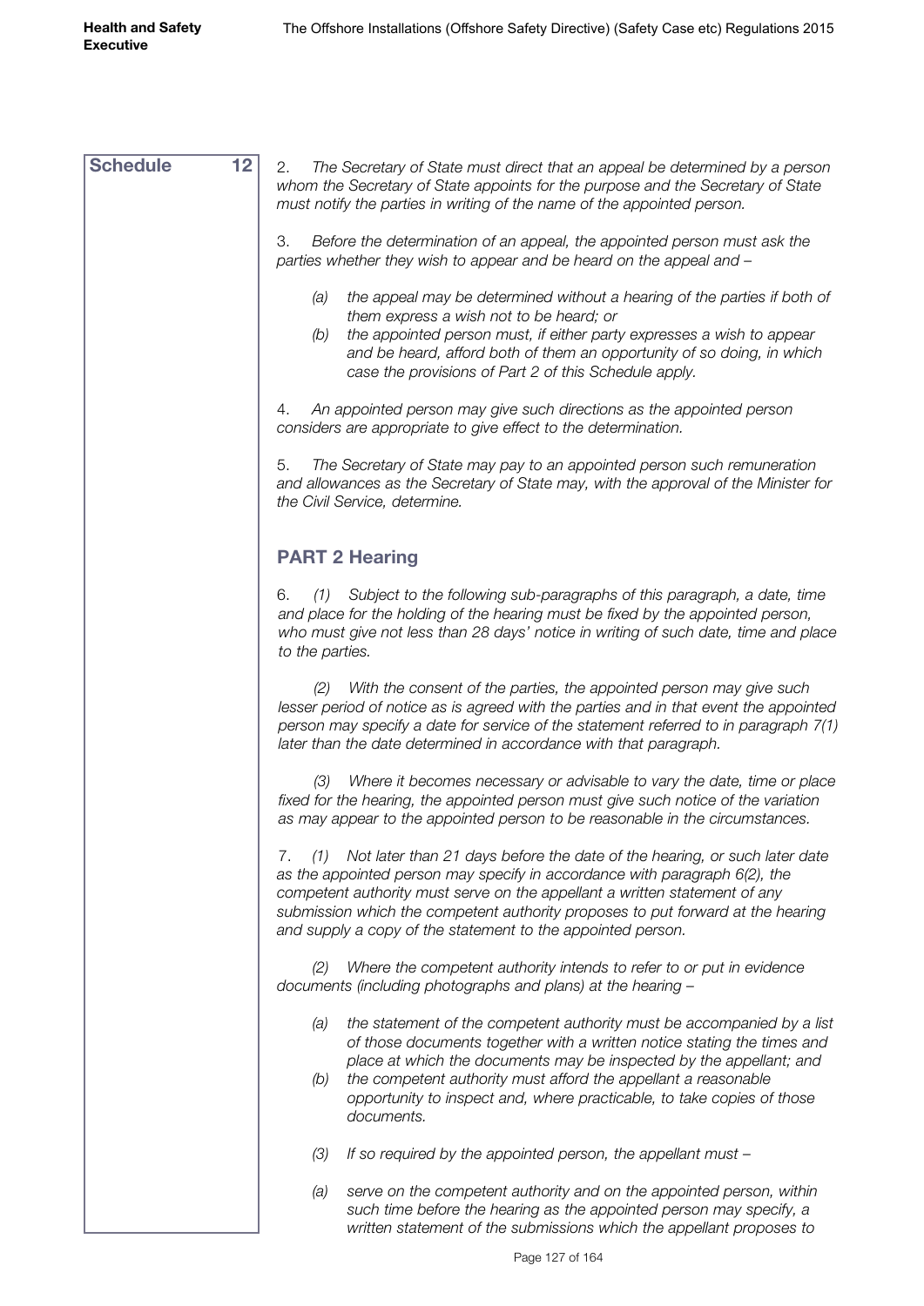**Schedule 12**

2. *The Secretary of State must direct that an appeal be determined by a person whom the Secretary of State appoints for the purpose and the Secretary of State must notify the parties in writing of the name of the appointed person.*

3. *Before the determination of an appeal, the appointed person must ask the parties whether they wish to appear and be heard on the appeal and –*

- *(a) the appeal may be determined without a hearing of the parties if both of them express a wish not to be heard; or*
- *(b) the appointed person must, if either party expresses a wish to appear and be heard, afford both of them an opportunity of so doing, in which case the provisions of Part 2 of this Schedule apply.*

4. *An appointed person may give such directions as the appointed person considers are appropriate to give effect to the determination.*

5. *The Secretary of State may pay to an appointed person such remuneration and allowances as the Secretary of State may, with the approval of the Minister for the Civil Service, determine.*

## PART 2 Hearing

6. *(1) Subject to the following sub-paragraphs of this paragraph, a date, time and place for the holding of the hearing must be fixed by the appointed person, who must give not less than 28 days' notice in writing of such date, time and place to the parties.*

*(2) With the consent of the parties, the appointed person may give such lesser period of notice as is agreed with the parties and in that event the appointed person may specify a date for service of the statement referred to in paragraph 7(1) later than the date determined in accordance with that paragraph.*

*(3) Where it becomes necessary or advisable to vary the date, time or place fixed for the hearing, the appointed person must give such notice of the variation as may appear to the appointed person to be reasonable in the circumstances.*

7. *(1) Not later than 21 days before the date of the hearing, or such later date as the appointed person may specify in accordance with paragraph 6(2), the competent authority must serve on the appellant a written statement of any submission which the competent authority proposes to put forward at the hearing and supply a copy of the statement to the appointed person.*

*(2) Where the competent authority intends to refer to or put in evidence documents (including photographs and plans) at the hearing –*

- *(a) the statement of the competent authority must be accompanied by a list of those documents together with a written notice stating the times and place at which the documents may be inspected by the appellant; and*
- *(b) the competent authority must afford the appellant a reasonable opportunity to inspect and, where practicable, to take copies of those documents.*

*(3) If so required by the appointed person, the appellant must –*

- *(a) serve on the competent authority and on the appointed person, within such time before the hearing as the appointed person may specify, a written statement of the submissions which the appellant proposes to*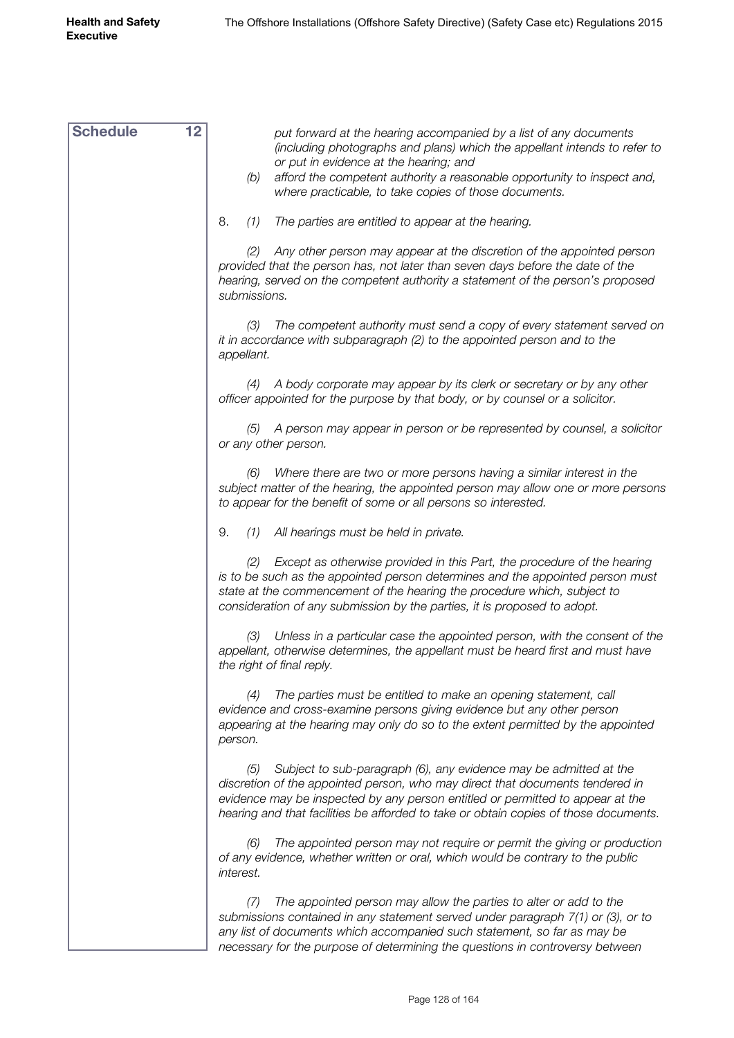**Schedule 12**

*put forward at the hearing accompanied by a list of any documents (including photographs and plans) which the appellant intends to refer to or put in evidence at the hearing; and*

*(b) afford the competent authority a reasonable opportunity to inspect and, where practicable, to take copies of those documents.*

8. *(1) The parties are entitled to appear at the hearing.*

*(2) Any other person may appear at the discretion of the appointed person provided that the person has, not later than seven days before the date of the hearing, served on the competent authority a statement of the person's proposed submissions.*

*(3) The competent authority must send a copy of every statement served on it in accordance with subparagraph (2) to the appointed person and to the appellant.*

*(4) A body corporate may appear by its clerk or secretary or by any other officer appointed for the purpose by that body, or by counsel or a solicitor.*

*(5) A person may appear in person or be represented by counsel, a solicitor or any other person.*

*(6) Where there are two or more persons having a similar interest in the subject matter of the hearing, the appointed person may allow one or more persons to appear for the benefit of some or all persons so interested.*

9. *(1) All hearings must be held in private.*

*(2) Except as otherwise provided in this Part, the procedure of the hearing is to be such as the appointed person determines and the appointed person must state at the commencement of the hearing the procedure which, subject to consideration of any submission by the parties, it is proposed to adopt.*

*(3) Unless in a particular case the appointed person, with the consent of the appellant, otherwise determines, the appellant must be heard first and must have the right of final reply.*

*(4) The parties must be entitled to make an opening statement, call evidence and cross-examine persons giving evidence but any other person appearing at the hearing may only do so to the extent permitted by the appointed person.*

*(5) Subject to sub-paragraph (6), any evidence may be admitted at the discretion of the appointed person, who may direct that documents tendered in evidence may be inspected by any person entitled or permitted to appear at the hearing and that facilities be afforded to take or obtain copies of those documents.*

*(6) The appointed person may not require or permit the giving or production of any evidence, whether written or oral, which would be contrary to the public interest.*

*(7) The appointed person may allow the parties to alter or add to the submissions contained in any statement served under paragraph 7(1) or (3), or to any list of documents which accompanied such statement, so far as may be necessary for the purpose of determining the questions in controversy between*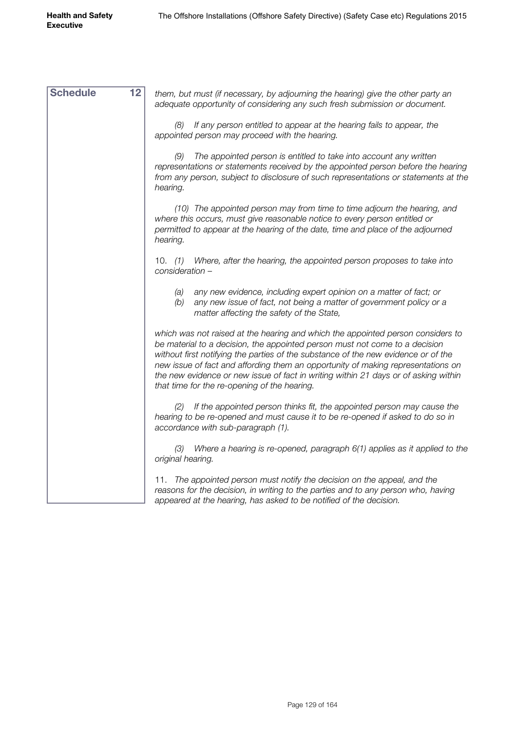**Schedule 12**

*them, but must (if necessary, by adjourning the hearing) give the other party an adequate opportunity of considering any such fresh submission or document.*

*(8) If any person entitled to appear at the hearing fails to appear, the appointed person may proceed with the hearing.*

*(9) The appointed person is entitled to take into account any written representations or statements received by the appointed person before the hearing from any person, subject to disclosure of such representations or statements at the hearing.*

*(10) The appointed person may from time to time adjourn the hearing, and where this occurs, must give reasonable notice to every person entitled or permitted to appear at the hearing of the date, time and place of the adjourned hearing.*

10. *(1) Where, after the hearing, the appointed person proposes to take into consideration –*

- *(a) any new evidence, including expert opinion on a matter of fact; or*
- *(b) any new issue of fact, not being a matter of government policy or a matter affecting the safety of the State,*

*which was not raised at the hearing and which the appointed person considers to be material to a decision, the appointed person must not come to a decision without first notifying the parties of the substance of the new evidence or of the new issue of fact and affording them an opportunity of making representations on the new evidence or new issue of fact in writing within 21 days or of asking within that time for the re-opening of the hearing.*

*(2) If the appointed person thinks fit, the appointed person may cause the hearing to be re-opened and must cause it to be re-opened if asked to do so in accordance with sub-paragraph (1).*

*(3) Where a hearing is re-opened, paragraph 6(1) applies as it applied to the original hearing.*

11. *The appointed person must notify the decision on the appeal, and the reasons for the decision, in writing to the parties and to any person who, having appeared at the hearing, has asked to be notified of the decision.*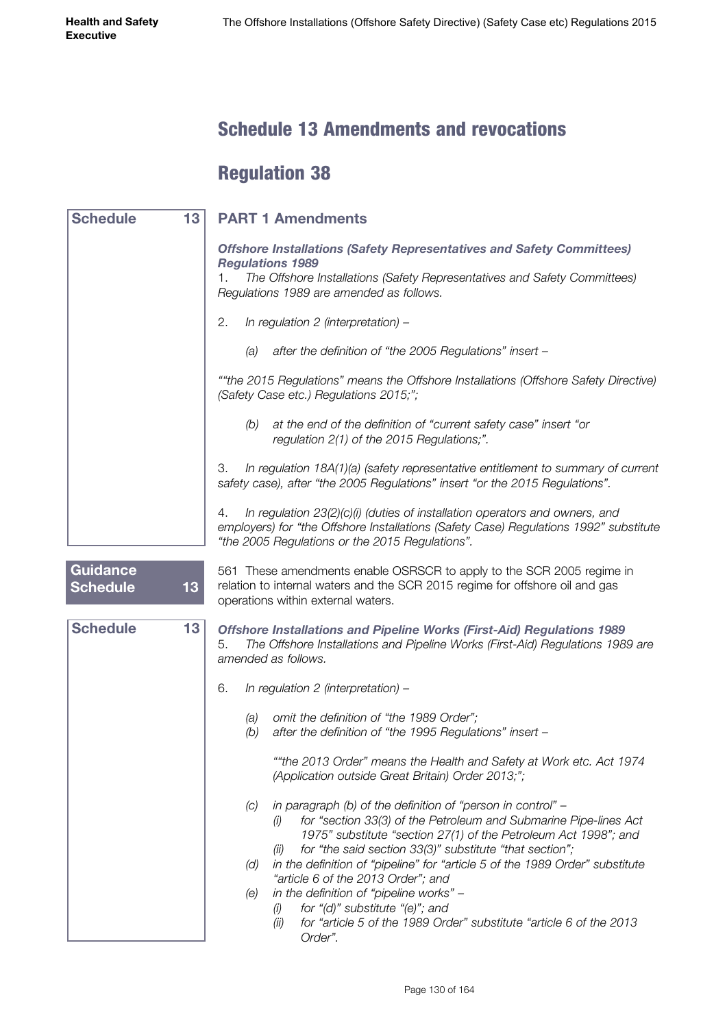# Schedule 13 Amendments and revocations

# Regulation 38

**Schedule 13**

## PART 1 Amendments

***Offshore Installations (Safety Representatives and Safety Committees) Regulations 1989***

1. *The Offshore Installations (Safety Representatives and Safety Committees) Regulations 1989 are amended as follows.*

2. *In regulation 2 (interpretation) –*

   *(a) after the definition of "the 2005 Regulations" insert –*

*""the 2015 Regulations" means the Offshore Installations (Offshore Safety Directive) (Safety Case etc.) Regulations 2015;";*

   *(b) at the end of the definition of "current safety case" insert "or regulation 2(1) of the 2015 Regulations;".*

3. *In regulation 18A(1)(a) (safety representative entitlement to summary of current safety case), after "the 2005 Regulations" insert "or the 2015 Regulations".*

4. *In regulation 23(2)(c)(i) (duties of installation operators and owners, and employers) for "the Offshore Installations (Safety Case) Regulations 1992" substitute "the 2005 Regulations or the 2015 Regulations".*

**Guidance Schedule 13**

561 These amendments enable OSRSCR to apply to the SCR 2005 regime in relation to internal waters and the SCR 2015 regime for offshore oil and gas operations within external waters.

**Schedule 13**

***Offshore Installations and Pipeline Works (First-Aid) Regulations 1989***

5. *The Offshore Installations and Pipeline Works (First-Aid) Regulations 1989 are amended as follows.*

6. *In regulation 2 (interpretation) –*

   *(a) omit the definition of "the 1989 Order";*
   
   *(b) after the definition of "the 1995 Regulations" insert –*

   *""the 2013 Order" means the Health and Safety at Work etc. Act 1974 (Application outside Great Britain) Order 2013;";*

   *(c) in paragraph (b) of the definition of "person in control" –*
   
      *(i) for "section 33(3) of the Petroleum and Submarine Pipe-lines Act 1975" substitute "section 27(1) of the Petroleum Act 1998"; and*
      
      *(ii) for "the said section 33(3)" substitute "that section";*
      
   *(d) in the definition of "pipeline" for "article 5 of the 1989 Order" substitute "article 6 of the 2013 Order"; and*
   
   *(e) in the definition of "pipeline works" –*
   
      *(i) for "(d)" substitute "(e)"; and*
      
      *(ii) for "article 5 of the 1989 Order" substitute "article 6 of the 2013 Order".*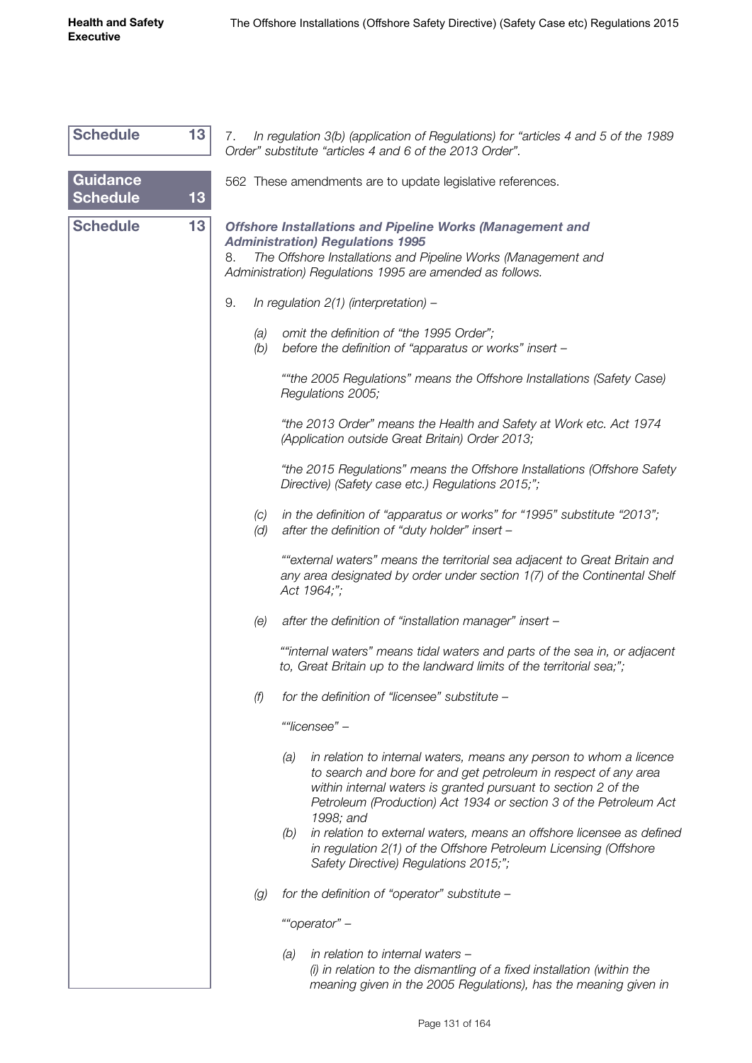**Schedule 13**

7. *In regulation 3(b) (application of Regulations) for "articles 4 and 5 of the 1989 Order" substitute "articles 4 and 6 of the 2013 Order".*

**Guidance Schedule 13**

562 These amendments are to update legislative references.

**Schedule 13**

***Offshore Installations and Pipeline Works (Management and Administration) Regulations 1995***

8. *The Offshore Installations and Pipeline Works (Management and Administration) Regulations 1995 are amended as follows.*

9. *In regulation 2(1) (interpretation) –*

- *(a) omit the definition of "the 1995 Order";*
- *(b) before the definition of "apparatus or works" insert –*

  *""the 2005 Regulations" means the Offshore Installations (Safety Case) Regulations 2005;*

  *"the 2013 Order" means the Health and Safety at Work etc. Act 1974 (Application outside Great Britain) Order 2013;*

  *"the 2015 Regulations" means the Offshore Installations (Offshore Safety Directive) (Safety case etc.) Regulations 2015;";*

- *(c) in the definition of "apparatus or works" for "1995" substitute "2013";*
- *(d) after the definition of "duty holder" insert –*

  *""external waters" means the territorial sea adjacent to Great Britain and any area designated by order under section 1(7) of the Continental Shelf Act 1964;";*

- *(e) after the definition of "installation manager" insert –*

  *""internal waters" means tidal waters and parts of the sea in, or adjacent to, Great Britain up to the landward limits of the territorial sea;";*

- *(f) for the definition of "licensee" substitute –*

  *""licensee" –*

  - *(a) in relation to internal waters, means any person to whom a licence to search and bore for and get petroleum in respect of any area within internal waters is granted pursuant to section 2 of the Petroleum (Production) Act 1934 or section 3 of the Petroleum Act 1998; and*
  - *(b) in relation to external waters, means an offshore licensee as defined in regulation 2(1) of the Offshore Petroleum Licensing (Offshore Safety Directive) Regulations 2015;";*

- *(g) for the definition of "operator" substitute –*

  *""operator" –*

  - *(a) in relation to internal waters –*
    *(i) in relation to the dismantling of a fixed installation (within the meaning given in the 2005 Regulations), has the meaning given in*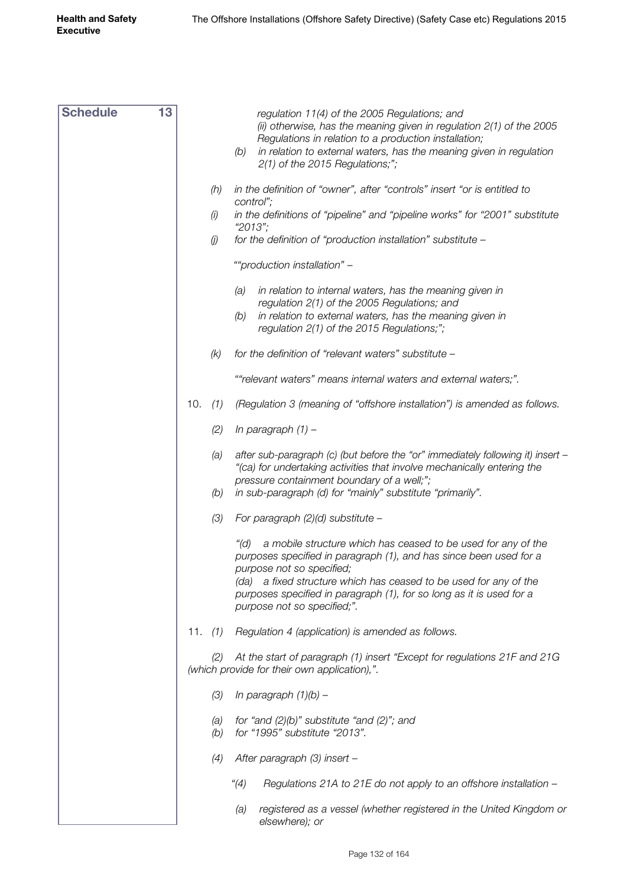**Schedule 13**

*regulation 11(4) of the 2005 Regulations; and*
*(ii) otherwise, has the meaning given in regulation 2(1) of the 2005 Regulations in relation to a production installation;*

*(b) in relation to external waters, has the meaning given in regulation 2(1) of the 2015 Regulations;";*

*(h) in the definition of "owner", after "controls" insert "or is entitled to control";*

*(i) in the definitions of "pipeline" and "pipeline works" for "2001" substitute "2013";*

*(j) for the definition of "production installation" substitute –*

*""production installation" –*

*(a) in relation to internal waters, has the meaning given in regulation 2(1) of the 2005 Regulations; and*

*(b) in relation to external waters, has the meaning given in regulation 2(1) of the 2015 Regulations;";*

*(k) for the definition of "relevant waters" substitute –*

*""relevant waters" means internal waters and external waters;".*

10. *(1) (Regulation 3 (meaning of "offshore installation") is amended as follows.*

*(2) In paragraph (1) –*

*(a) after sub-paragraph (c) (but before the "or" immediately following it) insert – "(ca) for undertaking activities that involve mechanically entering the pressure containment boundary of a well;";*

*(b) in sub-paragraph (d) for "mainly" substitute "primarily".*

*(3) For paragraph (2)(d) substitute –*

*"(d) a mobile structure which has ceased to be used for any of the purposes specified in paragraph (1), and has since been used for a purpose not so specified;*

*(da) a fixed structure which has ceased to be used for any of the purposes specified in paragraph (1), for so long as it is used for a purpose not so specified;".*

11. *(1) Regulation 4 (application) is amended as follows.*

*(2) At the start of paragraph (1) insert "Except for regulations 21F and 21G (which provide for their own application),".*

*(3) In paragraph (1)(b) –*

*(a) for "and (2)(b)" substitute "and (2)"; and*

*(b) for "1995" substitute "2013".*

*(4) After paragraph (3) insert –*

*"(4) Regulations 21A to 21E do not apply to an offshore installation –*

*(a) registered as a vessel (whether registered in the United Kingdom or elsewhere); or*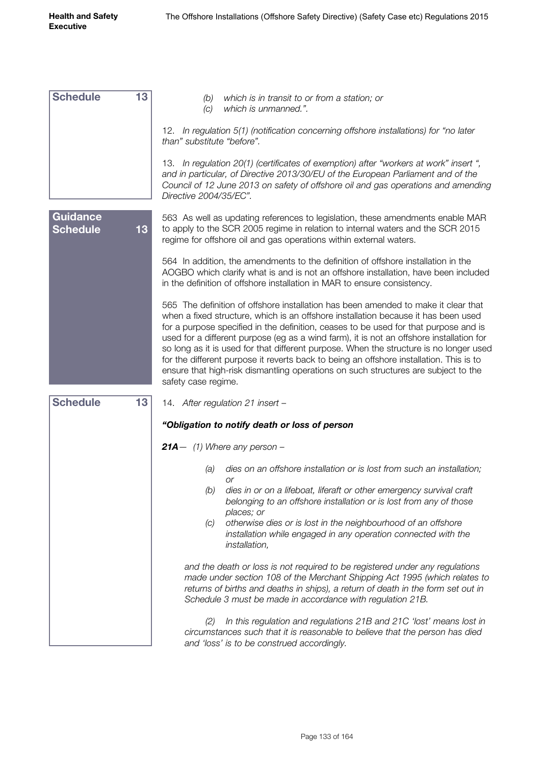**Schedule 13**

*(b) which is in transit to or from a station; or*

*(c) which is unmanned.".*

12. *In regulation 5(1) (notification concerning offshore installations) for "no later than" substitute "before".*

13. *In regulation 20(1) (certificates of exemption) after "workers at work" insert ", and in particular, of Directive 2013/30/EU of the European Parliament and of the Council of 12 June 2013 on safety of offshore oil and gas operations and amending Directive 2004/35/EC".*

**Guidance Schedule 13**

563 As well as updating references to legislation, these amendments enable MAR to apply to the SCR 2005 regime in relation to internal waters and the SCR 2015 regime for offshore oil and gas operations within external waters.

564 In addition, the amendments to the definition of offshore installation in the AOGBO which clarify what is and is not an offshore installation, have been included in the definition of offshore installation in MAR to ensure consistency.

565 The definition of offshore installation has been amended to make it clear that when a fixed structure, which is an offshore installation because it has been used for a purpose specified in the definition, ceases to be used for that purpose and is used for a different purpose (eg as a wind farm), it is not an offshore installation for so long as it is used for that different purpose. When the structure is no longer used for the different purpose it reverts back to being an offshore installation. This is to ensure that high-risk dismantling operations on such structures are subject to the safety case regime.

**Schedule 13**

14. *After regulation 21 insert –*

***"Obligation to notify death or loss of person***

***21A****— (1) Where any person –*

*(a) dies on an offshore installation or is lost from such an installation; or*

*(b) dies in or on a lifeboat, liferaft or other emergency survival craft belonging to an offshore installation or is lost from any of those places; or*

*(c) otherwise dies or is lost in the neighbourhood of an offshore installation while engaged in any operation connected with the installation,*

*and the death or loss is not required to be registered under any regulations made under section 108 of the Merchant Shipping Act 1995 (which relates to returns of births and deaths in ships), a return of death in the form set out in Schedule 3 must be made in accordance with regulation 21B.*

*(2) In this regulation and regulations 21B and 21C 'lost' means lost in circumstances such that it is reasonable to believe that the person has died and 'loss' is to be construed accordingly.*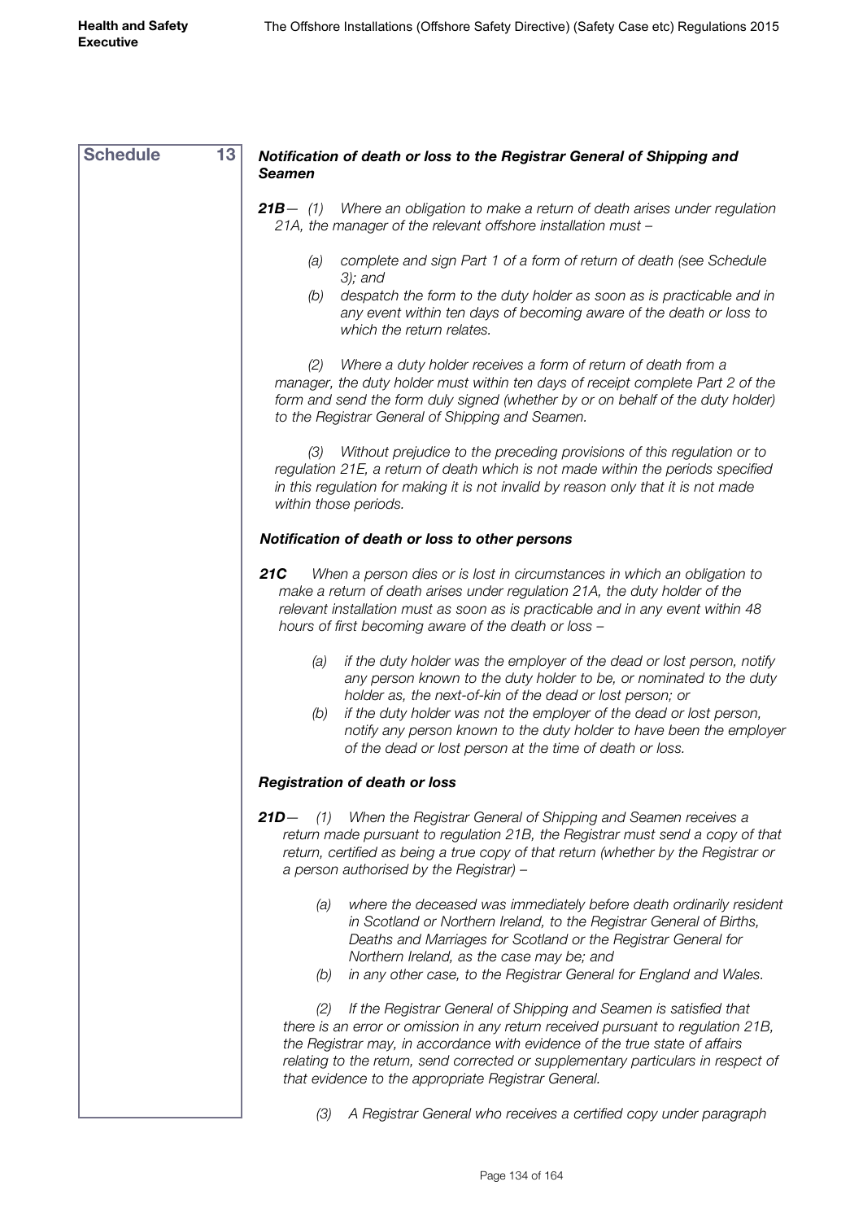**Schedule 13**

***Notification of death or loss to the Registrar General of Shipping and Seamen***

***21B***— *(1) Where an obligation to make a return of death arises under regulation 21A, the manager of the relevant offshore installation must –*

- *(a) complete and sign Part 1 of a form of return of death (see Schedule 3); and*
- *(b) despatch the form to the duty holder as soon as is practicable and in any event within ten days of becoming aware of the death or loss to which the return relates.*

*(2) Where a duty holder receives a form of return of death from a manager, the duty holder must within ten days of receipt complete Part 2 of the form and send the form duly signed (whether by or on behalf of the duty holder) to the Registrar General of Shipping and Seamen.*

*(3) Without prejudice to the preceding provisions of this regulation or to regulation 21E, a return of death which is not made within the periods specified in this regulation for making it is not invalid by reason only that it is not made within those periods.*

***Notification of death or loss to other persons***

***21C*** *When a person dies or is lost in circumstances in which an obligation to make a return of death arises under regulation 21A, the duty holder of the relevant installation must as soon as is practicable and in any event within 48 hours of first becoming aware of the death or loss –*

- *(a) if the duty holder was the employer of the dead or lost person, notify any person known to the duty holder to be, or nominated to the duty holder as, the next-of-kin of the dead or lost person; or*
- *(b) if the duty holder was not the employer of the dead or lost person, notify any person known to the duty holder to have been the employer of the dead or lost person at the time of death or loss.*

***Registration of death or loss***

***21D***— *(1) When the Registrar General of Shipping and Seamen receives a return made pursuant to regulation 21B, the Registrar must send a copy of that return, certified as being a true copy of that return (whether by the Registrar or a person authorised by the Registrar) –*

- *(a) where the deceased was immediately before death ordinarily resident in Scotland or Northern Ireland, to the Registrar General of Births, Deaths and Marriages for Scotland or the Registrar General for Northern Ireland, as the case may be; and*
- *(b) in any other case, to the Registrar General for England and Wales.*

*(2) If the Registrar General of Shipping and Seamen is satisfied that there is an error or omission in any return received pursuant to regulation 21B, the Registrar may, in accordance with evidence of the true state of affairs relating to the return, send corrected or supplementary particulars in respect of that evidence to the appropriate Registrar General.*

*(3) A Registrar General who receives a certified copy under paragraph*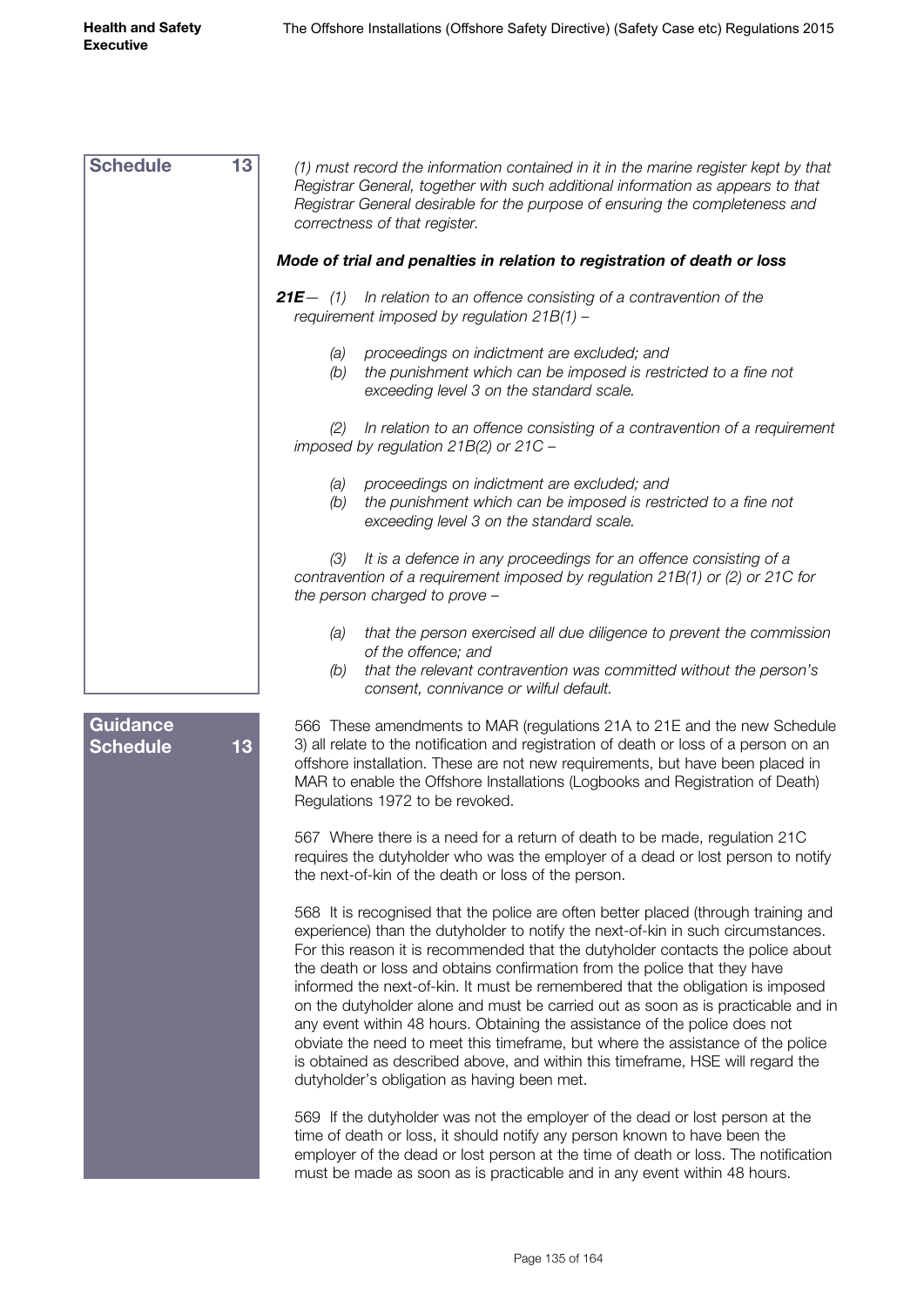**Schedule 13**

*(1) must record the information contained in it in the marine register kept by that Registrar General, together with such additional information as appears to that Registrar General desirable for the purpose of ensuring the completeness and correctness of that register.*

***Mode of trial and penalties in relation to registration of death or loss***

***21E****— (1) In relation to an offence consisting of a contravention of the requirement imposed by regulation 21B(1) –*

*(a) proceedings on indictment are excluded; and*
*(b) the punishment which can be imposed is restricted to a fine not exceeding level 3 on the standard scale.*

*(2) In relation to an offence consisting of a contravention of a requirement imposed by regulation 21B(2) or 21C –*

*(a) proceedings on indictment are excluded; and*
*(b) the punishment which can be imposed is restricted to a fine not exceeding level 3 on the standard scale.*

*(3) It is a defence in any proceedings for an offence consisting of a contravention of a requirement imposed by regulation 21B(1) or (2) or 21C for the person charged to prove –*

*(a) that the person exercised all due diligence to prevent the commission of the offence; and*
*(b) that the relevant contravention was committed without the person's consent, connivance or wilful default.*

**Guidance Schedule 13**

566 These amendments to MAR (regulations 21A to 21E and the new Schedule 3) all relate to the notification and registration of death or loss of a person on an offshore installation. These are not new requirements, but have been placed in MAR to enable the Offshore Installations (Logbooks and Registration of Death) Regulations 1972 to be revoked.

567 Where there is a need for a return of death to be made, regulation 21C requires the dutyholder who was the employer of a dead or lost person to notify the next-of-kin of the death or loss of the person.

568 It is recognised that the police are often better placed (through training and experience) than the dutyholder to notify the next-of-kin in such circumstances. For this reason it is recommended that the dutyholder contacts the police about the death or loss and obtains confirmation from the police that they have informed the next-of-kin. It must be remembered that the obligation is imposed on the dutyholder alone and must be carried out as soon as is practicable and in any event within 48 hours. Obtaining the assistance of the police does not obviate the need to meet this timeframe, but where the assistance of the police is obtained as described above, and within this timeframe, HSE will regard the dutyholder's obligation as having been met.

569 If the dutyholder was not the employer of the dead or lost person at the time of death or loss, it should notify any person known to have been the employer of the dead or lost person at the time of death or loss. The notification must be made as soon as is practicable and in any event within 48 hours.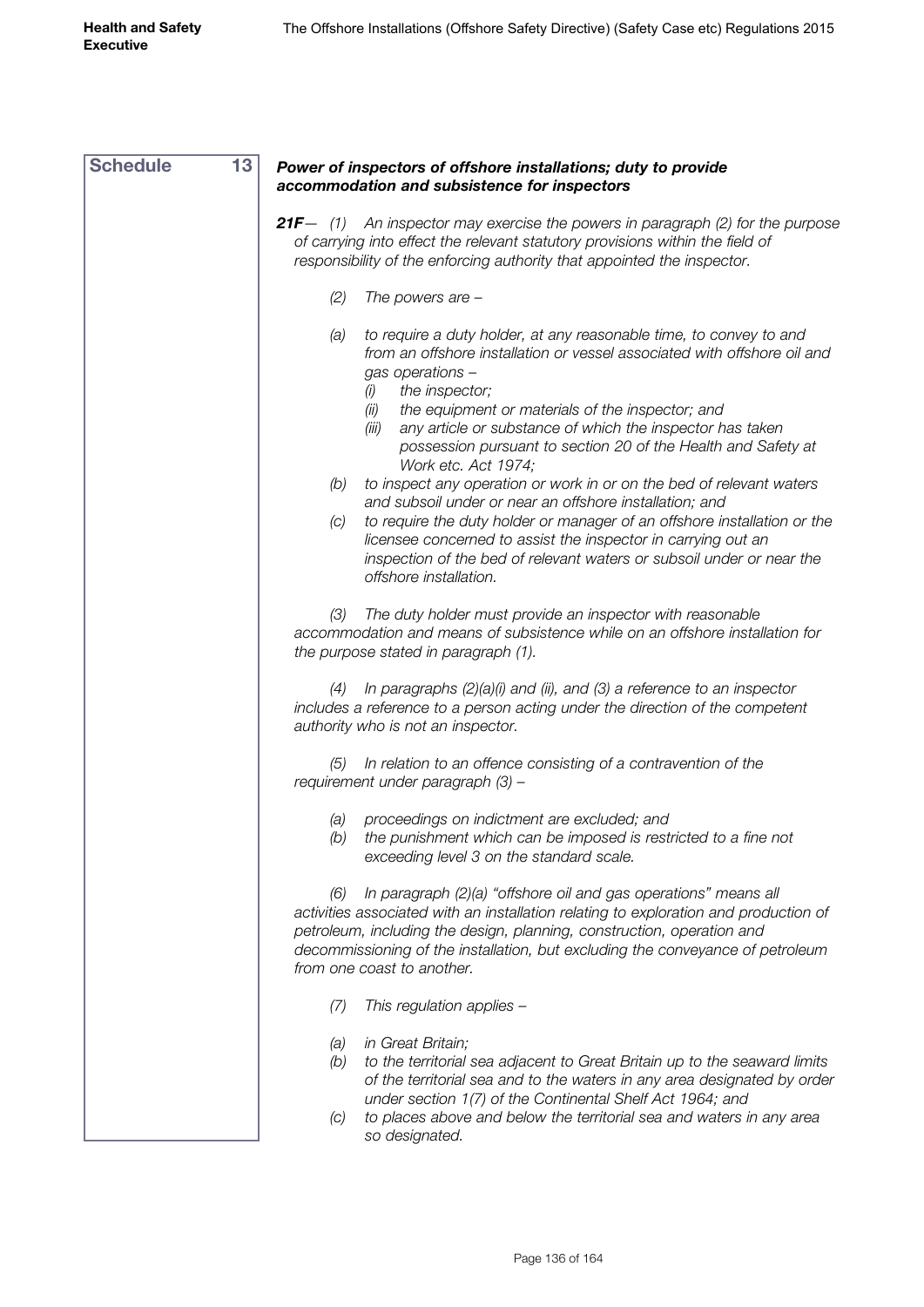**Schedule 13**

***Power of inspectors of offshore installations; duty to provide accommodation and subsistence for inspectors***

***21F****— (1) An inspector may exercise the powers in paragraph (2) for the purpose of carrying into effect the relevant statutory provisions within the field of responsibility of the enforcing authority that appointed the inspector.*

*(2) The powers are –*

*(a) to require a duty holder, at any reasonable time, to convey to and from an offshore installation or vessel associated with offshore oil and gas operations –*

*(i) the inspector;*

*(ii) the equipment or materials of the inspector; and*

*(iii) any article or substance of which the inspector has taken possession pursuant to section 20 of the Health and Safety at Work etc. Act 1974;*

*(b) to inspect any operation or work in or on the bed of relevant waters and subsoil under or near an offshore installation; and*

*(c) to require the duty holder or manager of an offshore installation or the licensee concerned to assist the inspector in carrying out an inspection of the bed of relevant waters or subsoil under or near the offshore installation.*

*(3) The duty holder must provide an inspector with reasonable accommodation and means of subsistence while on an offshore installation for the purpose stated in paragraph (1).*

*(4) In paragraphs (2)(a)(i) and (ii), and (3) a reference to an inspector includes a reference to a person acting under the direction of the competent authority who is not an inspector.*

*(5) In relation to an offence consisting of a contravention of the requirement under paragraph (3) –*

*(a) proceedings on indictment are excluded; and*

*(b) the punishment which can be imposed is restricted to a fine not exceeding level 3 on the standard scale.*

*(6) In paragraph (2)(a) "offshore oil and gas operations" means all activities associated with an installation relating to exploration and production of petroleum, including the design, planning, construction, operation and decommissioning of the installation, but excluding the conveyance of petroleum from one coast to another.*

*(7) This regulation applies –*

*(a) in Great Britain;*

*(b) to the territorial sea adjacent to Great Britain up to the seaward limits of the territorial sea and to the waters in any area designated by order under section 1(7) of the Continental Shelf Act 1964; and*

*(c) to places above and below the territorial sea and waters in any area so designated.*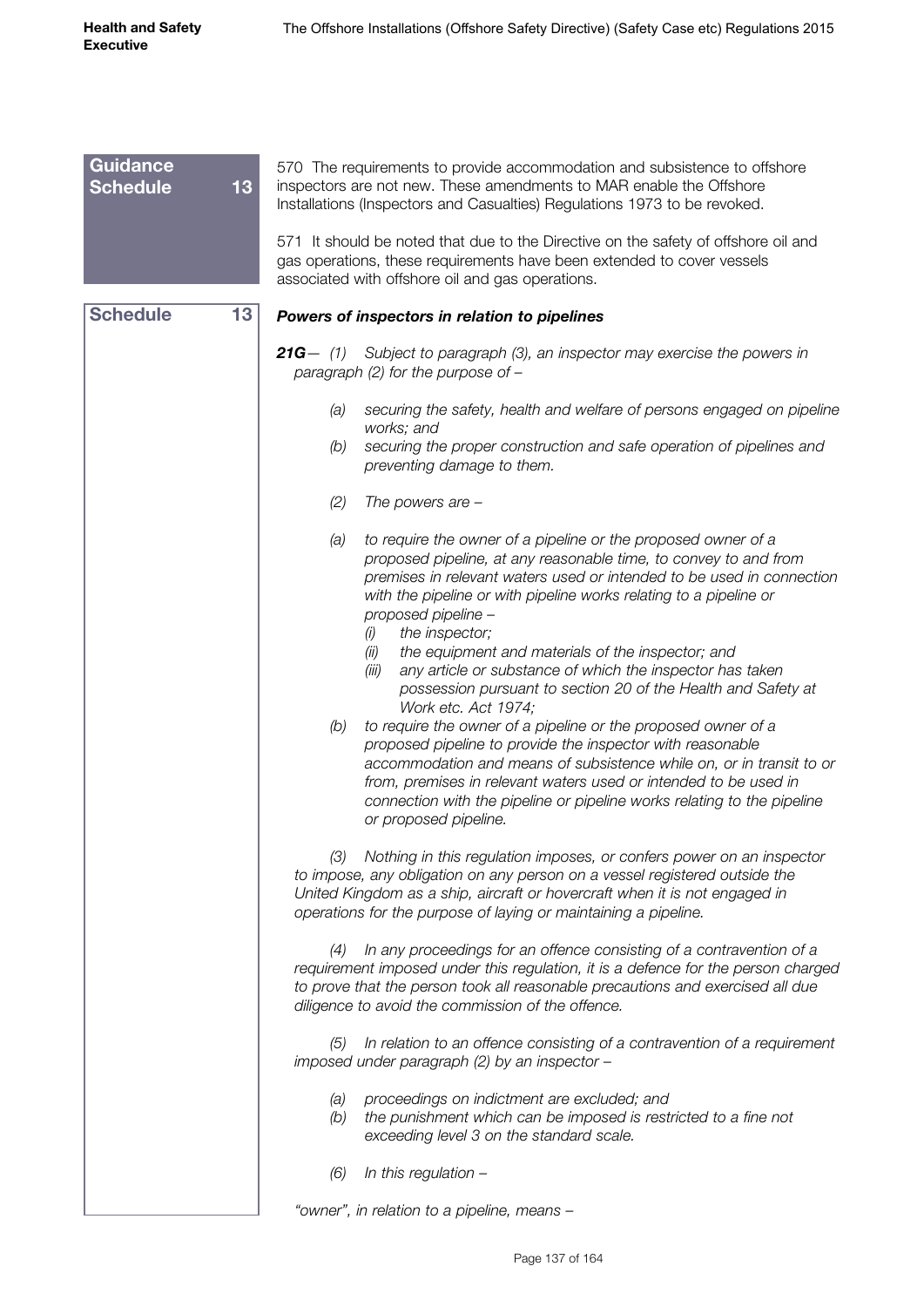**Guidance Schedule 13**

570 The requirements to provide accommodation and subsistence to offshore inspectors are not new. These amendments to MAR enable the Offshore Installations (Inspectors and Casualties) Regulations 1973 to be revoked.

571 It should be noted that due to the Directive on the safety of offshore oil and gas operations, these requirements have been extended to cover vessels associated with offshore oil and gas operations.

**Schedule 13**

***Powers of inspectors in relation to pipelines***

***21G****— (1) Subject to paragraph (3), an inspector may exercise the powers in paragraph (2) for the purpose of –*

*(a) securing the safety, health and welfare of persons engaged on pipeline works; and*

*(b) securing the proper construction and safe operation of pipelines and preventing damage to them.*

*(2) The powers are –*

*(a) to require the owner of a pipeline or the proposed owner of a proposed pipeline, at any reasonable time, to convey to and from premises in relevant waters used or intended to be used in connection with the pipeline or with pipeline works relating to a pipeline or proposed pipeline –*

*(i) the inspector;*

*(ii) the equipment and materials of the inspector; and*

*(iii) any article or substance of which the inspector has taken possession pursuant to section 20 of the Health and Safety at Work etc. Act 1974;*

*(b) to require the owner of a pipeline or the proposed owner of a proposed pipeline to provide the inspector with reasonable accommodation and means of subsistence while on, or in transit to or from, premises in relevant waters used or intended to be used in connection with the pipeline or pipeline works relating to the pipeline or proposed pipeline.*

*(3) Nothing in this regulation imposes, or confers power on an inspector to impose, any obligation on any person on a vessel registered outside the United Kingdom as a ship, aircraft or hovercraft when it is not engaged in operations for the purpose of laying or maintaining a pipeline.*

*(4) In any proceedings for an offence consisting of a contravention of a requirement imposed under this regulation, it is a defence for the person charged to prove that the person took all reasonable precautions and exercised all due diligence to avoid the commission of the offence.*

*(5) In relation to an offence consisting of a contravention of a requirement imposed under paragraph (2) by an inspector –*

*(a) proceedings on indictment are excluded; and*

*(b) the punishment which can be imposed is restricted to a fine not exceeding level 3 on the standard scale.*

*(6) In this regulation –*

*"owner", in relation to a pipeline, means –*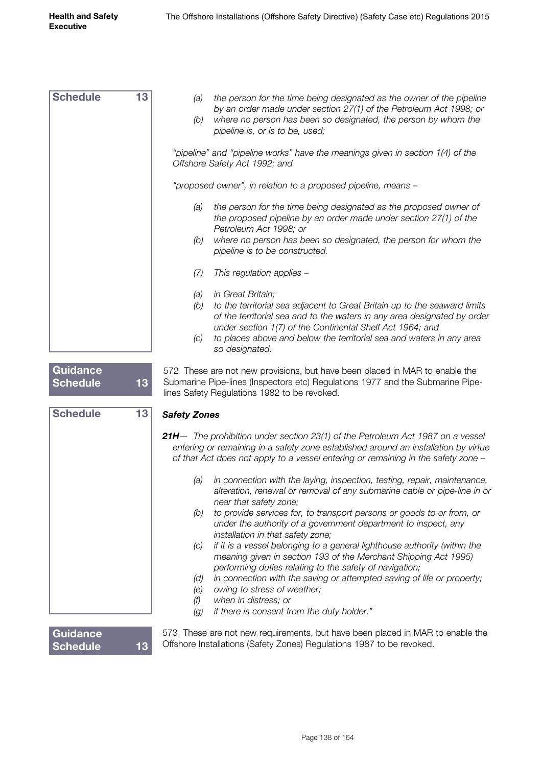**Schedule 13**

*(a) the person for the time being designated as the owner of the pipeline by an order made under section 27(1) of the Petroleum Act 1998; or*

*(b) where no person has been so designated, the person by whom the pipeline is, or is to be, used;*

*"pipeline" and "pipeline works" have the meanings given in section 1(4) of the Offshore Safety Act 1992; and*

*"proposed owner", in relation to a proposed pipeline, means –*

*(a) the person for the time being designated as the proposed owner of the proposed pipeline by an order made under section 27(1) of the Petroleum Act 1998; or*

*(b) where no person has been so designated, the person for whom the pipeline is to be constructed.*

*(7) This regulation applies –*

*(a) in Great Britain;*

*(b) to the territorial sea adjacent to Great Britain up to the seaward limits of the territorial sea and to the waters in any area designated by order under section 1(7) of the Continental Shelf Act 1964; and*

*(c) to places above and below the territorial sea and waters in any area so designated.*

**Guidance Schedule 13**

572 These are not new provisions, but have been placed in MAR to enable the Submarine Pipe-lines (Inspectors etc) Regulations 1977 and the Submarine Pipe-lines Safety Regulations 1982 to be revoked.

**Schedule 13**

***Safety Zones***

***21H***— *The prohibition under section 23(1) of the Petroleum Act 1987 on a vessel entering or remaining in a safety zone established around an installation by virtue of that Act does not apply to a vessel entering or remaining in the safety zone –*

*(a) in connection with the laying, inspection, testing, repair, maintenance, alteration, renewal or removal of any submarine cable or pipe-line in or near that safety zone;*

*(b) to provide services for, to transport persons or goods to or from, or under the authority of a government department to inspect, any installation in that safety zone;*

*(c) if it is a vessel belonging to a general lighthouse authority (within the meaning given in section 193 of the Merchant Shipping Act 1995) performing duties relating to the safety of navigation;*

*(d) in connection with the saving or attempted saving of life or property;*

*(e) owing to stress of weather;*

*(f) when in distress; or*

*(g) if there is consent from the duty holder."*

**Guidance Schedule 13**

573 These are not new requirements, but have been placed in MAR to enable the Offshore Installations (Safety Zones) Regulations 1987 to be revoked.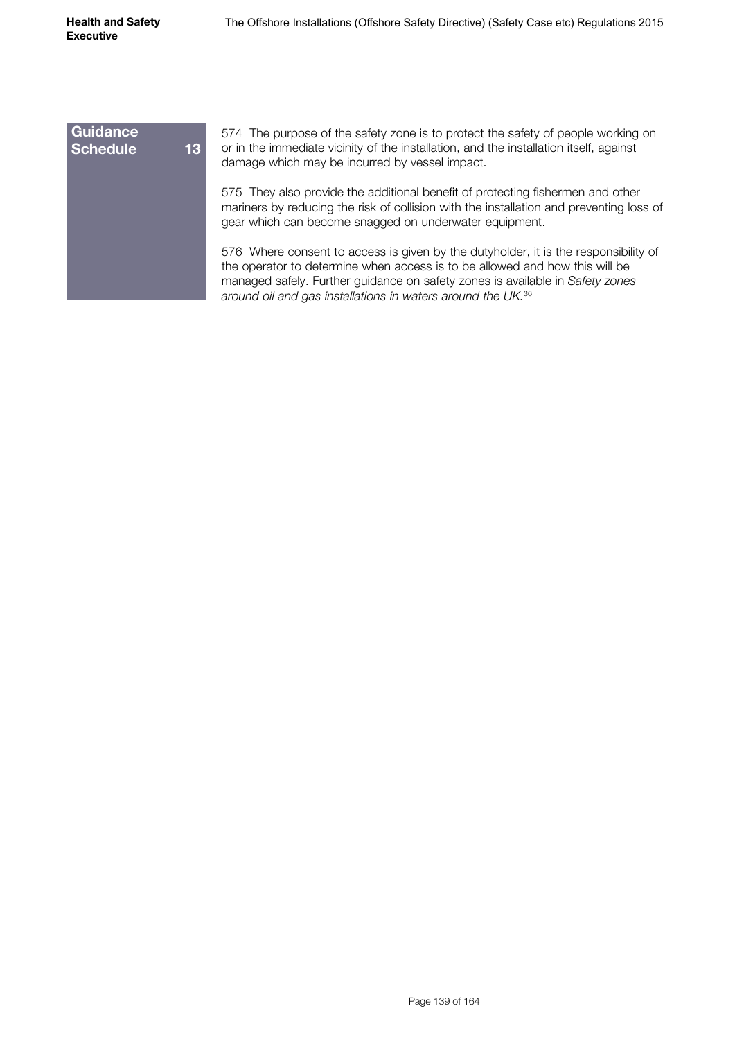**Guidance Schedule 13**

574 The purpose of the safety zone is to protect the safety of people working on or in the immediate vicinity of the installation, and the installation itself, against damage which may be incurred by vessel impact.

575 They also provide the additional benefit of protecting fishermen and other mariners by reducing the risk of collision with the installation and preventing loss of gear which can become snagged on underwater equipment.

576 Where consent to access is given by the dutyholder, it is the responsibility of the operator to determine when access is to be allowed and how this will be managed safely. Further guidance on safety zones is available in *Safety zones around oil and gas installations in waters around the UK.*[36]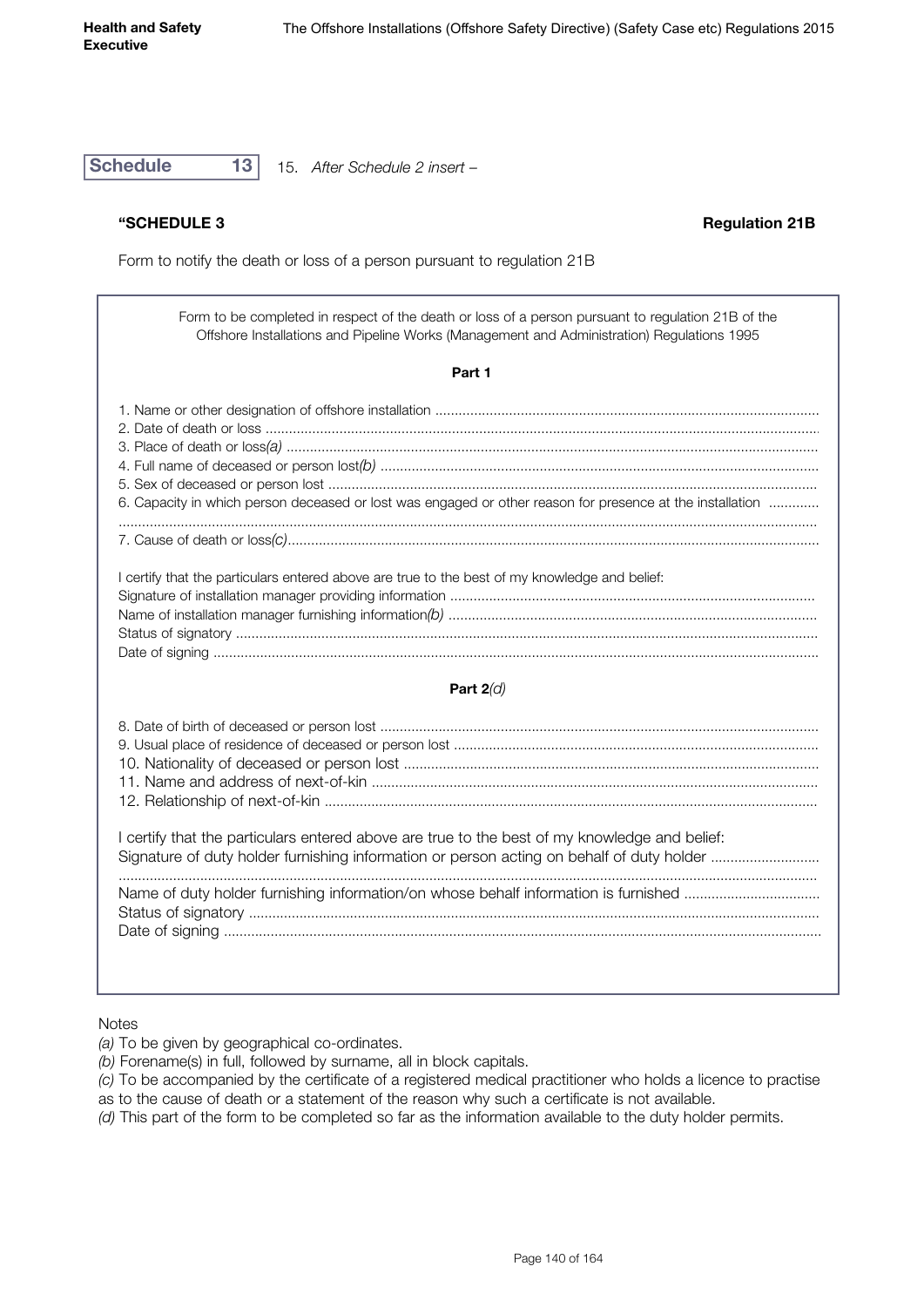**Schedule 13**

15. *After Schedule 2 insert –*

**"SCHEDULE 3** **Regulation 21B**

Form to notify the death or loss of a person pursuant to regulation 21B

Form to be completed in respect of the death or loss of a person pursuant to regulation 21B of the Offshore Installations and Pipeline Works (Management and Administration) Regulations 1995

**Part 1**

1. Name or other designation of offshore installation ..................................................................................................
2. Date of death or loss ..............................................................................................................................................
3. Place of death or loss*(a)* ........................................................................................................................................
4. Full name of deceased or person lost*(b)* ..............................................................................................................
5. Sex of deceased or person lost ............................................................................................................................
6. Capacity in which person deceased or lost was engaged or other reason for presence at the installation ............
..............................................................................................................................................................................
7. Cause of death or loss*(c)*........................................................................................................................................

I certify that the particulars entered above are true to the best of my knowledge and belief:
Signature of installation manager providing information ............................................................................................
Name of installation manager furnishing information*(b)* .............................................................................................
Status of signatory ....................................................................................................................................................
Date of signing .........................................................................................................................................................

**Part 2***(d)*

8. Date of birth of deceased or person lost ................................................................................................................
9. Usual place of residence of deceased or person lost ............................................................................................
10. Nationality of deceased or person lost .................................................................................................................
11. Name and address of next-of-kin ........................................................................................................................
12. Relationship of next-of-kin ...................................................................................................................................

I certify that the particulars entered above are true to the best of my knowledge and belief:
Signature of duty holder furnishing information or person acting on behalf of duty holder ...........................
..............................................................................................................................................................................
Name of duty holder furnishing information/on whose behalf information is furnished ..................................
Status of signatory ...................................................................................................................................................
Date of signing .........................................................................................................................................................

Notes

*(a)* To be given by geographical co-ordinates.

*(b)* Forename(s) in full, followed by surname, all in block capitals.

*(c)* To be accompanied by the certificate of a registered medical practitioner who holds a licence to practise as to the cause of death or a statement of the reason why such a certificate is not available.

*(d)* This part of the form to be completed so far as the information available to the duty holder permits.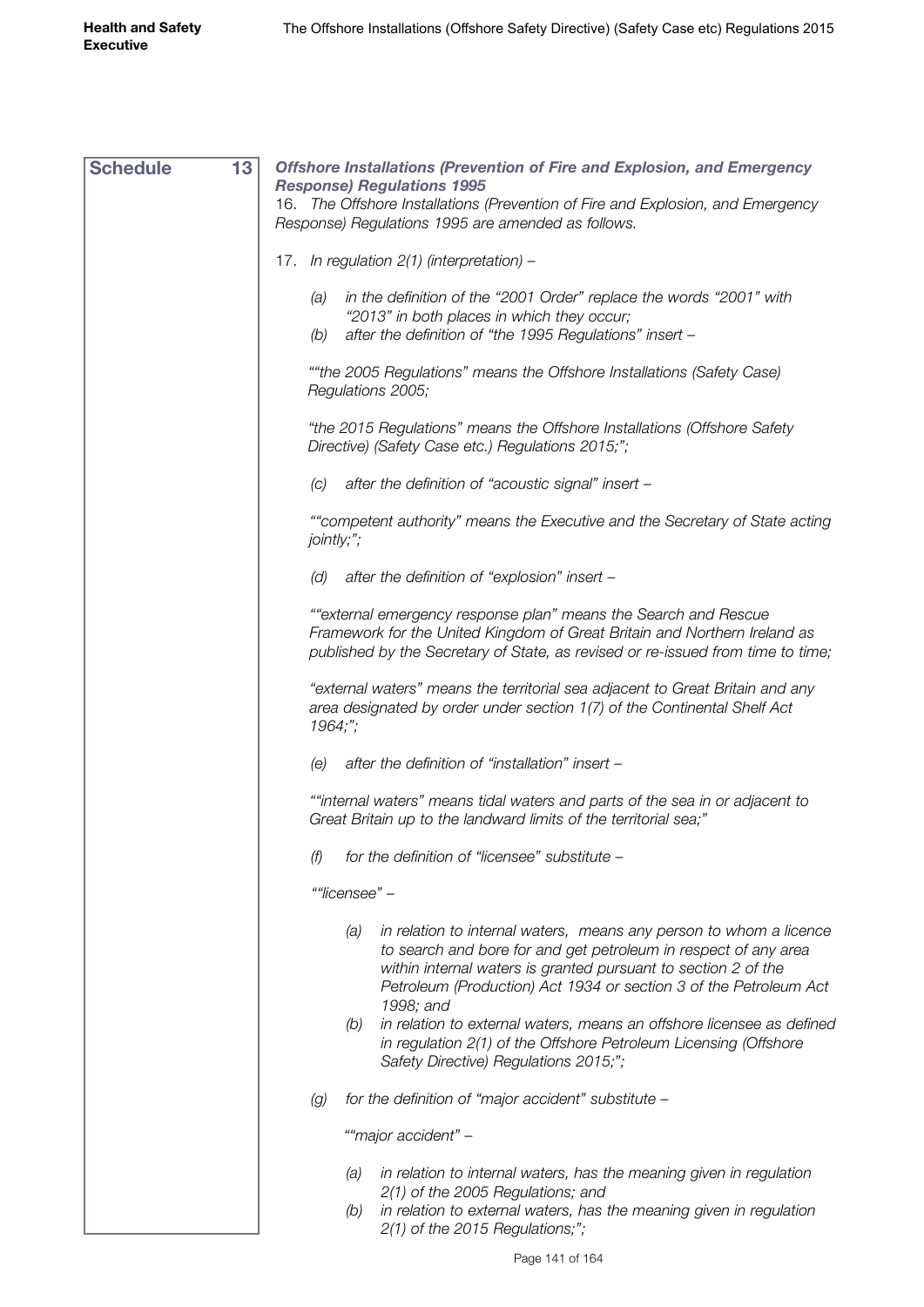**Schedule 13**

***Offshore Installations (Prevention of Fire and Explosion, and Emergency Response) Regulations 1995***

16. *The Offshore Installations (Prevention of Fire and Explosion, and Emergency Response) Regulations 1995 are amended as follows.*

17. *In regulation 2(1) (interpretation) –*

(a) *in the definition of the "2001 Order" replace the words "2001" with "2013" in both places in which they occur;*

(b) *after the definition of "the 1995 Regulations" insert –*

*""the 2005 Regulations" means the Offshore Installations (Safety Case) Regulations 2005;*

*"the 2015 Regulations" means the Offshore Installations (Offshore Safety Directive) (Safety Case etc.) Regulations 2015;";*

(c) *after the definition of "acoustic signal" insert –*

*""competent authority" means the Executive and the Secretary of State acting jointly;";*

(d) *after the definition of "explosion" insert –*

*""external emergency response plan" means the Search and Rescue Framework for the United Kingdom of Great Britain and Northern Ireland as published by the Secretary of State, as revised or re-issued from time to time;*

*"external waters" means the territorial sea adjacent to Great Britain and any area designated by order under section 1(7) of the Continental Shelf Act 1964;";*

(e) *after the definition of "installation" insert –*

*""internal waters" means tidal waters and parts of the sea in or adjacent to Great Britain up to the landward limits of the territorial sea;"*

(f) *for the definition of "licensee" substitute –*

*""licensee" –*

(a) *in relation to internal waters, means any person to whom a licence to search and bore for and get petroleum in respect of any area within internal waters is granted pursuant to section 2 of the Petroleum (Production) Act 1934 or section 3 of the Petroleum Act 1998; and*

(b) *in relation to external waters, means an offshore licensee as defined in regulation 2(1) of the Offshore Petroleum Licensing (Offshore Safety Directive) Regulations 2015;";*

(g) *for the definition of "major accident" substitute –*

*""major accident" –*

(a) *in relation to internal waters, has the meaning given in regulation 2(1) of the 2005 Regulations; and*

(b) *in relation to external waters, has the meaning given in regulation 2(1) of the 2015 Regulations;";*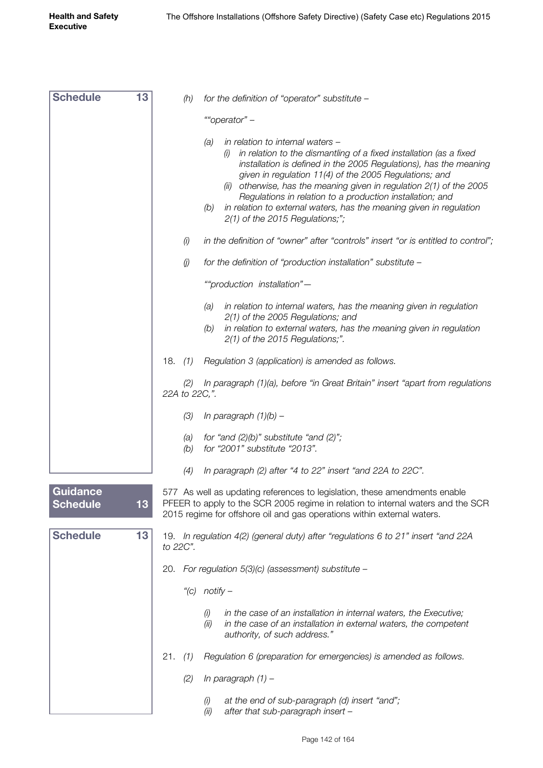**Schedule 13**

*(h) for the definition of "operator" substitute –*

*""operator" –*

*(a) in relation to internal waters –*
*(i) in relation to the dismantling of a fixed installation (as a fixed installation is defined in the 2005 Regulations), has the meaning given in regulation 11(4) of the 2005 Regulations; and*
*(ii) otherwise, has the meaning given in regulation 2(1) of the 2005 Regulations in relation to a production installation; and*
*(b) in relation to external waters, has the meaning given in regulation 2(1) of the 2015 Regulations;";*

*(i) in the definition of "owner" after "controls" insert "or is entitled to control";*

*(j) for the definition of "production installation" substitute –*

*""production installation"—*

*(a) in relation to internal waters, has the meaning given in regulation 2(1) of the 2005 Regulations; and*
*(b) in relation to external waters, has the meaning given in regulation 2(1) of the 2015 Regulations;".*

18. *(1) Regulation 3 (application) is amended as follows.*

*(2) In paragraph (1)(a), before "in Great Britain" insert "apart from regulations 22A to 22C,".*

*(3) In paragraph (1)(b) –*

*(a) for "and (2)(b)" substitute "and (2)";*
*(b) for "2001" substitute "2013".*

*(4) In paragraph (2) after "4 to 22" insert "and 22A to 22C".*

**Guidance Schedule 13**

577 As well as updating references to legislation, these amendments enable PFEER to apply to the SCR 2005 regime in relation to internal waters and the SCR 2015 regime for offshore oil and gas operations within external waters.

**Schedule 13**

19. *In regulation 4(2) (general duty) after "regulations 6 to 21" insert "and 22A to 22C".*

20. *For regulation 5(3)(c) (assessment) substitute –*

*"(c) notify –*

*(i) in the case of an installation in internal waters, the Executive;*
*(ii) in the case of an installation in external waters, the competent authority, of such address."*

21. *(1) Regulation 6 (preparation for emergencies) is amended as follows.*

*(2) In paragraph (1) –*

*(i) at the end of sub-paragraph (d) insert "and";*
*(ii) after that sub-paragraph insert –*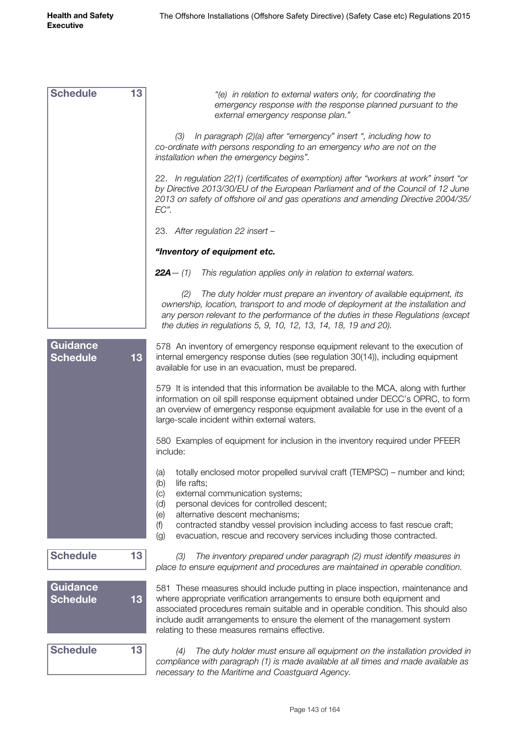**Schedule 13**

*"(e) in relation to external waters only, for coordinating the emergency response with the response planned pursuant to the external emergency response plan."*

*(3) In paragraph (2)(a) after "emergency" insert ", including how to co-ordinate with persons responding to an emergency who are not on the installation when the emergency begins".*

*22. In regulation 22(1) (certificates of exemption) after "workers at work" insert "or by Directive 2013/30/EU of the European Parliament and of the Council of 12 June 2013 on safety of offshore oil and gas operations and amending Directive 2004/35/EC".*

*23. After regulation 22 insert –*

***"Inventory of equipment etc.***

***22A****— (1) This regulation applies only in relation to external waters.*

*(2) The duty holder must prepare an inventory of available equipment, its ownership, location, transport to and mode of deployment at the installation and any person relevant to the performance of the duties in these Regulations (except the duties in regulations 5, 9, 10, 12, 13, 14, 18, 19 and 20).*

**Guidance Schedule 13**

578 An inventory of emergency response equipment relevant to the execution of internal emergency response duties (see regulation 30(14)), including equipment available for use in an evacuation, must be prepared.

579 It is intended that this information be available to the MCA, along with further information on oil spill response equipment obtained under DECC's OPRC, to form an overview of emergency response equipment available for use in the event of a large-scale incident within external waters.

580 Examples of equipment for inclusion in the inventory required under PFEER include:

(a) totally enclosed motor propelled survival craft (TEMPSC) – number and kind;
(b) life rafts;
(c) external communication systems;
(d) personal devices for controlled descent;
(e) alternative descent mechanisms;
(f) contracted standby vessel provision including access to fast rescue craft;
(g) evacuation, rescue and recovery services including those contracted.

**Schedule 13**

*(3) The inventory prepared under paragraph (2) must identify measures in place to ensure equipment and procedures are maintained in operable condition.*

**Guidance Schedule 13**

581 These measures should include putting in place inspection, maintenance and where appropriate verification arrangements to ensure both equipment and associated procedures remain suitable and in operable condition. This should also include audit arrangements to ensure the element of the management system relating to these measures remains effective.

**Schedule 13**

*(4) The duty holder must ensure all equipment on the installation provided in compliance with paragraph (1) is made available at all times and made available as necessary to the Maritime and Coastguard Agency.*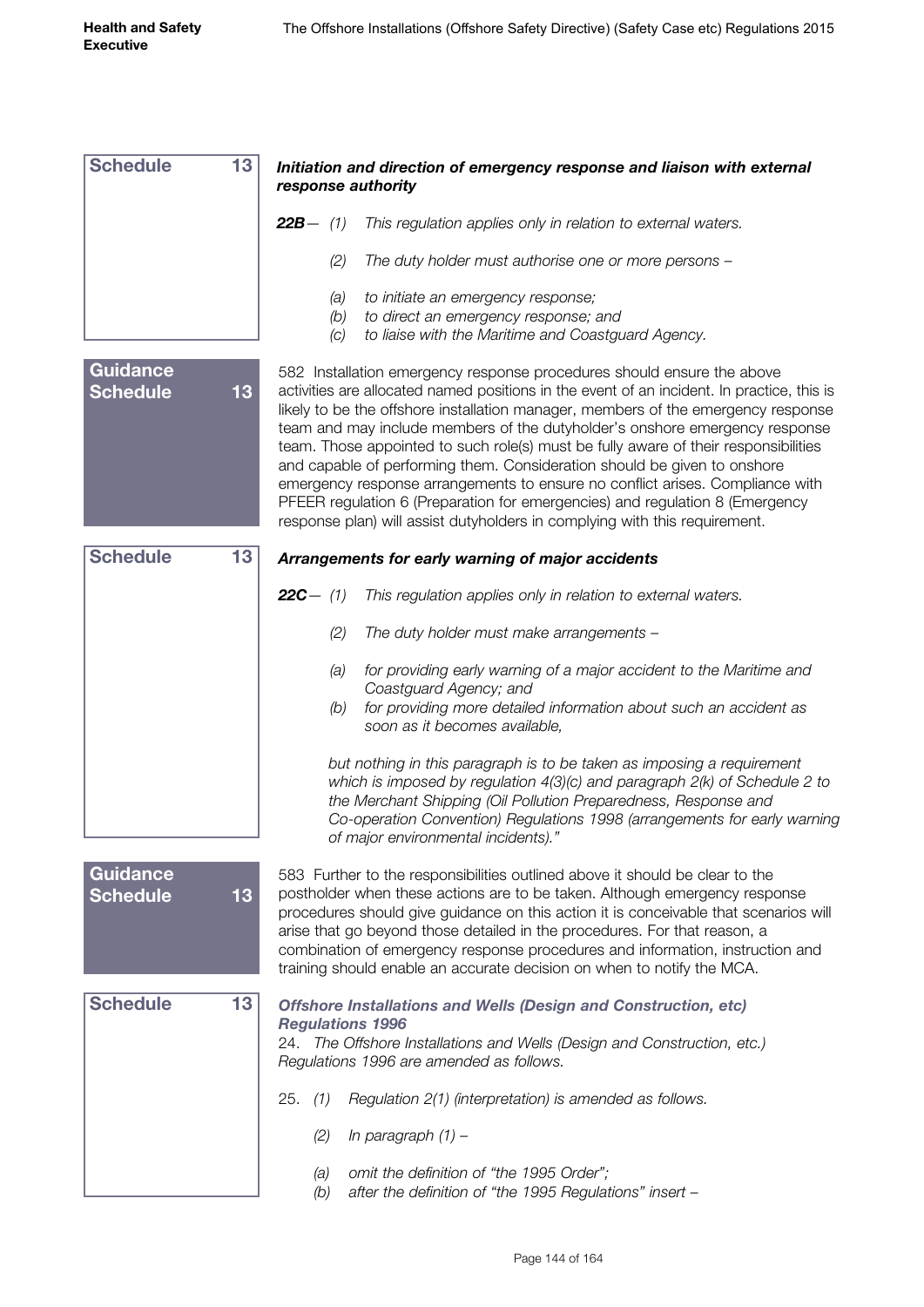**Schedule 13**

***Initiation and direction of emergency response and liaison with external response authority***

***22B***— *(1) This regulation applies only in relation to external waters.*

*(2) The duty holder must authorise one or more persons –*

*(a) to initiate an emergency response;*
*(b) to direct an emergency response; and*
*(c) to liaise with the Maritime and Coastguard Agency.*

**Guidance Schedule 13**

582 Installation emergency response procedures should ensure the above activities are allocated named positions in the event of an incident. In practice, this is likely to be the offshore installation manager, members of the emergency response team and may include members of the dutyholder's onshore emergency response team. Those appointed to such role(s) must be fully aware of their responsibilities and capable of performing them. Consideration should be given to onshore emergency response arrangements to ensure no conflict arises. Compliance with PFEER regulation 6 (Preparation for emergencies) and regulation 8 (Emergency response plan) will assist dutyholders in complying with this requirement.

**Schedule 13**

***Arrangements for early warning of major accidents***

***22C***— *(1) This regulation applies only in relation to external waters.*

*(2) The duty holder must make arrangements –*

*(a) for providing early warning of a major accident to the Maritime and Coastguard Agency; and*
*(b) for providing more detailed information about such an accident as soon as it becomes available,*

*but nothing in this paragraph is to be taken as imposing a requirement which is imposed by regulation 4(3)(c) and paragraph 2(k) of Schedule 2 to the Merchant Shipping (Oil Pollution Preparedness, Response and Co-operation Convention) Regulations 1998 (arrangements for early warning of major environmental incidents)."*

**Guidance Schedule 13**

583 Further to the responsibilities outlined above it should be clear to the postholder when these actions are to be taken. Although emergency response procedures should give guidance on this action it is conceivable that scenarios will arise that go beyond those detailed in the procedures. For that reason, a combination of emergency response procedures and information, instruction and training should enable an accurate decision on when to notify the MCA.

**Schedule 13**

***Offshore Installations and Wells (Design and Construction, etc) Regulations 1996***

24. *The Offshore Installations and Wells (Design and Construction, etc.) Regulations 1996 are amended as follows.*

25. *(1) Regulation 2(1) (interpretation) is amended as follows.*

*(2) In paragraph (1) –*

*(a) omit the definition of "the 1995 Order";*
*(b) after the definition of "the 1995 Regulations" insert –*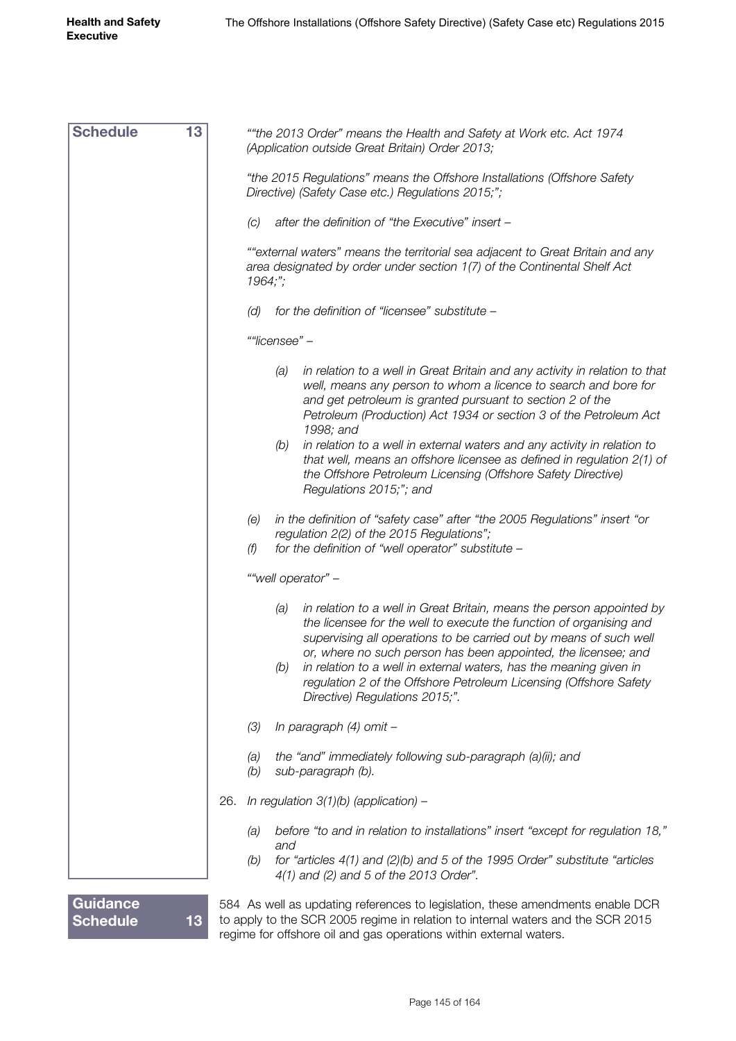**Schedule 13**

*""the 2013 Order" means the Health and Safety at Work etc. Act 1974 (Application outside Great Britain) Order 2013;*

*"the 2015 Regulations" means the Offshore Installations (Offshore Safety Directive) (Safety Case etc.) Regulations 2015;";*

*(c) after the definition of "the Executive" insert –*

*""external waters" means the territorial sea adjacent to Great Britain and any area designated by order under section 1(7) of the Continental Shelf Act 1964;";*

*(d) for the definition of "licensee" substitute –*

*""licensee" –*

> *(a) in relation to a well in Great Britain and any activity in relation to that well, means any person to whom a licence to search and bore for and get petroleum is granted pursuant to section 2 of the Petroleum (Production) Act 1934 or section 3 of the Petroleum Act 1998; and*
>
> *(b) in relation to a well in external waters and any activity in relation to that well, means an offshore licensee as defined in regulation 2(1) of the Offshore Petroleum Licensing (Offshore Safety Directive) Regulations 2015;"; and*

*(e) in the definition of "safety case" after "the 2005 Regulations" insert "or regulation 2(2) of the 2015 Regulations";*

*(f) for the definition of "well operator" substitute –*

*""well operator" –*

> *(a) in relation to a well in Great Britain, means the person appointed by the licensee for the well to execute the function of organising and supervising all operations to be carried out by means of such well or, where no such person has been appointed, the licensee; and*
>
> *(b) in relation to a well in external waters, has the meaning given in regulation 2 of the Offshore Petroleum Licensing (Offshore Safety Directive) Regulations 2015;".*

*(3) In paragraph (4) omit –*

*(a) the "and" immediately following sub-paragraph (a)(ii); and*

*(b) sub-paragraph (b).*

26. *In regulation 3(1)(b) (application) –*

*(a) before "to and in relation to installations" insert "except for regulation 18," and*

*(b) for "articles 4(1) and (2)(b) and 5 of the 1995 Order" substitute "articles 4(1) and (2) and 5 of the 2013 Order".*

**Guidance Schedule 13**

584 As well as updating references to legislation, these amendments enable DCR to apply to the SCR 2005 regime in relation to internal waters and the SCR 2015 regime for offshore oil and gas operations within external waters.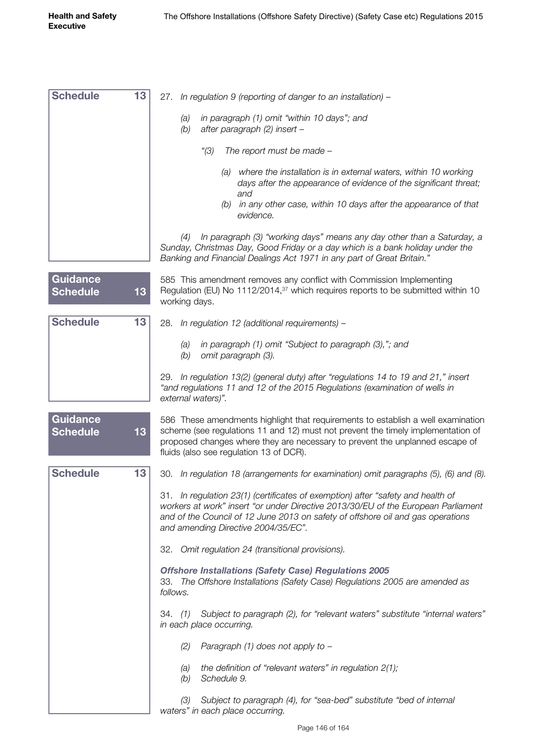**Schedule 13**

27. *In regulation 9 (reporting of danger to an installation) –*

- (a) *in paragraph (1) omit "within 10 days"; and*
- (b) *after paragraph (2) insert –*

  *"(3) The report must be made –*

  - *(a) where the installation is in external waters, within 10 working days after the appearance of evidence of the significant threat; and*
  - *(b) in any other case, within 10 days after the appearance of that evidence.*

  *(4) In paragraph (3) "working days" means any day other than a Saturday, a Sunday, Christmas Day, Good Friday or a day which is a bank holiday under the Banking and Financial Dealings Act 1971 in any part of Great Britain."*

**Guidance Schedule 13**

585 This amendment removes any conflict with Commission Implementing Regulation (EU) No 1112/2014,[37] which requires reports to be submitted within 10 working days.

**Schedule 13**

28. *In regulation 12 (additional requirements) –*

- (a) *in paragraph (1) omit "Subject to paragraph (3),"; and*
- (b) *omit paragraph (3).*

29. *In regulation 13(2) (general duty) after "regulations 14 to 19 and 21," insert "and regulations 11 and 12 of the 2015 Regulations (examination of wells in external waters)".*

**Guidance Schedule 13**

586 These amendments highlight that requirements to establish a well examination scheme (see regulations 11 and 12) must not prevent the timely implementation of proposed changes where they are necessary to prevent the unplanned escape of fluids (also see regulation 13 of DCR).

**Schedule 13**

30. *In regulation 18 (arrangements for examination) omit paragraphs (5), (6) and (8).*

31. *In regulation 23(1) (certificates of exemption) after "safety and health of workers at work" insert "or under Directive 2013/30/EU of the European Parliament and of the Council of 12 June 2013 on safety of offshore oil and gas operations and amending Directive 2004/35/EC".*

32. *Omit regulation 24 (transitional provisions).*

***Offshore Installations (Safety Case) Regulations 2005***

33. *The Offshore Installations (Safety Case) Regulations 2005 are amended as follows.*

34. *(1) Subject to paragraph (2), for "relevant waters" substitute "internal waters" in each place occurring.*

*(2) Paragraph (1) does not apply to –*

- (a) *the definition of "relevant waters" in regulation 2(1);*
- (b) *Schedule 9.*

*(3) Subject to paragraph (4), for "sea-bed" substitute "bed of internal waters" in each place occurring.*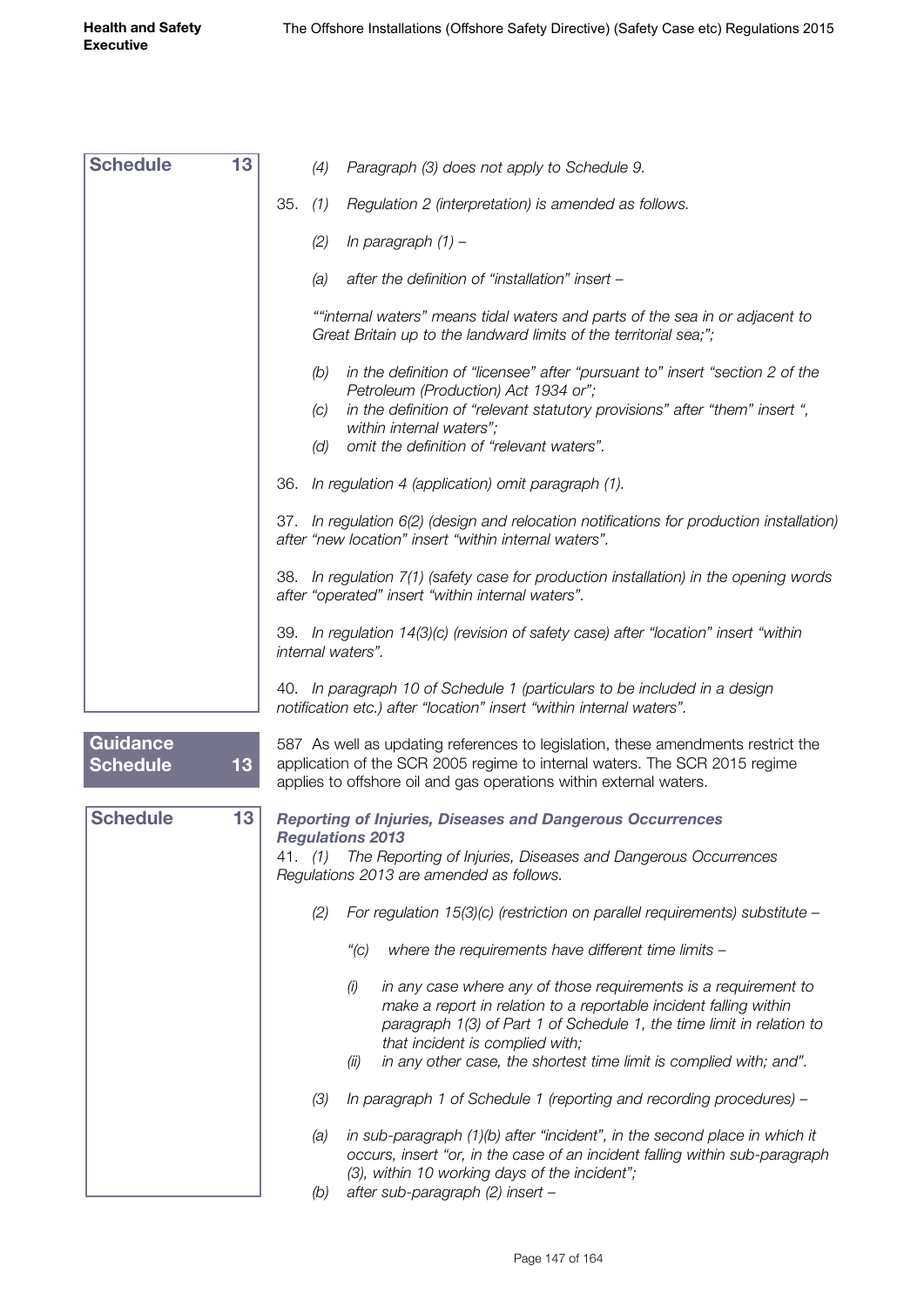**Schedule 13**

*(4) Paragraph (3) does not apply to Schedule 9.*

35. *(1) Regulation 2 (interpretation) is amended as follows.*

*(2) In paragraph (1) –*

*(a) after the definition of "installation" insert –*

*""internal waters" means tidal waters and parts of the sea in or adjacent to Great Britain up to the landward limits of the territorial sea;";*

*(b) in the definition of "licensee" after "pursuant to" insert "section 2 of the Petroleum (Production) Act 1934 or";*

*(c) in the definition of "relevant statutory provisions" after "them" insert ", within internal waters";*

*(d) omit the definition of "relevant waters".*

36. *In regulation 4 (application) omit paragraph (1).*

37. *In regulation 6(2) (design and relocation notifications for production installation) after "new location" insert "within internal waters".*

38. *In regulation 7(1) (safety case for production installation) in the opening words after "operated" insert "within internal waters".*

39. *In regulation 14(3)(c) (revision of safety case) after "location" insert "within internal waters".*

40. *In paragraph 10 of Schedule 1 (particulars to be included in a design notification etc.) after "location" insert "within internal waters".*

**Guidance Schedule 13**

587 As well as updating references to legislation, these amendments restrict the application of the SCR 2005 regime to internal waters. The SCR 2015 regime applies to offshore oil and gas operations within external waters.

**Schedule 13**

***Reporting of Injuries, Diseases and Dangerous Occurrences Regulations 2013***

41. *(1) The Reporting of Injuries, Diseases and Dangerous Occurrences Regulations 2013 are amended as follows.*

*(2) For regulation 15(3)(c) (restriction on parallel requirements) substitute –*

*"(c) where the requirements have different time limits –*

*(i) in any case where any of those requirements is a requirement to make a report in relation to a reportable incident falling within paragraph 1(3) of Part 1 of Schedule 1, the time limit in relation to that incident is complied with;*

*(ii) in any other case, the shortest time limit is complied with; and".*

*(3) In paragraph 1 of Schedule 1 (reporting and recording procedures) –*

*(a) in sub-paragraph (1)(b) after "incident", in the second place in which it occurs, insert "or, in the case of an incident falling within sub-paragraph (3), within 10 working days of the incident";*

*(b) after sub-paragraph (2) insert –*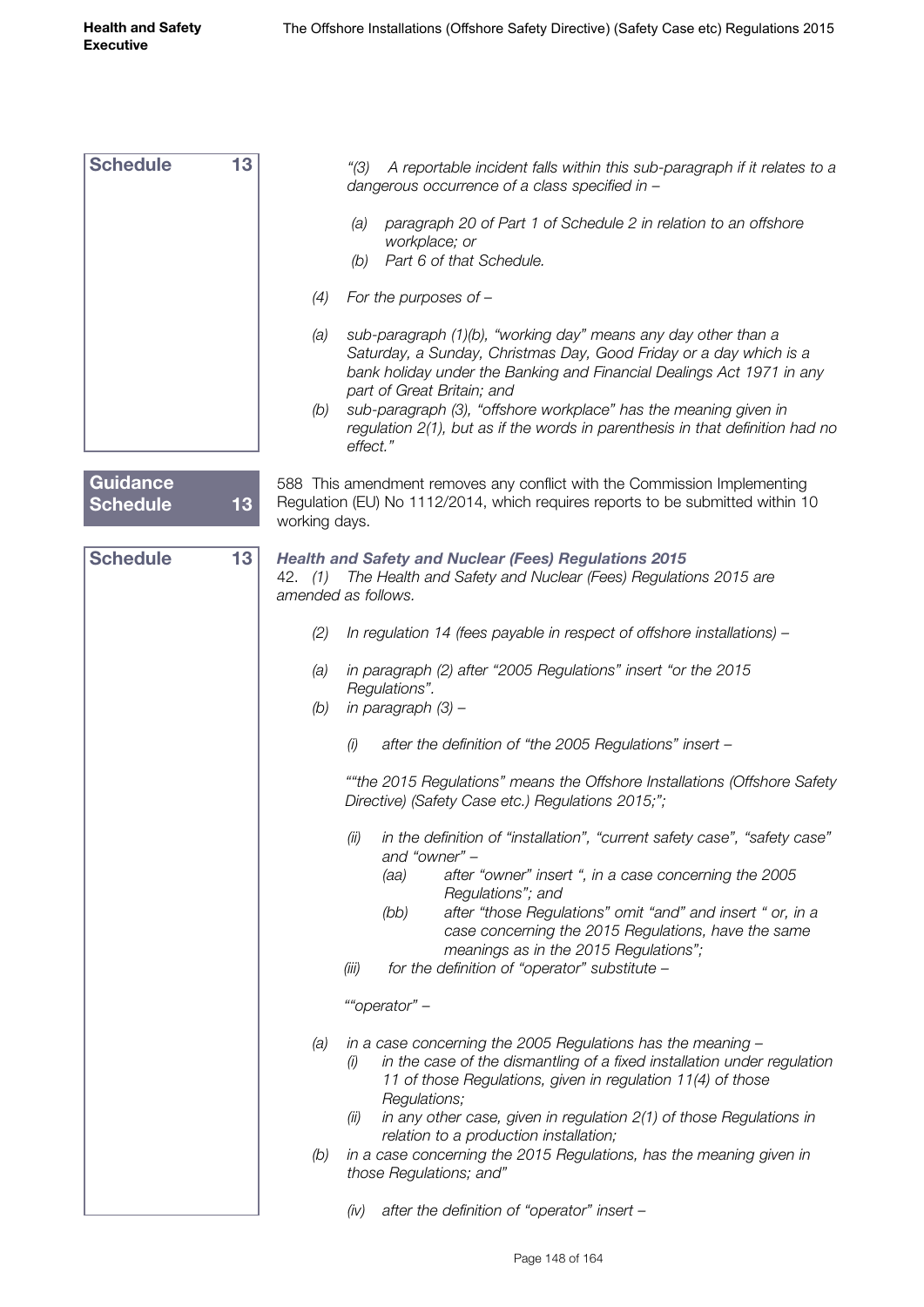**Schedule 13**

*"(3) A reportable incident falls within this sub-paragraph if it relates to a dangerous occurrence of a class specified in –*

*(a) paragraph 20 of Part 1 of Schedule 2 in relation to an offshore workplace; or*
*(b) Part 6 of that Schedule.*

*(4) For the purposes of –*

*(a) sub-paragraph (1)(b), "working day" means any day other than a Saturday, a Sunday, Christmas Day, Good Friday or a day which is a bank holiday under the Banking and Financial Dealings Act 1971 in any part of Great Britain; and*
*(b) sub-paragraph (3), "offshore workplace" has the meaning given in regulation 2(1), but as if the words in parenthesis in that definition had no effect."*

**Guidance Schedule 13**

588 This amendment removes any conflict with the Commission Implementing Regulation (EU) No 1112/2014, which requires reports to be submitted within 10 working days.

**Schedule 13**

***Health and Safety and Nuclear (Fees) Regulations 2015***

*42. (1) The Health and Safety and Nuclear (Fees) Regulations 2015 are amended as follows.*

*(2) In regulation 14 (fees payable in respect of offshore installations) –*

*(a) in paragraph (2) after "2005 Regulations" insert "or the 2015 Regulations".*
*(b) in paragraph (3) –*

*(i) after the definition of "the 2005 Regulations" insert –*

*""the 2015 Regulations" means the Offshore Installations (Offshore Safety Directive) (Safety Case etc.) Regulations 2015;";*

*(ii) in the definition of "installation", "current safety case", "safety case" and "owner" –*
*(aa) after "owner" insert ", in a case concerning the 2005 Regulations"; and*
*(bb) after "those Regulations" omit "and" and insert " or, in a case concerning the 2015 Regulations, have the same meanings as in the 2015 Regulations";*
*(iii) for the definition of "operator" substitute –*

*""operator" –*

*(a) in a case concerning the 2005 Regulations has the meaning –*
*(i) in the case of the dismantling of a fixed installation under regulation 11 of those Regulations, given in regulation 11(4) of those Regulations;*
*(ii) in any other case, given in regulation 2(1) of those Regulations in relation to a production installation;*
*(b) in a case concerning the 2015 Regulations, has the meaning given in those Regulations; and"*

*(iv) after the definition of "operator" insert –*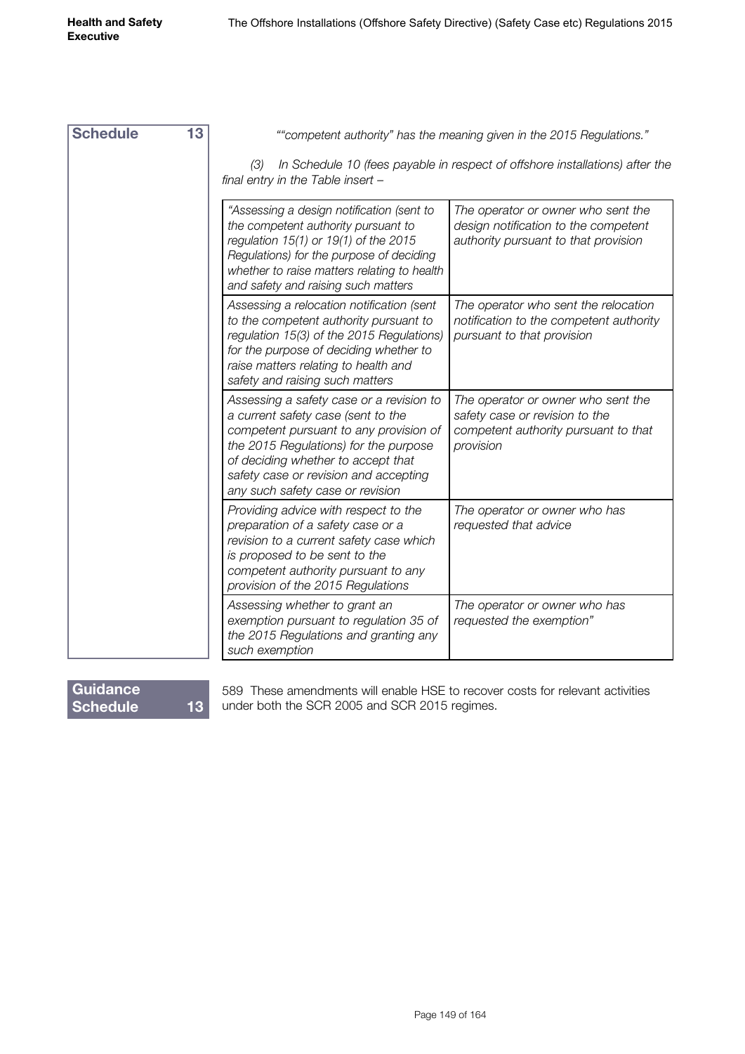**Schedule 13**

*""competent authority" has the meaning given in the 2015 Regulations."*

*(3) In Schedule 10 (fees payable in respect of offshore installations) after the final entry in the Table insert –*

| | |
|---|---|
| *"Assessing a design notification (sent to the competent authority pursuant to regulation 15(1) or 19(1) of the 2015 Regulations) for the purpose of deciding whether to raise matters relating to health and safety and raising such matters* | *The operator or owner who sent the design notification to the competent authority pursuant to that provision* |
| *Assessing a relocation notification (sent to the competent authority pursuant to regulation 15(3) of the 2015 Regulations) for the purpose of deciding whether to raise matters relating to health and safety and raising such matters* | *The operator who sent the relocation notification to the competent authority pursuant to that provision* |
| *Assessing a safety case or a revision to a current safety case (sent to the competent pursuant to any provision of the 2015 Regulations) for the purpose of deciding whether to accept that safety case or revision and accepting any such safety case or revision* | *The operator or owner who sent the safety case or revision to the competent authority pursuant to that provision* |
| *Providing advice with respect to the preparation of a safety case or a revision to a current safety case which is proposed to be sent to the competent authority pursuant to any provision of the 2015 Regulations* | *The operator or owner who has requested that advice* |
| *Assessing whether to grant an exemption pursuant to regulation 35 of the 2015 Regulations and granting any such exemption* | *The operator or owner who has requested the exemption"* |

**Guidance Schedule 13**

589 These amendments will enable HSE to recover costs for relevant activities under both the SCR 2005 and SCR 2015 regimes.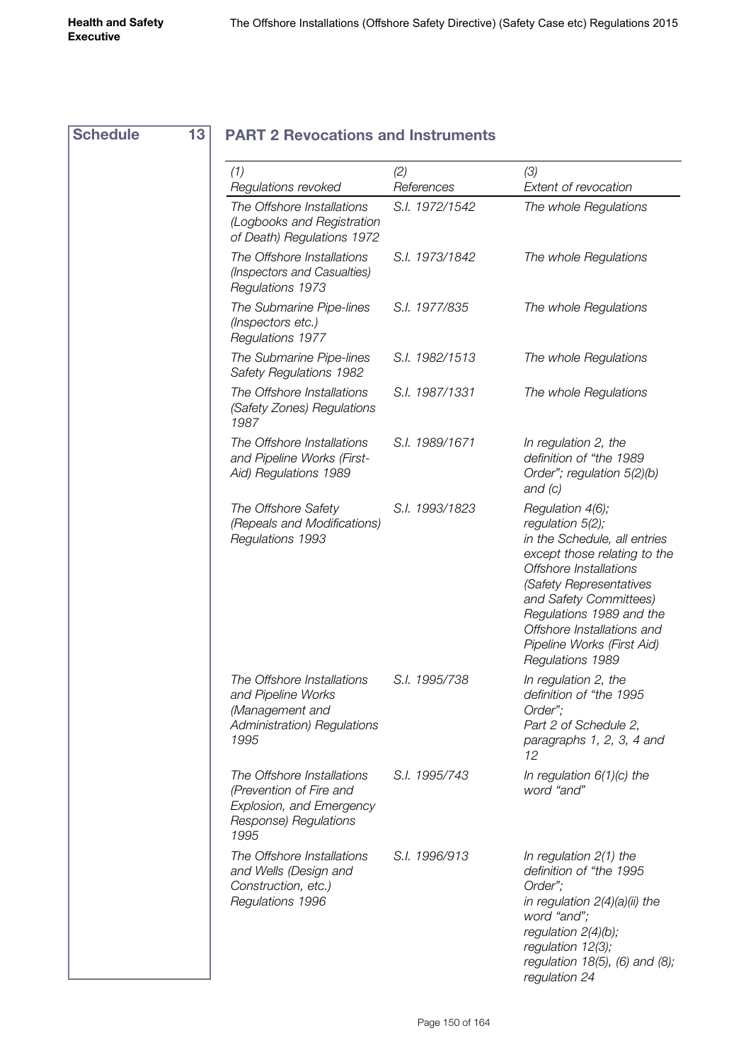**Schedule 13**

## PART 2 Revocations and Instruments

| *(1)* *Regulations revoked* | *(2)* *References* | *(3)* *Extent of revocation* |
|---|---|---|
| *The Offshore Installations (Logbooks and Registration of Death) Regulations 1972* | *S.I. 1972/1542* | *The whole Regulations* |
| *The Offshore Installations (Inspectors and Casualties) Regulations 1973* | *S.I. 1973/1842* | *The whole Regulations* |
| *The Submarine Pipe-lines (Inspectors etc.) Regulations 1977* | *S.I. 1977/835* | *The whole Regulations* |
| *The Submarine Pipe-lines Safety Regulations 1982* | *S.I. 1982/1513* | *The whole Regulations* |
| *The Offshore Installations (Safety Zones) Regulations 1987* | *S.I. 1987/1331* | *The whole Regulations* |
| *The Offshore Installations and Pipeline Works (First-Aid) Regulations 1989* | *S.I. 1989/1671* | *In regulation 2, the definition of "the 1989 Order"; regulation 5(2)(b) and (c)* |
| *The Offshore Safety (Repeals and Modifications) Regulations 1993* | *S.I. 1993/1823* | *Regulation 4(6); regulation 5(2); in the Schedule, all entries except those relating to the Offshore Installations (Safety Representatives and Safety Committees) Regulations 1989 and the Offshore Installations and Pipeline Works (First Aid) Regulations 1989* |
| *The Offshore Installations and Pipeline Works (Management and Administration) Regulations 1995* | *S.I. 1995/738* | *In regulation 2, the definition of "the 1995 Order"; Part 2 of Schedule 2, paragraphs 1, 2, 3, 4 and 12* |
| *The Offshore Installations (Prevention of Fire and Explosion, and Emergency Response) Regulations 1995* | *S.I. 1995/743* | *In regulation 6(1)(c) the word "and"* |
| *The Offshore Installations and Wells (Design and Construction, etc.) Regulations 1996* | *S.I. 1996/913* | *In regulation 2(1) the definition of "the 1995 Order"; in regulation 2(4)(a)(ii) the word "and"; regulation 2(4)(b); regulation 12(3); regulation 18(5), (6) and (8); regulation 24* |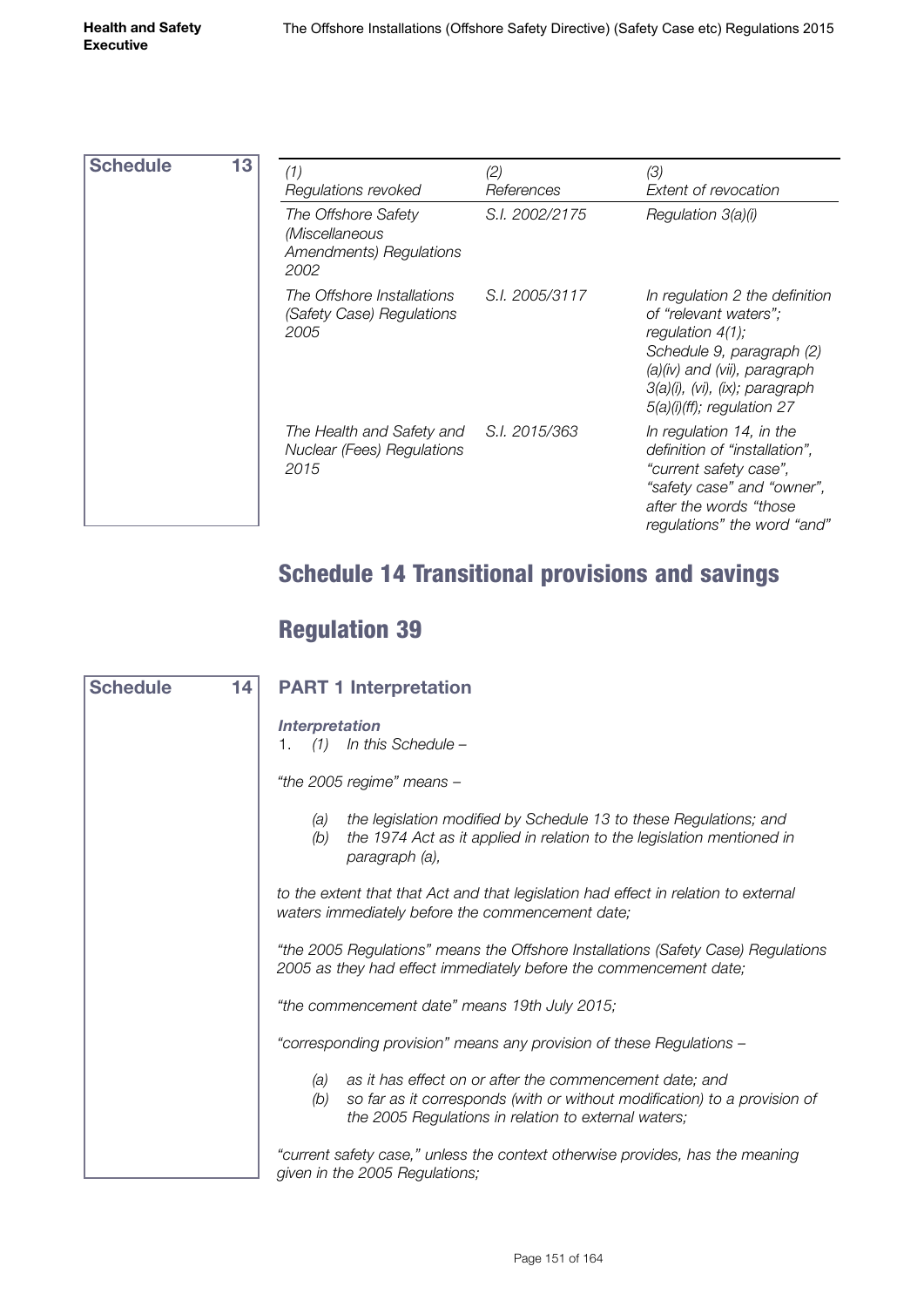Schedule 13

| (1) Regulations revoked | (2) References | (3) Extent of revocation |
|---|---|---|
| *The Offshore Safety (Miscellaneous Amendments) Regulations 2002* | *S.I. 2002/2175* | *Regulation 3(a)(i)* |
| *The Offshore Installations (Safety Case) Regulations 2005* | *S.I. 2005/3117* | *In regulation 2 the definition of "relevant waters"; regulation 4(1); Schedule 9, paragraph (2)(a)(iv) and (vii), paragraph 3(a)(i), (vi), (ix); paragraph 5(a)(i)(ff); regulation 27* |
| *The Health and Safety and Nuclear (Fees) Regulations 2015* | *S.I. 2015/363* | *In regulation 14, in the definition of "installation", "current safety case", "safety case" and "owner", after the words "those regulations" the word "and"* |

# Schedule 14 Transitional provisions and savings

# Regulation 39

Schedule 14

## PART 1 Interpretation

***Interpretation***

1. *(1) In this Schedule –*

*"the 2005 regime" means –*

- *(a) the legislation modified by Schedule 13 to these Regulations; and*
- *(b) the 1974 Act as it applied in relation to the legislation mentioned in paragraph (a),*

*to the extent that that Act and that legislation had effect in relation to external waters immediately before the commencement date;*

*"the 2005 Regulations" means the Offshore Installations (Safety Case) Regulations 2005 as they had effect immediately before the commencement date;*

*"the commencement date" means 19th July 2015;*

*"corresponding provision" means any provision of these Regulations –*

- *(a) as it has effect on or after the commencement date; and*
- *(b) so far as it corresponds (with or without modification) to a provision of the 2005 Regulations in relation to external waters;*

*"current safety case," unless the context otherwise provides, has the meaning given in the 2005 Regulations;*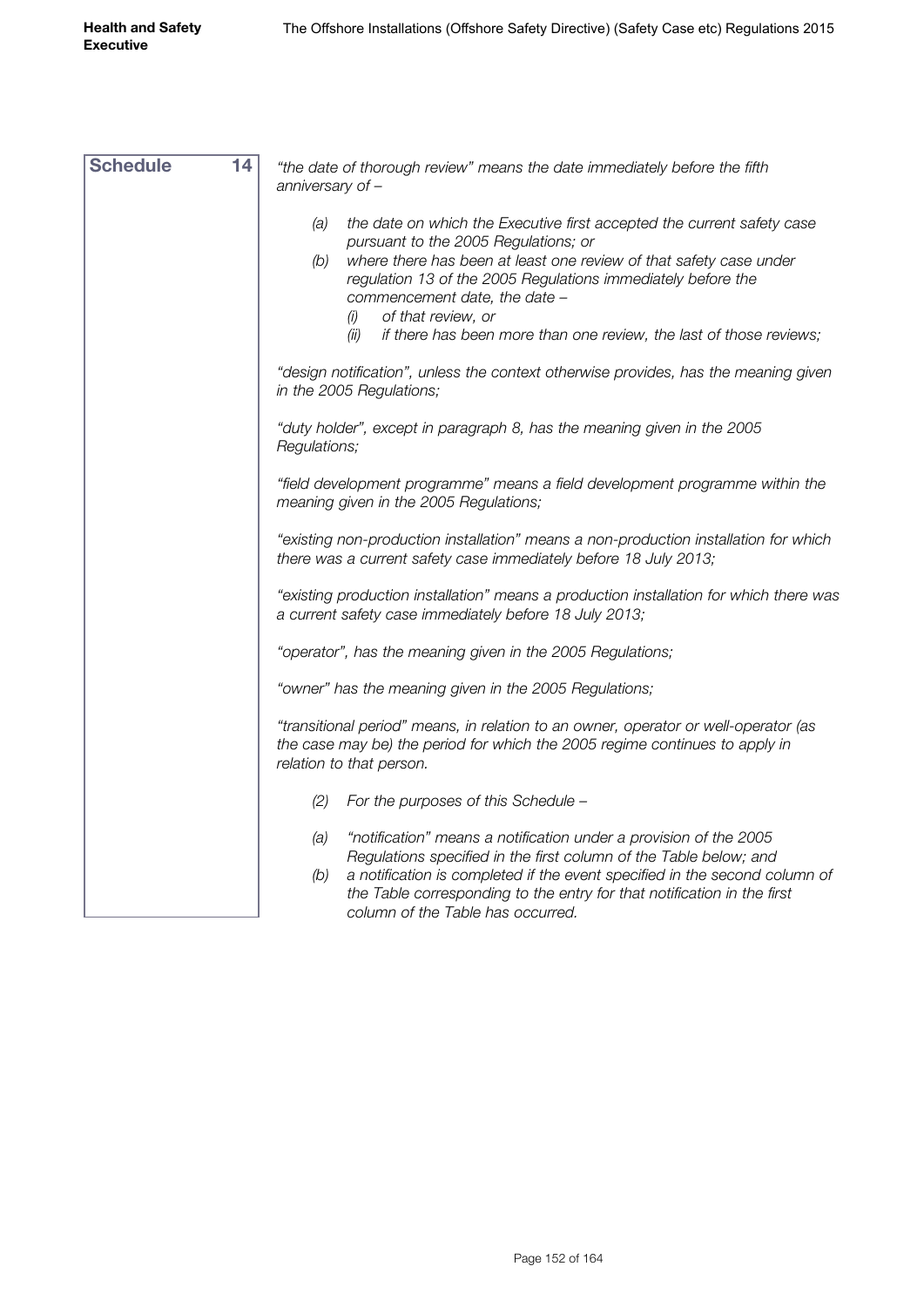**Schedule 14**

*"the date of thorough review" means the date immediately before the fifth anniversary of –*

*(a) the date on which the Executive first accepted the current safety case pursuant to the 2005 Regulations; or*

*(b) where there has been at least one review of that safety case under regulation 13 of the 2005 Regulations immediately before the commencement date, the date –*

*(i) of that review, or*

*(ii) if there has been more than one review, the last of those reviews;*

*"design notification", unless the context otherwise provides, has the meaning given in the 2005 Regulations;*

*"duty holder", except in paragraph 8, has the meaning given in the 2005 Regulations;*

*"field development programme" means a field development programme within the meaning given in the 2005 Regulations;*

*"existing non-production installation" means a non-production installation for which there was a current safety case immediately before 18 July 2013;*

*"existing production installation" means a production installation for which there was a current safety case immediately before 18 July 2013;*

*"operator", has the meaning given in the 2005 Regulations;*

*"owner" has the meaning given in the 2005 Regulations;*

*"transitional period" means, in relation to an owner, operator or well-operator (as the case may be) the period for which the 2005 regime continues to apply in relation to that person.*

*(2) For the purposes of this Schedule –*

*(a) "notification" means a notification under a provision of the 2005 Regulations specified in the first column of the Table below; and*

*(b) a notification is completed if the event specified in the second column of the Table corresponding to the entry for that notification in the first column of the Table has occurred.*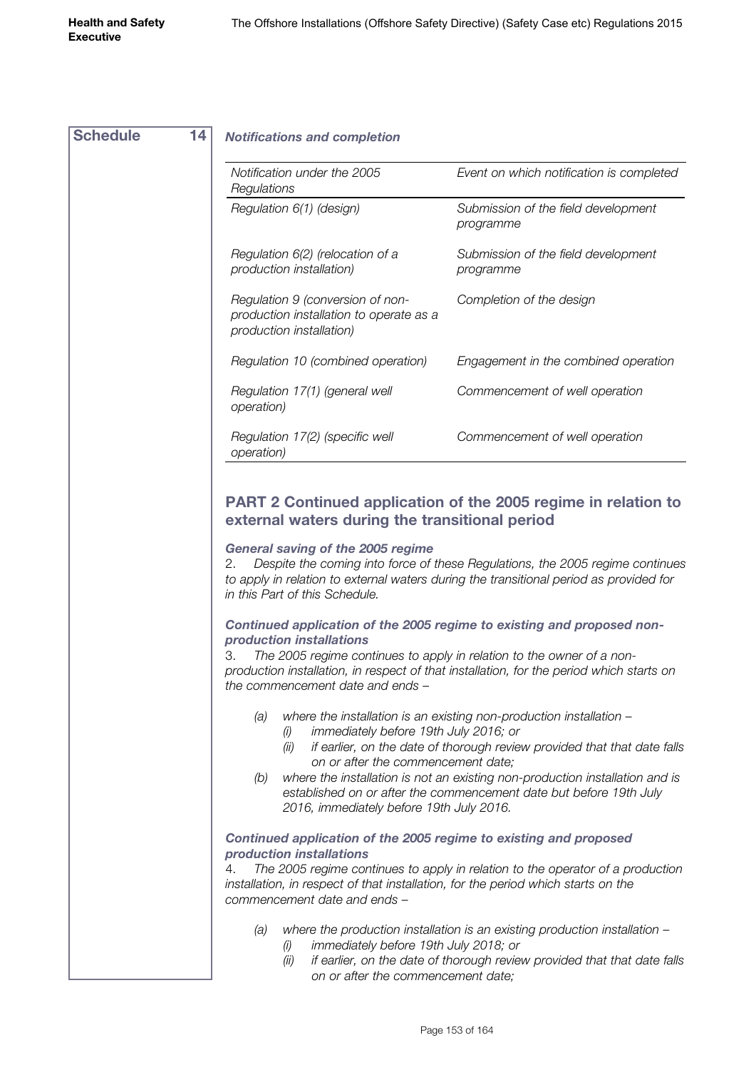**Schedule 14**

*Notifications and completion*

| *Notification under the 2005 Regulations* | *Event on which notification is completed* |
|---|---|
| *Regulation 6(1) (design)* | *Submission of the field development programme* |
| *Regulation 6(2) (relocation of a production installation)* | *Submission of the field development programme* |
| *Regulation 9 (conversion of non-production installation to operate as a production installation)* | *Completion of the design* |
| *Regulation 10 (combined operation)* | *Engagement in the combined operation* |
| *Regulation 17(1) (general well operation)* | *Commencement of well operation* |
| *Regulation 17(2) (specific well operation)* | *Commencement of well operation* |

## PART 2 Continued application of the 2005 regime in relation to external waters during the transitional period

***General saving of the 2005 regime***

2. *Despite the coming into force of these Regulations, the 2005 regime continues to apply in relation to external waters during the transitional period as provided for in this Part of this Schedule.*

***Continued application of the 2005 regime to existing and proposed non-production installations***

3. *The 2005 regime continues to apply in relation to the owner of a non-production installation, in respect of that installation, for the period which starts on the commencement date and ends –*

- *(a) where the installation is an existing non-production installation –*
  - *(i) immediately before 19th July 2016; or*
  - *(ii) if earlier, on the date of thorough review provided that that date falls on or after the commencement date;*
- *(b) where the installation is not an existing non-production installation and is established on or after the commencement date but before 19th July 2016, immediately before 19th July 2016.*

***Continued application of the 2005 regime to existing and proposed production installations***

4. *The 2005 regime continues to apply in relation to the operator of a production installation, in respect of that installation, for the period which starts on the commencement date and ends –*

- *(a) where the production installation is an existing production installation –*
  - *(i) immediately before 19th July 2018; or*
  - *(ii) if earlier, on the date of thorough review provided that that date falls on or after the commencement date;*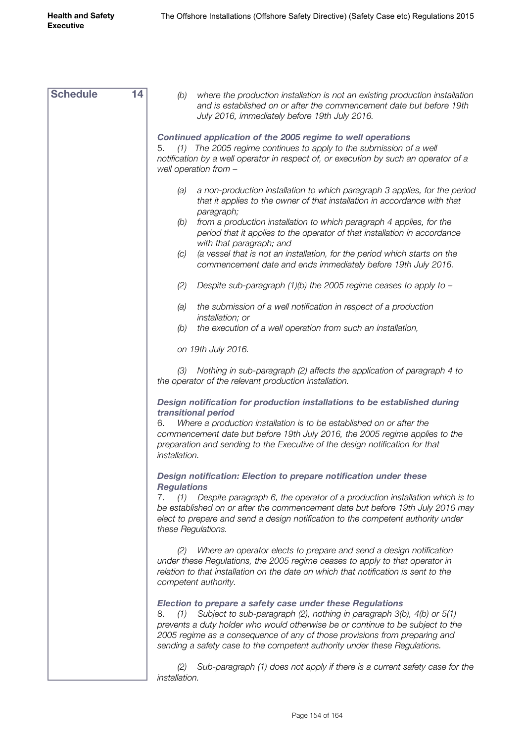**Schedule 14**

*(b) where the production installation is not an existing production installation and is established on or after the commencement date but before 19th July 2016, immediately before 19th July 2016.*

***Continued application of the 2005 regime to well operations***

*5. (1) The 2005 regime continues to apply to the submission of a well notification by a well operator in respect of, or execution by such an operator of a well operation from –*

*(a) a non-production installation to which paragraph 3 applies, for the period that it applies to the owner of that installation in accordance with that paragraph;*

*(b) from a production installation to which paragraph 4 applies, for the period that it applies to the operator of that installation in accordance with that paragraph; and*

*(c) (a vessel that is not an installation, for the period which starts on the commencement date and ends immediately before 19th July 2016.*

*(2) Despite sub-paragraph (1)(b) the 2005 regime ceases to apply to –*

*(a) the submission of a well notification in respect of a production installation; or*

*(b) the execution of a well operation from such an installation,*

*on 19th July 2016.*

*(3) Nothing in sub-paragraph (2) affects the application of paragraph 4 to the operator of the relevant production installation.*

***Design notification for production installations to be established during transitional period***

*6. Where a production installation is to be established on or after the commencement date but before 19th July 2016, the 2005 regime applies to the preparation and sending to the Executive of the design notification for that installation.*

***Design notification: Election to prepare notification under these Regulations***

*7. (1) Despite paragraph 6, the operator of a production installation which is to be established on or after the commencement date but before 19th July 2016 may elect to prepare and send a design notification to the competent authority under these Regulations.*

*(2) Where an operator elects to prepare and send a design notification under these Regulations, the 2005 regime ceases to apply to that operator in relation to that installation on the date on which that notification is sent to the competent authority.*

***Election to prepare a safety case under these Regulations***

*8. (1) Subject to sub-paragraph (2), nothing in paragraph 3(b), 4(b) or 5(1) prevents a duty holder who would otherwise be or continue to be subject to the 2005 regime as a consequence of any of those provisions from preparing and sending a safety case to the competent authority under these Regulations.*

*(2) Sub-paragraph (1) does not apply if there is a current safety case for the installation.*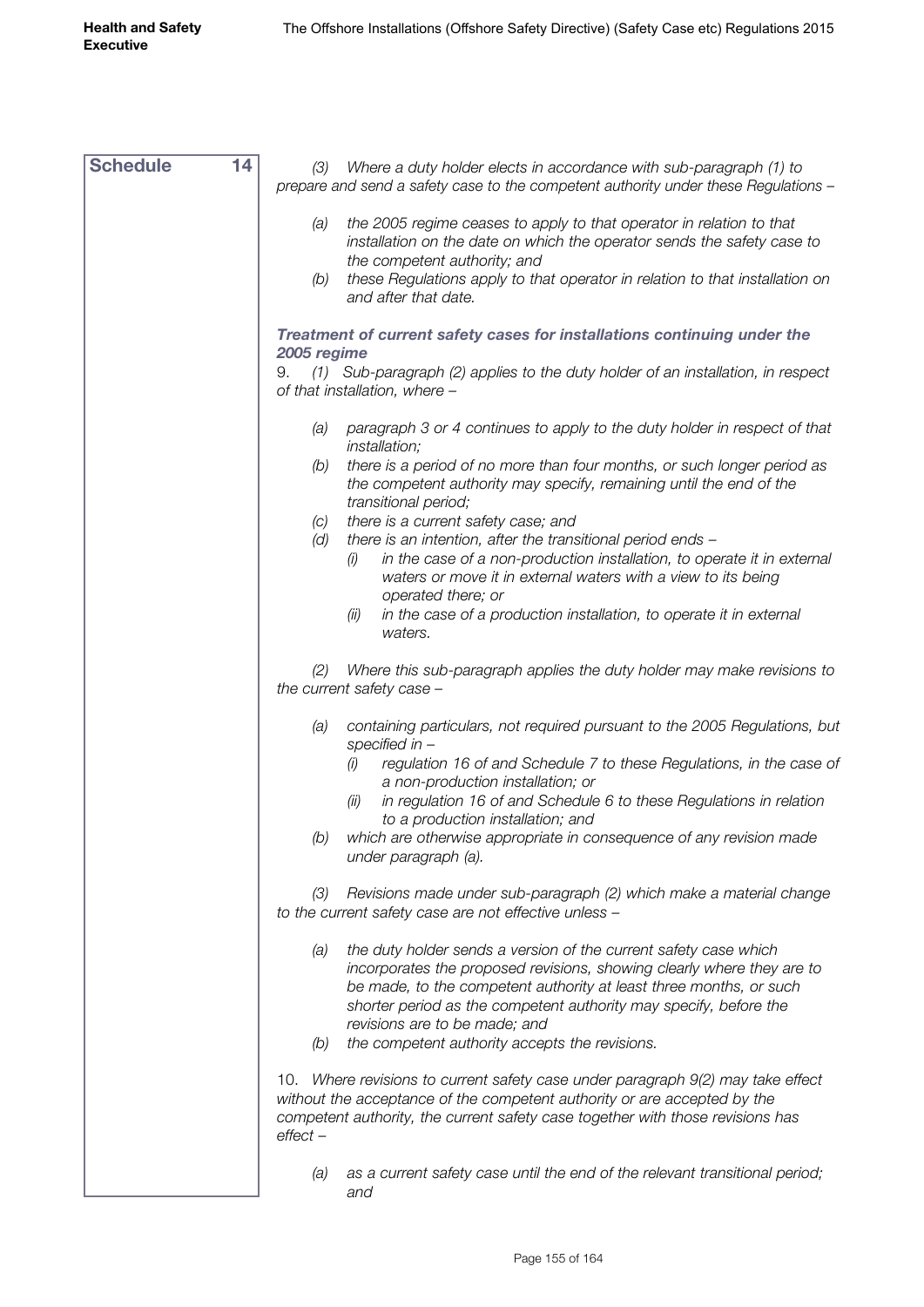**Schedule 14**

*(3) Where a duty holder elects in accordance with sub-paragraph (1) to prepare and send a safety case to the competent authority under these Regulations –*

*(a) the 2005 regime ceases to apply to that operator in relation to that installation on the date on which the operator sends the safety case to the competent authority; and*

*(b) these Regulations apply to that operator in relation to that installation on and after that date.*

***Treatment of current safety cases for installations continuing under the 2005 regime***

*9. (1) Sub-paragraph (2) applies to the duty holder of an installation, in respect of that installation, where –*

*(a) paragraph 3 or 4 continues to apply to the duty holder in respect of that installation;*

*(b) there is a period of no more than four months, or such longer period as the competent authority may specify, remaining until the end of the transitional period;*

*(c) there is a current safety case; and*

*(d) there is an intention, after the transitional period ends –*

*(i) in the case of a non-production installation, to operate it in external waters or move it in external waters with a view to its being operated there; or*

*(ii) in the case of a production installation, to operate it in external waters.*

*(2) Where this sub-paragraph applies the duty holder may make revisions to the current safety case –*

*(a) containing particulars, not required pursuant to the 2005 Regulations, but specified in –*

*(i) regulation 16 of and Schedule 7 to these Regulations, in the case of a non-production installation; or*

*(ii) in regulation 16 of and Schedule 6 to these Regulations in relation to a production installation; and*

*(b) which are otherwise appropriate in consequence of any revision made under paragraph (a).*

*(3) Revisions made under sub-paragraph (2) which make a material change to the current safety case are not effective unless –*

*(a) the duty holder sends a version of the current safety case which incorporates the proposed revisions, showing clearly where they are to be made, to the competent authority at least three months, or such shorter period as the competent authority may specify, before the revisions are to be made; and*

*(b) the competent authority accepts the revisions.*

*10. Where revisions to current safety case under paragraph 9(2) may take effect without the acceptance of the competent authority or are accepted by the competent authority, the current safety case together with those revisions has effect –*

*(a) as a current safety case until the end of the relevant transitional period; and*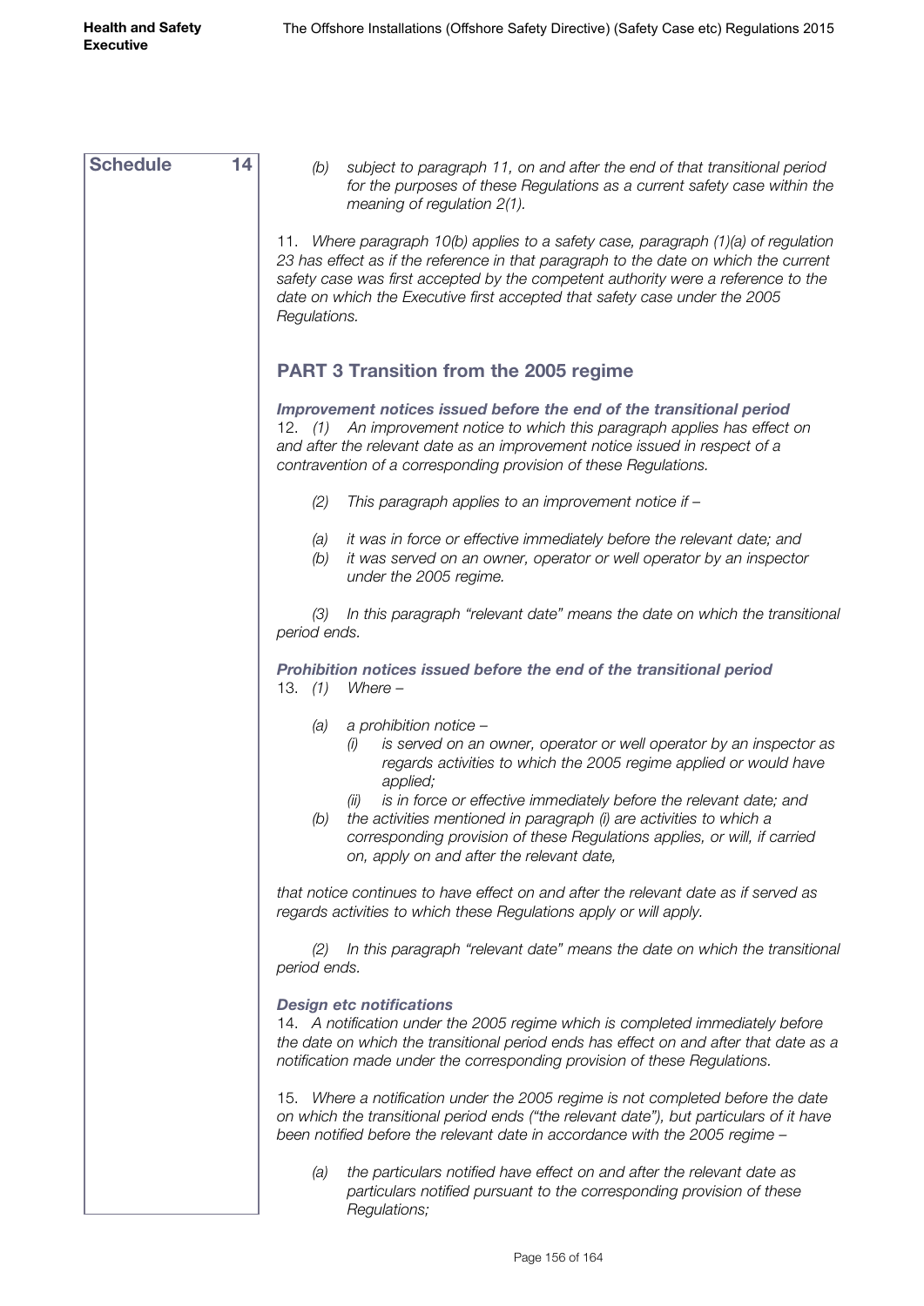**Schedule 14**

*(b) subject to paragraph 11, on and after the end of that transitional period for the purposes of these Regulations as a current safety case within the meaning of regulation 2(1).*

*11. Where paragraph 10(b) applies to a safety case, paragraph (1)(a) of regulation 23 has effect as if the reference in that paragraph to the date on which the current safety case was first accepted by the competent authority were a reference to the date on which the Executive first accepted that safety case under the 2005 Regulations.*

## PART 3 Transition from the 2005 regime

***Improvement notices issued before the end of the transitional period***

*12. (1) An improvement notice to which this paragraph applies has effect on and after the relevant date as an improvement notice issued in respect of a contravention of a corresponding provision of these Regulations.*

*(2) This paragraph applies to an improvement notice if –*

*(a) it was in force or effective immediately before the relevant date; and*
*(b) it was served on an owner, operator or well operator by an inspector under the 2005 regime.*

*(3) In this paragraph "relevant date" means the date on which the transitional period ends.*

***Prohibition notices issued before the end of the transitional period***

*13. (1) Where –*

*(a) a prohibition notice –*
*(i) is served on an owner, operator or well operator by an inspector as regards activities to which the 2005 regime applied or would have applied;*
*(ii) is in force or effective immediately before the relevant date; and*
*(b) the activities mentioned in paragraph (i) are activities to which a corresponding provision of these Regulations applies, or will, if carried on, apply on and after the relevant date,*

*that notice continues to have effect on and after the relevant date as if served as regards activities to which these Regulations apply or will apply.*

*(2) In this paragraph "relevant date" means the date on which the transitional period ends.*

***Design etc notifications***

*14. A notification under the 2005 regime which is completed immediately before the date on which the transitional period ends has effect on and after that date as a notification made under the corresponding provision of these Regulations.*

*15. Where a notification under the 2005 regime is not completed before the date on which the transitional period ends ("the relevant date"), but particulars of it have been notified before the relevant date in accordance with the 2005 regime –*

*(a) the particulars notified have effect on and after the relevant date as particulars notified pursuant to the corresponding provision of these Regulations;*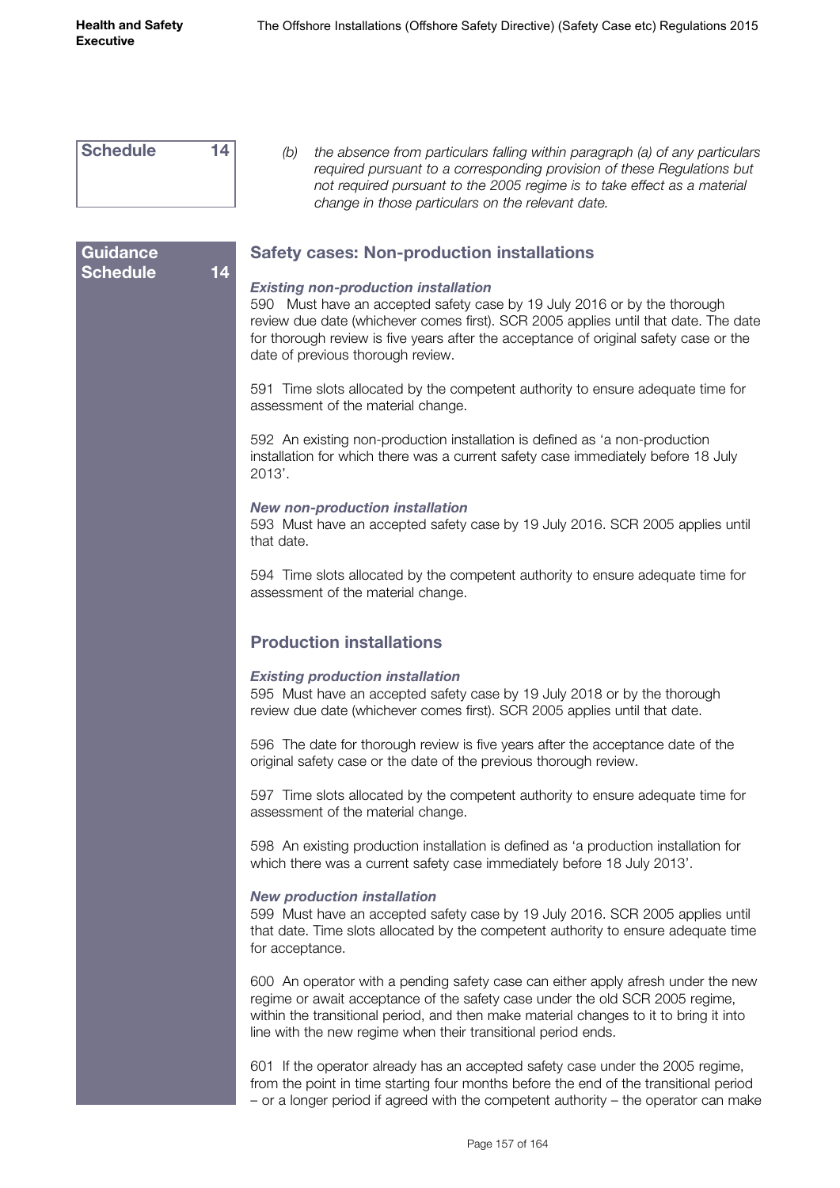**Schedule 14**

*(b) the absence from particulars falling within paragraph (a) of any particulars required pursuant to a corresponding provision of these Regulations but not required pursuant to the 2005 regime is to take effect as a material change in those particulars on the relevant date.*

**Guidance Schedule 14**

## Safety cases: Non-production installations

***Existing non-production installation***

590 Must have an accepted safety case by 19 July 2016 or by the thorough review due date (whichever comes first). SCR 2005 applies until that date. The date for thorough review is five years after the acceptance of original safety case or the date of previous thorough review.

591 Time slots allocated by the competent authority to ensure adequate time for assessment of the material change.

592 An existing non-production installation is defined as 'a non-production installation for which there was a current safety case immediately before 18 July 2013'.

***New non-production installation***

593 Must have an accepted safety case by 19 July 2016. SCR 2005 applies until that date.

594 Time slots allocated by the competent authority to ensure adequate time for assessment of the material change.

## Production installations

***Existing production installation***

595 Must have an accepted safety case by 19 July 2018 or by the thorough review due date (whichever comes first). SCR 2005 applies until that date.

596 The date for thorough review is five years after the acceptance date of the original safety case or the date of the previous thorough review.

597 Time slots allocated by the competent authority to ensure adequate time for assessment of the material change.

598 An existing production installation is defined as 'a production installation for which there was a current safety case immediately before 18 July 2013'.

***New production installation***

599 Must have an accepted safety case by 19 July 2016. SCR 2005 applies until that date. Time slots allocated by the competent authority to ensure adequate time for acceptance.

600 An operator with a pending safety case can either apply afresh under the new regime or await acceptance of the safety case under the old SCR 2005 regime, within the transitional period, and then make material changes to it to bring it into line with the new regime when their transitional period ends.

601 If the operator already has an accepted safety case under the 2005 regime, from the point in time starting four months before the end of the transitional period – or a longer period if agreed with the competent authority – the operator can make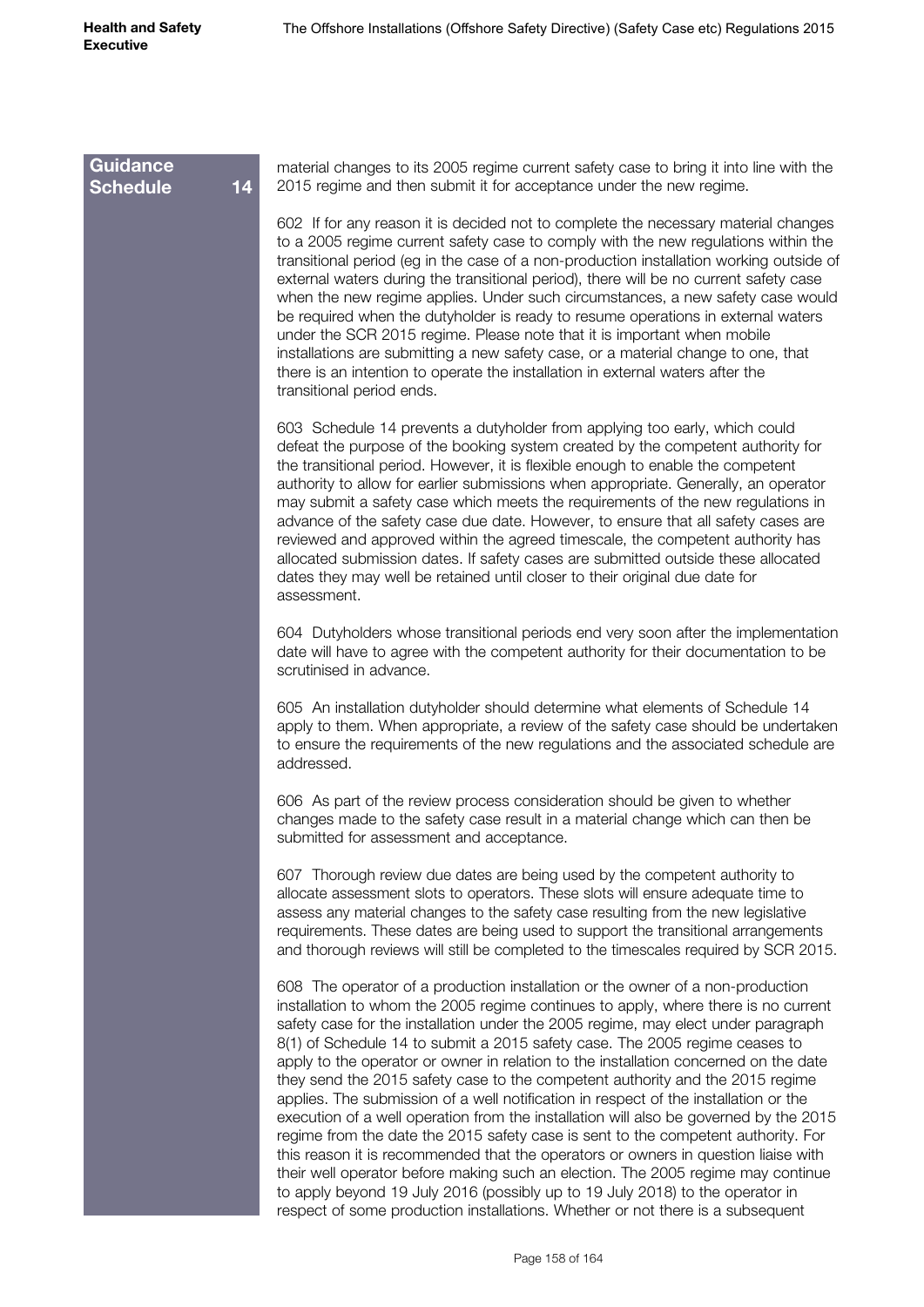**Guidance Schedule 14**

material changes to its 2005 regime current safety case to bring it into line with the 2015 regime and then submit it for acceptance under the new regime.

602 If for any reason it is decided not to complete the necessary material changes to a 2005 regime current safety case to comply with the new regulations within the transitional period (eg in the case of a non-production installation working outside of external waters during the transitional period), there will be no current safety case when the new regime applies. Under such circumstances, a new safety case would be required when the dutyholder is ready to resume operations in external waters under the SCR 2015 regime. Please note that it is important when mobile installations are submitting a new safety case, or a material change to one, that there is an intention to operate the installation in external waters after the transitional period ends.

603 Schedule 14 prevents a dutyholder from applying too early, which could defeat the purpose of the booking system created by the competent authority for the transitional period. However, it is flexible enough to enable the competent authority to allow for earlier submissions when appropriate. Generally, an operator may submit a safety case which meets the requirements of the new regulations in advance of the safety case due date. However, to ensure that all safety cases are reviewed and approved within the agreed timescale, the competent authority has allocated submission dates. If safety cases are submitted outside these allocated dates they may well be retained until closer to their original due date for assessment.

604 Dutyholders whose transitional periods end very soon after the implementation date will have to agree with the competent authority for their documentation to be scrutinised in advance.

605 An installation dutyholder should determine what elements of Schedule 14 apply to them. When appropriate, a review of the safety case should be undertaken to ensure the requirements of the new regulations and the associated schedule are addressed.

606 As part of the review process consideration should be given to whether changes made to the safety case result in a material change which can then be submitted for assessment and acceptance.

607 Thorough review due dates are being used by the competent authority to allocate assessment slots to operators. These slots will ensure adequate time to assess any material changes to the safety case resulting from the new legislative requirements. These dates are being used to support the transitional arrangements and thorough reviews will still be completed to the timescales required by SCR 2015.

608 The operator of a production installation or the owner of a non-production installation to whom the 2005 regime continues to apply, where there is no current safety case for the installation under the 2005 regime, may elect under paragraph 8(1) of Schedule 14 to submit a 2015 safety case. The 2005 regime ceases to apply to the operator or owner in relation to the installation concerned on the date they send the 2015 safety case to the competent authority and the 2015 regime applies. The submission of a well notification in respect of the installation or the execution of a well operation from the installation will also be governed by the 2015 regime from the date the 2015 safety case is sent to the competent authority. For this reason it is recommended that the operators or owners in question liaise with their well operator before making such an election. The 2005 regime may continue to apply beyond 19 July 2016 (possibly up to 19 July 2018) to the operator in respect of some production installations. Whether or not there is a subsequent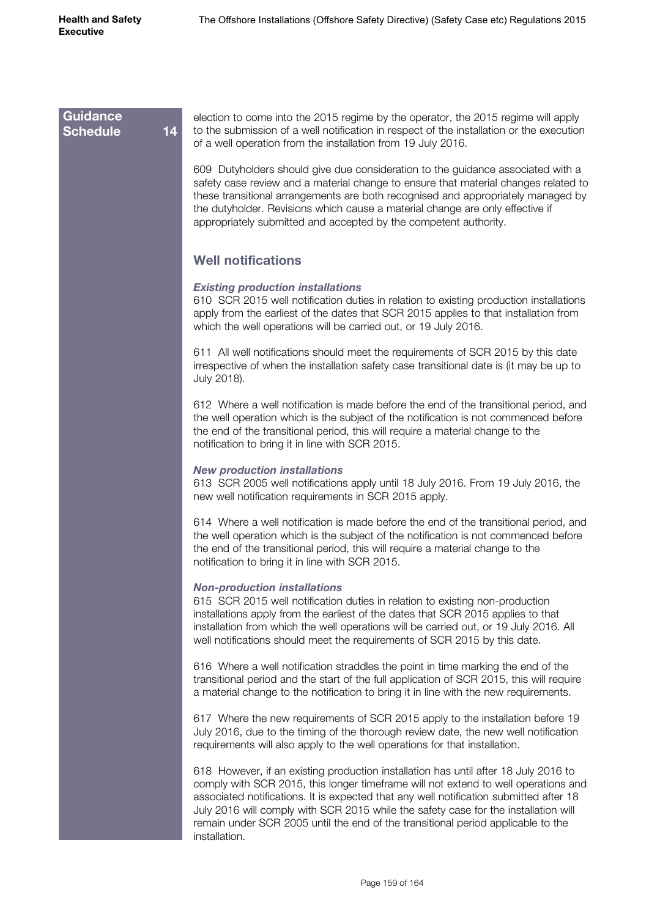**Guidance Schedule 14**

election to come into the 2015 regime by the operator, the 2015 regime will apply to the submission of a well notification in respect of the installation or the execution of a well operation from the installation from 19 July 2016.

609 Dutyholders should give due consideration to the guidance associated with a safety case review and a material change to ensure that material changes related to these transitional arrangements are both recognised and appropriately managed by the dutyholder. Revisions which cause a material change are only effective if appropriately submitted and accepted by the competent authority.

## Well notifications

***Existing production installations***

610 SCR 2015 well notification duties in relation to existing production installations apply from the earliest of the dates that SCR 2015 applies to that installation from which the well operations will be carried out, or 19 July 2016.

611 All well notifications should meet the requirements of SCR 2015 by this date irrespective of when the installation safety case transitional date is (it may be up to July 2018).

612 Where a well notification is made before the end of the transitional period, and the well operation which is the subject of the notification is not commenced before the end of the transitional period, this will require a material change to the notification to bring it in line with SCR 2015.

***New production installations***

613 SCR 2005 well notifications apply until 18 July 2016. From 19 July 2016, the new well notification requirements in SCR 2015 apply.

614 Where a well notification is made before the end of the transitional period, and the well operation which is the subject of the notification is not commenced before the end of the transitional period, this will require a material change to the notification to bring it in line with SCR 2015.

***Non-production installations***

615 SCR 2015 well notification duties in relation to existing non-production installations apply from the earliest of the dates that SCR 2015 applies to that installation from which the well operations will be carried out, or 19 July 2016. All well notifications should meet the requirements of SCR 2015 by this date.

616 Where a well notification straddles the point in time marking the end of the transitional period and the start of the full application of SCR 2015, this will require a material change to the notification to bring it in line with the new requirements.

617 Where the new requirements of SCR 2015 apply to the installation before 19 July 2016, due to the timing of the thorough review date, the new well notification requirements will also apply to the well operations for that installation.

618 However, if an existing production installation has until after 18 July 2016 to comply with SCR 2015, this longer timeframe will not extend to well operations and associated notifications. It is expected that any well notification submitted after 18 July 2016 will comply with SCR 2015 while the safety case for the installation will remain under SCR 2005 until the end of the transitional period applicable to the installation.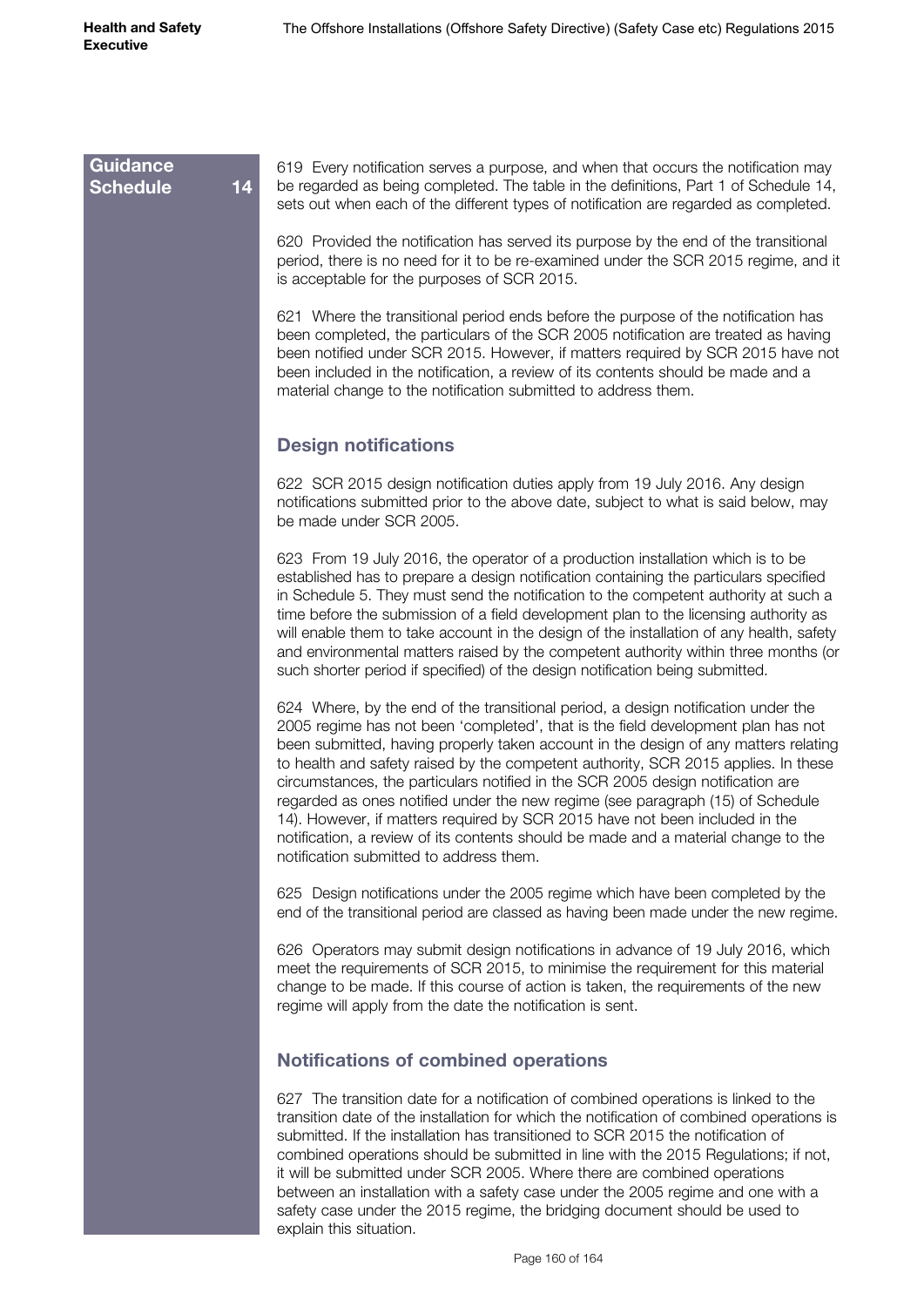Guidance Schedule 14

619 Every notification serves a purpose, and when that occurs the notification may be regarded as being completed. The table in the definitions, Part 1 of Schedule 14, sets out when each of the different types of notification are regarded as completed.

620 Provided the notification has served its purpose by the end of the transitional period, there is no need for it to be re-examined under the SCR 2015 regime, and it is acceptable for the purposes of SCR 2015.

621 Where the transitional period ends before the purpose of the notification has been completed, the particulars of the SCR 2005 notification are treated as having been notified under SCR 2015. However, if matters required by SCR 2015 have not been included in the notification, a review of its contents should be made and a material change to the notification submitted to address them.

## Design notifications

622 SCR 2015 design notification duties apply from 19 July 2016. Any design notifications submitted prior to the above date, subject to what is said below, may be made under SCR 2005.

623 From 19 July 2016, the operator of a production installation which is to be established has to prepare a design notification containing the particulars specified in Schedule 5. They must send the notification to the competent authority at such a time before the submission of a field development plan to the licensing authority as will enable them to take account in the design of the installation of any health, safety and environmental matters raised by the competent authority within three months (or such shorter period if specified) of the design notification being submitted.

624 Where, by the end of the transitional period, a design notification under the 2005 regime has not been 'completed', that is the field development plan has not been submitted, having properly taken account in the design of any matters relating to health and safety raised by the competent authority, SCR 2015 applies. In these circumstances, the particulars notified in the SCR 2005 design notification are regarded as ones notified under the new regime (see paragraph (15) of Schedule 14). However, if matters required by SCR 2015 have not been included in the notification, a review of its contents should be made and a material change to the notification submitted to address them.

625 Design notifications under the 2005 regime which have been completed by the end of the transitional period are classed as having been made under the new regime.

626 Operators may submit design notifications in advance of 19 July 2016, which meet the requirements of SCR 2015, to minimise the requirement for this material change to be made. If this course of action is taken, the requirements of the new regime will apply from the date the notification is sent.

## Notifications of combined operations

627 The transition date for a notification of combined operations is linked to the transition date of the installation for which the notification of combined operations is submitted. If the installation has transitioned to SCR 2015 the notification of combined operations should be submitted in line with the 2015 Regulations; if not, it will be submitted under SCR 2005. Where there are combined operations between an installation with a safety case under the 2005 regime and one with a safety case under the 2015 regime, the bridging document should be used to explain this situation.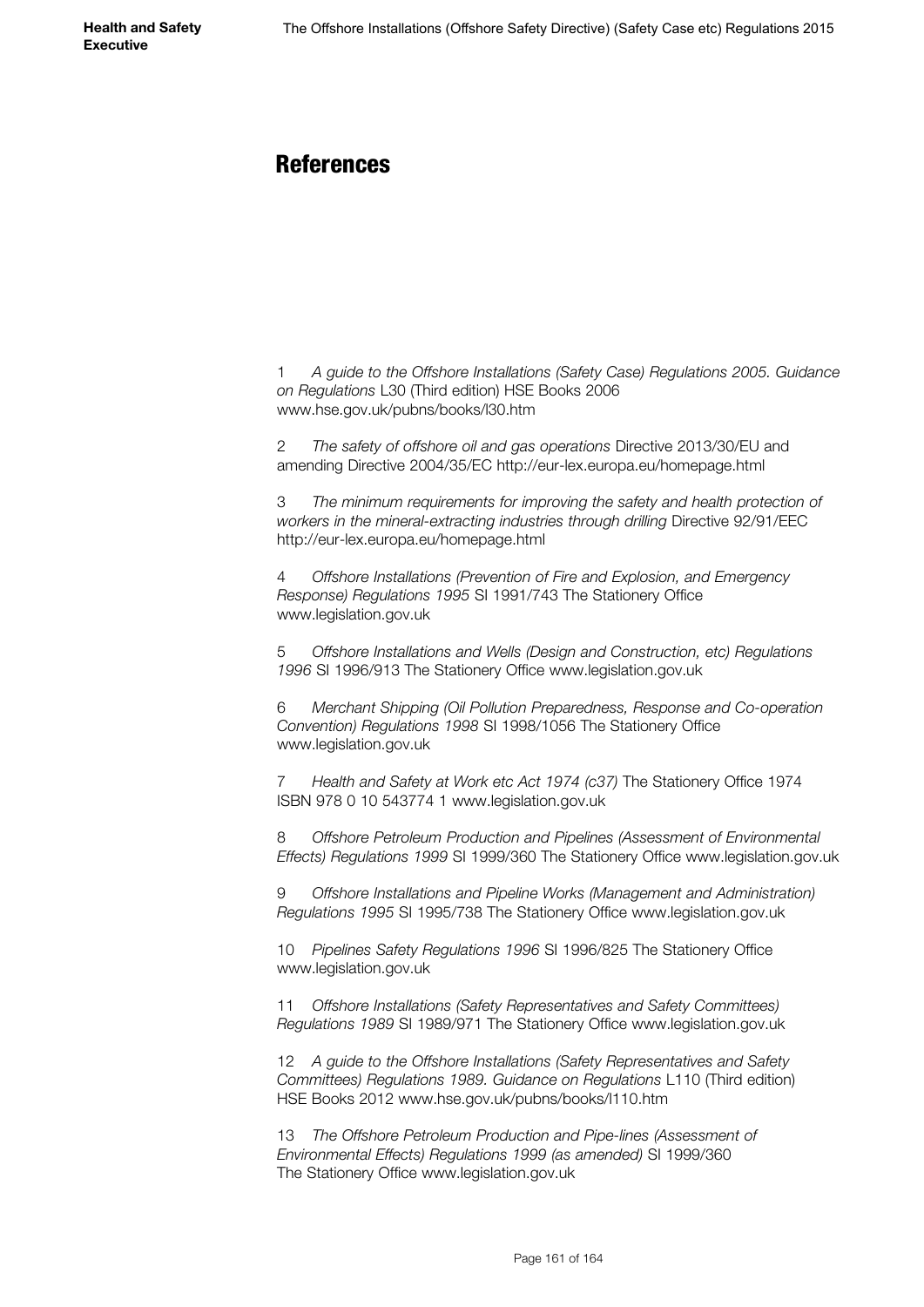# References

1 *A guide to the Offshore Installations (Safety Case) Regulations 2005. Guidance on Regulations* L30 (Third edition) HSE Books 2006 www.hse.gov.uk/pubns/books/l30.htm

2 *The safety of offshore oil and gas operations* Directive 2013/30/EU and amending Directive 2004/35/EC http://eur-lex.europa.eu/homepage.html

3 *The minimum requirements for improving the safety and health protection of workers in the mineral-extracting industries through drilling* Directive 92/91/EEC http://eur-lex.europa.eu/homepage.html

4 *Offshore Installations (Prevention of Fire and Explosion, and Emergency Response) Regulations 1995* SI 1991/743 The Stationery Office www.legislation.gov.uk

5 *Offshore Installations and Wells (Design and Construction, etc) Regulations 1996* SI 1996/913 The Stationery Office www.legislation.gov.uk

6 *Merchant Shipping (Oil Pollution Preparedness, Response and Co-operation Convention) Regulations 1998* SI 1998/1056 The Stationery Office www.legislation.gov.uk

7 *Health and Safety at Work etc Act 1974 (c37)* The Stationery Office 1974 ISBN 978 0 10 543774 1 www.legislation.gov.uk

8 *Offshore Petroleum Production and Pipelines (Assessment of Environmental Effects) Regulations 1999* SI 1999/360 The Stationery Office www.legislation.gov.uk

9 *Offshore Installations and Pipeline Works (Management and Administration) Regulations 1995* SI 1995/738 The Stationery Office www.legislation.gov.uk

10 *Pipelines Safety Regulations 1996* SI 1996/825 The Stationery Office www.legislation.gov.uk

11 *Offshore Installations (Safety Representatives and Safety Committees) Regulations 1989* SI 1989/971 The Stationery Office www.legislation.gov.uk

12 *A guide to the Offshore Installations (Safety Representatives and Safety Committees) Regulations 1989. Guidance on Regulations* L110 (Third edition) HSE Books 2012 www.hse.gov.uk/pubns/books/l110.htm

13 *The Offshore Petroleum Production and Pipe-lines (Assessment of Environmental Effects) Regulations 1999 (as amended)* SI 1999/360 The Stationery Office www.legislation.gov.uk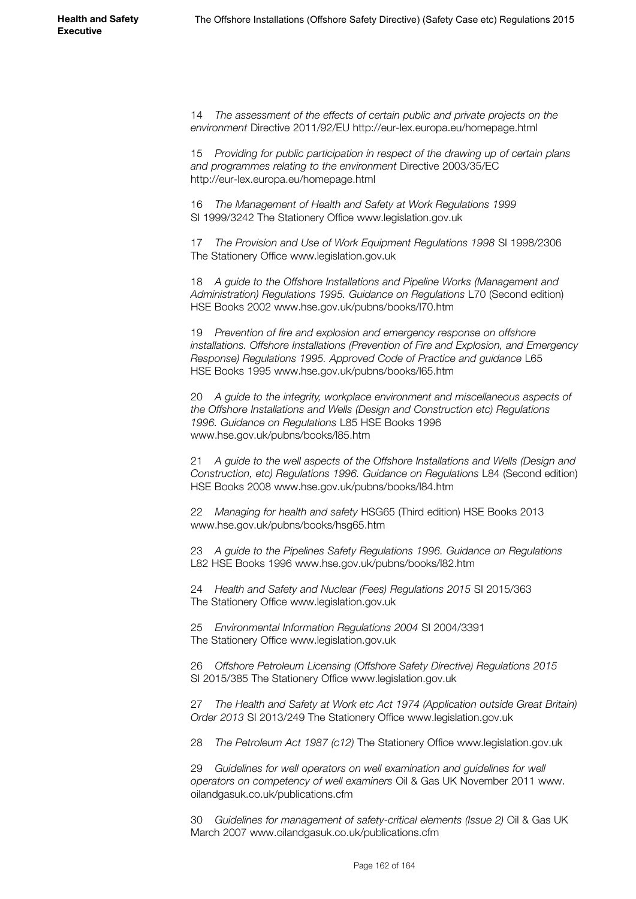14 *The assessment of the effects of certain public and private projects on the environment* Directive 2011/92/EU http://eur-lex.europa.eu/homepage.html

15 *Providing for public participation in respect of the drawing up of certain plans and programmes relating to the environment* Directive 2003/35/EC http://eur-lex.europa.eu/homepage.html

16 *The Management of Health and Safety at Work Regulations 1999* SI 1999/3242 The Stationery Office www.legislation.gov.uk

17 *The Provision and Use of Work Equipment Regulations 1998* SI 1998/2306 The Stationery Office www.legislation.gov.uk

18 *A guide to the Offshore Installations and Pipeline Works (Management and Administration) Regulations 1995. Guidance on Regulations* L70 (Second edition) HSE Books 2002 www.hse.gov.uk/pubns/books/l70.htm

19 *Prevention of fire and explosion and emergency response on offshore installations. Offshore Installations (Prevention of Fire and Explosion, and Emergency Response) Regulations 1995. Approved Code of Practice and guidance* L65 HSE Books 1995 www.hse.gov.uk/pubns/books/l65.htm

20 *A guide to the integrity, workplace environment and miscellaneous aspects of the Offshore Installations and Wells (Design and Construction etc) Regulations 1996. Guidance on Regulations* L85 HSE Books 1996 www.hse.gov.uk/pubns/books/l85.htm

21 *A guide to the well aspects of the Offshore Installations and Wells (Design and Construction, etc) Regulations 1996. Guidance on Regulations* L84 (Second edition) HSE Books 2008 www.hse.gov.uk/pubns/books/l84.htm

22 *Managing for health and safety* HSG65 (Third edition) HSE Books 2013 www.hse.gov.uk/pubns/books/hsg65.htm

23 *A guide to the Pipelines Safety Regulations 1996. Guidance on Regulations* L82 HSE Books 1996 www.hse.gov.uk/pubns/books/l82.htm

24 *Health and Safety and Nuclear (Fees) Regulations 2015* SI 2015/363 The Stationery Office www.legislation.gov.uk

25 *Environmental Information Regulations 2004* SI 2004/3391 The Stationery Office www.legislation.gov.uk

26 *Offshore Petroleum Licensing (Offshore Safety Directive) Regulations 2015* SI 2015/385 The Stationery Office www.legislation.gov.uk

27 *The Health and Safety at Work etc Act 1974 (Application outside Great Britain) Order 2013* SI 2013/249 The Stationery Office www.legislation.gov.uk

28 *The Petroleum Act 1987 (c12)* The Stationery Office www.legislation.gov.uk

29 *Guidelines for well operators on well examination and guidelines for well operators on competency of well examiners* Oil & Gas UK November 2011 www.oilandgasuk.co.uk/publications.cfm

30 *Guidelines for management of safety-critical elements (Issue 2)* Oil & Gas UK March 2007 www.oilandgasuk.co.uk/publications.cfm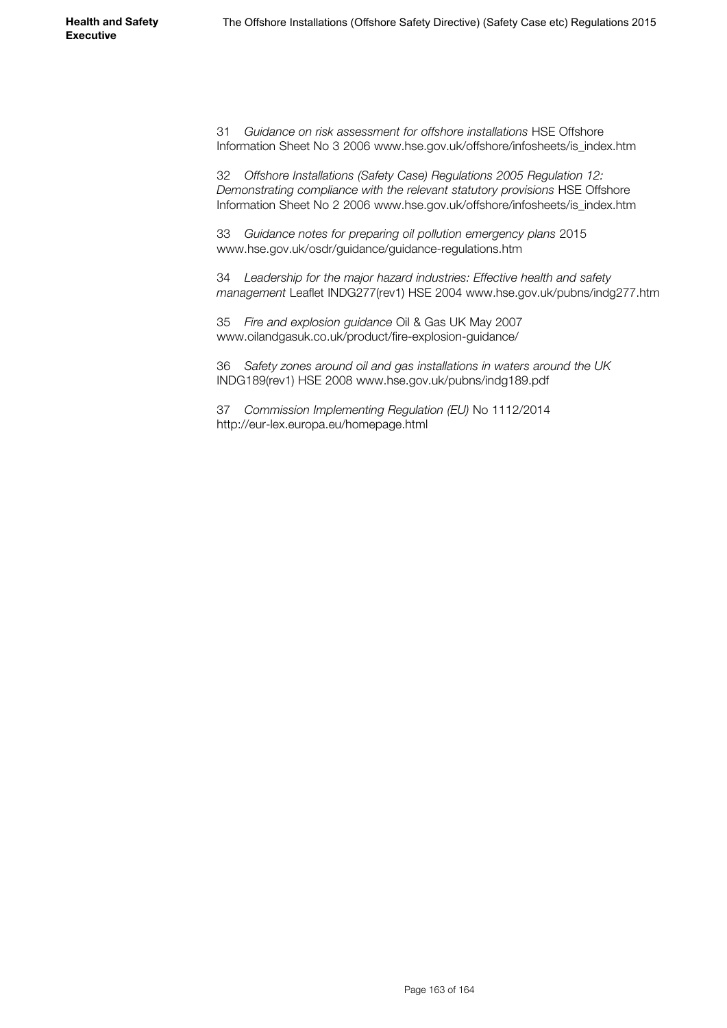31 *Guidance on risk assessment for offshore installations* HSE Offshore Information Sheet No 3 2006 www.hse.gov.uk/offshore/infosheets/is_index.htm

32 *Offshore Installations (Safety Case) Regulations 2005 Regulation 12: Demonstrating compliance with the relevant statutory provisions* HSE Offshore Information Sheet No 2 2006 www.hse.gov.uk/offshore/infosheets/is_index.htm

33 *Guidance notes for preparing oil pollution emergency plans* 2015 www.hse.gov.uk/osdr/guidance/guidance-regulations.htm

34 *Leadership for the major hazard industries: Effective health and safety management* Leaflet INDG277(rev1) HSE 2004 www.hse.gov.uk/pubns/indg277.htm

35 *Fire and explosion guidance* Oil & Gas UK May 2007 www.oilandgasuk.co.uk/product/fire-explosion-guidance/

36 *Safety zones around oil and gas installations in waters around the UK* INDG189(rev1) HSE 2008 www.hse.gov.uk/pubns/indg189.pdf

37 *Commission Implementing Regulation (EU)* No 1112/2014 http://eur-lex.europa.eu/homepage.html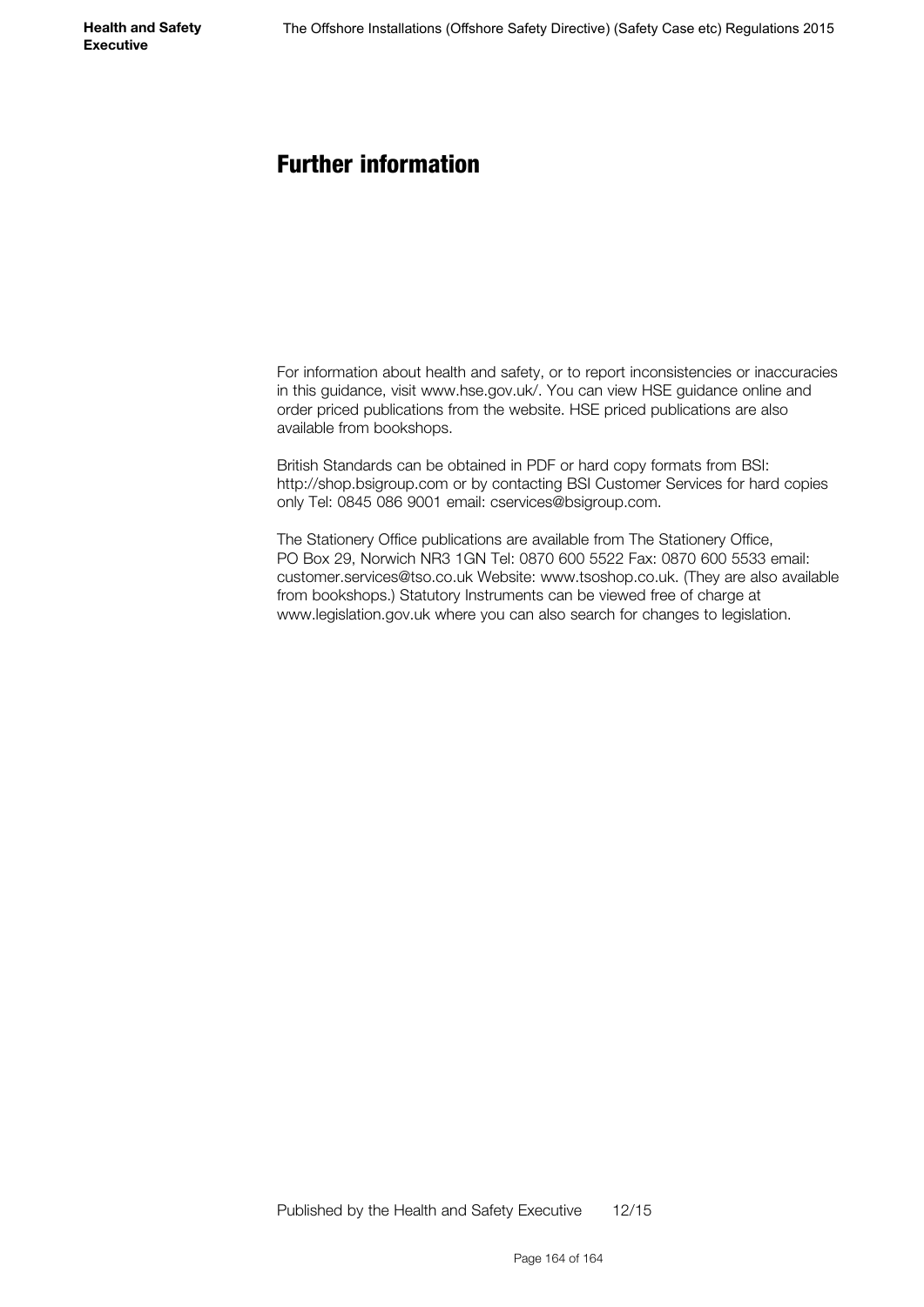# Further information

For information about health and safety, or to report inconsistencies or inaccuracies in this guidance, visit www.hse.gov.uk/. You can view HSE guidance online and order priced publications from the website. HSE priced publications are also available from bookshops.

British Standards can be obtained in PDF or hard copy formats from BSI: http://shop.bsigroup.com or by contacting BSI Customer Services for hard copies only Tel: 0845 086 9001 email: cservices@bsigroup.com.

The Stationery Office publications are available from The Stationery Office, PO Box 29, Norwich NR3 1GN Tel: 0870 600 5522 Fax: 0870 600 5533 email: customer.services@tso.co.uk Website: www.tsoshop.co.uk. (They are also available from bookshops.) Statutory Instruments can be viewed free of charge at www.legislation.gov.uk where you can also search for changes to legislation.

Published by the Health and Safety Executive 12/15